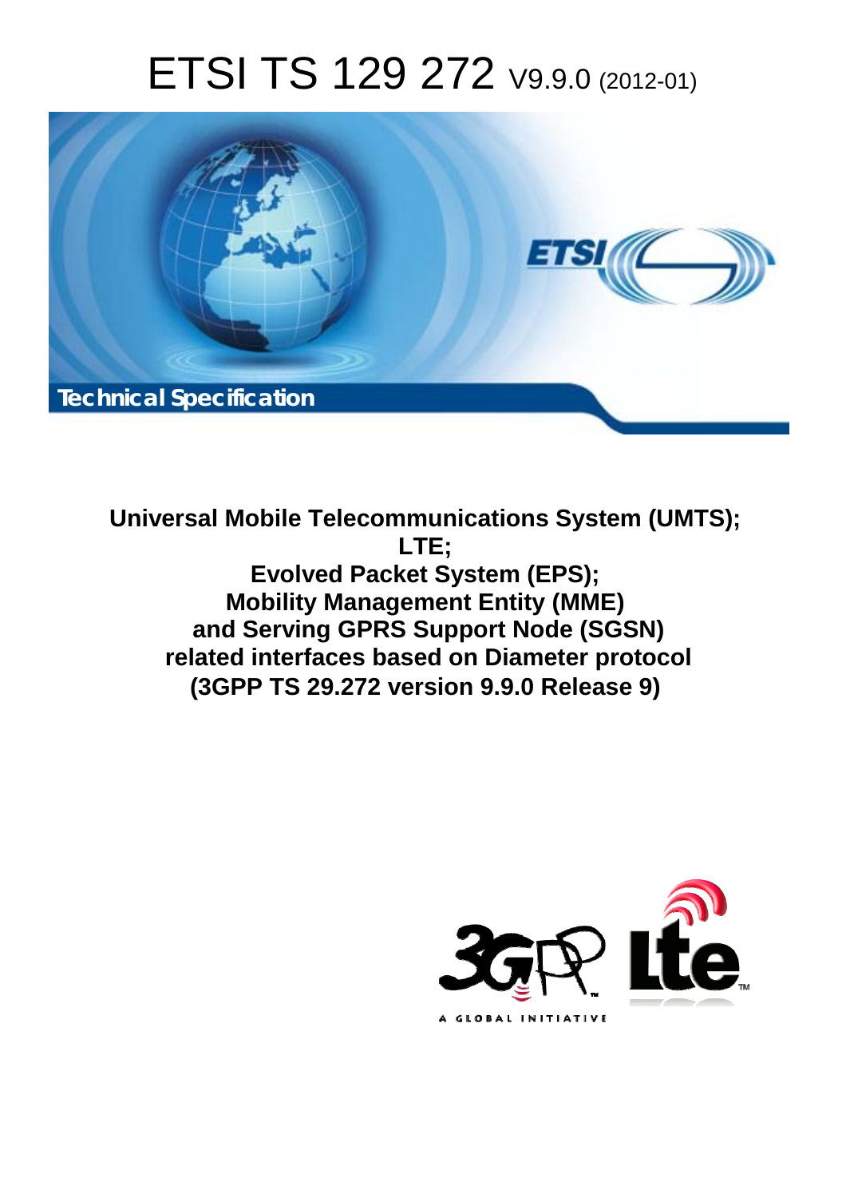# ETSI TS 129 272 V9.9.0 (2012-01)

Technical Specification

**Universal Mobile Telecommunications System (UMTS); LTE; Evolved Packet System (EPS); Mobility Management Entity (MME) and Serving GPRS Support Node (SGSN) related interfaces based on Diameter protocol (3GPP TS 29.272 version 9.9.0 Release 9)**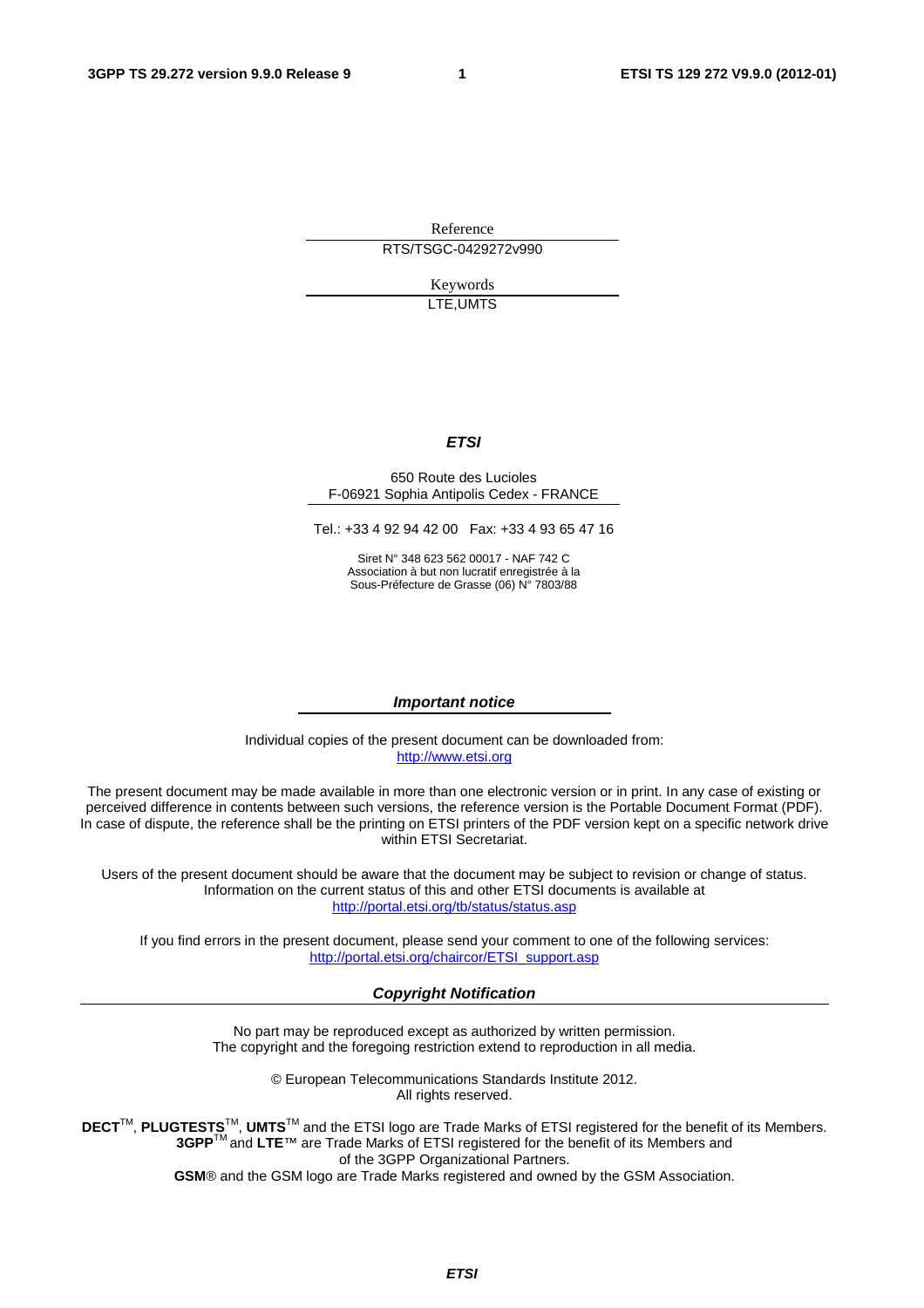Reference

RTS/TSGC-0429272v990

Keywords

LTE,UMTS

***ETSI***

650 Route des Lucioles
F-06921 Sophia Antipolis Cedex - FRANCE

Tel.: +33 4 92 94 42 00 Fax: +33 4 93 65 47 16

Siret N° 348 623 562 00017 - NAF 742 C
Association à but non lucratif enregistrée à la
Sous-Préfecture de Grasse (06) N° 7803/88

***Important notice***

Individual copies of the present document can be downloaded from:
http://www.etsi.org

The present document may be made available in more than one electronic version or in print. In any case of existing or perceived difference in contents between such versions, the reference version is the Portable Document Format (PDF). In case of dispute, the reference shall be the printing on ETSI printers of the PDF version kept on a specific network drive within ETSI Secretariat.

Users of the present document should be aware that the document may be subject to revision or change of status. Information on the current status of this and other ETSI documents is available at
http://portal.etsi.org/tb/status/status.asp

If you find errors in the present document, please send your comment to one of the following services:
http://portal.etsi.org/chaircor/ETSI_support.asp

***Copyright Notification***

No part may be reproduced except as authorized by written permission.
The copyright and the foregoing restriction extend to reproduction in all media.

© European Telecommunications Standards Institute 2012.
All rights reserved.

**DECT**™, **PLUGTESTS**™, **UMTS**™ and the ETSI logo are Trade Marks of ETSI registered for the benefit of its Members.
**3GPP**™ and **LTE**™ are Trade Marks of ETSI registered for the benefit of its Members and
of the 3GPP Organizational Partners.
**GSM**® and the GSM logo are Trade Marks registered and owned by the GSM Association.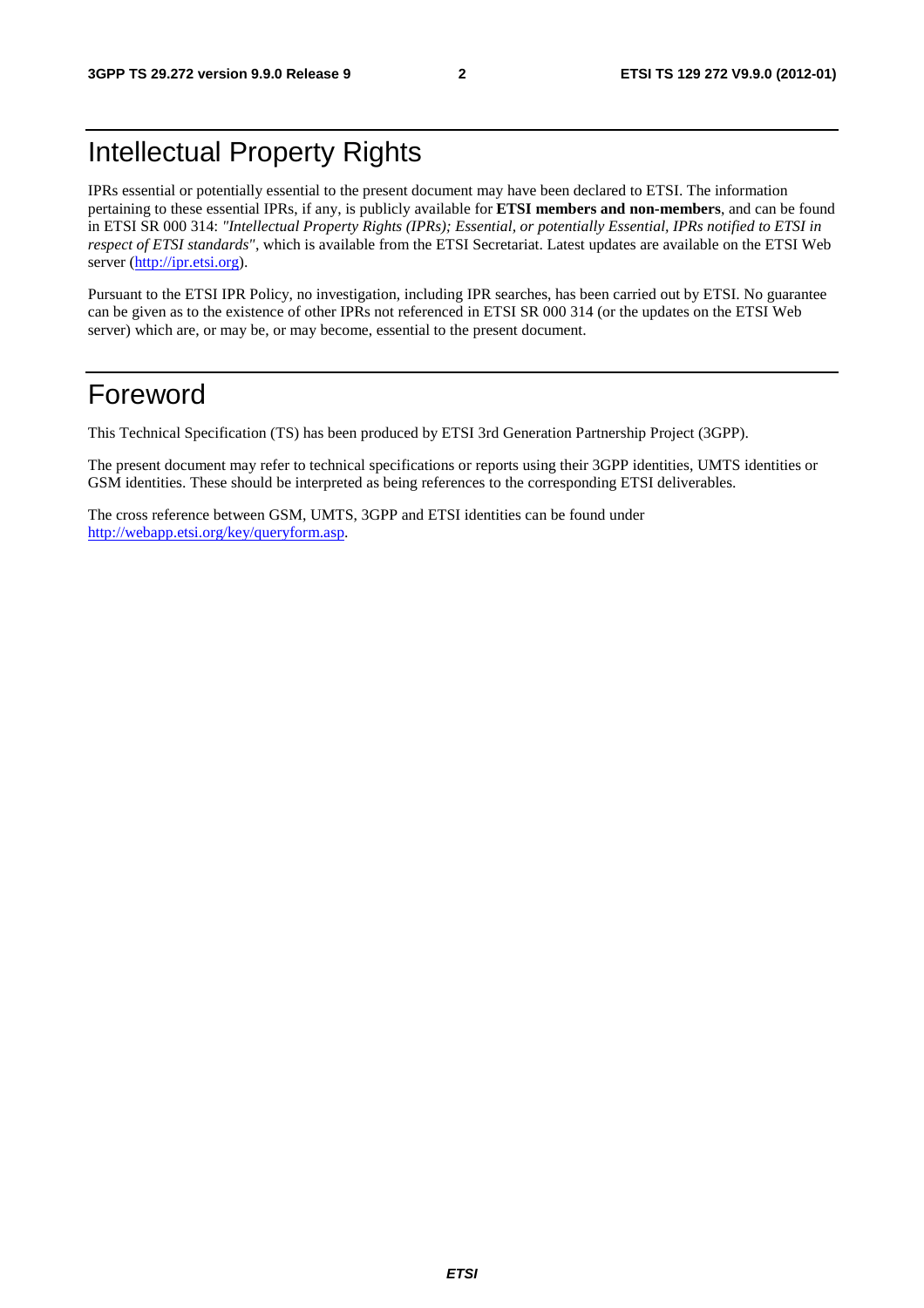# Intellectual Property Rights

IPRs essential or potentially essential to the present document may have been declared to ETSI. The information pertaining to these essential IPRs, if any, is publicly available for **ETSI members and non-members**, and can be found in ETSI SR 000 314: *"Intellectual Property Rights (IPRs); Essential, or potentially Essential, IPRs notified to ETSI in respect of ETSI standards"*, which is available from the ETSI Secretariat. Latest updates are available on the ETSI Web server (http://ipr.etsi.org).

Pursuant to the ETSI IPR Policy, no investigation, including IPR searches, has been carried out by ETSI. No guarantee can be given as to the existence of other IPRs not referenced in ETSI SR 000 314 (or the updates on the ETSI Web server) which are, or may be, or may become, essential to the present document.

# Foreword

This Technical Specification (TS) has been produced by ETSI 3rd Generation Partnership Project (3GPP).

The present document may refer to technical specifications or reports using their 3GPP identities, UMTS identities or GSM identities. These should be interpreted as being references to the corresponding ETSI deliverables.

The cross reference between GSM, UMTS, 3GPP and ETSI identities can be found under http://webapp.etsi.org/key/queryform.asp.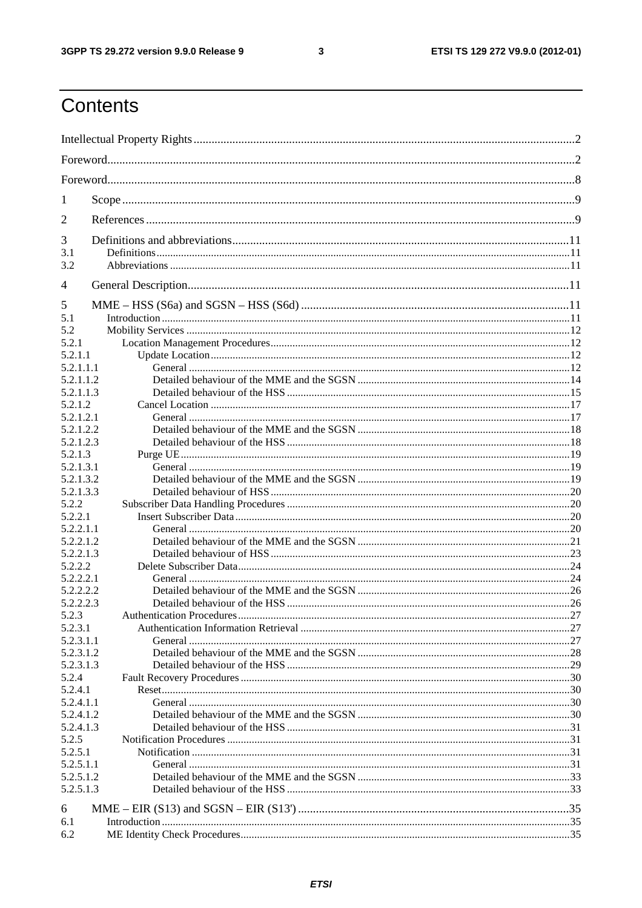# Contents

Intellectual Property Rights ................................................................................................................................2

Foreword.............................................................................................................................................................2

Foreword.............................................................................................................................................................8

1 Scope ........................................................................................................................................................9

2 References ................................................................................................................................................9

3 Definitions and abbreviations .................................................................................................................11
3.1 Definitions ......................................................................................................................................................... 11
3.2 Abbreviations ................................................................................................................................................... 11

4 General Description................................................................................................................................11

5 MME – HSS (S6a) and SGSN – HSS (S6d) ..........................................................................................11
5.1 Introduction ...................................................................................................................................................... 11
5.2 Mobility Services .............................................................................................................................................. 12
5.2.1 Location Management Procedures ............................................................................................................... 12
5.2.1.1 Update Location ..................................................................................................................................... 12
5.2.1.1.1 General ............................................................................................................................................. 12
5.2.1.1.2 Detailed behaviour of the MME and the SGSN ................................................................................ 14
5.2.1.1.3 Detailed behaviour of the HSS .......................................................................................................... 15
5.2.1.2 Cancel Location ..................................................................................................................................... 17
5.2.1.2.1 General ............................................................................................................................................. 17
5.2.1.2.2 Detailed behaviour of the MME and the SGSN ................................................................................ 18
5.2.1.2.3 Detailed behaviour of the HSS .......................................................................................................... 18
5.2.1.3 Purge UE ................................................................................................................................................ 19
5.2.1.3.1 General ............................................................................................................................................. 19
5.2.1.3.2 Detailed behaviour of the MME and the SGSN ................................................................................ 19
5.2.1.3.3 Detailed behaviour of HSS ............................................................................................................... 20
5.2.2 Subscriber Data Handling Procedures .......................................................................................................... 20
5.2.2.1 Insert Subscriber Data ............................................................................................................................ 20
5.2.2.1.1 General ............................................................................................................................................. 20
5.2.2.1.2 Detailed behaviour of the MME and the SGSN ................................................................................ 21
5.2.2.1.3 Detailed behaviour of HSS ............................................................................................................... 23
5.2.2.2 Delete Subscriber Data ........................................................................................................................... 24
5.2.2.2.1 General ............................................................................................................................................. 24
5.2.2.2.2 Detailed behaviour of the MME and the SGSN ................................................................................ 26
5.2.2.2.3 Detailed behaviour of the HSS .......................................................................................................... 26
5.2.3 Authentication Procedures ........................................................................................................................... 27
5.2.3.1 Authentication Information Retrieval .................................................................................................... 27
5.2.3.1.1 General ............................................................................................................................................. 27
5.2.3.1.2 Detailed behaviour of the MME and the SGSN ................................................................................ 28
5.2.3.1.3 Detailed behaviour of the HSS .......................................................................................................... 29
5.2.4 Fault Recovery Procedures .......................................................................................................................... 30
5.2.4.1 Reset ....................................................................................................................................................... 30
5.2.4.1.1 General ............................................................................................................................................. 30
5.2.4.1.2 Detailed behaviour of the MME and the SGSN ................................................................................ 30
5.2.4.1.3 Detailed behaviour of the HSS .......................................................................................................... 31
5.2.5 Notification Procedures ............................................................................................................................... 31
5.2.5.1 Notification ............................................................................................................................................. 31
5.2.5.1.1 General ............................................................................................................................................. 31
5.2.5.1.2 Detailed behaviour of the MME and the SGSN ................................................................................ 33
5.2.5.1.3 Detailed behaviour of the HSS .......................................................................................................... 33

6 MME – EIR (S13) and SGSN – EIR (S13') ...........................................................................................35
6.1 Introduction ...................................................................................................................................................... 35
6.2 ME Identity Check Procedures ......................................................................................................................... 35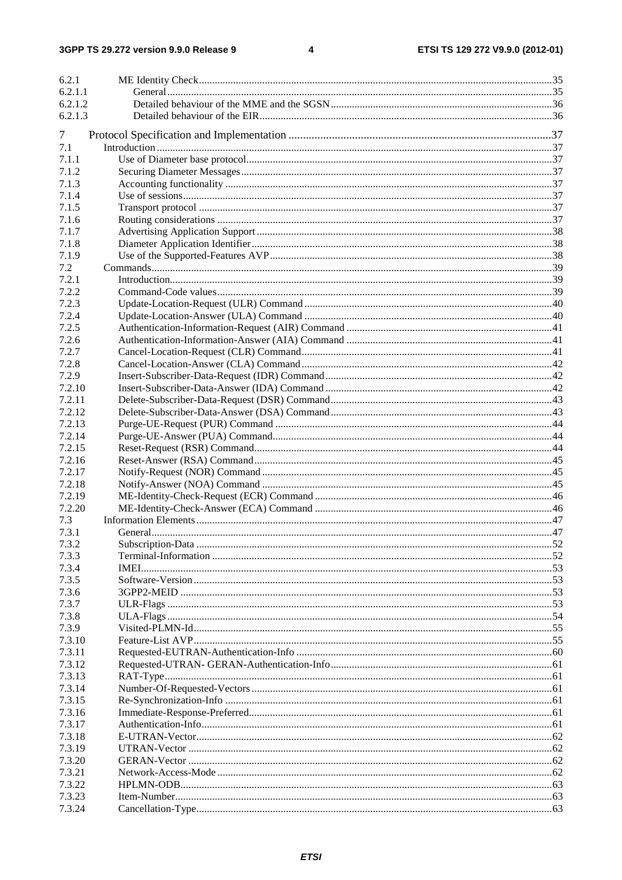6.2.1 ME Identity Check....35
6.2.1.1 General....35
6.2.1.2 Detailed behaviour of the MME and the SGSN....36
6.2.1.3 Detailed behaviour of the EIR....36

7 Protocol Specification and Implementation....37
7.1 Introduction....37
7.1.1 Use of Diameter base protocol....37
7.1.2 Securing Diameter Messages....37
7.1.3 Accounting functionality....37
7.1.4 Use of sessions....37
7.1.5 Transport protocol....37
7.1.6 Routing considerations....37
7.1.7 Advertising Application Support....38
7.1.8 Diameter Application Identifier....38
7.1.9 Use of the Supported-Features AVP....38
7.2 Commands....39
7.2.1 Introduction....39
7.2.2 Command-Code values....39
7.2.3 Update-Location-Request (ULR) Command....40
7.2.4 Update-Location-Answer (ULA) Command....40
7.2.5 Authentication-Information-Request (AIR) Command....41
7.2.6 Authentication-Information-Answer (AIA) Command....41
7.2.7 Cancel-Location-Request (CLR) Command....41
7.2.8 Cancel-Location-Answer (CLA) Command....42
7.2.9 Insert-Subscriber-Data-Request (IDR) Command....42
7.2.10 Insert-Subscriber-Data-Answer (IDA) Command....42
7.2.11 Delete-Subscriber-Data-Request (DSR) Command....43
7.2.12 Delete-Subscriber-Data-Answer (DSA) Command....43
7.2.13 Purge-UE-Request (PUR) Command....44
7.2.14 Purge-UE-Answer (PUA) Command....44
7.2.15 Reset-Request (RSR) Command....44
7.2.16 Reset-Answer (RSA) Command....45
7.2.17 Notify-Request (NOR) Command....45
7.2.18 Notify-Answer (NOA) Command....45
7.2.19 ME-Identity-Check-Request (ECR) Command....46
7.2.20 ME-Identity-Check-Answer (ECA) Command....46
7.3 Information Elements....47
7.3.1 General....47
7.3.2 Subscription-Data....52
7.3.3 Terminal-Information....52
7.3.4 IMEI....53
7.3.5 Software-Version....53
7.3.6 3GPP2-MEID....53
7.3.7 ULR-Flags....53
7.3.8 ULA-Flags....54
7.3.9 Visited-PLMN-Id....55
7.3.10 Feature-List AVP....55
7.3.11 Requested-EUTRAN-Authentication-Info....60
7.3.12 Requested-UTRAN- GERAN-Authentication-Info....61
7.3.13 RAT-Type....61
7.3.14 Number-Of-Requested-Vectors....61
7.3.15 Re-Synchronization-Info....61
7.3.16 Immediate-Response-Preferred....61
7.3.17 Authentication-Info....61
7.3.18 E-UTRAN-Vector....62
7.3.19 UTRAN-Vector....62
7.3.20 GERAN-Vector....62
7.3.21 Network-Access-Mode....62
7.3.22 HPLMN-ODB....63
7.3.23 Item-Number....63
7.3.24 Cancellation-Type....63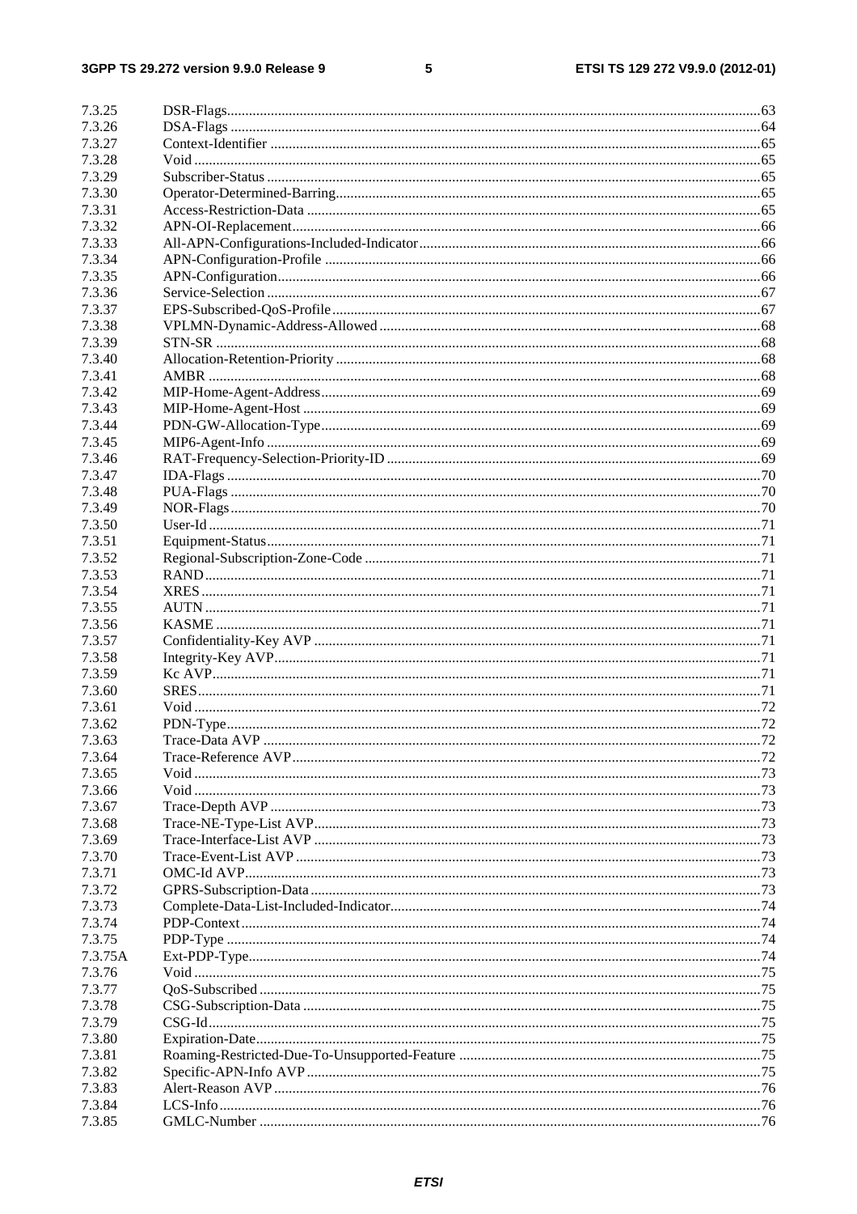7.3.25 DSR-Flags ....................................................................................................................................................63
7.3.26 DSA-Flags ....................................................................................................................................................64
7.3.27 Context-Identifier .........................................................................................................................................65
7.3.28 Void ..............................................................................................................................................................65
7.3.29 Subscriber-Status .........................................................................................................................................65
7.3.30 Operator-Determined-Barring......................................................................................................................65
7.3.31 Access-Restriction-Data ...............................................................................................................................65
7.3.32 APN-OI-Replacement...................................................................................................................................66
7.3.33 All-APN-Configurations-Included-Indicator................................................................................................66
7.3.34 APN-Configuration-Profile ..........................................................................................................................66
7.3.35 APN-Configuration.......................................................................................................................................66
7.3.36 Service-Selection ..........................................................................................................................................67
7.3.37 EPS-Subscribed-QoS-Profile........................................................................................................................67
7.3.38 VPLMN-Dynamic-Address-Allowed ...........................................................................................................68
7.3.39 STN-SR ........................................................................................................................................................68
7.3.40 Allocation-Retention-Priority .......................................................................................................................68
7.3.41 AMBR ..........................................................................................................................................................68
7.3.42 MIP-Home-Agent-Address...........................................................................................................................69
7.3.43 MIP-Home-Agent-Host ................................................................................................................................69
7.3.44 PDN-GW-Allocation-Type...........................................................................................................................69
7.3.45 MIP6-Agent-Info ..........................................................................................................................................69
7.3.46 RAT-Frequency-Selection-Priority-ID .........................................................................................................69
7.3.47 IDA-Flags .....................................................................................................................................................70
7.3.48 PUA-Flags ....................................................................................................................................................70
7.3.49 NOR-Flags....................................................................................................................................................70
7.3.50 User-Id ..........................................................................................................................................................71
7.3.51 Equipment-Status..........................................................................................................................................71
7.3.52 Regional-Subscription-Zone-Code ...............................................................................................................71
7.3.53 RAND...........................................................................................................................................................71
7.3.54 XRES ............................................................................................................................................................71
7.3.55 AUTN ...........................................................................................................................................................71
7.3.56 KASME ........................................................................................................................................................71
7.3.57 Confidentiality-Key AVP .............................................................................................................................71
7.3.58 Integrity-Key AVP........................................................................................................................................71
7.3.59 Kc AVP.........................................................................................................................................................71
7.3.60 SRES.............................................................................................................................................................71
7.3.61 Void ..............................................................................................................................................................72
7.3.62 PDN-Type.....................................................................................................................................................72
7.3.63 Trace-Data AVP ...........................................................................................................................................72
7.3.64 Trace-Reference AVP...................................................................................................................................72
7.3.65 Void ..............................................................................................................................................................73
7.3.66 Void ..............................................................................................................................................................73
7.3.67 Trace-Depth AVP .........................................................................................................................................73
7.3.68 Trace-NE-Type-List AVP.............................................................................................................................73
7.3.69 Trace-Interface-List AVP .............................................................................................................................73
7.3.70 Trace-Event-List AVP ..................................................................................................................................73
7.3.71 OMC-Id AVP................................................................................................................................................73
7.3.72 GPRS-Subscription-Data ..............................................................................................................................73
7.3.73 Complete-Data-List-Included-Indicator........................................................................................................74
7.3.74 PDP-Context.................................................................................................................................................74
7.3.75 PDP-Type .....................................................................................................................................................74
7.3.75A Ext-PDP-Type...............................................................................................................................................74
7.3.76 Void ..............................................................................................................................................................75
7.3.77 QoS-Subscribed ............................................................................................................................................75
7.3.78 CSG-Subscription-Data ................................................................................................................................75
7.3.79 CSG-Id..........................................................................................................................................................75
7.3.80 Expiration-Date.............................................................................................................................................75
7.3.81 Roaming-Restricted-Due-To-Unsupported-Feature ......................................................................................75
7.3.82 Specific-APN-Info AVP...............................................................................................................................75
7.3.83 Alert-Reason AVP ........................................................................................................................................76
7.3.84 LCS-Info.......................................................................................................................................................76
7.3.85 GMLC-Number ............................................................................................................................................76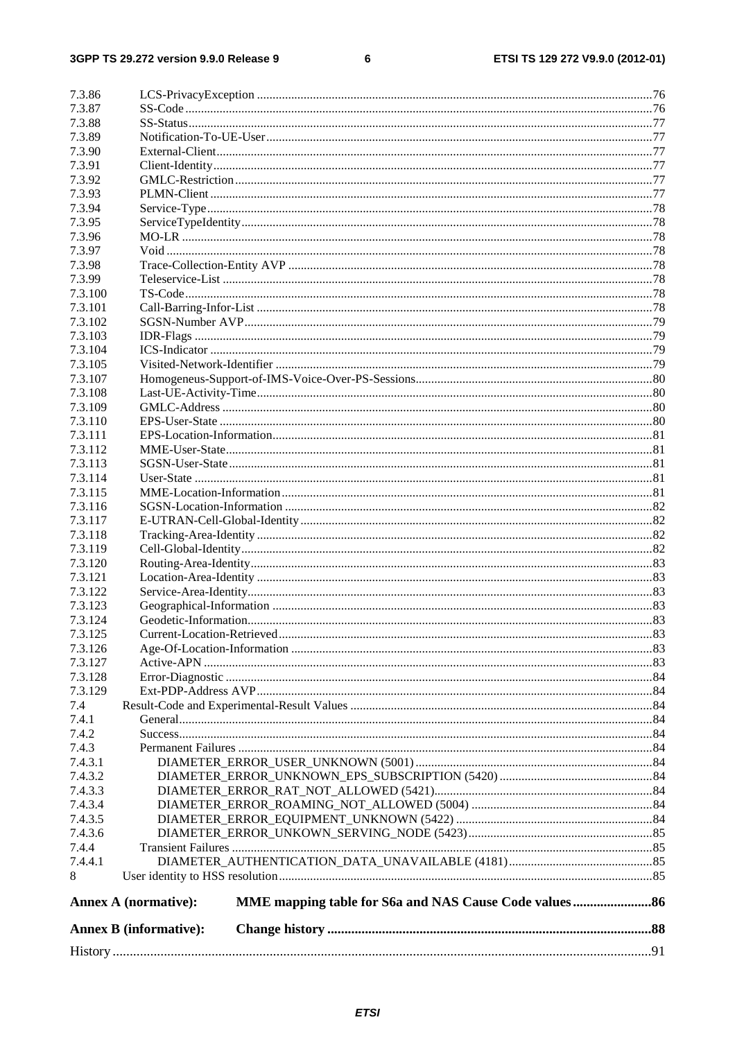7.3.86 LCS-PrivacyException .....76
7.3.87 SS-Code .....76
7.3.88 SS-Status .....77
7.3.89 Notification-To-UE-User .....77
7.3.90 External-Client .....77
7.3.91 Client-Identity .....77
7.3.92 GMLC-Restriction .....77
7.3.93 PLMN-Client .....77
7.3.94 Service-Type .....78
7.3.95 ServiceTypeIdentity .....78
7.3.96 MO-LR .....78
7.3.97 Void .....78
7.3.98 Trace-Collection-Entity AVP .....78
7.3.99 Teleservice-List .....78
7.3.100 TS-Code .....78
7.3.101 Call-Barring-Infor-List .....78
7.3.102 SGSN-Number AVP .....79
7.3.103 IDR-Flags .....79
7.3.104 ICS-Indicator .....79
7.3.105 Visited-Network-Identifier .....79
7.3.107 Homogeneus-Support-of-IMS-Voice-Over-PS-Sessions .....80
7.3.108 Last-UE-Activity-Time .....80
7.3.109 GMLC-Address .....80
7.3.110 EPS-User-State .....80
7.3.111 EPS-Location-Information .....81
7.3.112 MME-User-State .....81
7.3.113 SGSN-User-State .....81
7.3.114 User-State .....81
7.3.115 MME-Location-Information .....81
7.3.116 SGSN-Location-Information .....82
7.3.117 E-UTRAN-Cell-Global-Identity .....82
7.3.118 Tracking-Area-Identity .....82
7.3.119 Cell-Global-Identity .....82
7.3.120 Routing-Area-Identity .....83
7.3.121 Location-Area-Identity .....83
7.3.122 Service-Area-Identity .....83
7.3.123 Geographical-Information .....83
7.3.124 Geodetic-Information .....83
7.3.125 Current-Location-Retrieved .....83
7.3.126 Age-Of-Location-Information .....83
7.3.127 Active-APN .....83
7.3.128 Error-Diagnostic .....84
7.3.129 Ext-PDP-Address AVP .....84
7.4 Result-Code and Experimental-Result Values .....84
7.4.1 General .....84
7.4.2 Success .....84
7.4.3 Permanent Failures .....84
7.4.3.1 DIAMETER_ERROR_USER_UNKNOWN (5001) .....84
7.4.3.2 DIAMETER_ERROR_UNKNOWN_EPS_SUBSCRIPTION (5420) .....84
7.4.3.3 DIAMETER_ERROR_RAT_NOT_ALLOWED (5421) .....84
7.4.3.4 DIAMETER_ERROR_ROAMING_NOT_ALLOWED (5004) .....84
7.4.3.5 DIAMETER_ERROR_EQUIPMENT_UNKNOWN (5422) .....84
7.4.3.6 DIAMETER_ERROR_UNKOWN_SERVING_NODE (5423) .....85
7.4.4 Transient Failures .....85
7.4.4.1 DIAMETER_AUTHENTICATION_DATA_UNAVAILABLE (4181) .....85
8 User identity to HSS resolution .....85

**Annex A (normative): MME mapping table for S6a and NAS Cause Code values .....86**

**Annex B (informative): Change history .....88**

History .....91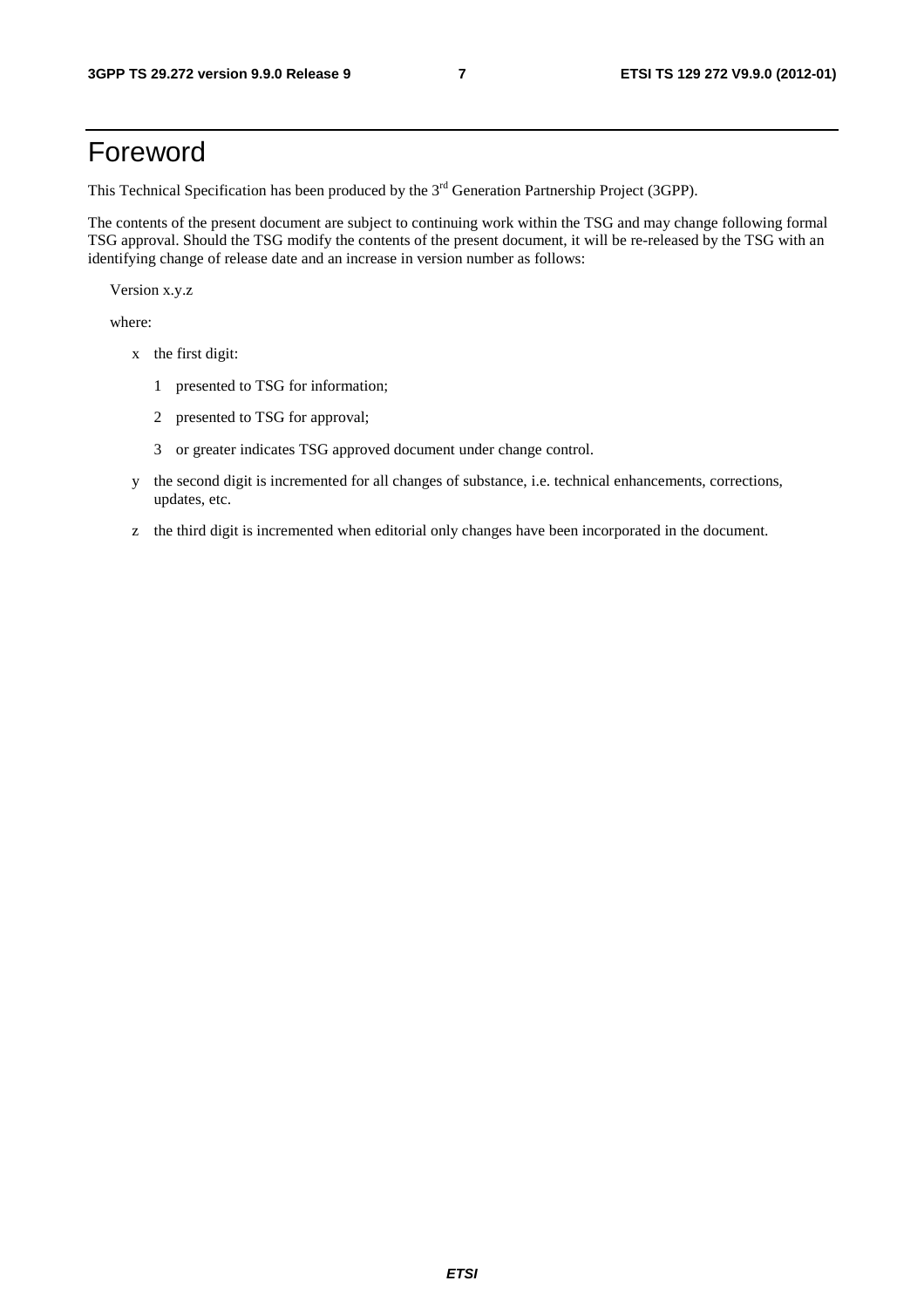# Foreword

This Technical Specification has been produced by the 3rd Generation Partnership Project (3GPP).

The contents of the present document are subject to continuing work within the TSG and may change following formal TSG approval. Should the TSG modify the contents of the present document, it will be re-released by the TSG with an identifying change of release date and an increase in version number as follows:

Version x.y.z

where:

- x the first digit:
  - 1 presented to TSG for information;
  - 2 presented to TSG for approval;
  - 3 or greater indicates TSG approved document under change control.
- y the second digit is incremented for all changes of substance, i.e. technical enhancements, corrections, updates, etc.
- z the third digit is incremented when editorial only changes have been incorporated in the document.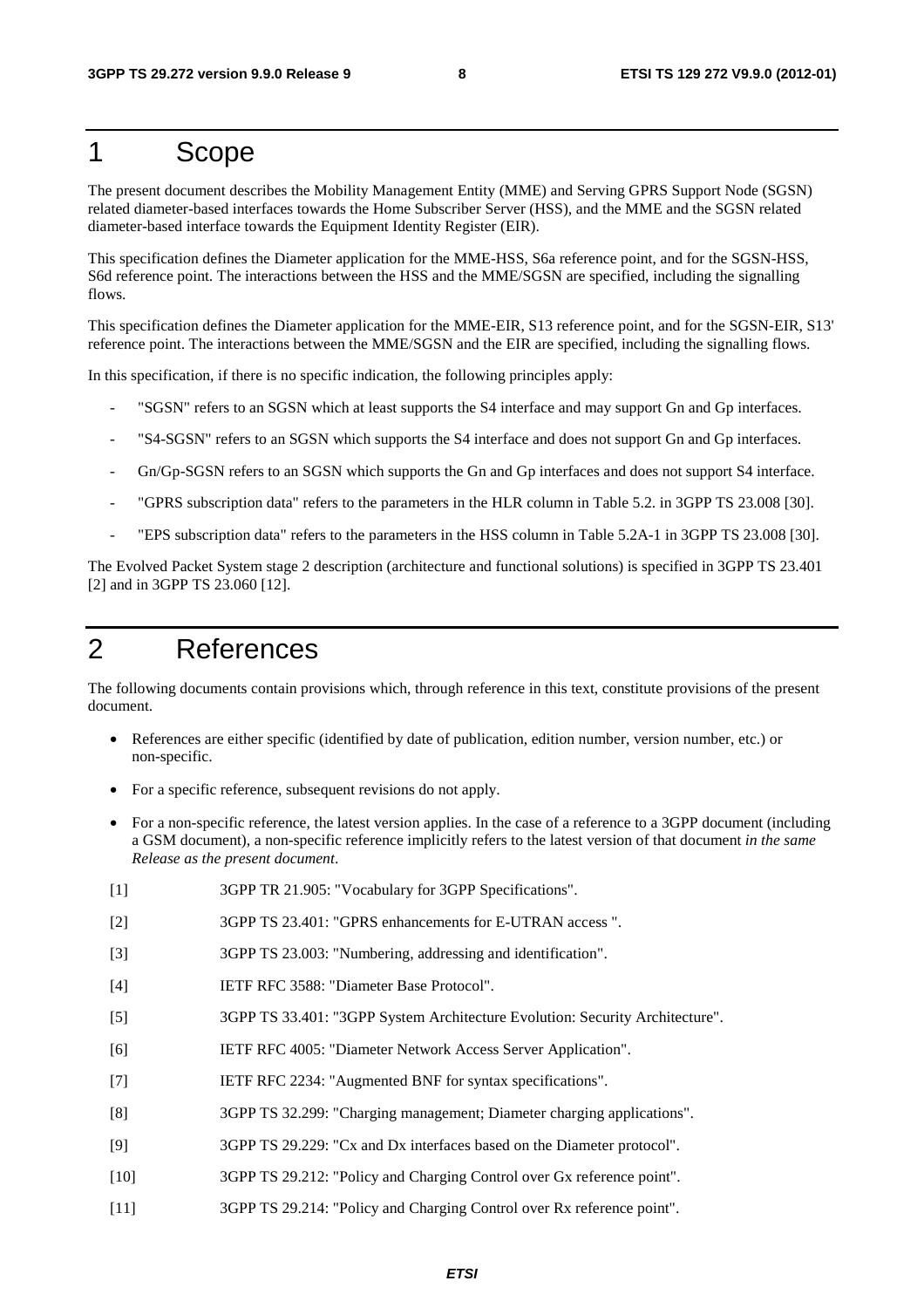# 1 Scope

The present document describes the Mobility Management Entity (MME) and Serving GPRS Support Node (SGSN) related diameter-based interfaces towards the Home Subscriber Server (HSS), and the MME and the SGSN related diameter-based interface towards the Equipment Identity Register (EIR).

This specification defines the Diameter application for the MME-HSS, S6a reference point, and for the SGSN-HSS, S6d reference point. The interactions between the HSS and the MME/SGSN are specified, including the signalling flows.

This specification defines the Diameter application for the MME-EIR, S13 reference point, and for the SGSN-EIR, S13' reference point. The interactions between the MME/SGSN and the EIR are specified, including the signalling flows.

In this specification, if there is no specific indication, the following principles apply:

- "SGSN" refers to an SGSN which at least supports the S4 interface and may support Gn and Gp interfaces.
- "S4-SGSN" refers to an SGSN which supports the S4 interface and does not support Gn and Gp interfaces.
- Gn/Gp-SGSN refers to an SGSN which supports the Gn and Gp interfaces and does not support S4 interface.
- "GPRS subscription data" refers to the parameters in the HLR column in Table 5.2. in 3GPP TS 23.008 [30].
- "EPS subscription data" refers to the parameters in the HSS column in Table 5.2A-1 in 3GPP TS 23.008 [30].

The Evolved Packet System stage 2 description (architecture and functional solutions) is specified in 3GPP TS 23.401 [2] and in 3GPP TS 23.060 [12].

# 2 References

The following documents contain provisions which, through reference in this text, constitute provisions of the present document.

- References are either specific (identified by date of publication, edition number, version number, etc.) or non-specific.
- For a specific reference, subsequent revisions do not apply.
- For a non-specific reference, the latest version applies. In the case of a reference to a 3GPP document (including a GSM document), a non-specific reference implicitly refers to the latest version of that document *in the same Release as the present document*.

[1] 3GPP TR 21.905: "Vocabulary for 3GPP Specifications".

[2] 3GPP TS 23.401: "GPRS enhancements for E-UTRAN access ".

[3] 3GPP TS 23.003: "Numbering, addressing and identification".

[4] IETF RFC 3588: "Diameter Base Protocol".

[5] 3GPP TS 33.401: "3GPP System Architecture Evolution: Security Architecture".

[6] IETF RFC 4005: "Diameter Network Access Server Application".

[7] IETF RFC 2234: "Augmented BNF for syntax specifications".

[8] 3GPP TS 32.299: "Charging management; Diameter charging applications".

[9] 3GPP TS 29.229: "Cx and Dx interfaces based on the Diameter protocol".

[10] 3GPP TS 29.212: "Policy and Charging Control over Gx reference point".

[11] 3GPP TS 29.214: "Policy and Charging Control over Rx reference point".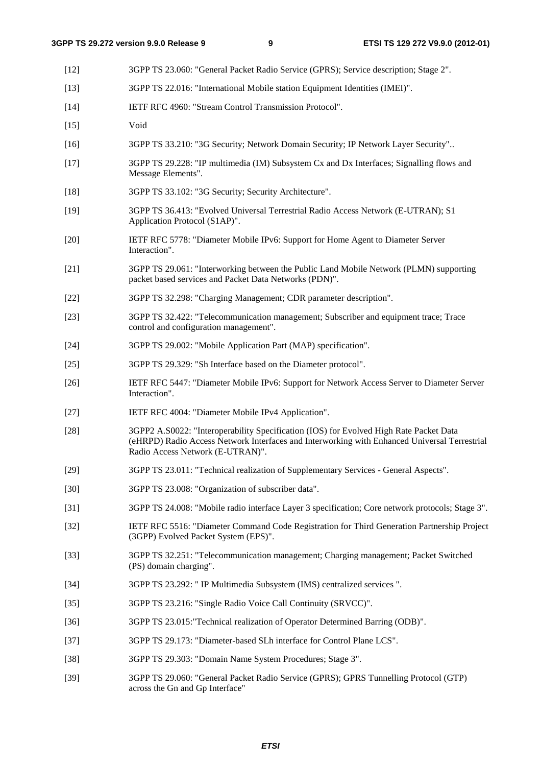[12] 3GPP TS 23.060: "General Packet Radio Service (GPRS); Service description; Stage 2".

[13] 3GPP TS 22.016: "International Mobile station Equipment Identities (IMEI)".

[14] IETF RFC 4960: "Stream Control Transmission Protocol".

[15] Void

[16] 3GPP TS 33.210: "3G Security; Network Domain Security; IP Network Layer Security"..

[17] 3GPP TS 29.228: "IP multimedia (IM) Subsystem Cx and Dx Interfaces; Signalling flows and Message Elements".

[18] 3GPP TS 33.102: "3G Security; Security Architecture".

[19] 3GPP TS 36.413: "Evolved Universal Terrestrial Radio Access Network (E-UTRAN); S1 Application Protocol (S1AP)".

[20] IETF RFC 5778: "Diameter Mobile IPv6: Support for Home Agent to Diameter Server Interaction".

[21] 3GPP TS 29.061: "Interworking between the Public Land Mobile Network (PLMN) supporting packet based services and Packet Data Networks (PDN)".

[22] 3GPP TS 32.298: "Charging Management; CDR parameter description".

[23] 3GPP TS 32.422: "Telecommunication management; Subscriber and equipment trace; Trace control and configuration management".

[24] 3GPP TS 29.002: "Mobile Application Part (MAP) specification".

[25] 3GPP TS 29.329: "Sh Interface based on the Diameter protocol".

[26] IETF RFC 5447: "Diameter Mobile IPv6: Support for Network Access Server to Diameter Server Interaction".

[27] IETF RFC 4004: "Diameter Mobile IPv4 Application".

[28] 3GPP2 A.S0022: "Interoperability Specification (IOS) for Evolved High Rate Packet Data (eHRPD) Radio Access Network Interfaces and Interworking with Enhanced Universal Terrestrial Radio Access Network (E-UTRAN)".

[29] 3GPP TS 23.011: "Technical realization of Supplementary Services - General Aspects".

[30] 3GPP TS 23.008: "Organization of subscriber data".

[31] 3GPP TS 24.008: "Mobile radio interface Layer 3 specification; Core network protocols; Stage 3".

[32] IETF RFC 5516: "Diameter Command Code Registration for Third Generation Partnership Project (3GPP) Evolved Packet System (EPS)".

[33] 3GPP TS 32.251: "Telecommunication management; Charging management; Packet Switched (PS) domain charging".

[34] 3GPP TS 23.292: " IP Multimedia Subsystem (IMS) centralized services ".

[35] 3GPP TS 23.216: "Single Radio Voice Call Continuity (SRVCC)".

[36] 3GPP TS 23.015:"Technical realization of Operator Determined Barring (ODB)".

[37] 3GPP TS 29.173: "Diameter-based SLh interface for Control Plane LCS".

[38] 3GPP TS 29.303: "Domain Name System Procedures; Stage 3".

[39] 3GPP TS 29.060: "General Packet Radio Service (GPRS); GPRS Tunnelling Protocol (GTP) across the Gn and Gp Interface"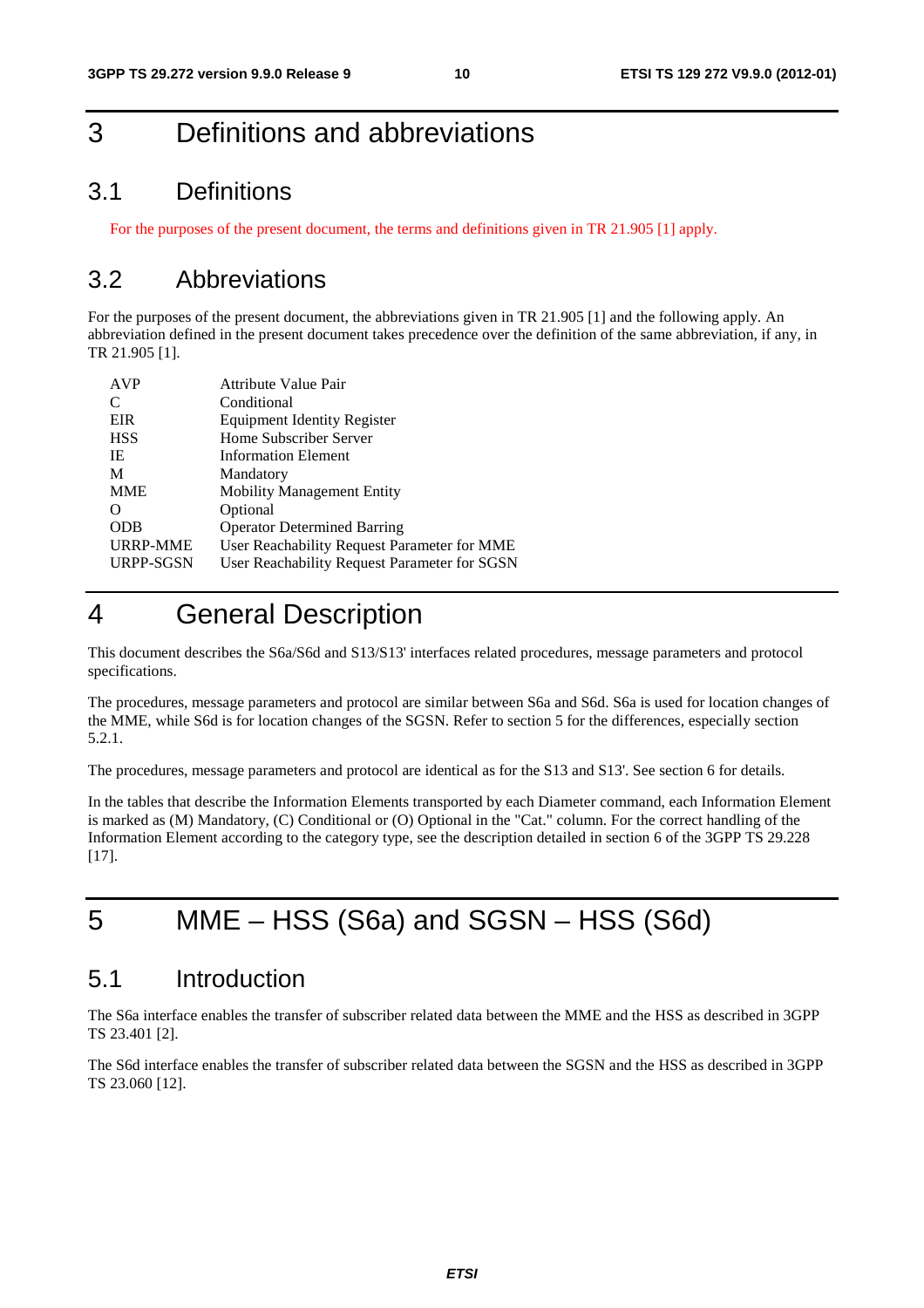# 3 Definitions and abbreviations

## 3.1 Definitions

For the purposes of the present document, the terms and definitions given in TR 21.905 [1] apply.

## 3.2 Abbreviations

For the purposes of the present document, the abbreviations given in TR 21.905 [1] and the following apply. An abbreviation defined in the present document takes precedence over the definition of the same abbreviation, if any, in TR 21.905 [1].

| | |
|---|---|
| AVP | Attribute Value Pair |
| C | Conditional |
| EIR | Equipment Identity Register |
| HSS | Home Subscriber Server |
| IE | Information Element |
| M | Mandatory |
| MME | Mobility Management Entity |
| O | Optional |
| ODB | Operator Determined Barring |
| URRP-MME | User Reachability Request Parameter for MME |
| URPP-SGSN | User Reachability Request Parameter for SGSN |

# 4 General Description

This document describes the S6a/S6d and S13/S13' interfaces related procedures, message parameters and protocol specifications.

The procedures, message parameters and protocol are similar between S6a and S6d. S6a is used for location changes of the MME, while S6d is for location changes of the SGSN. Refer to section 5 for the differences, especially section 5.2.1.

The procedures, message parameters and protocol are identical as for the S13 and S13'. See section 6 for details.

In the tables that describe the Information Elements transported by each Diameter command, each Information Element is marked as (M) Mandatory, (C) Conditional or (O) Optional in the "Cat." column. For the correct handling of the Information Element according to the category type, see the description detailed in section 6 of the 3GPP TS 29.228 [17].

# 5 MME – HSS (S6a) and SGSN – HSS (S6d)

## 5.1 Introduction

The S6a interface enables the transfer of subscriber related data between the MME and the HSS as described in 3GPP TS 23.401 [2].

The S6d interface enables the transfer of subscriber related data between the SGSN and the HSS as described in 3GPP TS 23.060 [12].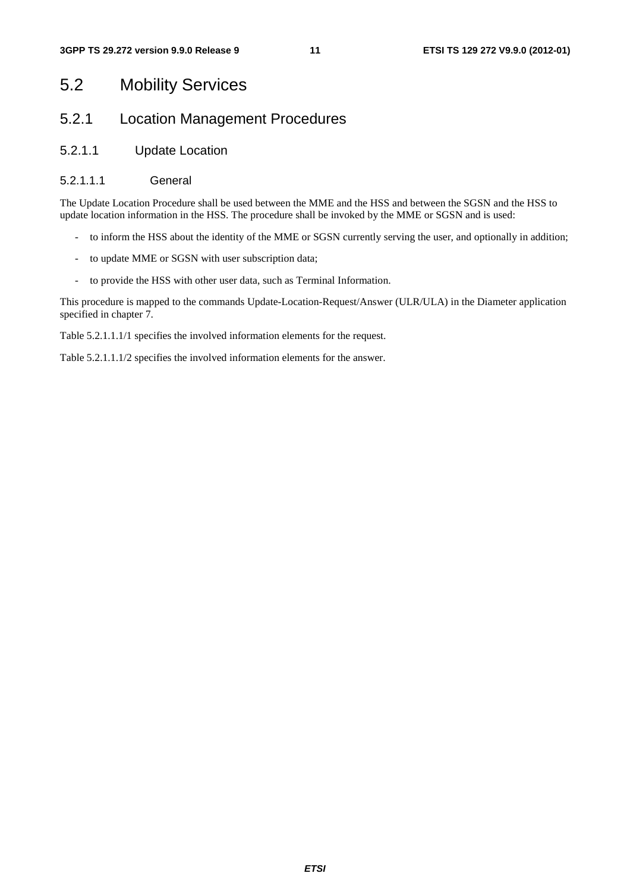## 5.2 Mobility Services

### 5.2.1 Location Management Procedures

#### 5.2.1.1 Update Location

##### 5.2.1.1.1 General

The Update Location Procedure shall be used between the MME and the HSS and between the SGSN and the HSS to update location information in the HSS. The procedure shall be invoked by the MME or SGSN and is used:

- to inform the HSS about the identity of the MME or SGSN currently serving the user, and optionally in addition;
- to update MME or SGSN with user subscription data;
- to provide the HSS with other user data, such as Terminal Information.

This procedure is mapped to the commands Update-Location-Request/Answer (ULR/ULA) in the Diameter application specified in chapter 7.

Table 5.2.1.1.1/1 specifies the involved information elements for the request.

Table 5.2.1.1.1/2 specifies the involved information elements for the answer.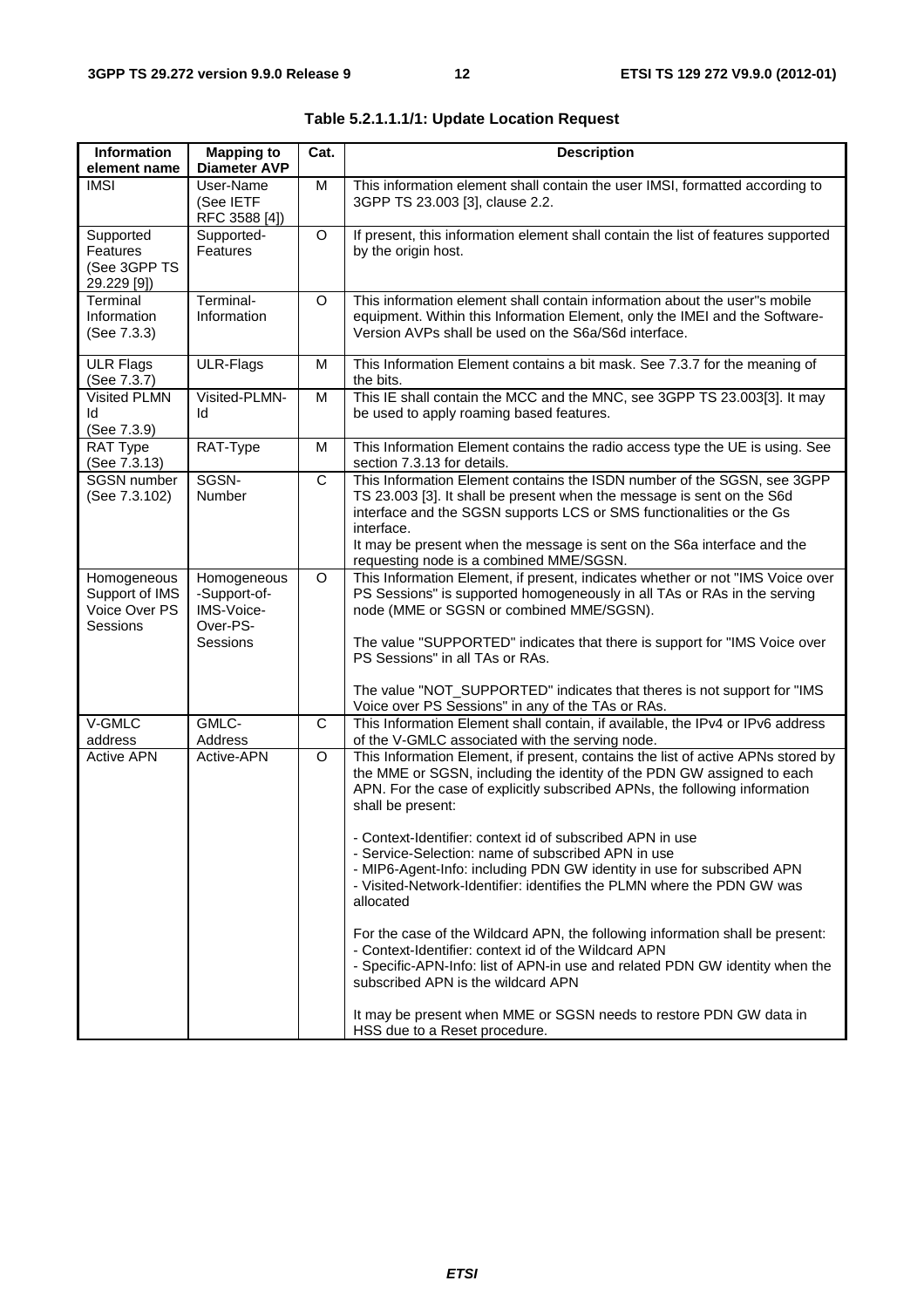**Table 5.2.1.1.1/1: Update Location Request**

| Information element name | Mapping to Diameter AVP | Cat. | Description |
| --- | --- | --- | --- |
| IMSI | User-Name (See IETF RFC 3588 [4]) | M | This information element shall contain the user IMSI, formatted according to 3GPP TS 23.003 [3], clause 2.2. |
| Supported Features (See 3GPP TS 29.229 [9]) | Supported-Features | O | If present, this information element shall contain the list of features supported by the origin host. |
| Terminal Information (See 7.3.3) | Terminal-Information | O | This information element shall contain information about the user"s mobile equipment. Within this Information Element, only the IMEI and the Software-Version AVPs shall be used on the S6a/S6d interface. |
| ULR Flags (See 7.3.7) | ULR-Flags | M | This Information Element contains a bit mask. See 7.3.7 for the meaning of the bits. |
| Visited PLMN Id (See 7.3.9) | Visited-PLMN-Id | M | This IE shall contain the MCC and the MNC, see 3GPP TS 23.003[3]. It may be used to apply roaming based features. |
| RAT Type (See 7.3.13) | RAT-Type | M | This Information Element contains the radio access type the UE is using. See section 7.3.13 for details. |
| SGSN number (See 7.3.102) | SGSN-Number | C | This Information Element contains the ISDN number of the SGSN, see 3GPP TS 23.003 [3]. It shall be present when the message is sent on the S6d interface and the SGSN supports LCS or SMS functionalities or the Gs interface.<br>It may be present when the message is sent on the S6a interface and the requesting node is a combined MME/SGSN. |
| Homogeneous Support of IMS Voice Over PS Sessions | Homogeneous-Support-of-IMS-Voice-Over-PS-Sessions | O | This Information Element, if present, indicates whether or not "IMS Voice over PS Sessions" is supported homogeneously in all TAs or RAs in the serving node (MME or SGSN or combined MME/SGSN).<br><br>The value "SUPPORTED" indicates that there is support for "IMS Voice over PS Sessions" in all TAs or RAs.<br><br>The value "NOT_SUPPORTED" indicates that theres is not support for "IMS Voice over PS Sessions" in any of the TAs or RAs. |
| V-GMLC address | GMLC-Address | C | This Information Element shall contain, if available, the IPv4 or IPv6 address of the V-GMLC associated with the serving node. |
| Active APN | Active-APN | O | This Information Element, if present, contains the list of active APNs stored by the MME or SGSN, including the identity of the PDN GW assigned to each APN. For the case of explicitly subscribed APNs, the following information shall be present:<br><br>- Context-Identifier: context id of subscribed APN in use<br>- Service-Selection: name of subscribed APN in use<br>- MIP6-Agent-Info: including PDN GW identity in use for subscribed APN<br>- Visited-Network-Identifier: identifies the PLMN where the PDN GW was allocated<br><br>For the case of the Wildcard APN, the following information shall be present:<br>- Context-Identifier: context id of the Wildcard APN<br>- Specific-APN-Info: list of APN-in use and related PDN GW identity when the subscribed APN is the wildcard APN<br><br>It may be present when MME or SGSN needs to restore PDN GW data in HSS due to a Reset procedure. |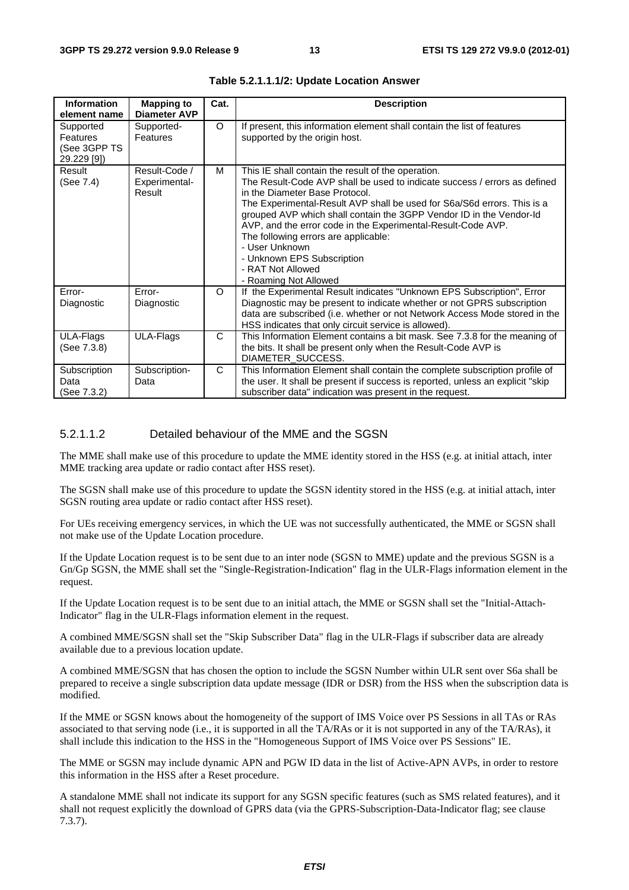**Table 5.2.1.1.1/2: Update Location Answer**

| Information element name | Mapping to Diameter AVP | Cat. | Description |
|---|---|---|---|
| Supported Features (See 3GPP TS 29.229 [9]) | Supported-Features | O | If present, this information element shall contain the list of features supported by the origin host. |
| Result (See 7.4) | Result-Code / Experimental-Result | M | This IE shall contain the result of the operation.<br>The Result-Code AVP shall be used to indicate success / errors as defined in the Diameter Base Protocol.<br>The Experimental-Result AVP shall be used for S6a/S6d errors. This is a grouped AVP which shall contain the 3GPP Vendor ID in the Vendor-Id AVP, and the error code in the Experimental-Result-Code AVP.<br>The following errors are applicable:<br>- User Unknown<br>- Unknown EPS Subscription<br>- RAT Not Allowed<br>- Roaming Not Allowed |
| Error-Diagnostic | Error-Diagnostic | O | If the Experimental Result indicates "Unknown EPS Subscription", Error Diagnostic may be present to indicate whether or not GPRS subscription data are subscribed (i.e. whether or not Network Access Mode stored in the HSS indicates that only circuit service is allowed). |
| ULA-Flags (See 7.3.8) | ULA-Flags | C | This Information Element contains a bit mask. See 7.3.8 for the meaning of the bits. It shall be present only when the Result-Code AVP is DIAMETER_SUCCESS. |
| Subscription Data (See 7.3.2) | Subscription-Data | C | This Information Element shall contain the complete subscription profile of the user. It shall be present if success is reported, unless an explicit "skip subscriber data" indication was present in the request. |

#### 5.2.1.1.2 Detailed behaviour of the MME and the SGSN

The MME shall make use of this procedure to update the MME identity stored in the HSS (e.g. at initial attach, inter MME tracking area update or radio contact after HSS reset).

The SGSN shall make use of this procedure to update the SGSN identity stored in the HSS (e.g. at initial attach, inter SGSN routing area update or radio contact after HSS reset).

For UEs receiving emergency services, in which the UE was not successfully authenticated, the MME or SGSN shall not make use of the Update Location procedure.

If the Update Location request is to be sent due to an inter node (SGSN to MME) update and the previous SGSN is a Gn/Gp SGSN, the MME shall set the "Single-Registration-Indication" flag in the ULR-Flags information element in the request.

If the Update Location request is to be sent due to an initial attach, the MME or SGSN shall set the "Initial-Attach-Indicator" flag in the ULR-Flags information element in the request.

A combined MME/SGSN shall set the "Skip Subscriber Data" flag in the ULR-Flags if subscriber data are already available due to a previous location update.

A combined MME/SGSN that has chosen the option to include the SGSN Number within ULR sent over S6a shall be prepared to receive a single subscription data update message (IDR or DSR) from the HSS when the subscription data is modified.

If the MME or SGSN knows about the homogeneity of the support of IMS Voice over PS Sessions in all TAs or RAs associated to that serving node (i.e., it is supported in all the TA/RAs or it is not supported in any of the TA/RAs), it shall include this indication to the HSS in the "Homogeneous Support of IMS Voice over PS Sessions" IE.

The MME or SGSN may include dynamic APN and PGW ID data in the list of Active-APN AVPs, in order to restore this information in the HSS after a Reset procedure.

A standalone MME shall not indicate its support for any SGSN specific features (such as SMS related features), and it shall not request explicitly the download of GPRS data (via the GPRS-Subscription-Data-Indicator flag; see clause 7.3.7).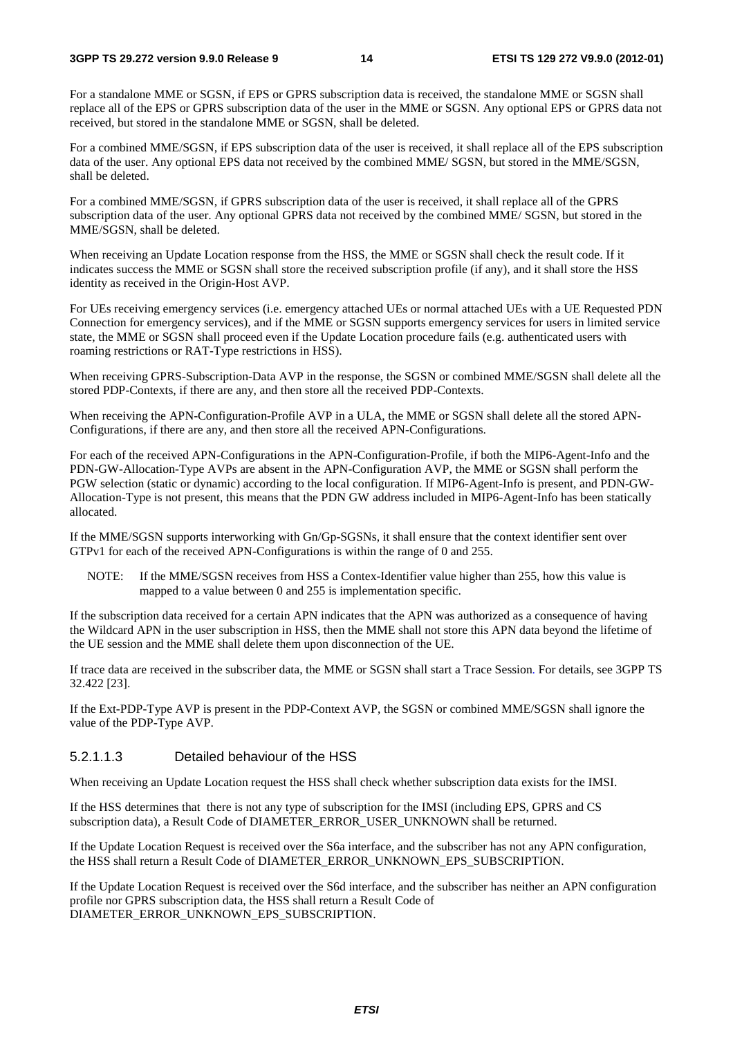For a standalone MME or SGSN, if EPS or GPRS subscription data is received, the standalone MME or SGSN shall replace all of the EPS or GPRS subscription data of the user in the MME or SGSN. Any optional EPS or GPRS data not received, but stored in the standalone MME or SGSN, shall be deleted.

For a combined MME/SGSN, if EPS subscription data of the user is received, it shall replace all of the EPS subscription data of the user. Any optional EPS data not received by the combined MME/ SGSN, but stored in the MME/SGSN, shall be deleted.

For a combined MME/SGSN, if GPRS subscription data of the user is received, it shall replace all of the GPRS subscription data of the user. Any optional GPRS data not received by the combined MME/ SGSN, but stored in the MME/SGSN, shall be deleted.

When receiving an Update Location response from the HSS, the MME or SGSN shall check the result code. If it indicates success the MME or SGSN shall store the received subscription profile (if any), and it shall store the HSS identity as received in the Origin-Host AVP.

For UEs receiving emergency services (i.e. emergency attached UEs or normal attached UEs with a UE Requested PDN Connection for emergency services), and if the MME or SGSN supports emergency services for users in limited service state, the MME or SGSN shall proceed even if the Update Location procedure fails (e.g. authenticated users with roaming restrictions or RAT-Type restrictions in HSS).

When receiving GPRS-Subscription-Data AVP in the response, the SGSN or combined MME/SGSN shall delete all the stored PDP-Contexts, if there are any, and then store all the received PDP-Contexts.

When receiving the APN-Configuration-Profile AVP in a ULA, the MME or SGSN shall delete all the stored APN-Configurations, if there are any, and then store all the received APN-Configurations.

For each of the received APN-Configurations in the APN-Configuration-Profile, if both the MIP6-Agent-Info and the PDN-GW-Allocation-Type AVPs are absent in the APN-Configuration AVP, the MME or SGSN shall perform the PGW selection (static or dynamic) according to the local configuration. If MIP6-Agent-Info is present, and PDN-GW-Allocation-Type is not present, this means that the PDN GW address included in MIP6-Agent-Info has been statically allocated.

If the MME/SGSN supports interworking with Gn/Gp-SGSNs, it shall ensure that the context identifier sent over GTPv1 for each of the received APN-Configurations is within the range of 0 and 255.

NOTE: If the MME/SGSN receives from HSS a Contex-Identifier value higher than 255, how this value is mapped to a value between 0 and 255 is implementation specific.

If the subscription data received for a certain APN indicates that the APN was authorized as a consequence of having the Wildcard APN in the user subscription in HSS, then the MME shall not store this APN data beyond the lifetime of the UE session and the MME shall delete them upon disconnection of the UE.

If trace data are received in the subscriber data, the MME or SGSN shall start a Trace Session. For details, see 3GPP TS 32.422 [23].

If the Ext-PDP-Type AVP is present in the PDP-Context AVP, the SGSN or combined MME/SGSN shall ignore the value of the PDP-Type AVP.

##### 5.2.1.1.3 Detailed behaviour of the HSS

When receiving an Update Location request the HSS shall check whether subscription data exists for the IMSI.

If the HSS determines that there is not any type of subscription for the IMSI (including EPS, GPRS and CS subscription data), a Result Code of DIAMETER_ERROR_USER_UNKNOWN shall be returned.

If the Update Location Request is received over the S6a interface, and the subscriber has not any APN configuration, the HSS shall return a Result Code of DIAMETER_ERROR_UNKNOWN_EPS_SUBSCRIPTION.

If the Update Location Request is received over the S6d interface, and the subscriber has neither an APN configuration profile nor GPRS subscription data, the HSS shall return a Result Code of DIAMETER_ERROR_UNKNOWN_EPS_SUBSCRIPTION.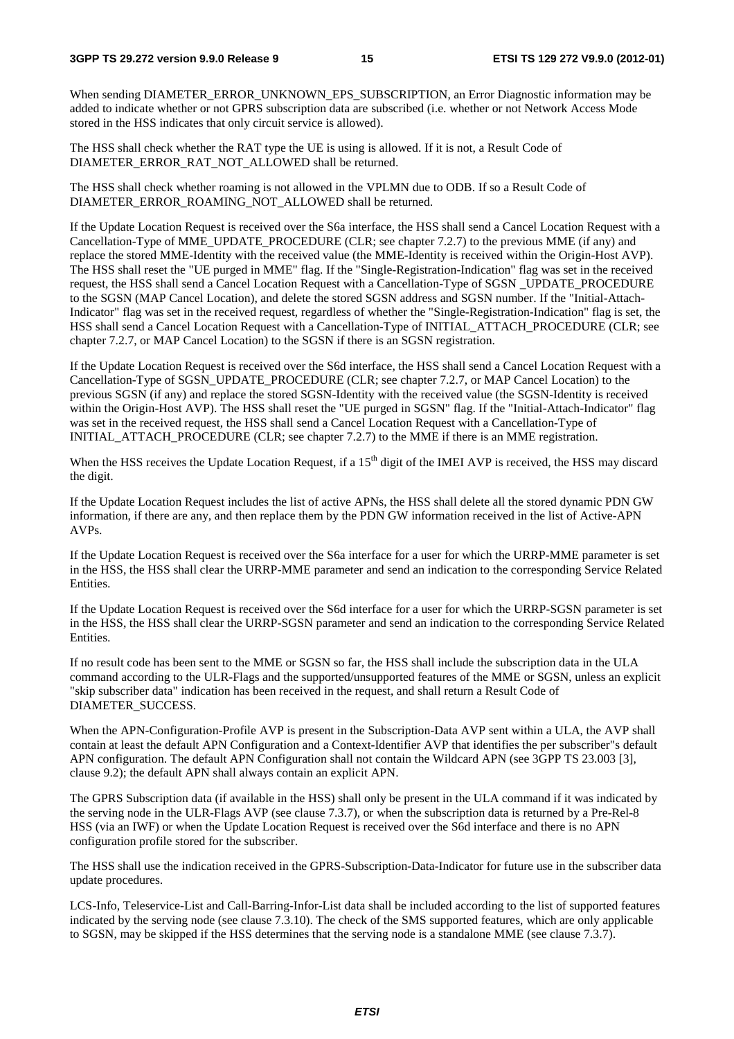When sending DIAMETER_ERROR_UNKNOWN_EPS_SUBSCRIPTION, an Error Diagnostic information may be added to indicate whether or not GPRS subscription data are subscribed (i.e. whether or not Network Access Mode stored in the HSS indicates that only circuit service is allowed).

The HSS shall check whether the RAT type the UE is using is allowed. If it is not, a Result Code of DIAMETER_ERROR_RAT_NOT_ALLOWED shall be returned.

The HSS shall check whether roaming is not allowed in the VPLMN due to ODB. If so a Result Code of DIAMETER_ERROR_ROAMING_NOT_ALLOWED shall be returned.

If the Update Location Request is received over the S6a interface, the HSS shall send a Cancel Location Request with a Cancellation-Type of MME_UPDATE_PROCEDURE (CLR; see chapter 7.2.7) to the previous MME (if any) and replace the stored MME-Identity with the received value (the MME-Identity is received within the Origin-Host AVP). The HSS shall reset the "UE purged in MME" flag. If the "Single-Registration-Indication" flag was set in the received request, the HSS shall send a Cancel Location Request with a Cancellation-Type of SGSN _UPDATE_PROCEDURE to the SGSN (MAP Cancel Location), and delete the stored SGSN address and SGSN number. If the "Initial-Attach-Indicator" flag was set in the received request, regardless of whether the "Single-Registration-Indication" flag is set, the HSS shall send a Cancel Location Request with a Cancellation-Type of INITIAL_ATTACH_PROCEDURE (CLR; see chapter 7.2.7, or MAP Cancel Location) to the SGSN if there is an SGSN registration.

If the Update Location Request is received over the S6d interface, the HSS shall send a Cancel Location Request with a Cancellation-Type of SGSN_UPDATE_PROCEDURE (CLR; see chapter 7.2.7, or MAP Cancel Location) to the previous SGSN (if any) and replace the stored SGSN-Identity with the received value (the SGSN-Identity is received within the Origin-Host AVP). The HSS shall reset the "UE purged in SGSN" flag. If the "Initial-Attach-Indicator" flag was set in the received request, the HSS shall send a Cancel Location Request with a Cancellation-Type of INITIAL_ATTACH_PROCEDURE (CLR; see chapter 7.2.7) to the MME if there is an MME registration.

When the HSS receives the Update Location Request, if a 15th digit of the IMEI AVP is received, the HSS may discard the digit.

If the Update Location Request includes the list of active APNs, the HSS shall delete all the stored dynamic PDN GW information, if there are any, and then replace them by the PDN GW information received in the list of Active-APN AVPs.

If the Update Location Request is received over the S6a interface for a user for which the URRP-MME parameter is set in the HSS, the HSS shall clear the URRP-MME parameter and send an indication to the corresponding Service Related Entities.

If the Update Location Request is received over the S6d interface for a user for which the URRP-SGSN parameter is set in the HSS, the HSS shall clear the URRP-SGSN parameter and send an indication to the corresponding Service Related Entities.

If no result code has been sent to the MME or SGSN so far, the HSS shall include the subscription data in the ULA command according to the ULR-Flags and the supported/unsupported features of the MME or SGSN, unless an explicit "skip subscriber data" indication has been received in the request, and shall return a Result Code of DIAMETER_SUCCESS.

When the APN-Configuration-Profile AVP is present in the Subscription-Data AVP sent within a ULA, the AVP shall contain at least the default APN Configuration and a Context-Identifier AVP that identifies the per subscriber"s default APN configuration. The default APN Configuration shall not contain the Wildcard APN (see 3GPP TS 23.003 [3], clause 9.2); the default APN shall always contain an explicit APN.

The GPRS Subscription data (if available in the HSS) shall only be present in the ULA command if it was indicated by the serving node in the ULR-Flags AVP (see clause 7.3.7), or when the subscription data is returned by a Pre-Rel-8 HSS (via an IWF) or when the Update Location Request is received over the S6d interface and there is no APN configuration profile stored for the subscriber.

The HSS shall use the indication received in the GPRS-Subscription-Data-Indicator for future use in the subscriber data update procedures.

LCS-Info, Teleservice-List and Call-Barring-Infor-List data shall be included according to the list of supported features indicated by the serving node (see clause 7.3.10). The check of the SMS supported features, which are only applicable to SGSN, may be skipped if the HSS determines that the serving node is a standalone MME (see clause 7.3.7).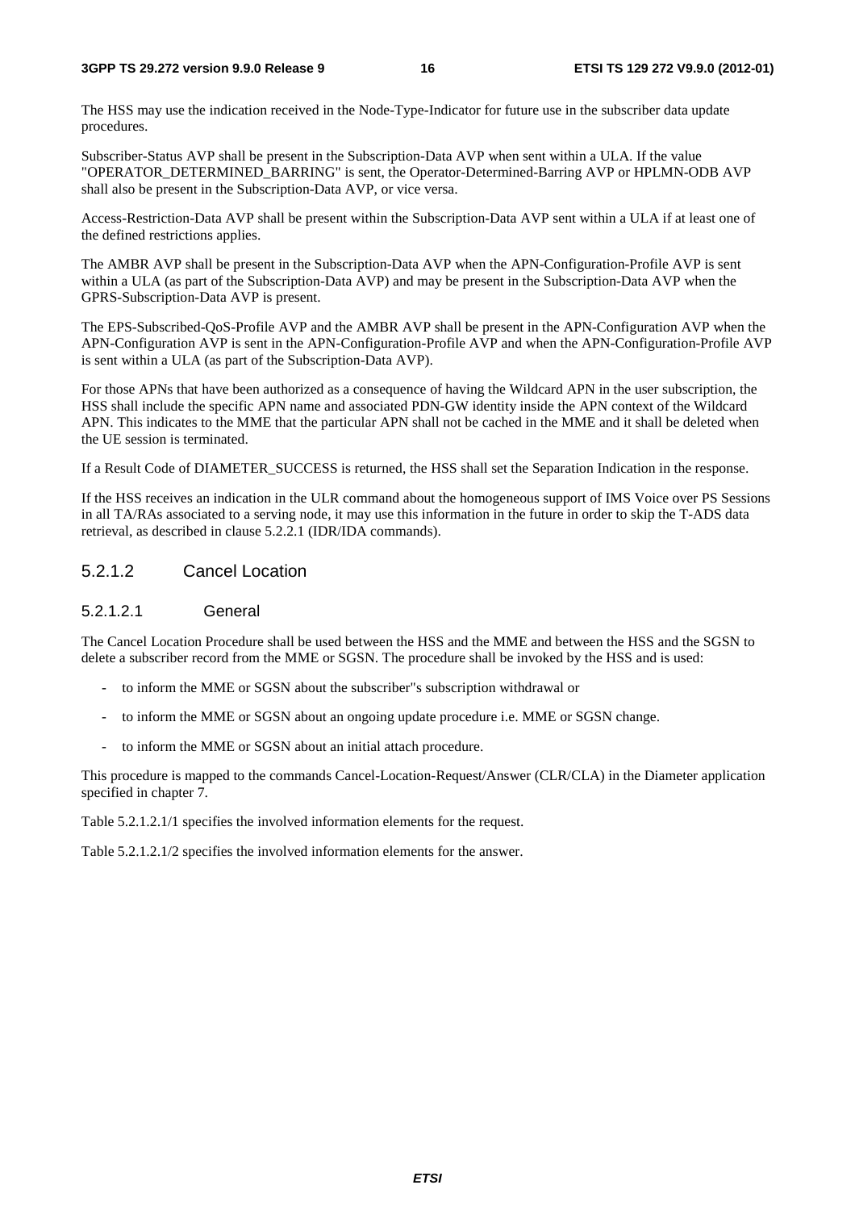The HSS may use the indication received in the Node-Type-Indicator for future use in the subscriber data update procedures.

Subscriber-Status AVP shall be present in the Subscription-Data AVP when sent within a ULA. If the value "OPERATOR_DETERMINED_BARRING" is sent, the Operator-Determined-Barring AVP or HPLMN-ODB AVP shall also be present in the Subscription-Data AVP, or vice versa.

Access-Restriction-Data AVP shall be present within the Subscription-Data AVP sent within a ULA if at least one of the defined restrictions applies.

The AMBR AVP shall be present in the Subscription-Data AVP when the APN-Configuration-Profile AVP is sent within a ULA (as part of the Subscription-Data AVP) and may be present in the Subscription-Data AVP when the GPRS-Subscription-Data AVP is present.

The EPS-Subscribed-QoS-Profile AVP and the AMBR AVP shall be present in the APN-Configuration AVP when the APN-Configuration AVP is sent in the APN-Configuration-Profile AVP and when the APN-Configuration-Profile AVP is sent within a ULA (as part of the Subscription-Data AVP).

For those APNs that have been authorized as a consequence of having the Wildcard APN in the user subscription, the HSS shall include the specific APN name and associated PDN-GW identity inside the APN context of the Wildcard APN. This indicates to the MME that the particular APN shall not be cached in the MME and it shall be deleted when the UE session is terminated.

If a Result Code of DIAMETER_SUCCESS is returned, the HSS shall set the Separation Indication in the response.

If the HSS receives an indication in the ULR command about the homogeneous support of IMS Voice over PS Sessions in all TA/RAs associated to a serving node, it may use this information in the future in order to skip the T-ADS data retrieval, as described in clause 5.2.2.1 (IDR/IDA commands).

### 5.2.1.2 Cancel Location

#### 5.2.1.2.1 General

The Cancel Location Procedure shall be used between the HSS and the MME and between the HSS and the SGSN to delete a subscriber record from the MME or SGSN. The procedure shall be invoked by the HSS and is used:

- to inform the MME or SGSN about the subscriber''s subscription withdrawal or
- to inform the MME or SGSN about an ongoing update procedure i.e. MME or SGSN change.
- to inform the MME or SGSN about an initial attach procedure.

This procedure is mapped to the commands Cancel-Location-Request/Answer (CLR/CLA) in the Diameter application specified in chapter 7.

Table 5.2.1.2.1/1 specifies the involved information elements for the request.

Table 5.2.1.2.1/2 specifies the involved information elements for the answer.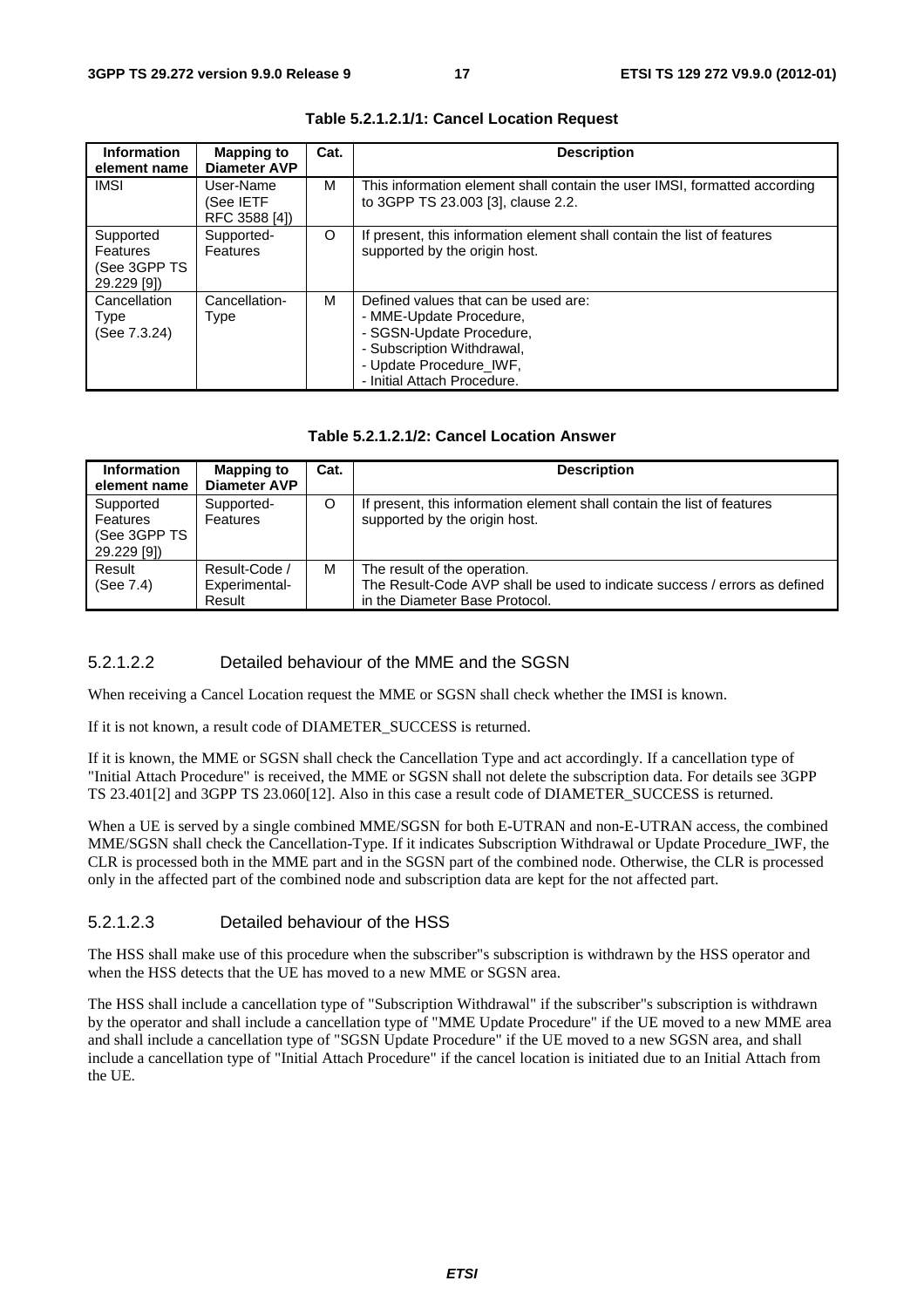**Table 5.2.1.2.1/1: Cancel Location Request**

| Information element name | Mapping to Diameter AVP | Cat. | Description |
|---|---|---|---|
| IMSI | User-Name (See IETF RFC 3588 [4]) | M | This information element shall contain the user IMSI, formatted according to 3GPP TS 23.003 [3], clause 2.2. |
| Supported Features (See 3GPP TS 29.229 [9]) | Supported-Features | O | If present, this information element shall contain the list of features supported by the origin host. |
| Cancellation Type (See 7.3.24) | Cancellation-Type | M | Defined values that can be used are:<br>- MME-Update Procedure,<br>- SGSN-Update Procedure,<br>- Subscription Withdrawal,<br>- Update Procedure_IWF,<br>- Initial Attach Procedure. |

**Table 5.2.1.2.1/2: Cancel Location Answer**

| Information element name | Mapping to Diameter AVP | Cat. | Description |
|---|---|---|---|
| Supported Features (See 3GPP TS 29.229 [9]) | Supported-Features | O | If present, this information element shall contain the list of features supported by the origin host. |
| Result (See 7.4) | Result-Code / Experimental-Result | M | The result of the operation.<br>The Result-Code AVP shall be used to indicate success / errors as defined in the Diameter Base Protocol. |

#### 5.2.1.2.2 Detailed behaviour of the MME and the SGSN

When receiving a Cancel Location request the MME or SGSN shall check whether the IMSI is known.

If it is not known, a result code of DIAMETER_SUCCESS is returned.

If it is known, the MME or SGSN shall check the Cancellation Type and act accordingly. If a cancellation type of "Initial Attach Procedure" is received, the MME or SGSN shall not delete the subscription data. For details see 3GPP TS 23.401[2] and 3GPP TS 23.060[12]. Also in this case a result code of DIAMETER_SUCCESS is returned.

When a UE is served by a single combined MME/SGSN for both E-UTRAN and non-E-UTRAN access, the combined MME/SGSN shall check the Cancellation-Type. If it indicates Subscription Withdrawal or Update Procedure_IWF, the CLR is processed both in the MME part and in the SGSN part of the combined node. Otherwise, the CLR is processed only in the affected part of the combined node and subscription data are kept for the not affected part.

#### 5.2.1.2.3 Detailed behaviour of the HSS

The HSS shall make use of this procedure when the subscriber"s subscription is withdrawn by the HSS operator and when the HSS detects that the UE has moved to a new MME or SGSN area.

The HSS shall include a cancellation type of "Subscription Withdrawal" if the subscriber"s subscription is withdrawn by the operator and shall include a cancellation type of "MME Update Procedure" if the UE moved to a new MME area and shall include a cancellation type of "SGSN Update Procedure" if the UE moved to a new SGSN area, and shall include a cancellation type of "Initial Attach Procedure" if the cancel location is initiated due to an Initial Attach from the UE.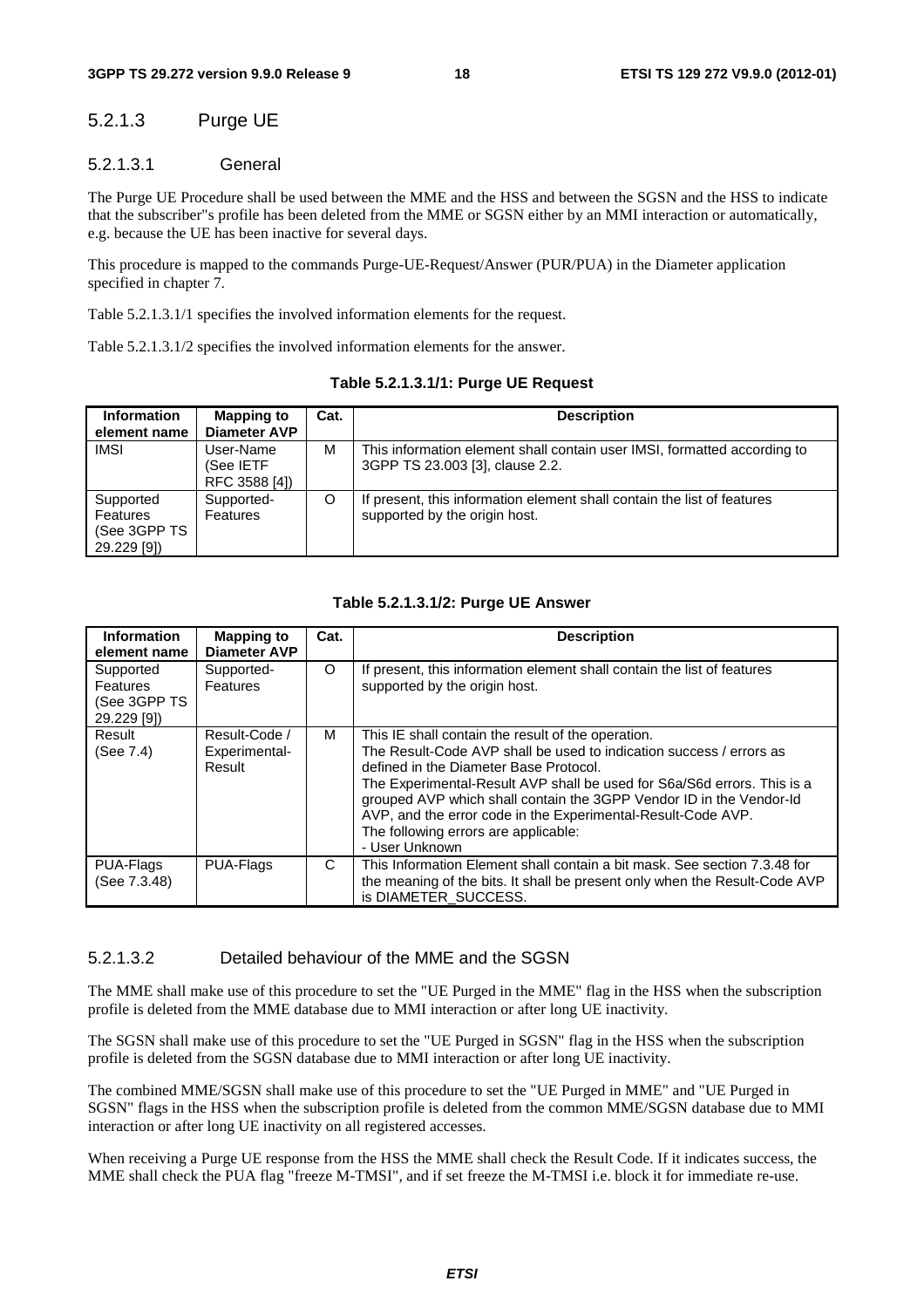### 5.2.1.3 Purge UE

#### 5.2.1.3.1 General

The Purge UE Procedure shall be used between the MME and the HSS and between the SGSN and the HSS to indicate that the subscriber"s profile has been deleted from the MME or SGSN either by an MMI interaction or automatically, e.g. because the UE has been inactive for several days.

This procedure is mapped to the commands Purge-UE-Request/Answer (PUR/PUA) in the Diameter application specified in chapter 7.

Table 5.2.1.3.1/1 specifies the involved information elements for the request.

Table 5.2.1.3.1/2 specifies the involved information elements for the answer.

**Table 5.2.1.3.1/1: Purge UE Request**

| Information element name | Mapping to Diameter AVP | Cat. | Description |
|---|---|---|---|
| IMSI | User-Name (See IETF RFC 3588 [4]) | M | This information element shall contain user IMSI, formatted according to 3GPP TS 23.003 [3], clause 2.2. |
| Supported Features (See 3GPP TS 29.229 [9]) | Supported-Features | O | If present, this information element shall contain the list of features supported by the origin host. |

**Table 5.2.1.3.1/2: Purge UE Answer**

| Information element name | Mapping to Diameter AVP | Cat. | Description |
|---|---|---|---|
| Supported Features (See 3GPP TS 29.229 [9]) | Supported-Features | O | If present, this information element shall contain the list of features supported by the origin host. |
| Result (See 7.4) | Result-Code / Experimental-Result | M | This IE shall contain the result of the operation.<br>The Result-Code AVP shall be used to indication success / errors as defined in the Diameter Base Protocol.<br>The Experimental-Result AVP shall be used for S6a/S6d errors. This is a grouped AVP which shall contain the 3GPP Vendor ID in the Vendor-Id AVP, and the error code in the Experimental-Result-Code AVP.<br>The following errors are applicable:<br>- User Unknown |
| PUA-Flags (See 7.3.48) | PUA-Flags | C | This Information Element shall contain a bit mask. See section 7.3.48 for the meaning of the bits. It shall be present only when the Result-Code AVP is DIAMETER_SUCCESS. |

#### 5.2.1.3.2 Detailed behaviour of the MME and the SGSN

The MME shall make use of this procedure to set the "UE Purged in the MME" flag in the HSS when the subscription profile is deleted from the MME database due to MMI interaction or after long UE inactivity.

The SGSN shall make use of this procedure to set the "UE Purged in SGSN" flag in the HSS when the subscription profile is deleted from the SGSN database due to MMI interaction or after long UE inactivity.

The combined MME/SGSN shall make use of this procedure to set the "UE Purged in MME" and "UE Purged in SGSN" flags in the HSS when the subscription profile is deleted from the common MME/SGSN database due to MMI interaction or after long UE inactivity on all registered accesses.

When receiving a Purge UE response from the HSS the MME shall check the Result Code. If it indicates success, the MME shall check the PUA flag "freeze M-TMSI", and if set freeze the M-TMSI i.e. block it for immediate re-use.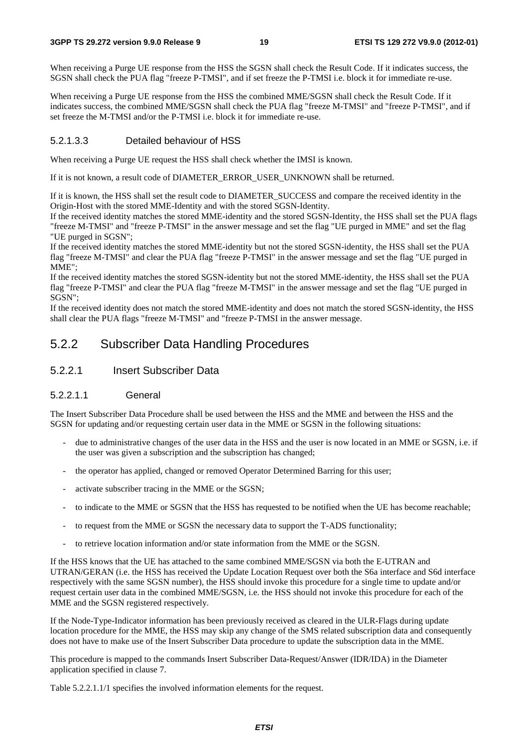When receiving a Purge UE response from the HSS the SGSN shall check the Result Code. If it indicates success, the SGSN shall check the PUA flag "freeze P-TMSI", and if set freeze the P-TMSI i.e. block it for immediate re-use.

When receiving a Purge UE response from the HSS the combined MME/SGSN shall check the Result Code. If it indicates success, the combined MME/SGSN shall check the PUA flag "freeze M-TMSI" and "freeze P-TMSI", and if set freeze the M-TMSI and/or the P-TMSI i.e. block it for immediate re-use.

#### 5.2.1.3.3 Detailed behaviour of HSS

When receiving a Purge UE request the HSS shall check whether the IMSI is known.

If it is not known, a result code of DIAMETER_ERROR_USER_UNKNOWN shall be returned.

If it is known, the HSS shall set the result code to DIAMETER_SUCCESS and compare the received identity in the Origin-Host with the stored MME-Identity and with the stored SGSN-Identity.
If the received identity matches the stored MME-identity and the stored SGSN-Identity, the HSS shall set the PUA flags "freeze M-TMSI" and "freeze P-TMSI" in the answer message and set the flag "UE purged in MME" and set the flag "UE purged in SGSN";
If the received identity matches the stored MME-identity but not the stored SGSN-identity, the HSS shall set the PUA flag "freeze M-TMSI" and clear the PUA flag "freeze P-TMSI" in the answer message and set the flag "UE purged in MME";
If the received identity matches the stored SGSN-identity but not the stored MME-identity, the HSS shall set the PUA flag "freeze P-TMSI" and clear the PUA flag "freeze M-TMSI" in the answer message and set the flag "UE purged in SGSN";
If the received identity does not match the stored MME-identity and does not match the stored SGSN-identity, the HSS shall clear the PUA flags "freeze M-TMSI" and "freeze P-TMSI in the answer message.

## 5.2.2 Subscriber Data Handling Procedures

### 5.2.2.1 Insert Subscriber Data

#### 5.2.2.1.1 General

The Insert Subscriber Data Procedure shall be used between the HSS and the MME and between the HSS and the SGSN for updating and/or requesting certain user data in the MME or SGSN in the following situations:

- due to administrative changes of the user data in the HSS and the user is now located in an MME or SGSN, i.e. if the user was given a subscription and the subscription has changed;
- the operator has applied, changed or removed Operator Determined Barring for this user;
- activate subscriber tracing in the MME or the SGSN;
- to indicate to the MME or SGSN that the HSS has requested to be notified when the UE has become reachable;
- to request from the MME or SGSN the necessary data to support the T-ADS functionality;
- to retrieve location information and/or state information from the MME or the SGSN.

If the HSS knows that the UE has attached to the same combined MME/SGSN via both the E-UTRAN and UTRAN/GERAN (i.e. the HSS has received the Update Location Request over both the S6a interface and S6d interface respectively with the same SGSN number), the HSS should invoke this procedure for a single time to update and/or request certain user data in the combined MME/SGSN, i.e. the HSS should not invoke this procedure for each of the MME and the SGSN registered respectively.

If the Node-Type-Indicator information has been previously received as cleared in the ULR-Flags during update location procedure for the MME, the HSS may skip any change of the SMS related subscription data and consequently does not have to make use of the Insert Subscriber Data procedure to update the subscription data in the MME.

This procedure is mapped to the commands Insert Subscriber Data-Request/Answer (IDR/IDA) in the Diameter application specified in clause 7.

Table 5.2.2.1.1/1 specifies the involved information elements for the request.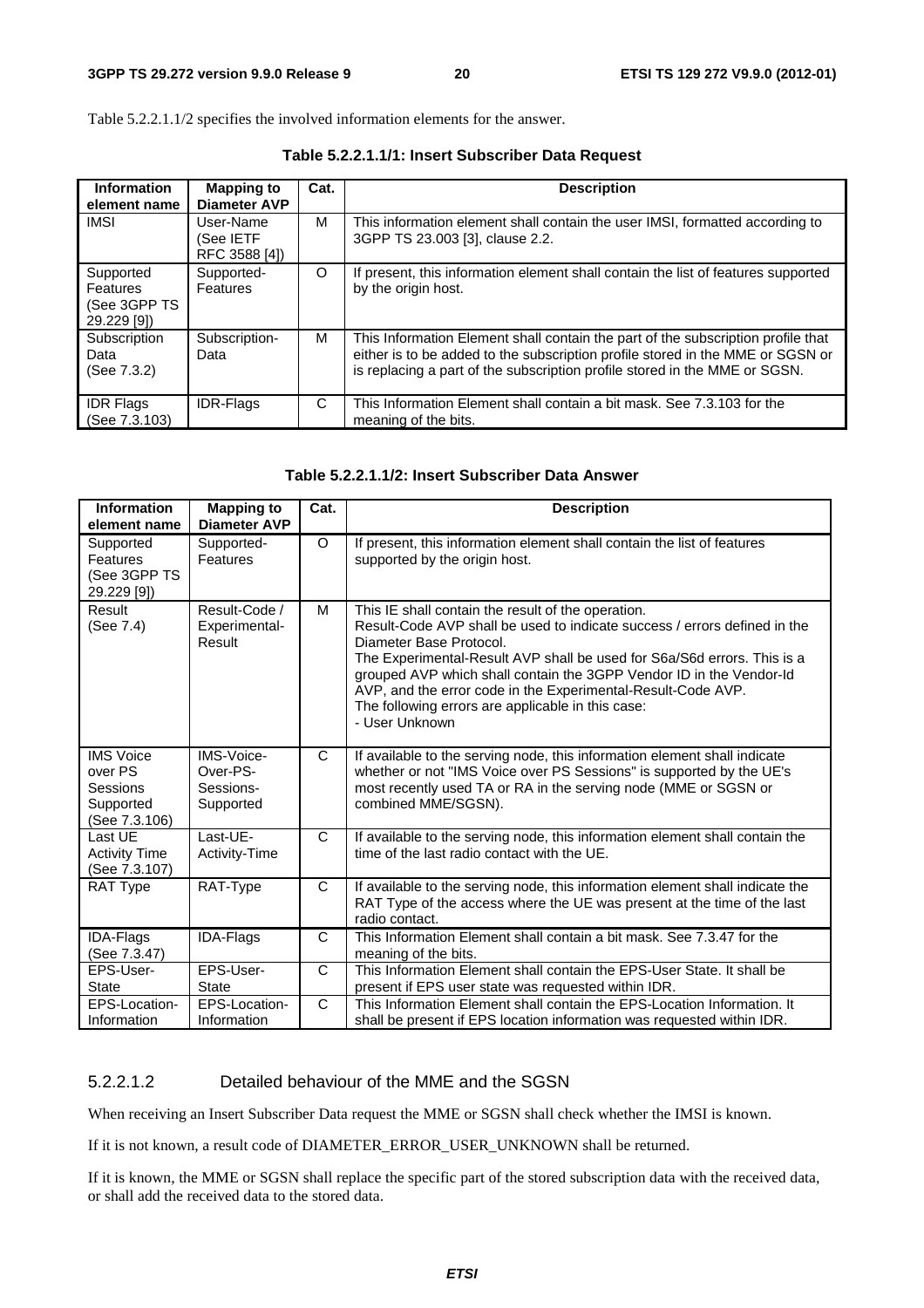Table 5.2.2.1.1/2 specifies the involved information elements for the answer.

**Table 5.2.2.1.1/1: Insert Subscriber Data Request**

| Information element name | Mapping to Diameter AVP | Cat. | Description |
|---|---|---|---|
| IMSI | User-Name (See IETF RFC 3588 [4]) | M | This information element shall contain the user IMSI, formatted according to 3GPP TS 23.003 [3], clause 2.2. |
| Supported Features (See 3GPP TS 29.229 [9]) | Supported-Features | O | If present, this information element shall contain the list of features supported by the origin host. |
| Subscription Data (See 7.3.2) | Subscription-Data | M | This Information Element shall contain the part of the subscription profile that either is to be added to the subscription profile stored in the MME or SGSN or is replacing a part of the subscription profile stored in the MME or SGSN. |
| IDR Flags (See 7.3.103) | IDR-Flags | C | This Information Element shall contain a bit mask. See 7.3.103 for the meaning of the bits. |

**Table 5.2.2.1.1/2: Insert Subscriber Data Answer**

| Information element name | Mapping to Diameter AVP | Cat. | Description |
|---|---|---|---|
| Supported Features (See 3GPP TS 29.229 [9]) | Supported-Features | O | If present, this information element shall contain the list of features supported by the origin host. |
| Result (See 7.4) | Result-Code / Experimental-Result | M | This IE shall contain the result of the operation.<br>Result-Code AVP shall be used to indicate success / errors defined in the Diameter Base Protocol.<br>The Experimental-Result AVP shall be used for S6a/S6d errors. This is a grouped AVP which shall contain the 3GPP Vendor ID in the Vendor-Id AVP, and the error code in the Experimental-Result-Code AVP.<br>The following errors are applicable in this case:<br>- User Unknown |
| IMS Voice over PS Sessions Supported (See 7.3.106) | IMS-Voice-Over-PS-Sessions-Supported | C | If available to the serving node, this information element shall indicate whether or not "IMS Voice over PS Sessions" is supported by the UE's most recently used TA or RA in the serving node (MME or SGSN or combined MME/SGSN). |
| Last UE Activity Time (See 7.3.107) | Last-UE-Activity-Time | C | If available to the serving node, this information element shall contain the time of the last radio contact with the UE. |
| RAT Type | RAT-Type | C | If available to the serving node, this information element shall indicate the RAT Type of the access where the UE was present at the time of the last radio contact. |
| IDA-Flags (See 7.3.47) | IDA-Flags | C | This Information Element shall contain a bit mask. See 7.3.47 for the meaning of the bits. |
| EPS-User-State | EPS-User-State | C | This Information Element shall contain the EPS-User State. It shall be present if EPS user state was requested within IDR. |
| EPS-Location-Information | EPS-Location-Information | C | This Information Element shall contain the EPS-Location Information. It shall be present if EPS location information was requested within IDR. |

#### 5.2.2.1.2 Detailed behaviour of the MME and the SGSN

When receiving an Insert Subscriber Data request the MME or SGSN shall check whether the IMSI is known.

If it is not known, a result code of DIAMETER_ERROR_USER_UNKNOWN shall be returned.

If it is known, the MME or SGSN shall replace the specific part of the stored subscription data with the received data, or shall add the received data to the stored data.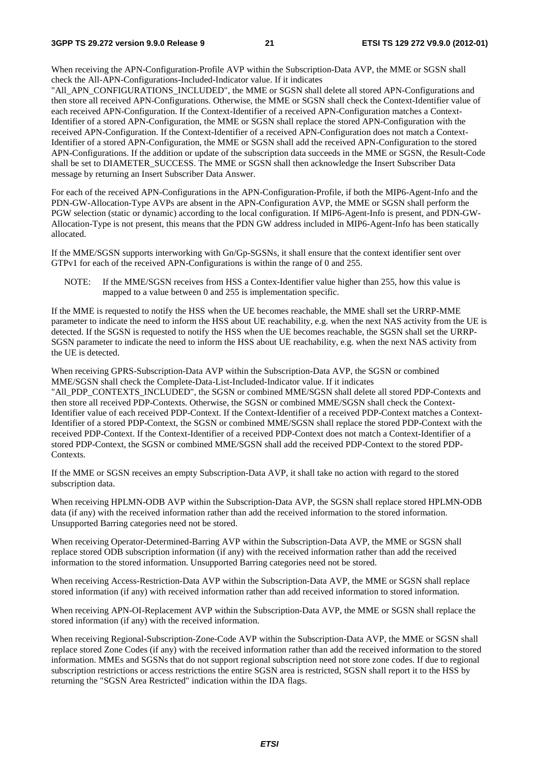When receiving the APN-Configuration-Profile AVP within the Subscription-Data AVP, the MME or SGSN shall check the All-APN-Configurations-Included-Indicator value. If it indicates "All_APN_CONFIGURATIONS_INCLUDED", the MME or SGSN shall delete all stored APN-Configurations and then store all received APN-Configurations. Otherwise, the MME or SGSN shall check the Context-Identifier value of each received APN-Configuration. If the Context-Identifier of a received APN-Configuration matches a Context-Identifier of a stored APN-Configuration, the MME or SGSN shall replace the stored APN-Configuration with the received APN-Configuration. If the Context-Identifier of a received APN-Configuration does not match a Context-Identifier of a stored APN-Configuration, the MME or SGSN shall add the received APN-Configuration to the stored APN-Configurations. If the addition or update of the subscription data succeeds in the MME or SGSN, the Result-Code shall be set to DIAMETER_SUCCESS. The MME or SGSN shall then acknowledge the Insert Subscriber Data message by returning an Insert Subscriber Data Answer.

For each of the received APN-Configurations in the APN-Configuration-Profile, if both the MIP6-Agent-Info and the PDN-GW-Allocation-Type AVPs are absent in the APN-Configuration AVP, the MME or SGSN shall perform the PGW selection (static or dynamic) according to the local configuration. If MIP6-Agent-Info is present, and PDN-GW-Allocation-Type is not present, this means that the PDN GW address included in MIP6-Agent-Info has been statically allocated.

If the MME/SGSN supports interworking with Gn/Gp-SGSNs, it shall ensure that the context identifier sent over GTPv1 for each of the received APN-Configurations is within the range of 0 and 255.

NOTE: If the MME/SGSN receives from HSS a Contex-Identifier value higher than 255, how this value is mapped to a value between 0 and 255 is implementation specific.

If the MME is requested to notify the HSS when the UE becomes reachable, the MME shall set the URRP-MME parameter to indicate the need to inform the HSS about UE reachability, e.g. when the next NAS activity from the UE is detected. If the SGSN is requested to notify the HSS when the UE becomes reachable, the SGSN shall set the URRP-SGSN parameter to indicate the need to inform the HSS about UE reachability, e.g. when the next NAS activity from the UE is detected.

When receiving GPRS-Subscription-Data AVP within the Subscription-Data AVP, the SGSN or combined MME/SGSN shall check the Complete-Data-List-Included-Indicator value. If it indicates "All_PDP_CONTEXTS_INCLUDED", the SGSN or combined MME/SGSN shall delete all stored PDP-Contexts and then store all received PDP-Contexts. Otherwise, the SGSN or combined MME/SGSN shall check the Context-Identifier value of each received PDP-Context. If the Context-Identifier of a received PDP-Context matches a Context-Identifier of a stored PDP-Context, the SGSN or combined MME/SGSN shall replace the stored PDP-Context with the received PDP-Context. If the Context-Identifier of a received PDP-Context does not match a Context-Identifier of a stored PDP-Context, the SGSN or combined MME/SGSN shall add the received PDP-Context to the stored PDP-Contexts.

If the MME or SGSN receives an empty Subscription-Data AVP, it shall take no action with regard to the stored subscription data.

When receiving HPLMN-ODB AVP within the Subscription-Data AVP, the SGSN shall replace stored HPLMN-ODB data (if any) with the received information rather than add the received information to the stored information. Unsupported Barring categories need not be stored.

When receiving Operator-Determined-Barring AVP within the Subscription-Data AVP, the MME or SGSN shall replace stored ODB subscription information (if any) with the received information rather than add the received information to the stored information. Unsupported Barring categories need not be stored.

When receiving Access-Restriction-Data AVP within the Subscription-Data AVP, the MME or SGSN shall replace stored information (if any) with received information rather than add received information to stored information.

When receiving APN-OI-Replacement AVP within the Subscription-Data AVP, the MME or SGSN shall replace the stored information (if any) with the received information.

When receiving Regional-Subscription-Zone-Code AVP within the Subscription-Data AVP, the MME or SGSN shall replace stored Zone Codes (if any) with the received information rather than add the received information to the stored information. MMEs and SGSNs that do not support regional subscription need not store zone codes. If due to regional subscription restrictions or access restrictions the entire SGSN area is restricted, SGSN shall report it to the HSS by returning the "SGSN Area Restricted" indication within the IDA flags.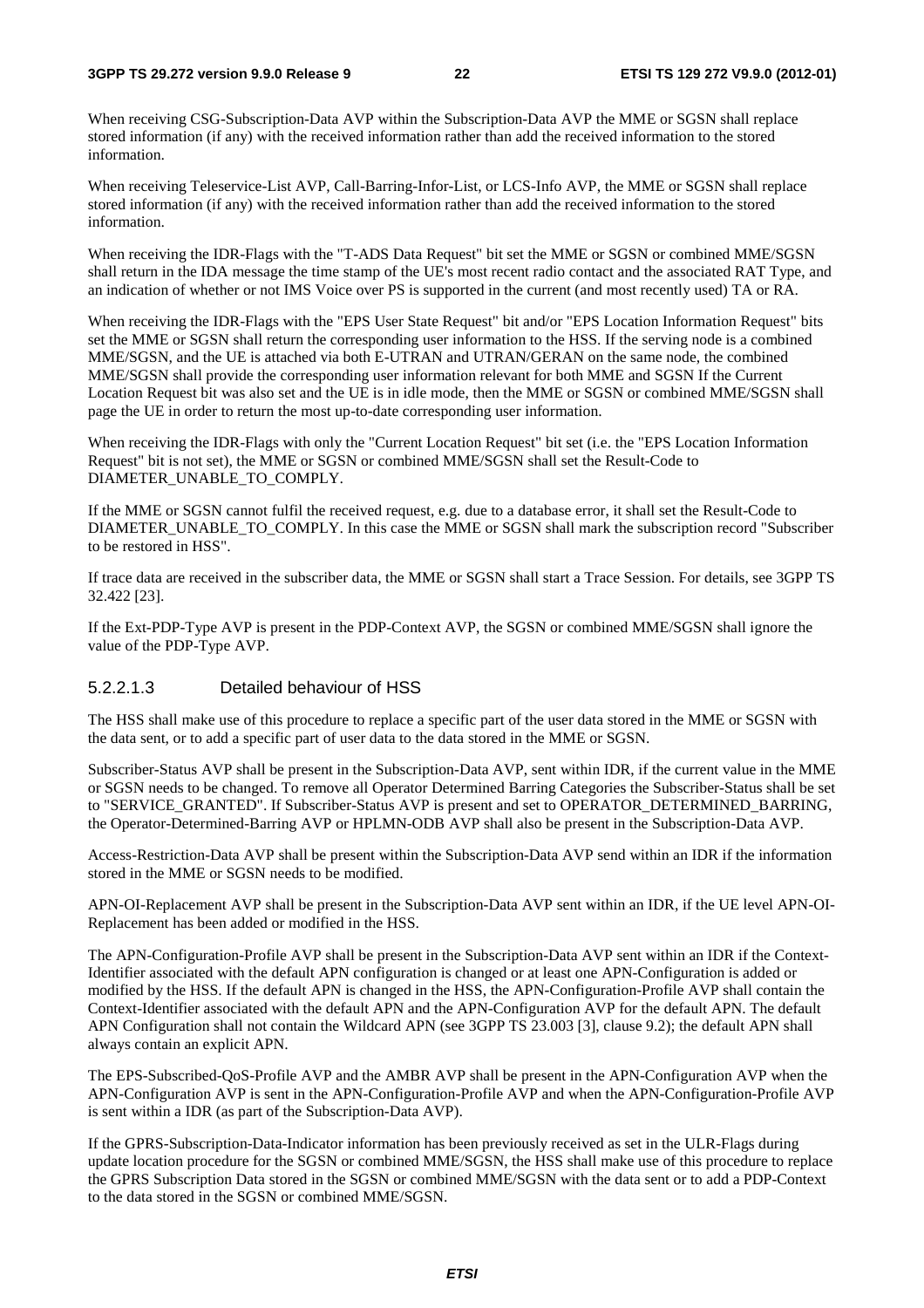When receiving CSG-Subscription-Data AVP within the Subscription-Data AVP the MME or SGSN shall replace stored information (if any) with the received information rather than add the received information to the stored information.

When receiving Teleservice-List AVP, Call-Barring-Infor-List, or LCS-Info AVP, the MME or SGSN shall replace stored information (if any) with the received information rather than add the received information to the stored information.

When receiving the IDR-Flags with the "T-ADS Data Request" bit set the MME or SGSN or combined MME/SGSN shall return in the IDA message the time stamp of the UE's most recent radio contact and the associated RAT Type, and an indication of whether or not IMS Voice over PS is supported in the current (and most recently used) TA or RA.

When receiving the IDR-Flags with the "EPS User State Request" bit and/or "EPS Location Information Request" bits set the MME or SGSN shall return the corresponding user information to the HSS. If the serving node is a combined MME/SGSN, and the UE is attached via both E-UTRAN and UTRAN/GERAN on the same node, the combined MME/SGSN shall provide the corresponding user information relevant for both MME and SGSN If the Current Location Request bit was also set and the UE is in idle mode, then the MME or SGSN or combined MME/SGSN shall page the UE in order to return the most up-to-date corresponding user information.

When receiving the IDR-Flags with only the "Current Location Request" bit set (i.e. the "EPS Location Information Request" bit is not set), the MME or SGSN or combined MME/SGSN shall set the Result-Code to DIAMETER_UNABLE_TO_COMPLY.

If the MME or SGSN cannot fulfil the received request, e.g. due to a database error, it shall set the Result-Code to DIAMETER_UNABLE_TO_COMPLY. In this case the MME or SGSN shall mark the subscription record "Subscriber to be restored in HSS".

If trace data are received in the subscriber data, the MME or SGSN shall start a Trace Session. For details, see 3GPP TS 32.422 [23].

If the Ext-PDP-Type AVP is present in the PDP-Context AVP, the SGSN or combined MME/SGSN shall ignore the value of the PDP-Type AVP.

#### 5.2.2.1.3 Detailed behaviour of HSS

The HSS shall make use of this procedure to replace a specific part of the user data stored in the MME or SGSN with the data sent, or to add a specific part of user data to the data stored in the MME or SGSN.

Subscriber-Status AVP shall be present in the Subscription-Data AVP, sent within IDR, if the current value in the MME or SGSN needs to be changed. To remove all Operator Determined Barring Categories the Subscriber-Status shall be set to "SERVICE_GRANTED". If Subscriber-Status AVP is present and set to OPERATOR_DETERMINED_BARRING, the Operator-Determined-Barring AVP or HPLMN-ODB AVP shall also be present in the Subscription-Data AVP.

Access-Restriction-Data AVP shall be present within the Subscription-Data AVP send within an IDR if the information stored in the MME or SGSN needs to be modified.

APN-OI-Replacement AVP shall be present in the Subscription-Data AVP sent within an IDR, if the UE level APN-OI-Replacement has been added or modified in the HSS.

The APN-Configuration-Profile AVP shall be present in the Subscription-Data AVP sent within an IDR if the Context-Identifier associated with the default APN configuration is changed or at least one APN-Configuration is added or modified by the HSS. If the default APN is changed in the HSS, the APN-Configuration-Profile AVP shall contain the Context-Identifier associated with the default APN and the APN-Configuration AVP for the default APN. The default APN Configuration shall not contain the Wildcard APN (see 3GPP TS 23.003 [3], clause 9.2); the default APN shall always contain an explicit APN.

The EPS-Subscribed-QoS-Profile AVP and the AMBR AVP shall be present in the APN-Configuration AVP when the APN-Configuration AVP is sent in the APN-Configuration-Profile AVP and when the APN-Configuration-Profile AVP is sent within a IDR (as part of the Subscription-Data AVP).

If the GPRS-Subscription-Data-Indicator information has been previously received as set in the ULR-Flags during update location procedure for the SGSN or combined MME/SGSN, the HSS shall make use of this procedure to replace the GPRS Subscription Data stored in the SGSN or combined MME/SGSN with the data sent or to add a PDP-Context to the data stored in the SGSN or combined MME/SGSN.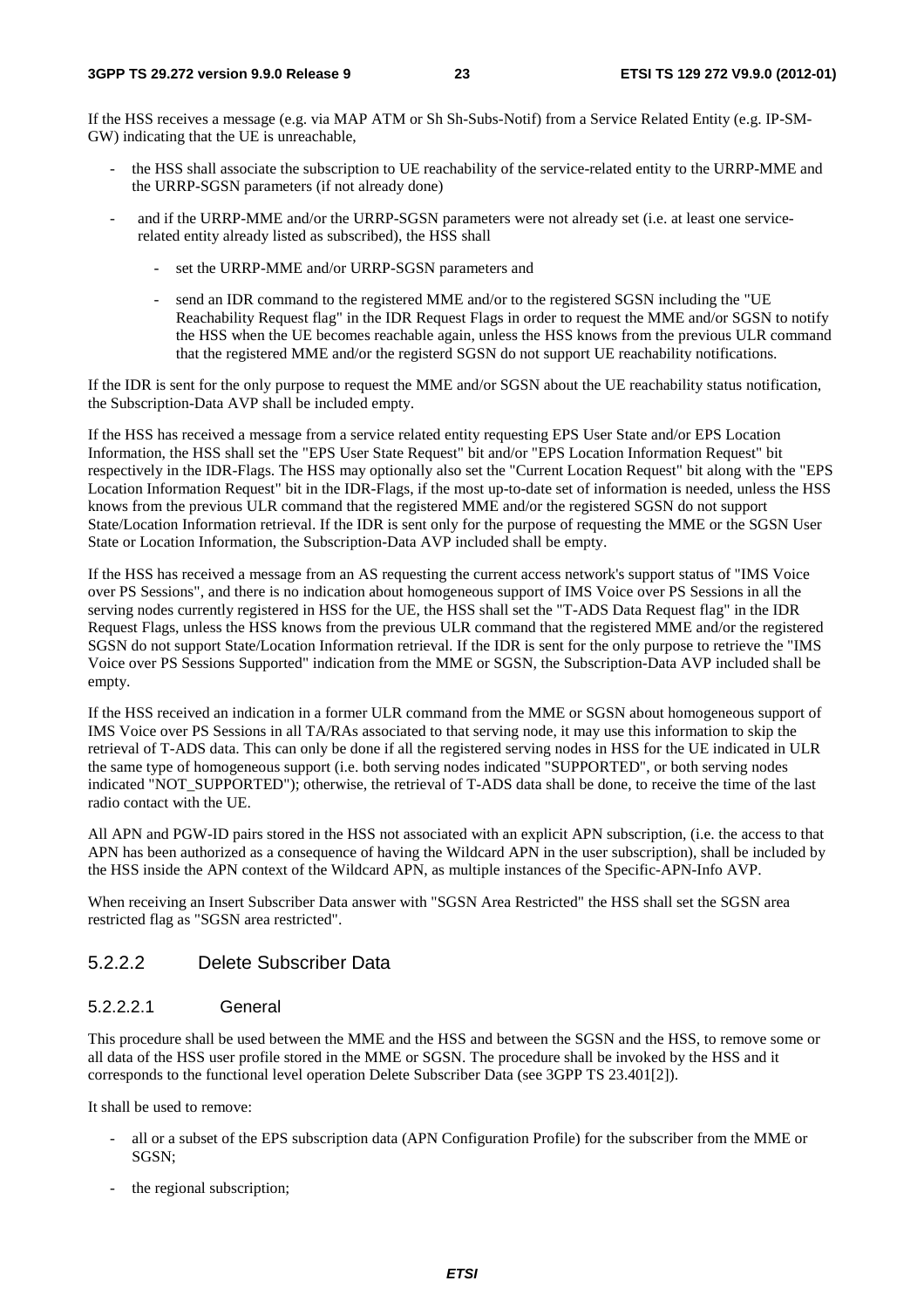If the HSS receives a message (e.g. via MAP ATM or Sh Sh-Subs-Notif) from a Service Related Entity (e.g. IP-SM-GW) indicating that the UE is unreachable,

- the HSS shall associate the subscription to UE reachability of the service-related entity to the URRP-MME and the URRP-SGSN parameters (if not already done)
- and if the URRP-MME and/or the URRP-SGSN parameters were not already set (i.e. at least one service-related entity already listed as subscribed), the HSS shall
  - set the URRP-MME and/or URRP-SGSN parameters and
  - send an IDR command to the registered MME and/or to the registered SGSN including the "UE Reachability Request flag" in the IDR Request Flags in order to request the MME and/or SGSN to notify the HSS when the UE becomes reachable again, unless the HSS knows from the previous ULR command that the registered MME and/or the registerd SGSN do not support UE reachability notifications.

If the IDR is sent for the only purpose to request the MME and/or SGSN about the UE reachability status notification, the Subscription-Data AVP shall be included empty.

If the HSS has received a message from a service related entity requesting EPS User State and/or EPS Location Information, the HSS shall set the "EPS User State Request" bit and/or "EPS Location Information Request" bit respectively in the IDR-Flags. The HSS may optionally also set the "Current Location Request" bit along with the "EPS Location Information Request" bit in the IDR-Flags, if the most up-to-date set of information is needed, unless the HSS knows from the previous ULR command that the registered MME and/or the registered SGSN do not support State/Location Information retrieval. If the IDR is sent only for the purpose of requesting the MME or the SGSN User State or Location Information, the Subscription-Data AVP included shall be empty.

If the HSS has received a message from an AS requesting the current access network's support status of "IMS Voice over PS Sessions", and there is no indication about homogeneous support of IMS Voice over PS Sessions in all the serving nodes currently registered in HSS for the UE, the HSS shall set the "T-ADS Data Request flag" in the IDR Request Flags, unless the HSS knows from the previous ULR command that the registered MME and/or the registered SGSN do not support State/Location Information retrieval. If the IDR is sent for the only purpose to retrieve the "IMS Voice over PS Sessions Supported" indication from the MME or SGSN, the Subscription-Data AVP included shall be empty.

If the HSS received an indication in a former ULR command from the MME or SGSN about homogeneous support of IMS Voice over PS Sessions in all TA/RAs associated to that serving node, it may use this information to skip the retrieval of T-ADS data. This can only be done if all the registered serving nodes in HSS for the UE indicated in ULR the same type of homogeneous support (i.e. both serving nodes indicated "SUPPORTED", or both serving nodes indicated "NOT_SUPPORTED"); otherwise, the retrieval of T-ADS data shall be done, to receive the time of the last radio contact with the UE.

All APN and PGW-ID pairs stored in the HSS not associated with an explicit APN subscription, (i.e. the access to that APN has been authorized as a consequence of having the Wildcard APN in the user subscription), shall be included by the HSS inside the APN context of the Wildcard APN, as multiple instances of the Specific-APN-Info AVP.

When receiving an Insert Subscriber Data answer with "SGSN Area Restricted" the HSS shall set the SGSN area restricted flag as "SGSN area restricted".

### 5.2.2.2 Delete Subscriber Data

#### 5.2.2.2.1 General

This procedure shall be used between the MME and the HSS and between the SGSN and the HSS, to remove some or all data of the HSS user profile stored in the MME or SGSN. The procedure shall be invoked by the HSS and it corresponds to the functional level operation Delete Subscriber Data (see 3GPP TS 23.401[2]).

It shall be used to remove:

- all or a subset of the EPS subscription data (APN Configuration Profile) for the subscriber from the MME or SGSN;
- the regional subscription;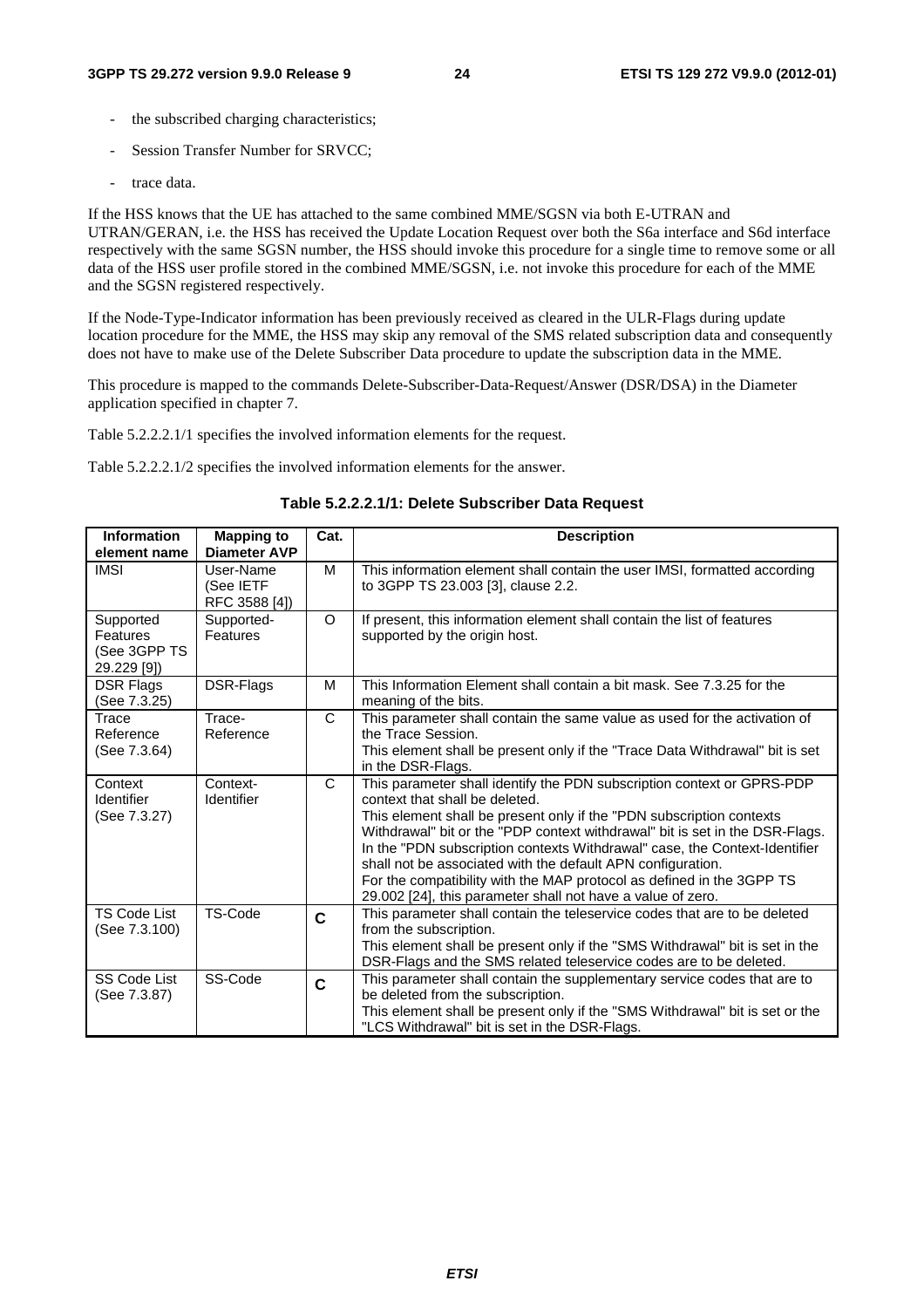- the subscribed charging characteristics;
- Session Transfer Number for SRVCC;
- trace data.

If the HSS knows that the UE has attached to the same combined MME/SGSN via both E-UTRAN and UTRAN/GERAN, i.e. the HSS has received the Update Location Request over both the S6a interface and S6d interface respectively with the same SGSN number, the HSS should invoke this procedure for a single time to remove some or all data of the HSS user profile stored in the combined MME/SGSN, i.e. not invoke this procedure for each of the MME and the SGSN registered respectively.

If the Node-Type-Indicator information has been previously received as cleared in the ULR-Flags during update location procedure for the MME, the HSS may skip any removal of the SMS related subscription data and consequently does not have to make use of the Delete Subscriber Data procedure to update the subscription data in the MME.

This procedure is mapped to the commands Delete-Subscriber-Data-Request/Answer (DSR/DSA) in the Diameter application specified in chapter 7.

Table 5.2.2.2.1/1 specifies the involved information elements for the request.

Table 5.2.2.2.1/2 specifies the involved information elements for the answer.

**Table 5.2.2.2.1/1: Delete Subscriber Data Request**

| Information element name | Mapping to Diameter AVP | Cat. | Description |
|---|---|---|---|
| IMSI | User-Name (See IETF RFC 3588 [4]) | M | This information element shall contain the user IMSI, formatted according to 3GPP TS 23.003 [3], clause 2.2. |
| Supported Features (See 3GPP TS 29.229 [9]) | Supported-Features | O | If present, this information element shall contain the list of features supported by the origin host. |
| DSR Flags (See 7.3.25) | DSR-Flags | M | This Information Element shall contain a bit mask. See 7.3.25 for the meaning of the bits. |
| Trace Reference (See 7.3.64) | Trace-Reference | C | This parameter shall contain the same value as used for the activation of the Trace Session.<br>This element shall be present only if the "Trace Data Withdrawal" bit is set in the DSR-Flags. |
| Context Identifier (See 7.3.27) | Context-Identifier | C | This parameter shall identify the PDN subscription context or GPRS-PDP context that shall be deleted.<br>This element shall be present only if the "PDN subscription contexts Withdrawal" bit or the "PDP context withdrawal" bit is set in the DSR-Flags. In the "PDN subscription contexts Withdrawal" case, the Context-Identifier shall not be associated with the default APN configuration.<br>For the compatibility with the MAP protocol as defined in the 3GPP TS 29.002 [24], this parameter shall not have a value of zero. |
| TS Code List (See 7.3.100) | TS-Code | **C** | This parameter shall contain the teleservice codes that are to be deleted from the subscription.<br>This element shall be present only if the "SMS Withdrawal" bit is set in the DSR-Flags and the SMS related teleservice codes are to be deleted. |
| SS Code List (See 7.3.87) | SS-Code | **C** | This parameter shall contain the supplementary service codes that are to be deleted from the subscription.<br>This element shall be present only if the "SMS Withdrawal" bit is set or the "LCS Withdrawal" bit is set in the DSR-Flags. |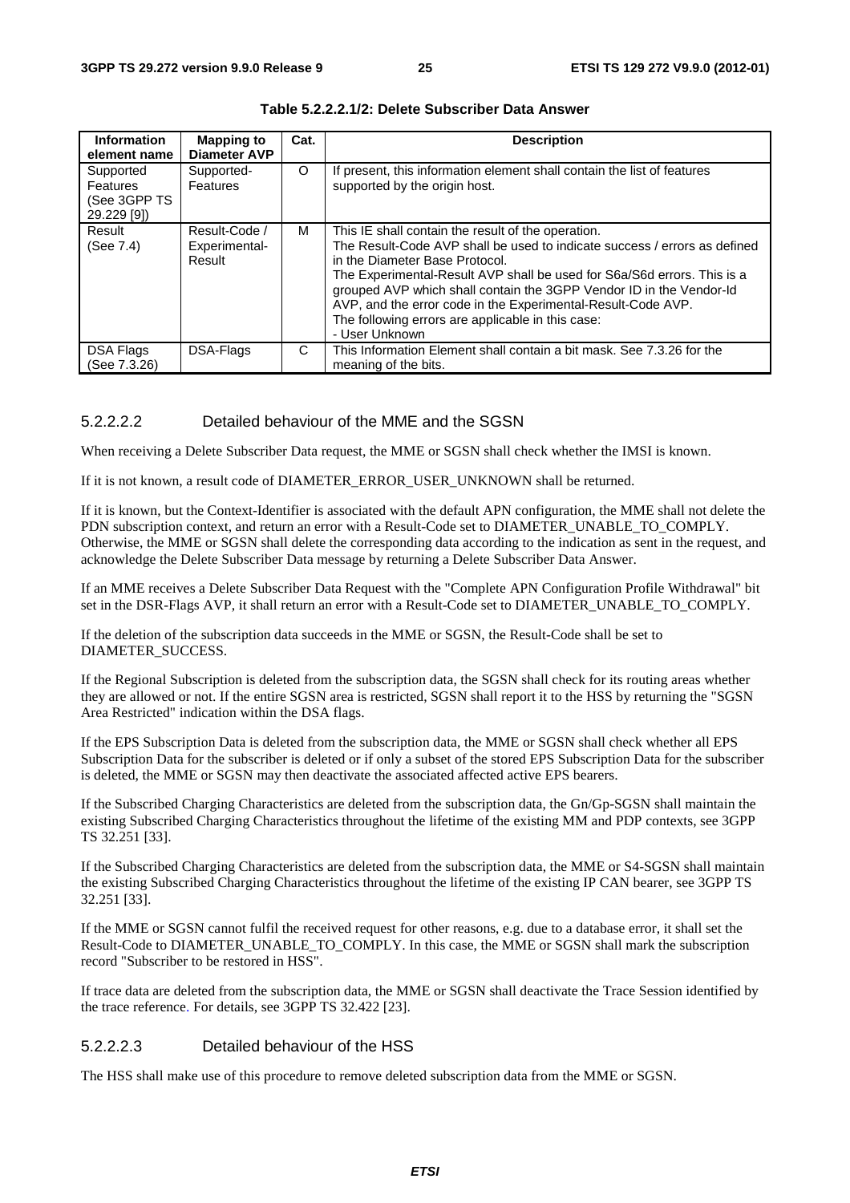**Table 5.2.2.2.1/2: Delete Subscriber Data Answer**

| Information element name | Mapping to Diameter AVP | Cat. | Description |
|---|---|---|---|
| Supported Features (See 3GPP TS 29.229 [9]) | Supported-Features | O | If present, this information element shall contain the list of features supported by the origin host. |
| Result (See 7.4) | Result-Code / Experimental-Result | M | This IE shall contain the result of the operation.<br>The Result-Code AVP shall be used to indicate success / errors as defined in the Diameter Base Protocol.<br>The Experimental-Result AVP shall be used for S6a/S6d errors. This is a grouped AVP which shall contain the 3GPP Vendor ID in the Vendor-Id AVP, and the error code in the Experimental-Result-Code AVP.<br>The following errors are applicable in this case:<br>- User Unknown |
| DSA Flags (See 7.3.26) | DSA-Flags | C | This Information Element shall contain a bit mask. See 7.3.26 for the meaning of the bits. |

#### 5.2.2.2.2 Detailed behaviour of the MME and the SGSN

When receiving a Delete Subscriber Data request, the MME or SGSN shall check whether the IMSI is known.

If it is not known, a result code of DIAMETER_ERROR_USER_UNKNOWN shall be returned.

If it is known, but the Context-Identifier is associated with the default APN configuration, the MME shall not delete the PDN subscription context, and return an error with a Result-Code set to DIAMETER_UNABLE_TO_COMPLY. Otherwise, the MME or SGSN shall delete the corresponding data according to the indication as sent in the request, and acknowledge the Delete Subscriber Data message by returning a Delete Subscriber Data Answer.

If an MME receives a Delete Subscriber Data Request with the "Complete APN Configuration Profile Withdrawal" bit set in the DSR-Flags AVP, it shall return an error with a Result-Code set to DIAMETER_UNABLE_TO_COMPLY.

If the deletion of the subscription data succeeds in the MME or SGSN, the Result-Code shall be set to DIAMETER_SUCCESS.

If the Regional Subscription is deleted from the subscription data, the SGSN shall check for its routing areas whether they are allowed or not. If the entire SGSN area is restricted, SGSN shall report it to the HSS by returning the "SGSN Area Restricted" indication within the DSA flags.

If the EPS Subscription Data is deleted from the subscription data, the MME or SGSN shall check whether all EPS Subscription Data for the subscriber is deleted or if only a subset of the stored EPS Subscription Data for the subscriber is deleted, the MME or SGSN may then deactivate the associated affected active EPS bearers.

If the Subscribed Charging Characteristics are deleted from the subscription data, the Gn/Gp-SGSN shall maintain the existing Subscribed Charging Characteristics throughout the lifetime of the existing MM and PDP contexts, see 3GPP TS 32.251 [33].

If the Subscribed Charging Characteristics are deleted from the subscription data, the MME or S4-SGSN shall maintain the existing Subscribed Charging Characteristics throughout the lifetime of the existing IP CAN bearer, see 3GPP TS 32.251 [33].

If the MME or SGSN cannot fulfil the received request for other reasons, e.g. due to a database error, it shall set the Result-Code to DIAMETER_UNABLE_TO_COMPLY. In this case, the MME or SGSN shall mark the subscription record "Subscriber to be restored in HSS".

If trace data are deleted from the subscription data, the MME or SGSN shall deactivate the Trace Session identified by the trace reference. For details, see 3GPP TS 32.422 [23].

#### 5.2.2.2.3 Detailed behaviour of the HSS

The HSS shall make use of this procedure to remove deleted subscription data from the MME or SGSN.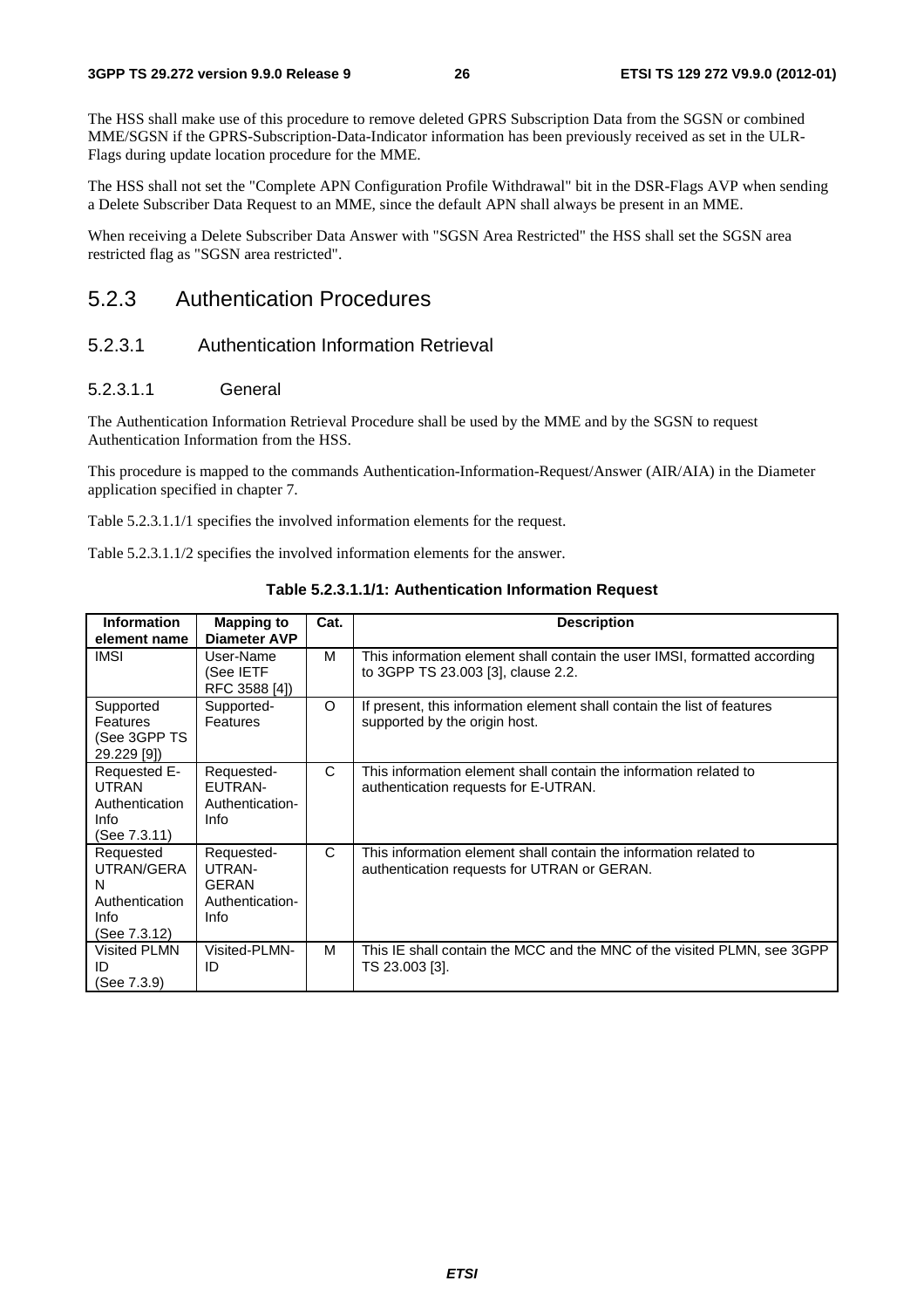The HSS shall make use of this procedure to remove deleted GPRS Subscription Data from the SGSN or combined MME/SGSN if the GPRS-Subscription-Data-Indicator information has been previously received as set in the ULR-Flags during update location procedure for the MME.

The HSS shall not set the "Complete APN Configuration Profile Withdrawal" bit in the DSR-Flags AVP when sending a Delete Subscriber Data Request to an MME, since the default APN shall always be present in an MME.

When receiving a Delete Subscriber Data Answer with "SGSN Area Restricted" the HSS shall set the SGSN area restricted flag as "SGSN area restricted".

## 5.2.3 Authentication Procedures

### 5.2.3.1 Authentication Information Retrieval

#### 5.2.3.1.1 General

The Authentication Information Retrieval Procedure shall be used by the MME and by the SGSN to request Authentication Information from the HSS.

This procedure is mapped to the commands Authentication-Information-Request/Answer (AIR/AIA) in the Diameter application specified in chapter 7.

Table 5.2.3.1.1/1 specifies the involved information elements for the request.

Table 5.2.3.1.1/2 specifies the involved information elements for the answer.

**Table 5.2.3.1.1/1: Authentication Information Request**

| Information element name | Mapping to Diameter AVP | Cat. | Description |
|---|---|---|---|
| IMSI | User-Name (See IETF RFC 3588 [4]) | M | This information element shall contain the user IMSI, formatted according to 3GPP TS 23.003 [3], clause 2.2. |
| Supported Features (See 3GPP TS 29.229 [9]) | Supported-Features | O | If present, this information element shall contain the list of features supported by the origin host. |
| Requested E-UTRAN Authentication Info (See 7.3.11) | Requested-EUTRAN-Authentication-Info | C | This information element shall contain the information related to authentication requests for E-UTRAN. |
| Requested UTRAN/GERAN Authentication Info (See 7.3.12) | Requested-UTRAN-GERAN Authentication-Info | C | This information element shall contain the information related to authentication requests for UTRAN or GERAN. |
| Visited PLMN ID (See 7.3.9) | Visited-PLMN-ID | M | This IE shall contain the MCC and the MNC of the visited PLMN, see 3GPP TS 23.003 [3]. |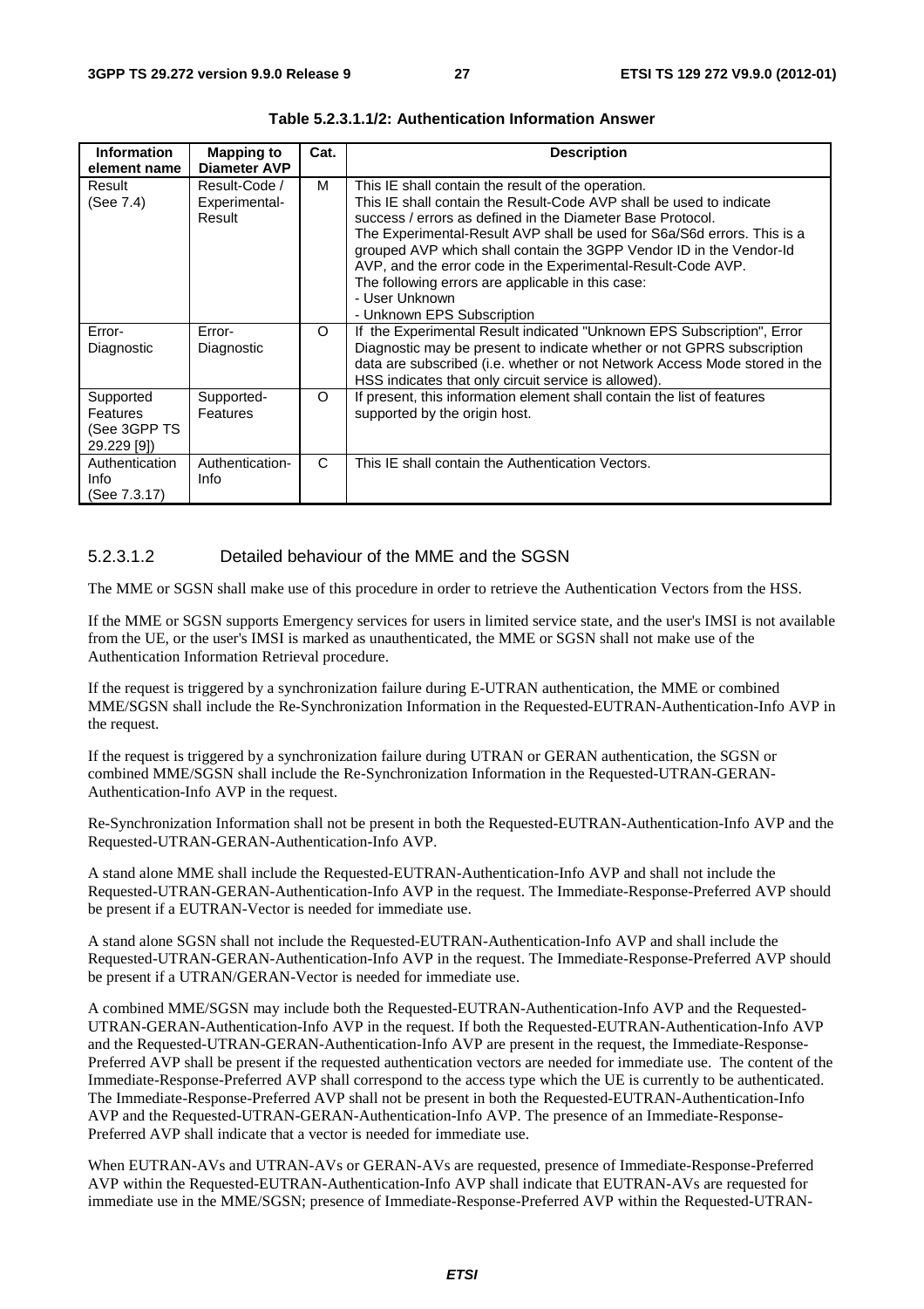**Table 5.2.3.1.1/2: Authentication Information Answer**

| Information element name | Mapping to Diameter AVP | Cat. | Description |
|---|---|---|---|
| Result (See 7.4) | Result-Code / Experimental-Result | M | This IE shall contain the result of the operation.<br>This IE shall contain the Result-Code AVP shall be used to indicate success / errors as defined in the Diameter Base Protocol.<br>The Experimental-Result AVP shall be used for S6a/S6d errors. This is a grouped AVP which shall contain the 3GPP Vendor ID in the Vendor-Id AVP, and the error code in the Experimental-Result-Code AVP.<br>The following errors are applicable in this case:<br>- User Unknown<br>- Unknown EPS Subscription |
| Error-Diagnostic | Error-Diagnostic | O | If the Experimental Result indicated "Unknown EPS Subscription", Error Diagnostic may be present to indicate whether or not GPRS subscription data are subscribed (i.e. whether or not Network Access Mode stored in the HSS indicates that only circuit service is allowed). |
| Supported Features (See 3GPP TS 29.229 [9]) | Supported-Features | O | If present, this information element shall contain the list of features supported by the origin host. |
| Authentication Info (See 7.3.17) | Authentication-Info | C | This IE shall contain the Authentication Vectors. |

#### 5.2.3.1.2 Detailed behaviour of the MME and the SGSN

The MME or SGSN shall make use of this procedure in order to retrieve the Authentication Vectors from the HSS.

If the MME or SGSN supports Emergency services for users in limited service state, and the user's IMSI is not available from the UE, or the user's IMSI is marked as unauthenticated, the MME or SGSN shall not make use of the Authentication Information Retrieval procedure.

If the request is triggered by a synchronization failure during E-UTRAN authentication, the MME or combined MME/SGSN shall include the Re-Synchronization Information in the Requested-EUTRAN-Authentication-Info AVP in the request.

If the request is triggered by a synchronization failure during UTRAN or GERAN authentication, the SGSN or combined MME/SGSN shall include the Re-Synchronization Information in the Requested-UTRAN-GERAN-Authentication-Info AVP in the request.

Re-Synchronization Information shall not be present in both the Requested-EUTRAN-Authentication-Info AVP and the Requested-UTRAN-GERAN-Authentication-Info AVP.

A stand alone MME shall include the Requested-EUTRAN-Authentication-Info AVP and shall not include the Requested-UTRAN-GERAN-Authentication-Info AVP in the request. The Immediate-Response-Preferred AVP should be present if a EUTRAN-Vector is needed for immediate use.

A stand alone SGSN shall not include the Requested-EUTRAN-Authentication-Info AVP and shall include the Requested-UTRAN-GERAN-Authentication-Info AVP in the request. The Immediate-Response-Preferred AVP should be present if a UTRAN/GERAN-Vector is needed for immediate use.

A combined MME/SGSN may include both the Requested-EUTRAN-Authentication-Info AVP and the Requested-UTRAN-GERAN-Authentication-Info AVP in the request. If both the Requested-EUTRAN-Authentication-Info AVP and the Requested-UTRAN-GERAN-Authentication-Info AVP are present in the request, the Immediate-Response-Preferred AVP shall be present if the requested authentication vectors are needed for immediate use. The content of the Immediate-Response-Preferred AVP shall correspond to the access type which the UE is currently to be authenticated. The Immediate-Response-Preferred AVP shall not be present in both the Requested-EUTRAN-Authentication-Info AVP and the Requested-UTRAN-GERAN-Authentication-Info AVP. The presence of an Immediate-Response-Preferred AVP shall indicate that a vector is needed for immediate use.

When EUTRAN-AVs and UTRAN-AVs or GERAN-AVs are requested, presence of Immediate-Response-Preferred AVP within the Requested-EUTRAN-Authentication-Info AVP shall indicate that EUTRAN-AVs are requested for immediate use in the MME/SGSN; presence of Immediate-Response-Preferred AVP within the Requested-UTRAN-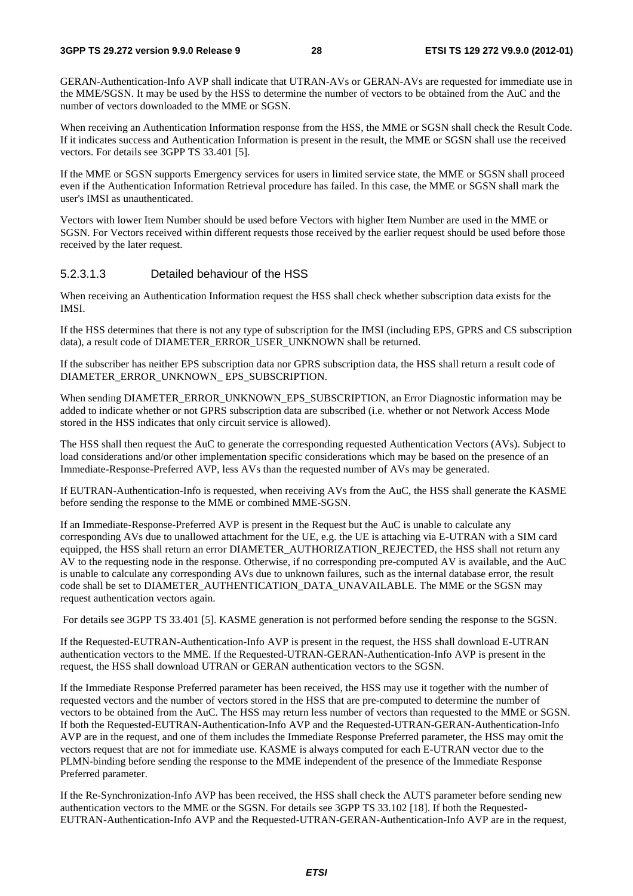GERAN-Authentication-Info AVP shall indicate that UTRAN-AVs or GERAN-AVs are requested for immediate use in the MME/SGSN. It may be used by the HSS to determine the number of vectors to be obtained from the AuC and the number of vectors downloaded to the MME or SGSN.

When receiving an Authentication Information response from the HSS, the MME or SGSN shall check the Result Code. If it indicates success and Authentication Information is present in the result, the MME or SGSN shall use the received vectors. For details see 3GPP TS 33.401 [5].

If the MME or SGSN supports Emergency services for users in limited service state, the MME or SGSN shall proceed even if the Authentication Information Retrieval procedure has failed. In this case, the MME or SGSN shall mark the user's IMSI as unauthenticated.

Vectors with lower Item Number should be used before Vectors with higher Item Number are used in the MME or SGSN. For Vectors received within different requests those received by the earlier request should be used before those received by the later request.

#### 5.2.3.1.3 Detailed behaviour of the HSS

When receiving an Authentication Information request the HSS shall check whether subscription data exists for the IMSI.

If the HSS determines that there is not any type of subscription for the IMSI (including EPS, GPRS and CS subscription data), a result code of DIAMETER_ERROR_USER_UNKNOWN shall be returned.

If the subscriber has neither EPS subscription data nor GPRS subscription data, the HSS shall return a result code of DIAMETER_ERROR_UNKNOWN_ EPS_SUBSCRIPTION.

When sending DIAMETER_ERROR_UNKNOWN_EPS_SUBSCRIPTION, an Error Diagnostic information may be added to indicate whether or not GPRS subscription data are subscribed (i.e. whether or not Network Access Mode stored in the HSS indicates that only circuit service is allowed).

The HSS shall then request the AuC to generate the corresponding requested Authentication Vectors (AVs). Subject to load considerations and/or other implementation specific considerations which may be based on the presence of an Immediate-Response-Preferred AVP, less AVs than the requested number of AVs may be generated.

If EUTRAN-Authentication-Info is requested, when receiving AVs from the AuC, the HSS shall generate the KASME before sending the response to the MME or combined MME-SGSN.

If an Immediate-Response-Preferred AVP is present in the Request but the AuC is unable to calculate any corresponding AVs due to unallowed attachment for the UE, e.g. the UE is attaching via E-UTRAN with a SIM card equipped, the HSS shall return an error DIAMETER_AUTHORIZATION_REJECTED, the HSS shall not return any AV to the requesting node in the response. Otherwise, if no corresponding pre-computed AV is available, and the AuC is unable to calculate any corresponding AVs due to unknown failures, such as the internal database error, the result code shall be set to DIAMETER_AUTHENTICATION_DATA_UNAVAILABLE. The MME or the SGSN may request authentication vectors again.

For details see 3GPP TS 33.401 [5]. KASME generation is not performed before sending the response to the SGSN.

If the Requested-EUTRAN-Authentication-Info AVP is present in the request, the HSS shall download E-UTRAN authentication vectors to the MME. If the Requested-UTRAN-GERAN-Authentication-Info AVP is present in the request, the HSS shall download UTRAN or GERAN authentication vectors to the SGSN.

If the Immediate Response Preferred parameter has been received, the HSS may use it together with the number of requested vectors and the number of vectors stored in the HSS that are pre-computed to determine the number of vectors to be obtained from the AuC. The HSS may return less number of vectors than requested to the MME or SGSN. If both the Requested-EUTRAN-Authentication-Info AVP and the Requested-UTRAN-GERAN-Authentication-Info AVP are in the request, and one of them includes the Immediate Response Preferred parameter, the HSS may omit the vectors request that are not for immediate use. KASME is always computed for each E-UTRAN vector due to the PLMN-binding before sending the response to the MME independent of the presence of the Immediate Response Preferred parameter.

If the Re-Synchronization-Info AVP has been received, the HSS shall check the AUTS parameter before sending new authentication vectors to the MME or the SGSN. For details see 3GPP TS 33.102 [18]. If both the Requested-EUTRAN-Authentication-Info AVP and the Requested-UTRAN-GERAN-Authentication-Info AVP are in the request,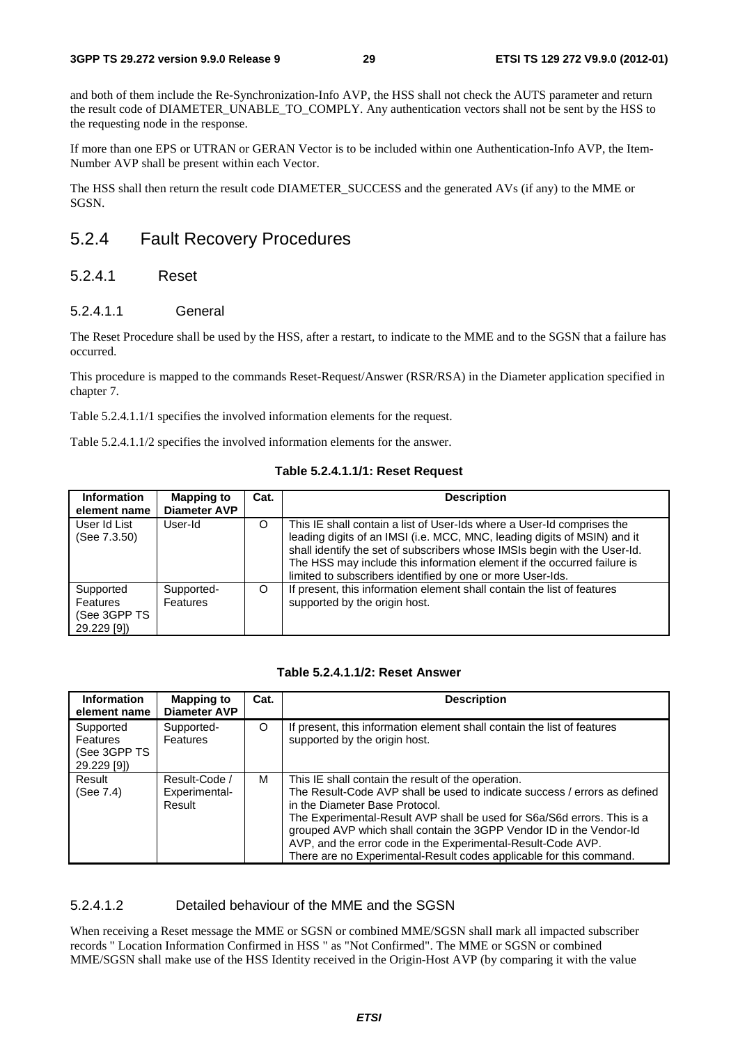and both of them include the Re-Synchronization-Info AVP, the HSS shall not check the AUTS parameter and return the result code of DIAMETER_UNABLE_TO_COMPLY. Any authentication vectors shall not be sent by the HSS to the requesting node in the response.

If more than one EPS or UTRAN or GERAN Vector is to be included within one Authentication-Info AVP, the Item-Number AVP shall be present within each Vector.

The HSS shall then return the result code DIAMETER_SUCCESS and the generated AVs (if any) to the MME or SGSN.

## 5.2.4 Fault Recovery Procedures

### 5.2.4.1 Reset

#### 5.2.4.1.1 General

The Reset Procedure shall be used by the HSS, after a restart, to indicate to the MME and to the SGSN that a failure has occurred.

This procedure is mapped to the commands Reset-Request/Answer (RSR/RSA) in the Diameter application specified in chapter 7.

Table 5.2.4.1.1/1 specifies the involved information elements for the request.

Table 5.2.4.1.1/2 specifies the involved information elements for the answer.

**Table 5.2.4.1.1/1: Reset Request**

| Information element name | Mapping to Diameter AVP | Cat. | Description |
|---|---|---|---|
| User Id List (See 7.3.50) | User-Id | O | This IE shall contain a list of User-Ids where a User-Id comprises the leading digits of an IMSI (i.e. MCC, MNC, leading digits of MSIN) and it shall identify the set of subscribers whose IMSIs begin with the User-Id. The HSS may include this information element if the occurred failure is limited to subscribers identified by one or more User-Ids. |
| Supported Features (See 3GPP TS 29.229 [9]) | Supported-Features | O | If present, this information element shall contain the list of features supported by the origin host. |

**Table 5.2.4.1.1/2: Reset Answer**

| Information element name | Mapping to Diameter AVP | Cat. | Description |
|---|---|---|---|
| Supported Features (See 3GPP TS 29.229 [9]) | Supported-Features | O | If present, this information element shall contain the list of features supported by the origin host. |
| Result (See 7.4) | Result-Code / Experimental-Result | M | This IE shall contain the result of the operation.<br>The Result-Code AVP shall be used to indicate success / errors as defined in the Diameter Base Protocol.<br>The Experimental-Result AVP shall be used for S6a/S6d errors. This is a grouped AVP which shall contain the 3GPP Vendor ID in the Vendor-Id AVP, and the error code in the Experimental-Result-Code AVP.<br>There are no Experimental-Result codes applicable for this command. |

#### 5.2.4.1.2 Detailed behaviour of the MME and the SGSN

When receiving a Reset message the MME or SGSN or combined MME/SGSN shall mark all impacted subscriber records " Location Information Confirmed in HSS " as "Not Confirmed". The MME or SGSN or combined MME/SGSN shall make use of the HSS Identity received in the Origin-Host AVP (by comparing it with the value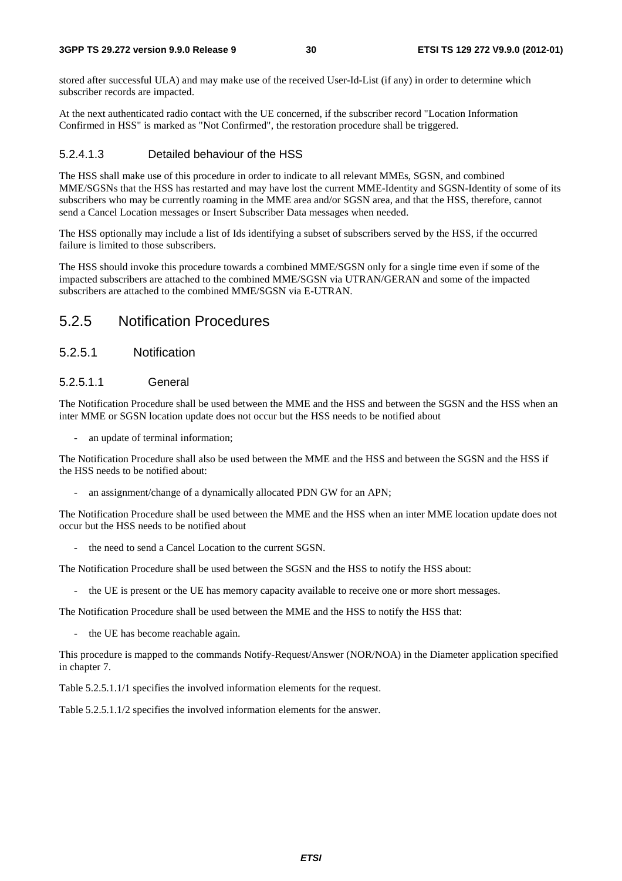stored after successful ULA) and may make use of the received User-Id-List (if any) in order to determine which subscriber records are impacted.

At the next authenticated radio contact with the UE concerned, if the subscriber record "Location Information Confirmed in HSS" is marked as "Not Confirmed", the restoration procedure shall be triggered.

##### 5.2.4.1.3 Detailed behaviour of the HSS

The HSS shall make use of this procedure in order to indicate to all relevant MMEs, SGSN, and combined MME/SGSNs that the HSS has restarted and may have lost the current MME-Identity and SGSN-Identity of some of its subscribers who may be currently roaming in the MME area and/or SGSN area, and that the HSS, therefore, cannot send a Cancel Location messages or Insert Subscriber Data messages when needed.

The HSS optionally may include a list of Ids identifying a subset of subscribers served by the HSS, if the occurred failure is limited to those subscribers.

The HSS should invoke this procedure towards a combined MME/SGSN only for a single time even if some of the impacted subscribers are attached to the combined MME/SGSN via UTRAN/GERAN and some of the impacted subscribers are attached to the combined MME/SGSN via E-UTRAN.

## 5.2.5 Notification Procedures

### 5.2.5.1 Notification

#### 5.2.5.1.1 General

The Notification Procedure shall be used between the MME and the HSS and between the SGSN and the HSS when an inter MME or SGSN location update does not occur but the HSS needs to be notified about

- an update of terminal information;

The Notification Procedure shall also be used between the MME and the HSS and between the SGSN and the HSS if the HSS needs to be notified about:

- an assignment/change of a dynamically allocated PDN GW for an APN;

The Notification Procedure shall be used between the MME and the HSS when an inter MME location update does not occur but the HSS needs to be notified about

- the need to send a Cancel Location to the current SGSN.

The Notification Procedure shall be used between the SGSN and the HSS to notify the HSS about:

- the UE is present or the UE has memory capacity available to receive one or more short messages.

The Notification Procedure shall be used between the MME and the HSS to notify the HSS that:

- the UE has become reachable again.

This procedure is mapped to the commands Notify-Request/Answer (NOR/NOA) in the Diameter application specified in chapter 7.

Table 5.2.5.1.1/1 specifies the involved information elements for the request.

Table 5.2.5.1.1/2 specifies the involved information elements for the answer.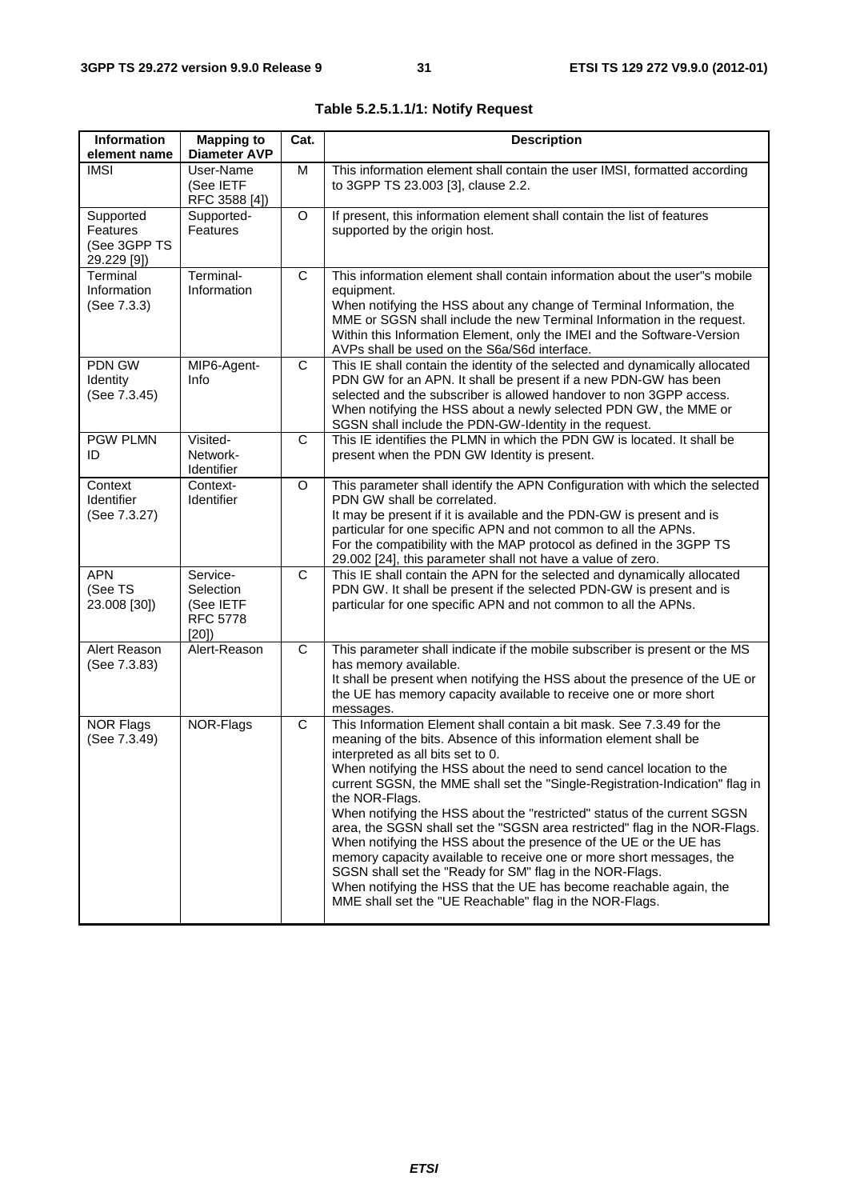**Table 5.2.5.1.1/1: Notify Request**

| Information element name | Mapping to Diameter AVP | Cat. | Description |
|---|---|---|---|
| IMSI | User-Name (See IETF RFC 3588 [4]) | M | This information element shall contain the user IMSI, formatted according to 3GPP TS 23.003 [3], clause 2.2. |
| Supported Features (See 3GPP TS 29.229 [9]) | Supported-Features | O | If present, this information element shall contain the list of features supported by the origin host. |
| Terminal Information (See 7.3.3) | Terminal-Information | C | This information element shall contain information about the user"s mobile equipment. When notifying the HSS about any change of Terminal Information, the MME or SGSN shall include the new Terminal Information in the request. Within this Information Element, only the IMEI and the Software-Version AVPs shall be used on the S6a/S6d interface. |
| PDN GW Identity (See 7.3.45) | MIP6-Agent-Info | C | This IE shall contain the identity of the selected and dynamically allocated PDN GW for an APN. It shall be present if a new PDN-GW has been selected and the subscriber is allowed handover to non 3GPP access. When notifying the HSS about a newly selected PDN GW, the MME or SGSN shall include the PDN-GW-Identity in the request. |
| PGW PLMN ID | Visited-Network-Identifier | C | This IE identifies the PLMN in which the PDN GW is located. It shall be present when the PDN GW Identity is present. |
| Context Identifier (See 7.3.27) | Context-Identifier | O | This parameter shall identify the APN Configuration with which the selected PDN GW shall be correlated. It may be present if it is available and the PDN-GW is present and is particular for one specific APN and not common to all the APNs. For the compatibility with the MAP protocol as defined in the 3GPP TS 29.002 [24], this parameter shall not have a value of zero. |
| APN (See TS 23.008 [30]) | Service-Selection (See IETF RFC 5778 [20]) | C | This IE shall contain the APN for the selected and dynamically allocated PDN GW. It shall be present if the selected PDN-GW is present and is particular for one specific APN and not common to all the APNs. |
| Alert Reason (See 7.3.83) | Alert-Reason | C | This parameter shall indicate if the mobile subscriber is present or the MS has memory available. It shall be present when notifying the HSS about the presence of the UE or the UE has memory capacity available to receive one or more short messages. |
| NOR Flags (See 7.3.49) | NOR-Flags | C | This Information Element shall contain a bit mask. See 7.3.49 for the meaning of the bits. Absence of this information element shall be interpreted as all bits set to 0. When notifying the HSS about the need to send cancel location to the current SGSN, the MME shall set the "Single-Registration-Indication" flag in the NOR-Flags. When notifying the HSS about the "restricted" status of the current SGSN area, the SGSN shall set the "SGSN area restricted" flag in the NOR-Flags. When notifying the HSS about the presence of the UE or the UE has memory capacity available to receive one or more short messages, the SGSN shall set the "Ready for SM" flag in the NOR-Flags. When notifying the HSS that the UE has become reachable again, the MME shall set the "UE Reachable" flag in the NOR-Flags. |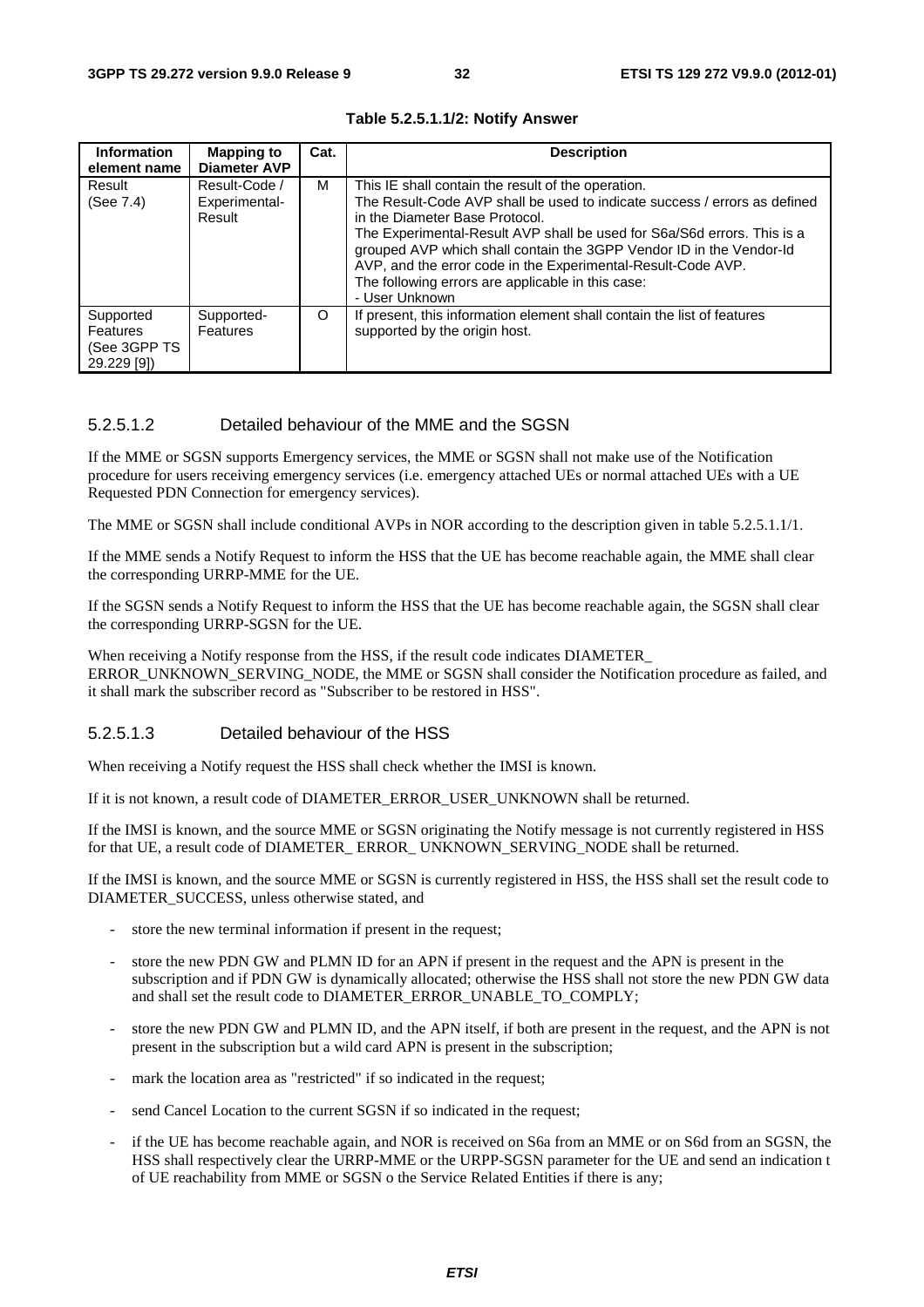**Table 5.2.5.1.1/2: Notify Answer**

| Information element name | Mapping to Diameter AVP | Cat. | Description |
|---|---|---|---|
| Result (See 7.4) | Result-Code / Experimental-Result | M | This IE shall contain the result of the operation.<br>The Result-Code AVP shall be used to indicate success / errors as defined in the Diameter Base Protocol.<br>The Experimental-Result AVP shall be used for S6a/S6d errors. This is a grouped AVP which shall contain the 3GPP Vendor ID in the Vendor-Id AVP, and the error code in the Experimental-Result-Code AVP.<br>The following errors are applicable in this case:<br>- User Unknown |
| Supported Features (See 3GPP TS 29.229 [9]) | Supported-Features | O | If present, this information element shall contain the list of features supported by the origin host. |

#### 5.2.5.1.2 Detailed behaviour of the MME and the SGSN

If the MME or SGSN supports Emergency services, the MME or SGSN shall not make use of the Notification procedure for users receiving emergency services (i.e. emergency attached UEs or normal attached UEs with a UE Requested PDN Connection for emergency services).

The MME or SGSN shall include conditional AVPs in NOR according to the description given in table 5.2.5.1.1/1.

If the MME sends a Notify Request to inform the HSS that the UE has become reachable again, the MME shall clear the corresponding URRP-MME for the UE.

If the SGSN sends a Notify Request to inform the HSS that the UE has become reachable again, the SGSN shall clear the corresponding URRP-SGSN for the UE.

When receiving a Notify response from the HSS, if the result code indicates DIAMETER_ ERROR_UNKNOWN_SERVING_NODE, the MME or SGSN shall consider the Notification procedure as failed, and it shall mark the subscriber record as "Subscriber to be restored in HSS".

#### 5.2.5.1.3 Detailed behaviour of the HSS

When receiving a Notify request the HSS shall check whether the IMSI is known.

If it is not known, a result code of DIAMETER_ERROR_USER_UNKNOWN shall be returned.

If the IMSI is known, and the source MME or SGSN originating the Notify message is not currently registered in HSS for that UE, a result code of DIAMETER_ ERROR_ UNKNOWN_SERVING_NODE shall be returned.

If the IMSI is known, and the source MME or SGSN is currently registered in HSS, the HSS shall set the result code to DIAMETER_SUCCESS, unless otherwise stated, and

- store the new terminal information if present in the request;
- store the new PDN GW and PLMN ID for an APN if present in the request and the APN is present in the subscription and if PDN GW is dynamically allocated; otherwise the HSS shall not store the new PDN GW data and shall set the result code to DIAMETER_ERROR_UNABLE_TO_COMPLY;
- store the new PDN GW and PLMN ID, and the APN itself, if both are present in the request, and the APN is not present in the subscription but a wild card APN is present in the subscription;
- mark the location area as "restricted" if so indicated in the request;
- send Cancel Location to the current SGSN if so indicated in the request;
- if the UE has become reachable again, and NOR is received on S6a from an MME or on S6d from an SGSN, the HSS shall respectively clear the URRP-MME or the URPP-SGSN parameter for the UE and send an indication t of UE reachability from MME or SGSN o the Service Related Entities if there is any;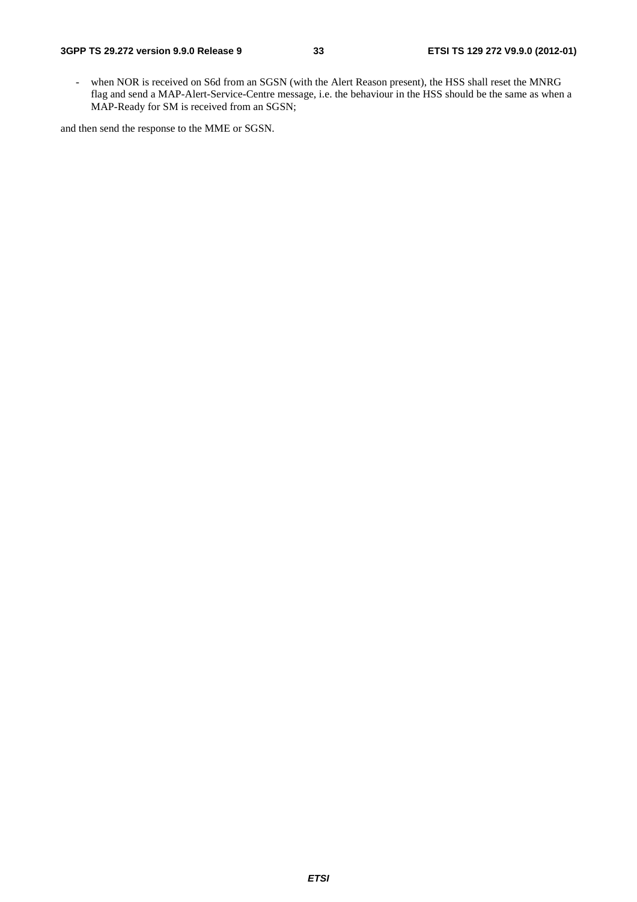- when NOR is received on S6d from an SGSN (with the Alert Reason present), the HSS shall reset the MNRG flag and send a MAP-Alert-Service-Centre message, i.e. the behaviour in the HSS should be the same as when a MAP-Ready for SM is received from an SGSN;

and then send the response to the MME or SGSN.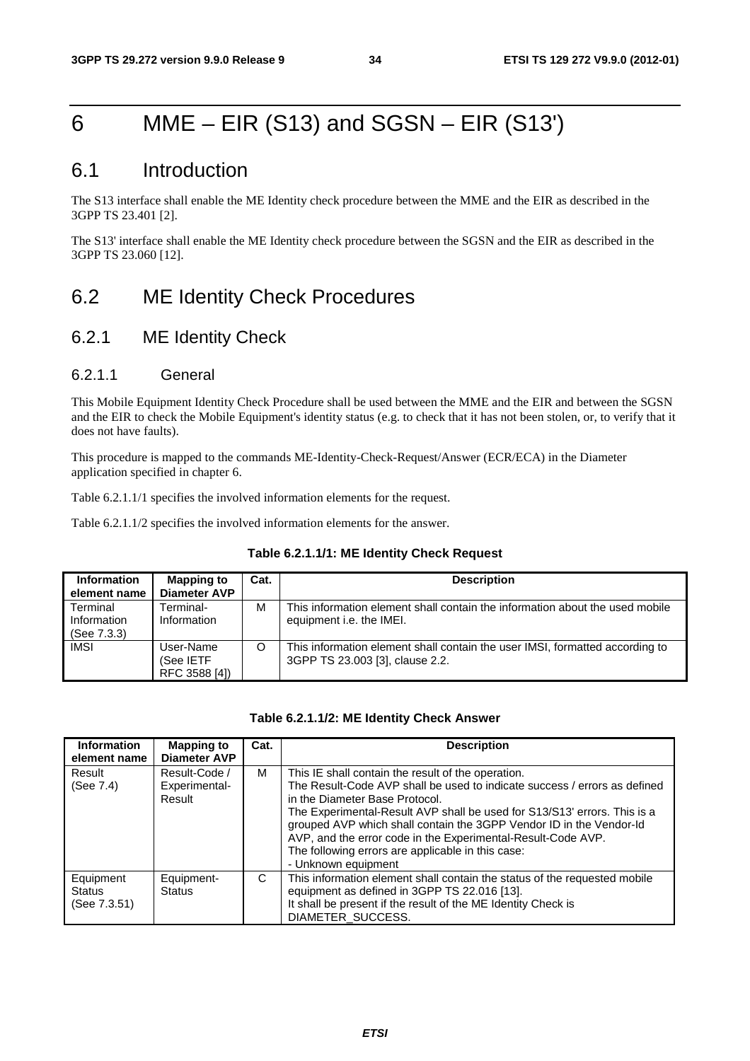# 6 MME – EIR (S13) and SGSN – EIR (S13')

## 6.1 Introduction

The S13 interface shall enable the ME Identity check procedure between the MME and the EIR as described in the 3GPP TS 23.401 [2].

The S13' interface shall enable the ME Identity check procedure between the SGSN and the EIR as described in the 3GPP TS 23.060 [12].

## 6.2 ME Identity Check Procedures

### 6.2.1 ME Identity Check

#### 6.2.1.1 General

This Mobile Equipment Identity Check Procedure shall be used between the MME and the EIR and between the SGSN and the EIR to check the Mobile Equipment's identity status (e.g. to check that it has not been stolen, or, to verify that it does not have faults).

This procedure is mapped to the commands ME-Identity-Check-Request/Answer (ECR/ECA) in the Diameter application specified in chapter 6.

Table 6.2.1.1/1 specifies the involved information elements for the request.

Table 6.2.1.1/2 specifies the involved information elements for the answer.

**Table 6.2.1.1/1: ME Identity Check Request**

| Information element name | Mapping to Diameter AVP | Cat. | Description |
| --- | --- | --- | --- |
| Terminal Information (See 7.3.3) | Terminal-Information | M | This information element shall contain the information about the used mobile equipment i.e. the IMEI. |
| IMSI | User-Name (See IETF RFC 3588 [4]) | O | This information element shall contain the user IMSI, formatted according to 3GPP TS 23.003 [3], clause 2.2. |

**Table 6.2.1.1/2: ME Identity Check Answer**

| Information element name | Mapping to Diameter AVP | Cat. | Description |
| --- | --- | --- | --- |
| Result (See 7.4) | Result-Code / Experimental-Result | M | This IE shall contain the result of the operation.<br>The Result-Code AVP shall be used to indicate success / errors as defined in the Diameter Base Protocol.<br>The Experimental-Result AVP shall be used for S13/S13' errors. This is a grouped AVP which shall contain the 3GPP Vendor ID in the Vendor-Id AVP, and the error code in the Experimental-Result-Code AVP.<br>The following errors are applicable in this case:<br>- Unknown equipment |
| Equipment Status (See 7.3.51) | Equipment-Status | C | This information element shall contain the status of the requested mobile equipment as defined in 3GPP TS 22.016 [13].<br>It shall be present if the result of the ME Identity Check is DIAMETER_SUCCESS. |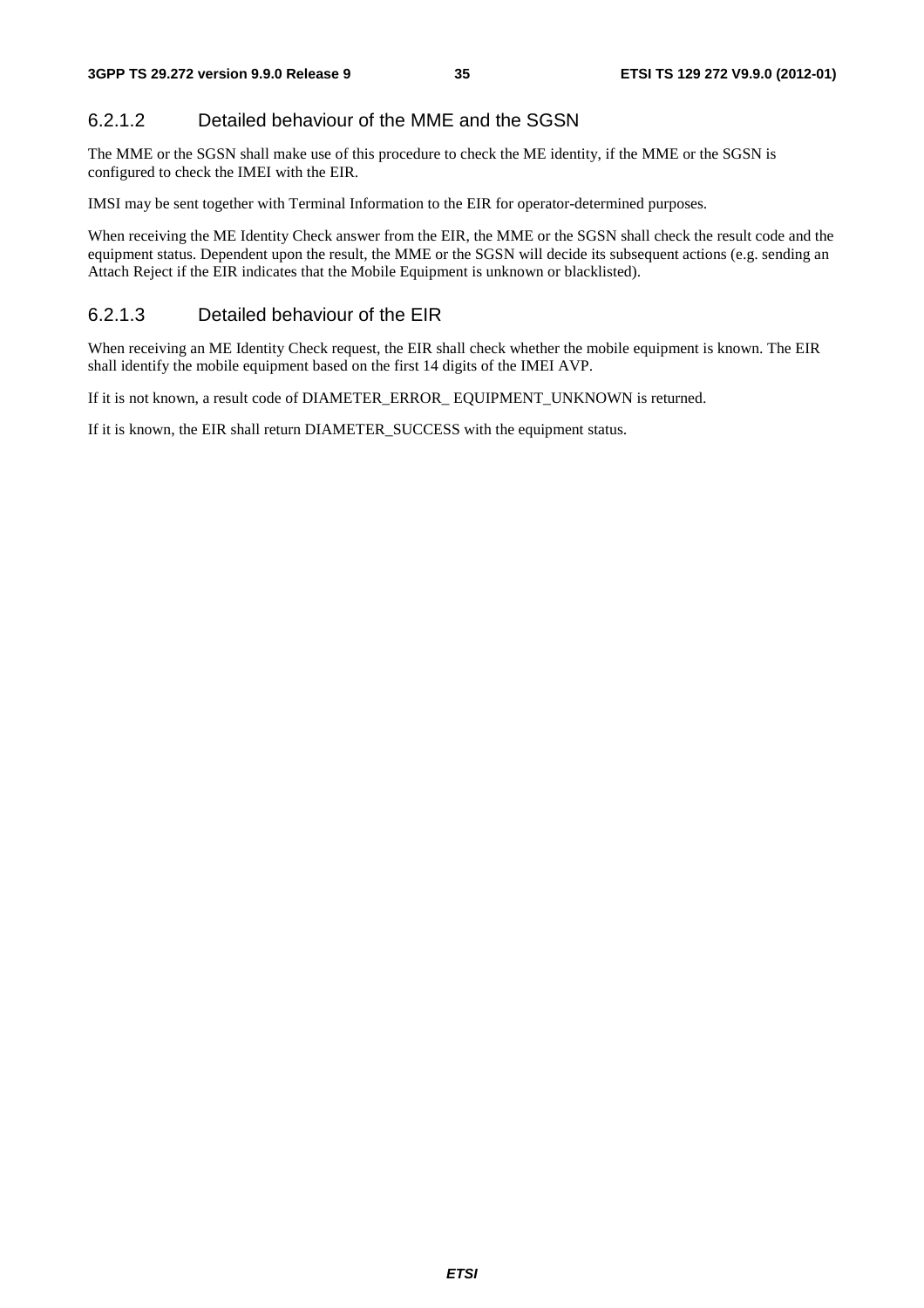#### 6.2.1.2 Detailed behaviour of the MME and the SGSN

The MME or the SGSN shall make use of this procedure to check the ME identity, if the MME or the SGSN is configured to check the IMEI with the EIR.

IMSI may be sent together with Terminal Information to the EIR for operator-determined purposes.

When receiving the ME Identity Check answer from the EIR, the MME or the SGSN shall check the result code and the equipment status. Dependent upon the result, the MME or the SGSN will decide its subsequent actions (e.g. sending an Attach Reject if the EIR indicates that the Mobile Equipment is unknown or blacklisted).

#### 6.2.1.3 Detailed behaviour of the EIR

When receiving an ME Identity Check request, the EIR shall check whether the mobile equipment is known. The EIR shall identify the mobile equipment based on the first 14 digits of the IMEI AVP.

If it is not known, a result code of DIAMETER_ERROR_ EQUIPMENT_UNKNOWN is returned.

If it is known, the EIR shall return DIAMETER_SUCCESS with the equipment status.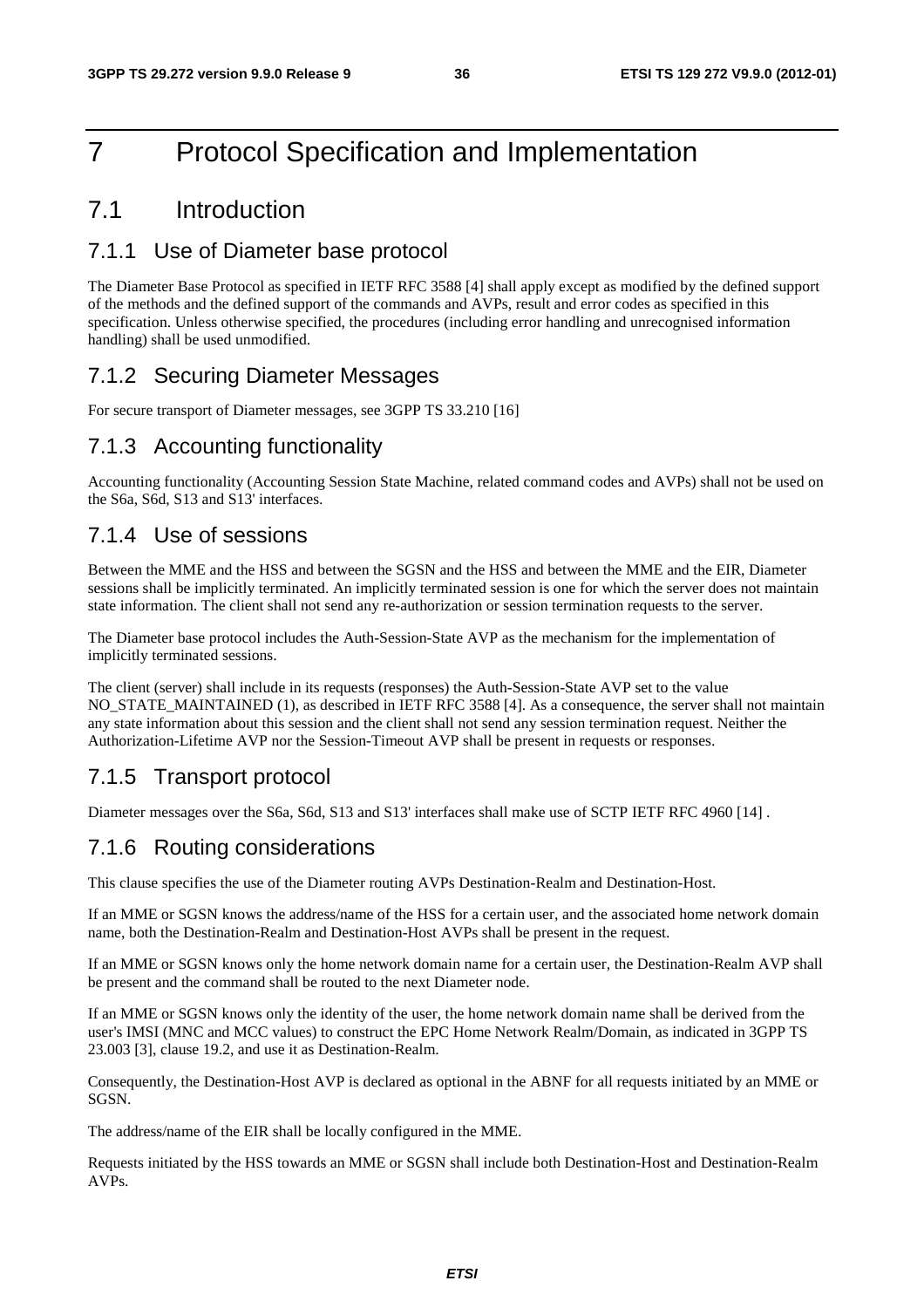# 7 Protocol Specification and Implementation

## 7.1 Introduction

### 7.1.1 Use of Diameter base protocol

The Diameter Base Protocol as specified in IETF RFC 3588 [4] shall apply except as modified by the defined support of the methods and the defined support of the commands and AVPs, result and error codes as specified in this specification. Unless otherwise specified, the procedures (including error handling and unrecognised information handling) shall be used unmodified.

### 7.1.2 Securing Diameter Messages

For secure transport of Diameter messages, see 3GPP TS 33.210 [16]

### 7.1.3 Accounting functionality

Accounting functionality (Accounting Session State Machine, related command codes and AVPs) shall not be used on the S6a, S6d, S13 and S13' interfaces.

### 7.1.4 Use of sessions

Between the MME and the HSS and between the SGSN and the HSS and between the MME and the EIR, Diameter sessions shall be implicitly terminated. An implicitly terminated session is one for which the server does not maintain state information. The client shall not send any re-authorization or session termination requests to the server.

The Diameter base protocol includes the Auth-Session-State AVP as the mechanism for the implementation of implicitly terminated sessions.

The client (server) shall include in its requests (responses) the Auth-Session-State AVP set to the value NO_STATE_MAINTAINED (1), as described in IETF RFC 3588 [4]. As a consequence, the server shall not maintain any state information about this session and the client shall not send any session termination request. Neither the Authorization-Lifetime AVP nor the Session-Timeout AVP shall be present in requests or responses.

### 7.1.5 Transport protocol

Diameter messages over the S6a, S6d, S13 and S13' interfaces shall make use of SCTP IETF RFC 4960 [14] .

### 7.1.6 Routing considerations

This clause specifies the use of the Diameter routing AVPs Destination-Realm and Destination-Host.

If an MME or SGSN knows the address/name of the HSS for a certain user, and the associated home network domain name, both the Destination-Realm and Destination-Host AVPs shall be present in the request.

If an MME or SGSN knows only the home network domain name for a certain user, the Destination-Realm AVP shall be present and the command shall be routed to the next Diameter node.

If an MME or SGSN knows only the identity of the user, the home network domain name shall be derived from the user's IMSI (MNC and MCC values) to construct the EPC Home Network Realm/Domain, as indicated in 3GPP TS 23.003 [3], clause 19.2, and use it as Destination-Realm.

Consequently, the Destination-Host AVP is declared as optional in the ABNF for all requests initiated by an MME or SGSN.

The address/name of the EIR shall be locally configured in the MME.

Requests initiated by the HSS towards an MME or SGSN shall include both Destination-Host and Destination-Realm AVPs.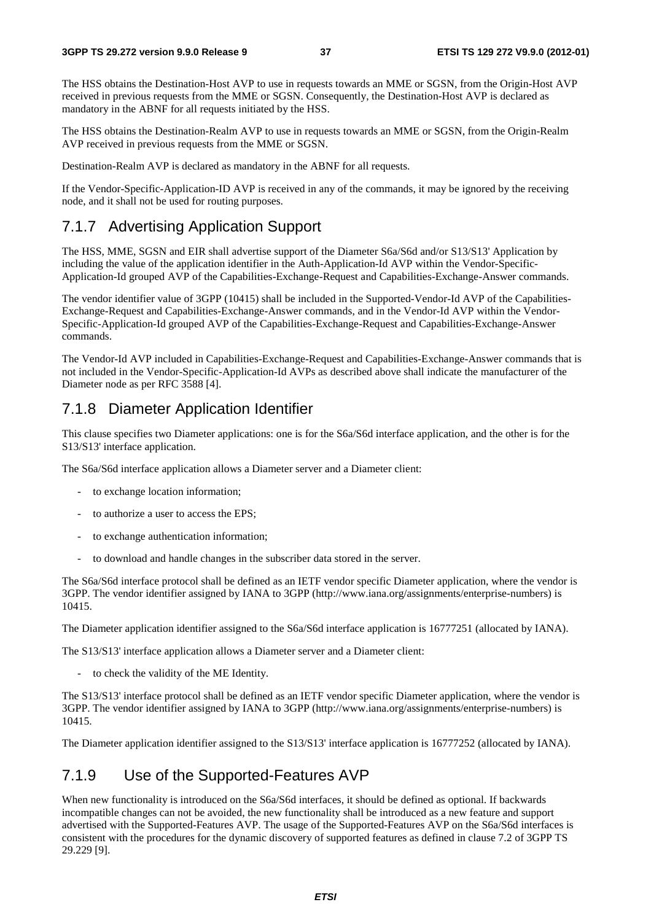The HSS obtains the Destination-Host AVP to use in requests towards an MME or SGSN, from the Origin-Host AVP received in previous requests from the MME or SGSN. Consequently, the Destination-Host AVP is declared as mandatory in the ABNF for all requests initiated by the HSS.

The HSS obtains the Destination-Realm AVP to use in requests towards an MME or SGSN, from the Origin-Realm AVP received in previous requests from the MME or SGSN.

Destination-Realm AVP is declared as mandatory in the ABNF for all requests.

If the Vendor-Specific-Application-ID AVP is received in any of the commands, it may be ignored by the receiving node, and it shall not be used for routing purposes.

## 7.1.7 Advertising Application Support

The HSS, MME, SGSN and EIR shall advertise support of the Diameter S6a/S6d and/or S13/S13' Application by including the value of the application identifier in the Auth-Application-Id AVP within the Vendor-Specific-Application-Id grouped AVP of the Capabilities-Exchange-Request and Capabilities-Exchange-Answer commands.

The vendor identifier value of 3GPP (10415) shall be included in the Supported-Vendor-Id AVP of the Capabilities-Exchange-Request and Capabilities-Exchange-Answer commands, and in the Vendor-Id AVP within the Vendor-Specific-Application-Id grouped AVP of the Capabilities-Exchange-Request and Capabilities-Exchange-Answer commands.

The Vendor-Id AVP included in Capabilities-Exchange-Request and Capabilities-Exchange-Answer commands that is not included in the Vendor-Specific-Application-Id AVPs as described above shall indicate the manufacturer of the Diameter node as per RFC 3588 [4].

## 7.1.8 Diameter Application Identifier

This clause specifies two Diameter applications: one is for the S6a/S6d interface application, and the other is for the S13/S13' interface application.

The S6a/S6d interface application allows a Diameter server and a Diameter client:

- to exchange location information;
- to authorize a user to access the EPS;
- to exchange authentication information;
- to download and handle changes in the subscriber data stored in the server.

The S6a/S6d interface protocol shall be defined as an IETF vendor specific Diameter application, where the vendor is 3GPP. The vendor identifier assigned by IANA to 3GPP (http://www.iana.org/assignments/enterprise-numbers) is 10415.

The Diameter application identifier assigned to the S6a/S6d interface application is 16777251 (allocated by IANA).

The S13/S13' interface application allows a Diameter server and a Diameter client:

- to check the validity of the ME Identity.

The S13/S13' interface protocol shall be defined as an IETF vendor specific Diameter application, where the vendor is 3GPP. The vendor identifier assigned by IANA to 3GPP (http://www.iana.org/assignments/enterprise-numbers) is 10415.

The Diameter application identifier assigned to the S13/S13' interface application is 16777252 (allocated by IANA).

## 7.1.9 Use of the Supported-Features AVP

When new functionality is introduced on the S6a/S6d interfaces, it should be defined as optional. If backwards incompatible changes can not be avoided, the new functionality shall be introduced as a new feature and support advertised with the Supported-Features AVP. The usage of the Supported-Features AVP on the S6a/S6d interfaces is consistent with the procedures for the dynamic discovery of supported features as defined in clause 7.2 of 3GPP TS 29.229 [9].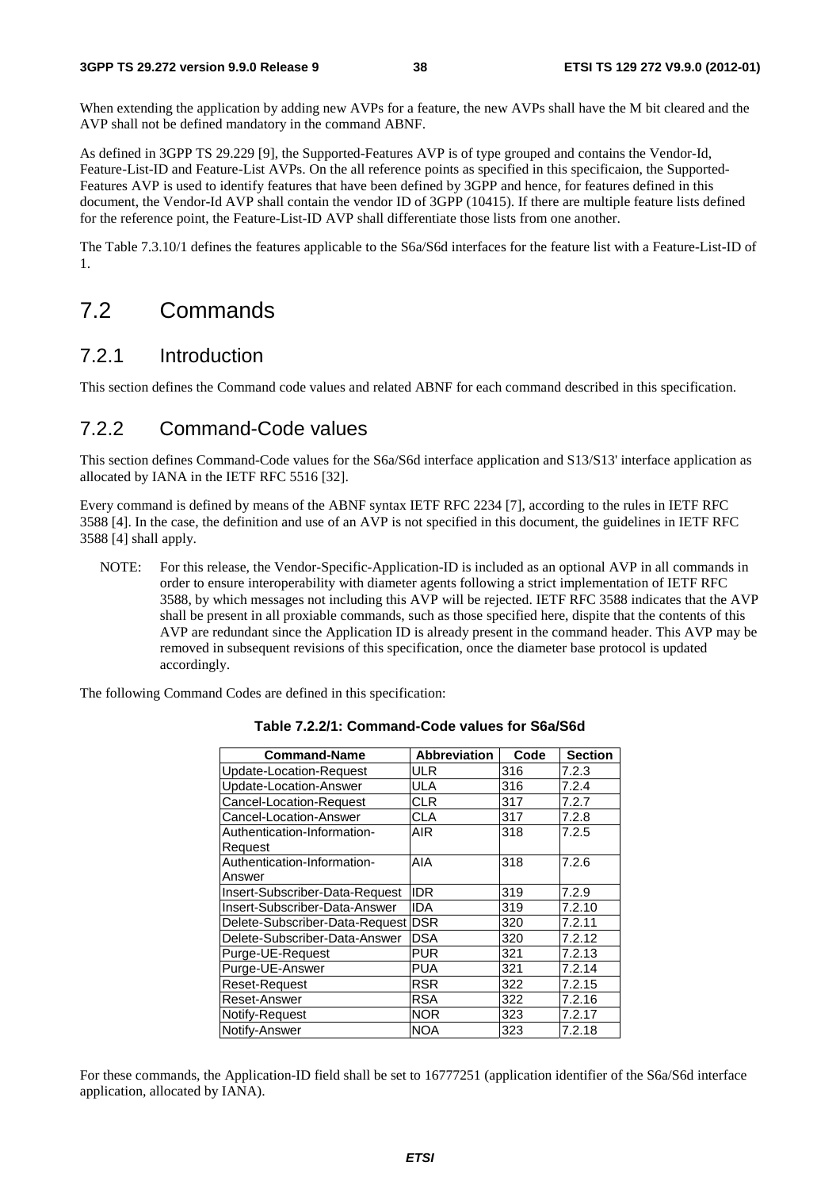When extending the application by adding new AVPs for a feature, the new AVPs shall have the M bit cleared and the AVP shall not be defined mandatory in the command ABNF.

As defined in 3GPP TS 29.229 [9], the Supported-Features AVP is of type grouped and contains the Vendor-Id, Feature-List-ID and Feature-List AVPs. On the all reference points as specified in this specificaion, the Supported-Features AVP is used to identify features that have been defined by 3GPP and hence, for features defined in this document, the Vendor-Id AVP shall contain the vendor ID of 3GPP (10415). If there are multiple feature lists defined for the reference point, the Feature-List-ID AVP shall differentiate those lists from one another.

The Table 7.3.10/1 defines the features applicable to the S6a/S6d interfaces for the feature list with a Feature-List-ID of 1.

## 7.2 Commands

### 7.2.1 Introduction

This section defines the Command code values and related ABNF for each command described in this specification.

### 7.2.2 Command-Code values

This section defines Command-Code values for the S6a/S6d interface application and S13/S13' interface application as allocated by IANA in the IETF RFC 5516 [32].

Every command is defined by means of the ABNF syntax IETF RFC 2234 [7], according to the rules in IETF RFC 3588 [4]. In the case, the definition and use of an AVP is not specified in this document, the guidelines in IETF RFC 3588 [4] shall apply.

NOTE: For this release, the Vendor-Specific-Application-ID is included as an optional AVP in all commands in order to ensure interoperability with diameter agents following a strict implementation of IETF RFC 3588, by which messages not including this AVP will be rejected. IETF RFC 3588 indicates that the AVP shall be present in all proxiable commands, such as those specified here, dispite that the contents of this AVP are redundant since the Application ID is already present in the command header. This AVP may be removed in subsequent revisions of this specification, once the diameter base protocol is updated accordingly.

The following Command Codes are defined in this specification:

**Table 7.2.2/1: Command-Code values for S6a/S6d**

| Command-Name | Abbreviation | Code | Section |
|---|---|---|---|
| Update-Location-Request | ULR | 316 | 7.2.3 |
| Update-Location-Answer | ULA | 316 | 7.2.4 |
| Cancel-Location-Request | CLR | 317 | 7.2.7 |
| Cancel-Location-Answer | CLA | 317 | 7.2.8 |
| Authentication-Information-Request | AIR | 318 | 7.2.5 |
| Authentication-Information-Answer | AIA | 318 | 7.2.6 |
| Insert-Subscriber-Data-Request | IDR | 319 | 7.2.9 |
| Insert-Subscriber-Data-Answer | IDA | 319 | 7.2.10 |
| Delete-Subscriber-Data-Request | DSR | 320 | 7.2.11 |
| Delete-Subscriber-Data-Answer | DSA | 320 | 7.2.12 |
| Purge-UE-Request | PUR | 321 | 7.2.13 |
| Purge-UE-Answer | PUA | 321 | 7.2.14 |
| Reset-Request | RSR | 322 | 7.2.15 |
| Reset-Answer | RSA | 322 | 7.2.16 |
| Notify-Request | NOR | 323 | 7.2.17 |
| Notify-Answer | NOA | 323 | 7.2.18 |

For these commands, the Application-ID field shall be set to 16777251 (application identifier of the S6a/S6d interface application, allocated by IANA).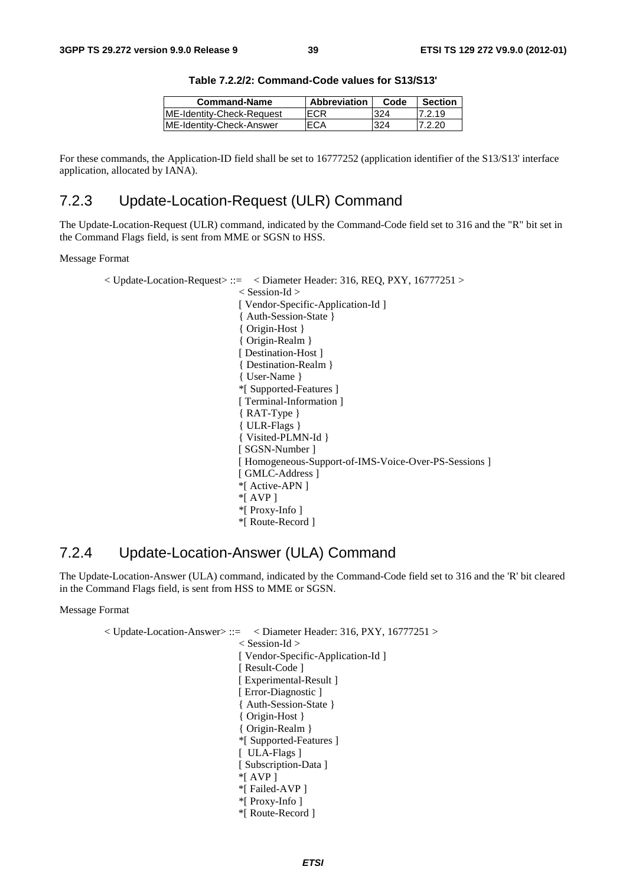**Table 7.2.2/2: Command-Code values for S13/S13'**

| Command-Name | Abbreviation | Code | Section |
|---|---|---|---|
| ME-Identity-Check-Request | ECR | 324 | 7.2.19 |
| ME-Identity-Check-Answer | ECA | 324 | 7.2.20 |

For these commands, the Application-ID field shall be set to 16777252 (application identifier of the S13/S13' interface application, allocated by IANA).

## 7.2.3 Update-Location-Request (ULR) Command

The Update-Location-Request (ULR) command, indicated by the Command-Code field set to 316 and the "R" bit set in the Command Flags field, is sent from MME or SGSN to HSS.

Message Format

```
< Update-Location-Request> ::=  < Diameter Header: 316, REQ, PXY, 16777251 >
                                < Session-Id >
                                [ Vendor-Specific-Application-Id ]
                                { Auth-Session-State }
                                { Origin-Host }
                                { Origin-Realm }
                                [ Destination-Host ]
                                { Destination-Realm }
                                { User-Name }
                                *[ Supported-Features ]
                                [ Terminal-Information ]
                                { RAT-Type }
                                { ULR-Flags }
                                { Visited-PLMN-Id }
                                [ SGSN-Number ]
                                [ Homogeneous-Support-of-IMS-Voice-Over-PS-Sessions ]
                                [ GMLC-Address ]
                                *[ Active-APN ]
                                *[ AVP ]
                                *[ Proxy-Info ]
                                *[ Route-Record ]
```

## 7.2.4 Update-Location-Answer (ULA) Command

The Update-Location-Answer (ULA) command, indicated by the Command-Code field set to 316 and the 'R' bit cleared in the Command Flags field, is sent from HSS to MME or SGSN.

Message Format

```
< Update-Location-Answer> ::=  < Diameter Header: 316, PXY, 16777251 >
                               < Session-Id >
                               [ Vendor-Specific-Application-Id ]
                               [ Result-Code ]
                               [ Experimental-Result ]
                               [ Error-Diagnostic ]
                               { Auth-Session-State }
                               { Origin-Host }
                               { Origin-Realm }
                               *[ Supported-Features ]
                               [  ULA-Flags ]
                               [ Subscription-Data ]
                               *[ AVP ]
                               *[ Failed-AVP ]
                               *[ Proxy-Info ]
                               *[ Route-Record ]
```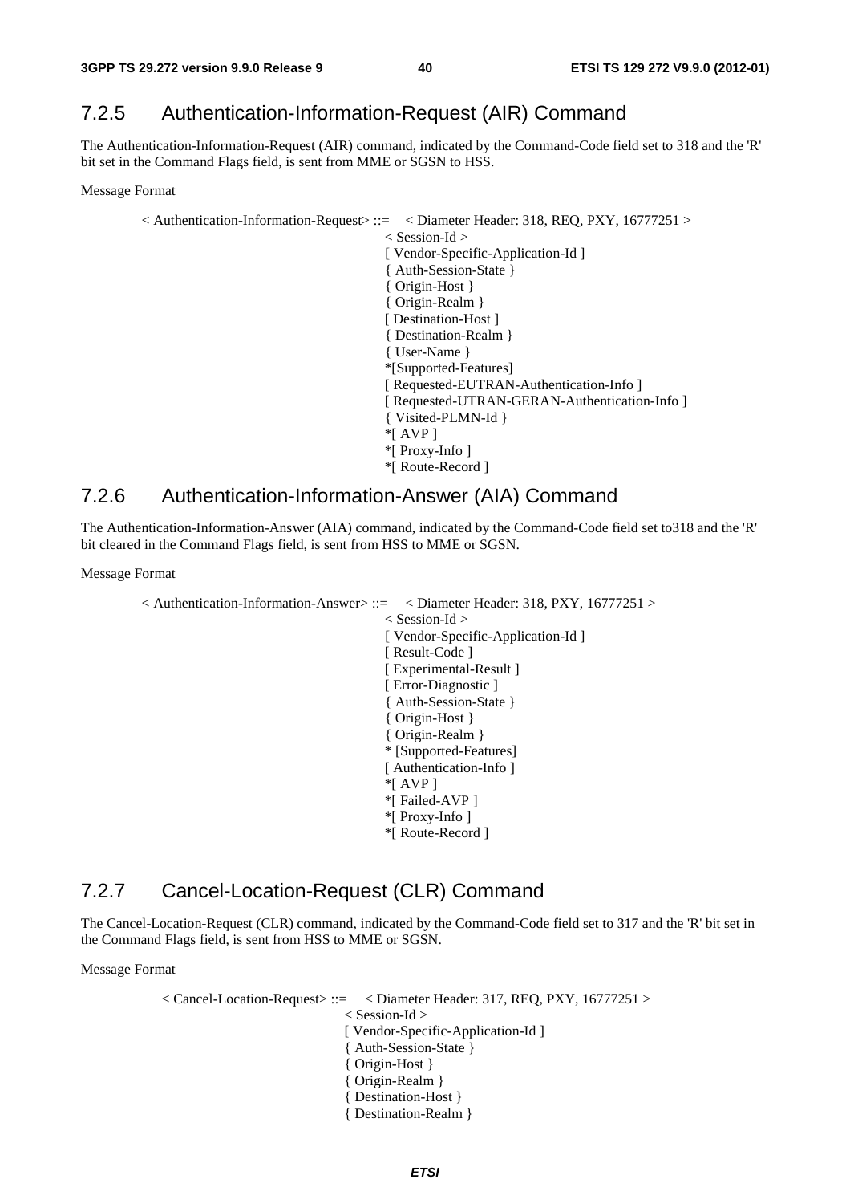## 7.2.5 Authentication-Information-Request (AIR) Command

The Authentication-Information-Request (AIR) command, indicated by the Command-Code field set to 318 and the 'R' bit set in the Command Flags field, is sent from MME or SGSN to HSS.

Message Format

```
< Authentication-Information-Request> ::=  < Diameter Header: 318, REQ, PXY, 16777251 >
                                           < Session-Id >
                                           [ Vendor-Specific-Application-Id ]
                                           { Auth-Session-State }
                                           { Origin-Host }
                                           { Origin-Realm }
                                           [ Destination-Host ]
                                           { Destination-Realm }
                                           { User-Name }
                                           *[Supported-Features]
                                           [ Requested-EUTRAN-Authentication-Info ]
                                           [ Requested-UTRAN-GERAN-Authentication-Info ]
                                           { Visited-PLMN-Id }
                                           *[ AVP ]
                                           *[ Proxy-Info ]
                                           *[ Route-Record ]
```

## 7.2.6 Authentication-Information-Answer (AIA) Command

The Authentication-Information-Answer (AIA) command, indicated by the Command-Code field set to318 and the 'R' bit cleared in the Command Flags field, is sent from HSS to MME or SGSN.

Message Format

```
< Authentication-Information-Answer> ::=  < Diameter Header: 318, PXY, 16777251 >
                                          < Session-Id >
                                          [ Vendor-Specific-Application-Id ]
                                          [ Result-Code ]
                                          [ Experimental-Result ]
                                          [ Error-Diagnostic ]
                                          { Auth-Session-State }
                                          { Origin-Host }
                                          { Origin-Realm }
                                          * [Supported-Features]
                                          [ Authentication-Info ]
                                          *[ AVP ]
                                          *[ Failed-AVP ]
                                          *[ Proxy-Info ]
                                          *[ Route-Record ]
```

## 7.2.7 Cancel-Location-Request (CLR) Command

The Cancel-Location-Request (CLR) command, indicated by the Command-Code field set to 317 and the 'R' bit set in the Command Flags field, is sent from HSS to MME or SGSN.

Message Format

```
< Cancel-Location-Request> ::=  < Diameter Header: 317, REQ, PXY, 16777251 >
                                < Session-Id >
                                [ Vendor-Specific-Application-Id ]
                                { Auth-Session-State }
                                { Origin-Host }
                                { Origin-Realm }
                                { Destination-Host }
                                { Destination-Realm }
```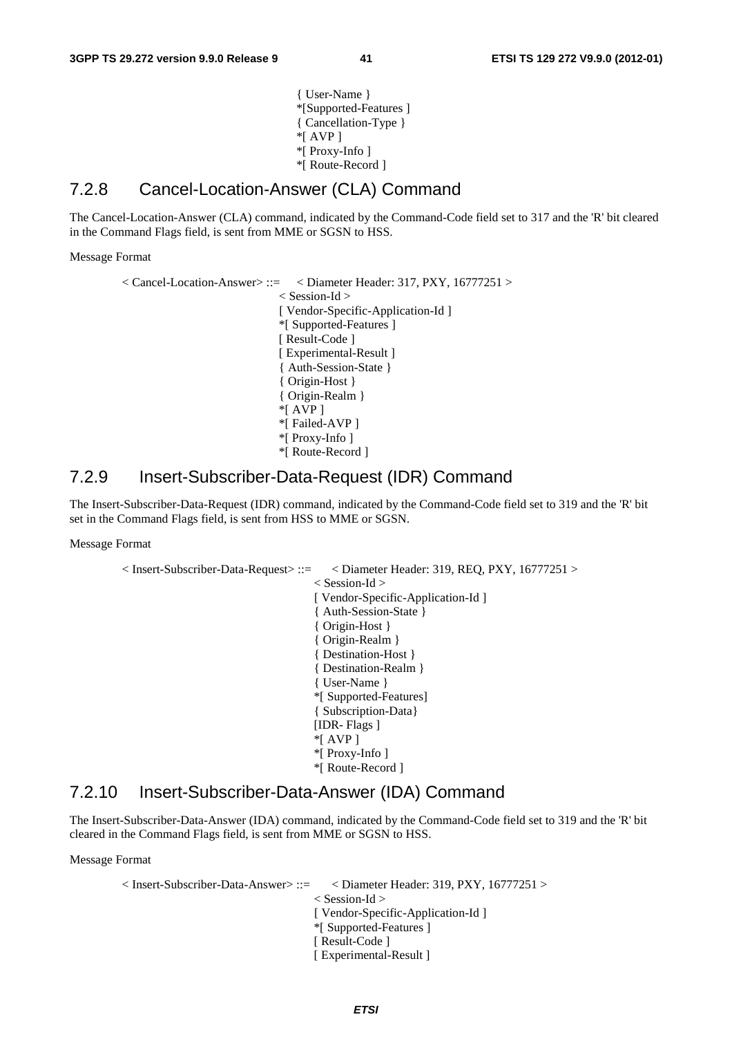```
{ User-Name }
*[Supported-Features ]
{ Cancellation-Type }
*[ AVP ]
*[ Proxy-Info ]
*[ Route-Record ]
```

## 7.2.8 Cancel-Location-Answer (CLA) Command

The Cancel-Location-Answer (CLA) command, indicated by the Command-Code field set to 317 and the 'R' bit cleared in the Command Flags field, is sent from MME or SGSN to HSS.

Message Format

```
< Cancel-Location-Answer> ::=   < Diameter Header: 317, PXY, 16777251 >
                                < Session-Id >
                                [ Vendor-Specific-Application-Id ]
                                *[ Supported-Features ]
                                [ Result-Code ]
                                [ Experimental-Result ]
                                { Auth-Session-State }
                                { Origin-Host }
                                { Origin-Realm }
                                *[ AVP ]
                                *[ Failed-AVP ]
                                *[ Proxy-Info ]
                                *[ Route-Record ]
```

## 7.2.9 Insert-Subscriber-Data-Request (IDR) Command

The Insert-Subscriber-Data-Request (IDR) command, indicated by the Command-Code field set to 319 and the 'R' bit set in the Command Flags field, is sent from HSS to MME or SGSN.

Message Format

```
< Insert-Subscriber-Data-Request> ::=   < Diameter Header: 319, REQ, PXY, 16777251 >
                                        < Session-Id >
                                        [ Vendor-Specific-Application-Id ]
                                        { Auth-Session-State }
                                        { Origin-Host }
                                        { Origin-Realm }
                                        { Destination-Host }
                                        { Destination-Realm }
                                        { User-Name }
                                        *[ Supported-Features]
                                        { Subscription-Data}
                                        [IDR- Flags ]
                                        *[ AVP ]
                                        *[ Proxy-Info ]
                                        *[ Route-Record ]
```

## 7.2.10 Insert-Subscriber-Data-Answer (IDA) Command

The Insert-Subscriber-Data-Answer (IDA) command, indicated by the Command-Code field set to 319 and the 'R' bit cleared in the Command Flags field, is sent from MME or SGSN to HSS.

Message Format

```
< Insert-Subscriber-Data-Answer> ::=   < Diameter Header: 319, PXY, 16777251 >
                                       < Session-Id >
                                       [ Vendor-Specific-Application-Id ]
                                       *[ Supported-Features ]
                                       [ Result-Code ]
                                       [ Experimental-Result ]
```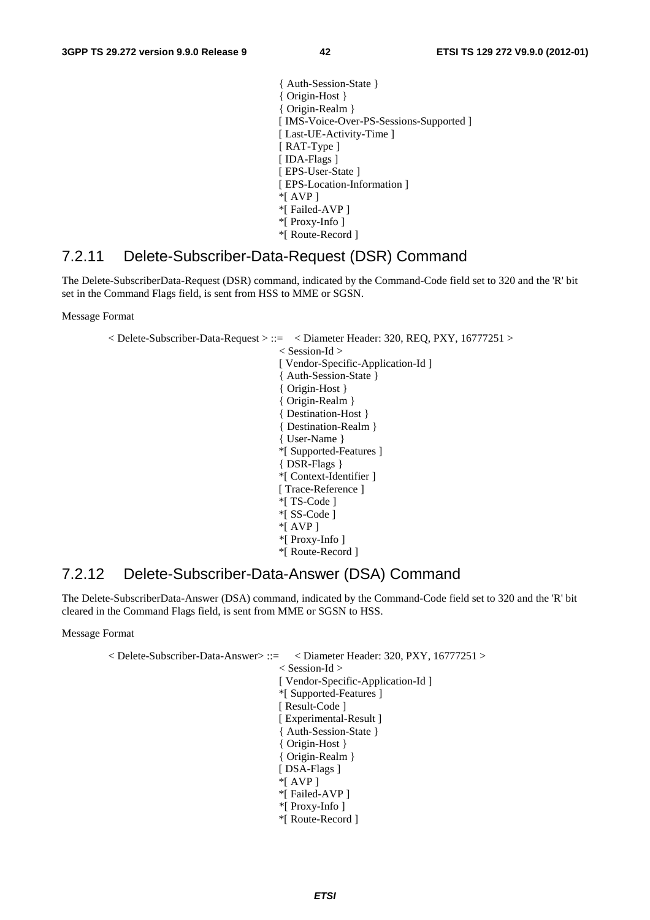```
                                        { Auth-Session-State }
                                        { Origin-Host }
                                        { Origin-Realm }
                                        [ IMS-Voice-Over-PS-Sessions-Supported ]
                                        [ Last-UE-Activity-Time ]
                                        [ RAT-Type ]
                                        [ IDA-Flags ]
                                        [ EPS-User-State ]
                                        [ EPS-Location-Information ]
                                        *[ AVP ]
                                        *[ Failed-AVP ]
                                        *[ Proxy-Info ]
                                        *[ Route-Record ]
```

### 7.2.11 Delete-Subscriber-Data-Request (DSR) Command

The Delete-SubscriberData-Request (DSR) command, indicated by the Command-Code field set to 320 and the 'R' bit set in the Command Flags field, is sent from HSS to MME or SGSN.

Message Format

```
< Delete-Subscriber-Data-Request > ::=  < Diameter Header: 320, REQ, PXY, 16777251 >
                                        < Session-Id >
                                        [ Vendor-Specific-Application-Id ]
                                        { Auth-Session-State }
                                        { Origin-Host }
                                        { Origin-Realm }
                                        { Destination-Host }
                                        { Destination-Realm }
                                        { User-Name }
                                        *[ Supported-Features ]
                                        { DSR-Flags }
                                        *[ Context-Identifier ]
                                        [ Trace-Reference ]
                                        *[ TS-Code ]
                                        *[ SS-Code ]
                                        *[ AVP ]
                                        *[ Proxy-Info ]
                                        *[ Route-Record ]
```

### 7.2.12 Delete-Subscriber-Data-Answer (DSA) Command

The Delete-SubscriberData-Answer (DSA) command, indicated by the Command-Code field set to 320 and the 'R' bit cleared in the Command Flags field, is sent from MME or SGSN to HSS.

Message Format

```
< Delete-Subscriber-Data-Answer> ::=    < Diameter Header: 320, PXY, 16777251 >
                                        < Session-Id >
                                        [ Vendor-Specific-Application-Id ]
                                        *[ Supported-Features ]
                                        [ Result-Code ]
                                        [ Experimental-Result ]
                                        { Auth-Session-State }
                                        { Origin-Host }
                                        { Origin-Realm }
                                        [ DSA-Flags ]
                                        *[ AVP ]
                                        *[ Failed-AVP ]
                                        *[ Proxy-Info ]
                                        *[ Route-Record ]
```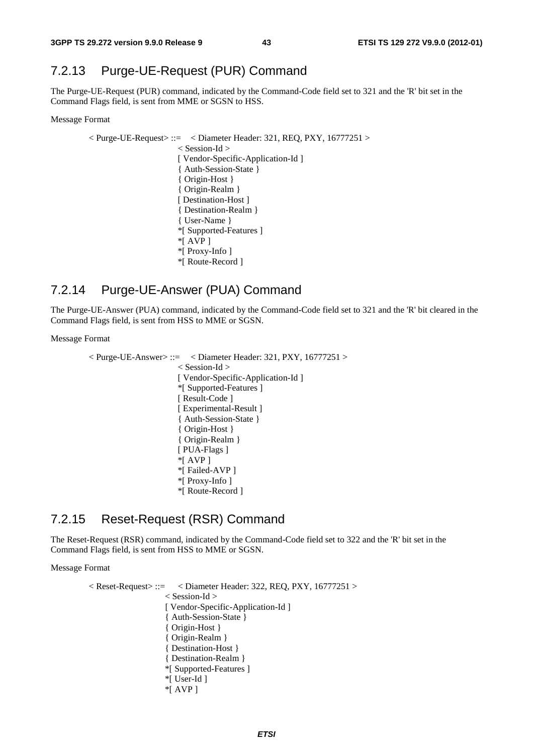### 7.2.13 Purge-UE-Request (PUR) Command

The Purge-UE-Request (PUR) command, indicated by the Command-Code field set to 321 and the 'R' bit set in the Command Flags field, is sent from MME or SGSN to HSS.

Message Format

```
< Purge-UE-Request> ::=    < Diameter Header: 321, REQ, PXY, 16777251 >
                           < Session-Id >
                           [ Vendor-Specific-Application-Id ]
                           { Auth-Session-State }
                           { Origin-Host }
                           { Origin-Realm }
                           [ Destination-Host ]
                           { Destination-Realm }
                           { User-Name }
                           *[ Supported-Features ]
                           *[ AVP ]
                           *[ Proxy-Info ]
                           *[ Route-Record ]
```

### 7.2.14 Purge-UE-Answer (PUA) Command

The Purge-UE-Answer (PUA) command, indicated by the Command-Code field set to 321 and the 'R' bit cleared in the Command Flags field, is sent from HSS to MME or SGSN.

Message Format

```
< Purge-UE-Answer> ::=    < Diameter Header: 321, PXY, 16777251 >
                          < Session-Id >
                          [ Vendor-Specific-Application-Id ]
                          *[ Supported-Features ]
                          [ Result-Code ]
                          [ Experimental-Result ]
                          { Auth-Session-State }
                          { Origin-Host }
                          { Origin-Realm }
                          [ PUA-Flags ]
                          *[ AVP ]
                          *[ Failed-AVP ]
                          *[ Proxy-Info ]
                          *[ Route-Record ]
```

### 7.2.15 Reset-Request (RSR) Command

The Reset-Request (RSR) command, indicated by the Command-Code field set to 322 and the 'R' bit set in the Command Flags field, is sent from HSS to MME or SGSN.

Message Format

```
< Reset-Request> ::=    < Diameter Header: 322, REQ, PXY, 16777251 >
                        < Session-Id >
                        [ Vendor-Specific-Application-Id ]
                        { Auth-Session-State }
                        { Origin-Host }
                        { Origin-Realm }
                        { Destination-Host }
                        { Destination-Realm }
                        *[ Supported-Features ]
                        *[ User-Id ]
                        *[ AVP ]
```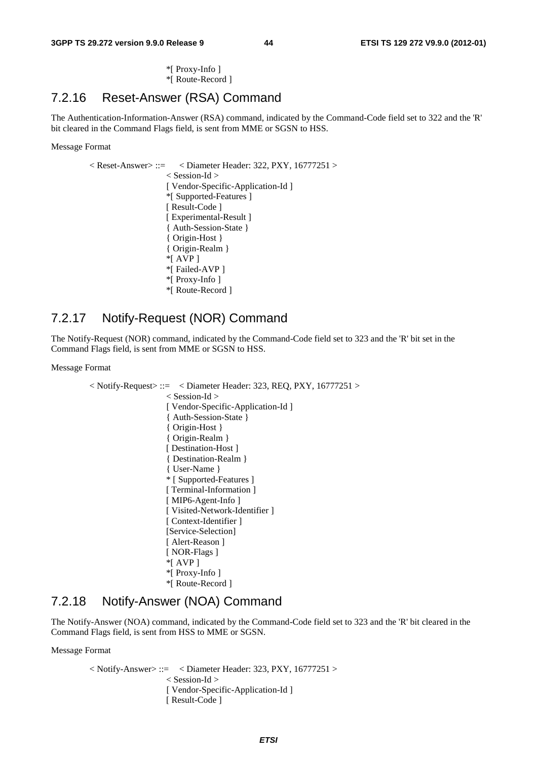*[ Proxy-Info ]
*[ Route-Record ]

### 7.2.16 Reset-Answer (RSA) Command

The Authentication-Information-Answer (RSA) command, indicated by the Command-Code field set to 322 and the 'R' bit cleared in the Command Flags field, is sent from MME or SGSN to HSS.

Message Format

```
< Reset-Answer> ::=    < Diameter Header: 322, PXY, 16777251 >
                       < Session-Id >
                       [ Vendor-Specific-Application-Id ]
                       *[ Supported-Features ]
                       [ Result-Code ]
                       [ Experimental-Result ]
                       { Auth-Session-State }
                       { Origin-Host }
                       { Origin-Realm }
                       *[ AVP ]
                       *[ Failed-AVP ]
                       *[ Proxy-Info ]
                       *[ Route-Record ]
```

### 7.2.17 Notify-Request (NOR) Command

The Notify-Request (NOR) command, indicated by the Command-Code field set to 323 and the 'R' bit set in the Command Flags field, is sent from MME or SGSN to HSS.

Message Format

```
< Notify-Request> ::=    < Diameter Header: 323, REQ, PXY, 16777251 >
                         < Session-Id >
                         [ Vendor-Specific-Application-Id ]
                         { Auth-Session-State }
                         { Origin-Host }
                         { Origin-Realm }
                         [ Destination-Host ]
                         { Destination-Realm }
                         { User-Name }
                         * [ Supported-Features ]
                         [ Terminal-Information ]
                         [ MIP6-Agent-Info ]
                         [ Visited-Network-Identifier ]
                         [ Context-Identifier ]
                         [Service-Selection]
                         [ Alert-Reason ]
                         [ NOR-Flags ]
                         *[ AVP ]
                         *[ Proxy-Info ]
                         *[ Route-Record ]
```

### 7.2.18 Notify-Answer (NOA) Command

The Notify-Answer (NOA) command, indicated by the Command-Code field set to 323 and the 'R' bit cleared in the Command Flags field, is sent from HSS to MME or SGSN.

Message Format

```
< Notify-Answer> ::=    < Diameter Header: 323, PXY, 16777251 >
                        < Session-Id >
                        [ Vendor-Specific-Application-Id ]
                        [ Result-Code ]
```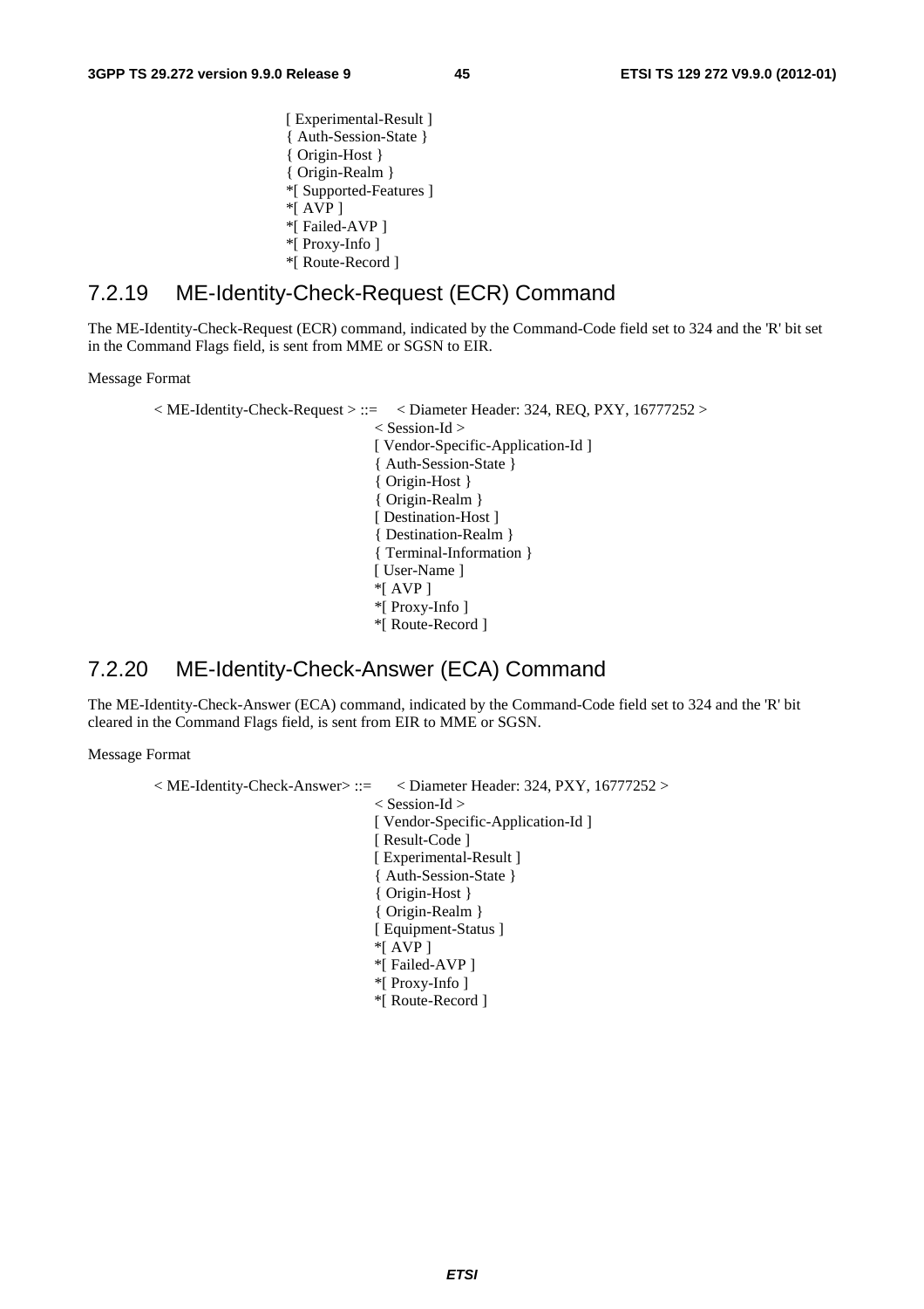```
                                    [ Experimental-Result ]
                                    { Auth-Session-State }
                                    { Origin-Host }
                                    { Origin-Realm }
                                    *[ Supported-Features ]
                                    *[ AVP ]
                                    *[ Failed-AVP ]
                                    *[ Proxy-Info ]
                                    *[ Route-Record ]
```

### 7.2.19 ME-Identity-Check-Request (ECR) Command

The ME-Identity-Check-Request (ECR) command, indicated by the Command-Code field set to 324 and the 'R' bit set in the Command Flags field, is sent from MME or SGSN to EIR.

Message Format

```
< ME-Identity-Check-Request > ::=    < Diameter Header: 324, REQ, PXY, 16777252 >
                                     < Session-Id >
                                     [ Vendor-Specific-Application-Id ]
                                     { Auth-Session-State }
                                     { Origin-Host }
                                     { Origin-Realm }
                                     [ Destination-Host ]
                                     { Destination-Realm }
                                     { Terminal-Information }
                                     [ User-Name ]
                                     *[ AVP ]
                                     *[ Proxy-Info ]
                                     *[ Route-Record ]
```

### 7.2.20 ME-Identity-Check-Answer (ECA) Command

The ME-Identity-Check-Answer (ECA) command, indicated by the Command-Code field set to 324 and the 'R' bit cleared in the Command Flags field, is sent from EIR to MME or SGSN.

Message Format

```
< ME-Identity-Check-Answer> ::=      < Diameter Header: 324, PXY, 16777252 >
                                     < Session-Id >
                                     [ Vendor-Specific-Application-Id ]
                                     [ Result-Code ]
                                     [ Experimental-Result ]
                                     { Auth-Session-State }
                                     { Origin-Host }
                                     { Origin-Realm }
                                     [ Equipment-Status ]
                                     *[ AVP ]
                                     *[ Failed-AVP ]
                                     *[ Proxy-Info ]
                                     *[ Route-Record ]
```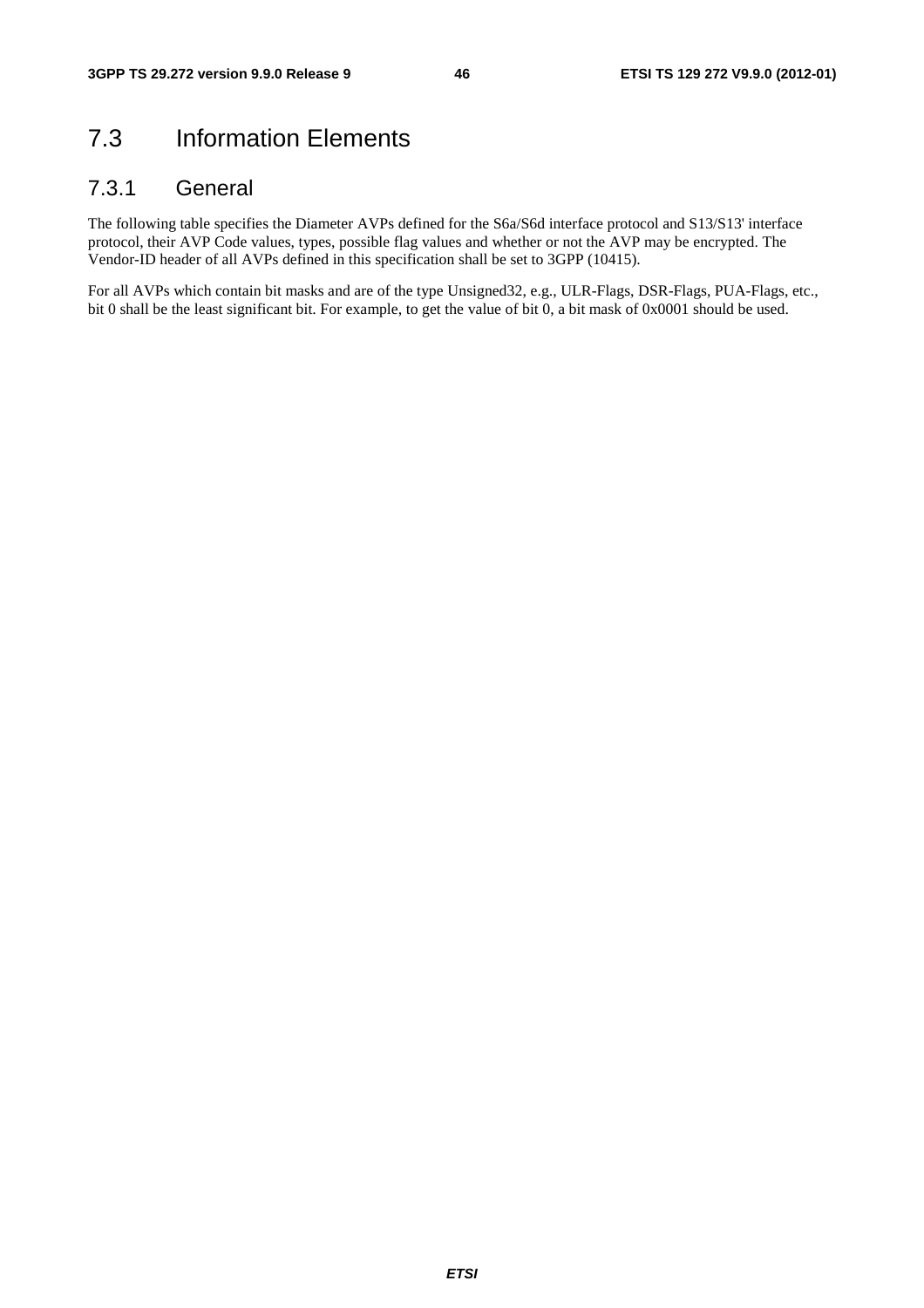## 7.3 Information Elements

### 7.3.1 General

The following table specifies the Diameter AVPs defined for the S6a/S6d interface protocol and S13/S13' interface protocol, their AVP Code values, types, possible flag values and whether or not the AVP may be encrypted. The Vendor-ID header of all AVPs defined in this specification shall be set to 3GPP (10415).

For all AVPs which contain bit masks and are of the type Unsigned32, e.g., ULR-Flags, DSR-Flags, PUA-Flags, etc., bit 0 shall be the least significant bit. For example, to get the value of bit 0, a bit mask of 0x0001 should be used.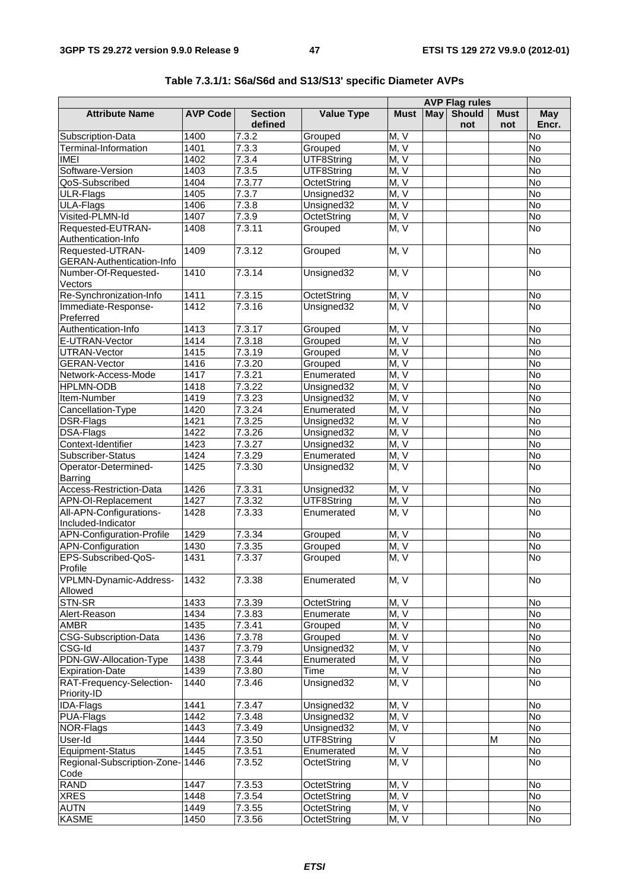**Table 7.3.1/1: S6a/S6d and S13/S13' specific Diameter AVPs**

| | | | | AVP Flag rules | | | | |
|---|---|---|---|---|---|---|---|---|
| **Attribute Name** | **AVP Code** | **Section defined** | **Value Type** | **Must** | **May** | **Should not** | **Must not** | **May Encr.** |
| Subscription-Data | 1400 | 7.3.2 | Grouped | M, V | | | | No |
| Terminal-Information | 1401 | 7.3.3 | Grouped | M, V | | | | No |
| IMEI | 1402 | 7.3.4 | UTF8String | M, V | | | | No |
| Software-Version | 1403 | 7.3.5 | UTF8String | M, V | | | | No |
| QoS-Subscribed | 1404 | 7.3.77 | OctetString | M, V | | | | No |
| ULR-Flags | 1405 | 7.3.7 | Unsigned32 | M, V | | | | No |
| ULA-Flags | 1406 | 7.3.8 | Unsigned32 | M, V | | | | No |
| Visited-PLMN-Id | 1407 | 7.3.9 | OctetString | M, V | | | | No |
| Requested-EUTRAN-Authentication-Info | 1408 | 7.3.11 | Grouped | M, V | | | | No |
| Requested-UTRAN-GERAN-Authentication-Info | 1409 | 7.3.12 | Grouped | M, V | | | | No |
| Number-Of-Requested-Vectors | 1410 | 7.3.14 | Unsigned32 | M, V | | | | No |
| Re-Synchronization-Info | 1411 | 7.3.15 | OctetString | M, V | | | | No |
| Immediate-Response-Preferred | 1412 | 7.3.16 | Unsigned32 | M, V | | | | No |
| Authentication-Info | 1413 | 7.3.17 | Grouped | M, V | | | | No |
| E-UTRAN-Vector | 1414 | 7.3.18 | Grouped | M, V | | | | No |
| UTRAN-Vector | 1415 | 7.3.19 | Grouped | M, V | | | | No |
| GERAN-Vector | 1416 | 7.3.20 | Grouped | M, V | | | | No |
| Network-Access-Mode | 1417 | 7.3.21 | Enumerated | M, V | | | | No |
| HPLMN-ODB | 1418 | 7.3.22 | Unsigned32 | M, V | | | | No |
| Item-Number | 1419 | 7.3.23 | Unsigned32 | M, V | | | | No |
| Cancellation-Type | 1420 | 7.3.24 | Enumerated | M, V | | | | No |
| DSR-Flags | 1421 | 7.3.25 | Unsigned32 | M, V | | | | No |
| DSA-Flags | 1422 | 7.3.26 | Unsigned32 | M, V | | | | No |
| Context-Identifier | 1423 | 7.3.27 | Unsigned32 | M, V | | | | No |
| Subscriber-Status | 1424 | 7.3.29 | Enumerated | M, V | | | | No |
| Operator-Determined-Barring | 1425 | 7.3.30 | Unsigned32 | M, V | | | | No |
| Access-Restriction-Data | 1426 | 7.3.31 | Unsigned32 | M, V | | | | No |
| APN-OI-Replacement | 1427 | 7.3.32 | UTF8String | M, V | | | | No |
| All-APN-Configurations-Included-Indicator | 1428 | 7.3.33 | Enumerated | M, V | | | | No |
| APN-Configuration-Profile | 1429 | 7.3.34 | Grouped | M, V | | | | No |
| APN-Configuration | 1430 | 7.3.35 | Grouped | M, V | | | | No |
| EPS-Subscribed-QoS-Profile | 1431 | 7.3.37 | Grouped | M, V | | | | No |
| VPLMN-Dynamic-Address-Allowed | 1432 | 7.3.38 | Enumerated | M, V | | | | No |
| STN-SR | 1433 | 7.3.39 | OctetString | M, V | | | | No |
| Alert-Reason | 1434 | 7.3.83 | Enumerate | M, V | | | | No |
| AMBR | 1435 | 7.3.41 | Grouped | M, V | | | | No |
| CSG-Subscription-Data | 1436 | 7.3.78 | Grouped | M. V | | | | No |
| CSG-Id | 1437 | 7.3.79 | Unsigned32 | M, V | | | | No |
| PDN-GW-Allocation-Type | 1438 | 7.3.44 | Enumerated | M, V | | | | No |
| Expiration-Date | 1439 | 7.3.80 | Time | M, V | | | | No |
| RAT-Frequency-Selection-Priority-ID | 1440 | 7.3.46 | Unsigned32 | M, V | | | | No |
| IDA-Flags | 1441 | 7.3.47 | Unsigned32 | M, V | | | | No |
| PUA-Flags | 1442 | 7.3.48 | Unsigned32 | M, V | | | | No |
| NOR-Flags | 1443 | 7.3.49 | Unsigned32 | M, V | | | | No |
| User-Id | 1444 | 7.3.50 | UTF8String | V | | | M | No |
| Equipment-Status | 1445 | 7.3.51 | Enumerated | M, V | | | | No |
| Regional-Subscription-Zone-Code | 1446 | 7.3.52 | OctetString | M, V | | | | No |
| RAND | 1447 | 7.3.53 | OctetString | M, V | | | | No |
| XRES | 1448 | 7.3.54 | OctetString | M, V | | | | No |
| AUTN | 1449 | 7.3.55 | OctetString | M, V | | | | No |
| KASME | 1450 | 7.3.56 | OctetString | M, V | | | | No |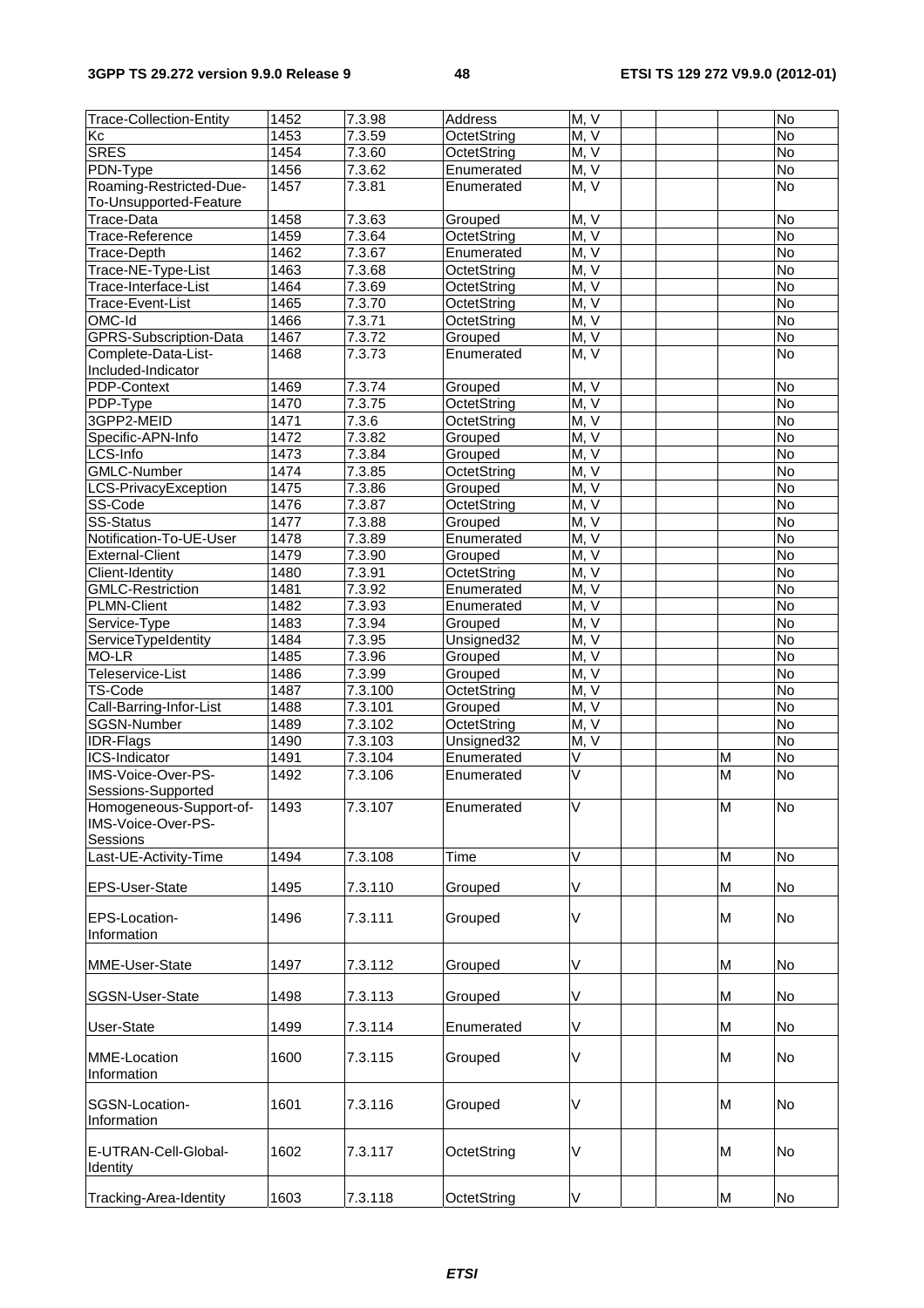| | | | | | | | | |
|---|---|---|---|---|---|---|---|---|
| Trace-Collection-Entity | 1452 | 7.3.98 | Address | M, V | | | | No |
| Kc | 1453 | 7.3.59 | OctetString | M, V | | | | No |
| SRES | 1454 | 7.3.60 | OctetString | M, V | | | | No |
| PDN-Type | 1456 | 7.3.62 | Enumerated | M, V | | | | No |
| Roaming-Restricted-Due-To-Unsupported-Feature | 1457 | 7.3.81 | Enumerated | M, V | | | | No |
| Trace-Data | 1458 | 7.3.63 | Grouped | M, V | | | | No |
| Trace-Reference | 1459 | 7.3.64 | OctetString | M, V | | | | No |
| Trace-Depth | 1462 | 7.3.67 | Enumerated | M, V | | | | No |
| Trace-NE-Type-List | 1463 | 7.3.68 | OctetString | M, V | | | | No |
| Trace-Interface-List | 1464 | 7.3.69 | OctetString | M, V | | | | No |
| Trace-Event-List | 1465 | 7.3.70 | OctetString | M, V | | | | No |
| OMC-Id | 1466 | 7.3.71 | OctetString | M, V | | | | No |
| GPRS-Subscription-Data | 1467 | 7.3.72 | Grouped | M, V | | | | No |
| Complete-Data-List-Included-Indicator | 1468 | 7.3.73 | Enumerated | M, V | | | | No |
| PDP-Context | 1469 | 7.3.74 | Grouped | M, V | | | | No |
| PDP-Type | 1470 | 7.3.75 | OctetString | M, V | | | | No |
| 3GPP2-MEID | 1471 | 7.3.6 | OctetString | M, V | | | | No |
| Specific-APN-Info | 1472 | 7.3.82 | Grouped | M, V | | | | No |
| LCS-Info | 1473 | 7.3.84 | Grouped | M, V | | | | No |
| GMLC-Number | 1474 | 7.3.85 | OctetString | M, V | | | | No |
| LCS-PrivacyException | 1475 | 7.3.86 | Grouped | M, V | | | | No |
| SS-Code | 1476 | 7.3.87 | OctetString | M, V | | | | No |
| SS-Status | 1477 | 7.3.88 | Grouped | M, V | | | | No |
| Notification-To-UE-User | 1478 | 7.3.89 | Enumerated | M, V | | | | No |
| External-Client | 1479 | 7.3.90 | Grouped | M, V | | | | No |
| Client-Identity | 1480 | 7.3.91 | OctetString | M, V | | | | No |
| GMLC-Restriction | 1481 | 7.3.92 | Enumerated | M, V | | | | No |
| PLMN-Client | 1482 | 7.3.93 | Enumerated | M, V | | | | No |
| Service-Type | 1483 | 7.3.94 | Grouped | M, V | | | | No |
| ServiceTypeIdentity | 1484 | 7.3.95 | Unsigned32 | M, V | | | | No |
| MO-LR | 1485 | 7.3.96 | Grouped | M, V | | | | No |
| Teleservice-List | 1486 | 7.3.99 | Grouped | M, V | | | | No |
| TS-Code | 1487 | 7.3.100 | OctetString | M, V | | | | No |
| Call-Barring-Infor-List | 1488 | 7.3.101 | Grouped | M, V | | | | No |
| SGSN-Number | 1489 | 7.3.102 | OctetString | M, V | | | | No |
| IDR-Flags | 1490 | 7.3.103 | Unsigned32 | M, V | | | | No |
| ICS-Indicator | 1491 | 7.3.104 | Enumerated | V | | | M | No |
| IMS-Voice-Over-PS-Sessions-Supported | 1492 | 7.3.106 | Enumerated | V | | | M | No |
| Homogeneous-Support-of-IMS-Voice-Over-PS-Sessions | 1493 | 7.3.107 | Enumerated | V | | | M | No |
| Last-UE-Activity-Time | 1494 | 7.3.108 | Time | V | | | M | No |
| EPS-User-State | 1495 | 7.3.110 | Grouped | V | | | M | No |
| EPS-Location-Information | 1496 | 7.3.111 | Grouped | V | | | M | No |
| MME-User-State | 1497 | 7.3.112 | Grouped | V | | | M | No |
| SGSN-User-State | 1498 | 7.3.113 | Grouped | V | | | M | No |
| User-State | 1499 | 7.3.114 | Enumerated | V | | | M | No |
| MME-Location Information | 1600 | 7.3.115 | Grouped | V | | | M | No |
| SGSN-Location-Information | 1601 | 7.3.116 | Grouped | V | | | M | No |
| E-UTRAN-Cell-Global-Identity | 1602 | 7.3.117 | OctetString | V | | | M | No |
| Tracking-Area-Identity | 1603 | 7.3.118 | OctetString | V | | | M | No |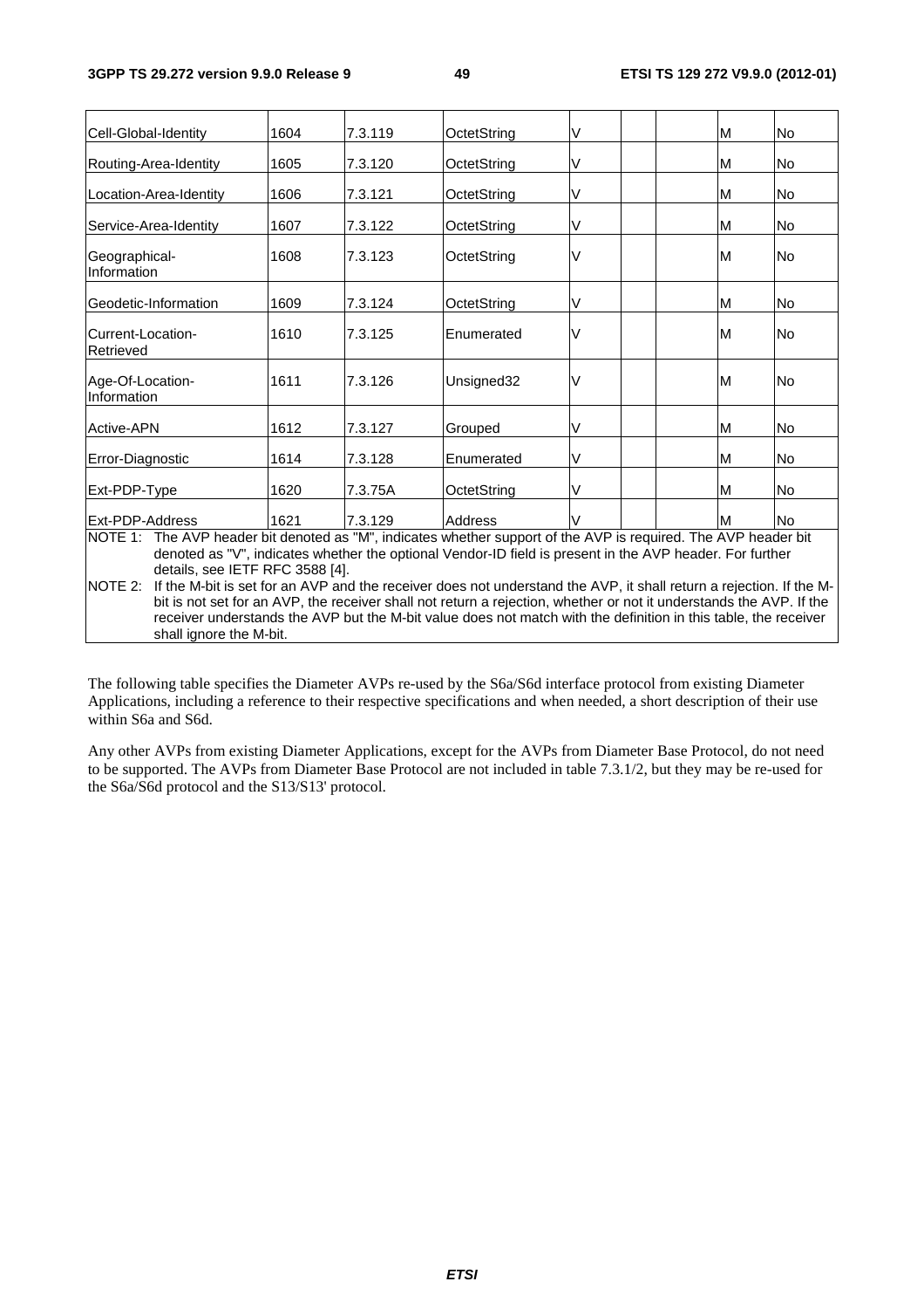| Cell-Global-Identity | 1604 | 7.3.119 | OctetString | V | | | M | No |
|---|---|---|---|---|---|---|---|---|
| Routing-Area-Identity | 1605 | 7.3.120 | OctetString | V | | | M | No |
| Location-Area-Identity | 1606 | 7.3.121 | OctetString | V | | | M | No |
| Service-Area-Identity | 1607 | 7.3.122 | OctetString | V | | | M | No |
| Geographical-Information | 1608 | 7.3.123 | OctetString | V | | | M | No |
| Geodetic-Information | 1609 | 7.3.124 | OctetString | V | | | M | No |
| Current-Location-Retrieved | 1610 | 7.3.125 | Enumerated | V | | | M | No |
| Age-Of-Location-Information | 1611 | 7.3.126 | Unsigned32 | V | | | M | No |
| Active-APN | 1612 | 7.3.127 | Grouped | V | | | M | No |
| Error-Diagnostic | 1614 | 7.3.128 | Enumerated | V | | | M | No |
| Ext-PDP-Type | 1620 | 7.3.75A | OctetString | V | | | M | No |
| Ext-PDP-Address | 1621 | 7.3.129 | Address | V | | | M | No |

NOTE 1: The AVP header bit denoted as "M", indicates whether support of the AVP is required. The AVP header bit denoted as "V", indicates whether the optional Vendor-ID field is present in the AVP header. For further details, see IETF RFC 3588 [4].

NOTE 2: If the M-bit is set for an AVP and the receiver does not understand the AVP, it shall return a rejection. If the M-bit is not set for an AVP, the receiver shall not return a rejection, whether or not it understands the AVP. If the receiver understands the AVP but the M-bit value does not match with the definition in this table, the receiver shall ignore the M-bit.

The following table specifies the Diameter AVPs re-used by the S6a/S6d interface protocol from existing Diameter Applications, including a reference to their respective specifications and when needed, a short description of their use within S6a and S6d.

Any other AVPs from existing Diameter Applications, except for the AVPs from Diameter Base Protocol, do not need to be supported. The AVPs from Diameter Base Protocol are not included in table 7.3.1/2, but they may be re-used for the S6a/S6d protocol and the S13/S13' protocol.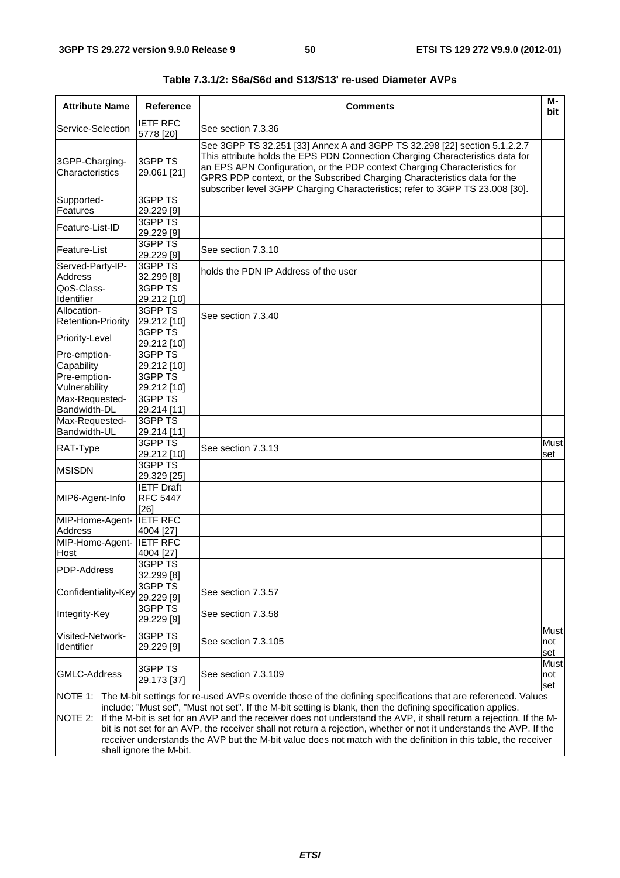**Table 7.3.1/2: S6a/S6d and S13/S13' re-used Diameter AVPs**

| Attribute Name | Reference | Comments | M-bit |
|---|---|---|---|
| Service-Selection | IETF RFC 5778 [20] | See section 7.3.36 | |
| 3GPP-Charging-Characteristics | 3GPP TS 29.061 [21] | See 3GPP TS 32.251 [33] Annex A and 3GPP TS 32.298 [22] section 5.1.2.2.7 This attribute holds the EPS PDN Connection Charging Characteristics data for an EPS APN Configuration, or the PDP context Charging Characteristics for GPRS PDP context, or the Subscribed Charging Characteristics data for the subscriber level 3GPP Charging Characteristics; refer to 3GPP TS 23.008 [30]. | |
| Supported-Features | 3GPP TS 29.229 [9] | | |
| Feature-List-ID | 3GPP TS 29.229 [9] | | |
| Feature-List | 3GPP TS 29.229 [9] | See section 7.3.10 | |
| Served-Party-IP-Address | 3GPP TS 32.299 [8] | holds the PDN IP Address of the user | |
| QoS-Class-Identifier | 3GPP TS 29.212 [10] | | |
| Allocation-Retention-Priority | 3GPP TS 29.212 [10] | See section 7.3.40 | |
| Priority-Level | 3GPP TS 29.212 [10] | | |
| Pre-emption-Capability | 3GPP TS 29.212 [10] | | |
| Pre-emption-Vulnerability | 3GPP TS 29.212 [10] | | |
| Max-Requested-Bandwidth-DL | 3GPP TS 29.214 [11] | | |
| Max-Requested-Bandwidth-UL | 3GPP TS 29.214 [11] | | |
| RAT-Type | 3GPP TS 29.212 [10] | See section 7.3.13 | Must set |
| MSISDN | 3GPP TS 29.329 [25] | | |
| MIP6-Agent-Info | IETF Draft RFC 5447 [26] | | |
| MIP-Home-Agent-Address | IETF RFC 4004 [27] | | |
| MIP-Home-Agent-Host | IETF RFC 4004 [27] | | |
| PDP-Address | 3GPP TS 32.299 [8] | | |
| Confidentiality-Key | 3GPP TS 29.229 [9] | See section 7.3.57 | |
| Integrity-Key | 3GPP TS 29.229 [9] | See section 7.3.58 | |
| Visited-Network-Identifier | 3GPP TS 29.229 [9] | See section 7.3.105 | Must not set |
| GMLC-Address | 3GPP TS 29.173 [37] | See section 7.3.109 | Must not set |

NOTE 1: The M-bit settings for re-used AVPs override those of the defining specifications that are referenced. Values include: "Must set", "Must not set". If the M-bit setting is blank, then the defining specification applies.

NOTE 2: If the M-bit is set for an AVP and the receiver does not understand the AVP, it shall return a rejection. If the M-bit is not set for an AVP, the receiver shall not return a rejection, whether or not it understands the AVP. If the receiver understands the AVP but the M-bit value does not match with the definition in this table, the receiver shall ignore the M-bit.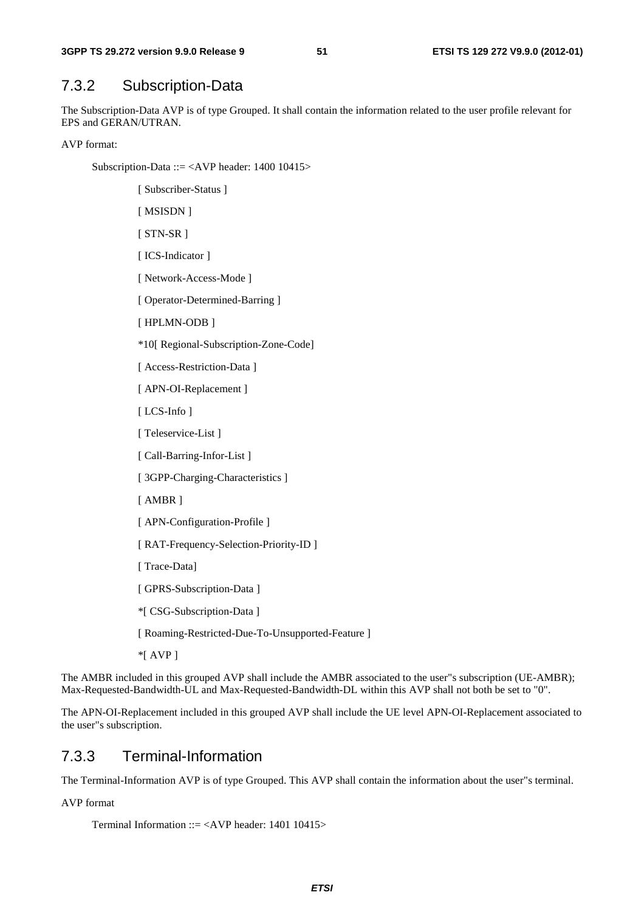## 7.3.2 Subscription-Data

The Subscription-Data AVP is of type Grouped. It shall contain the information related to the user profile relevant for EPS and GERAN/UTRAN.

AVP format:

```
Subscription-Data ::= <AVP header: 1400 10415>

        [ Subscriber-Status ]
        [ MSISDN ]
        [ STN-SR ]
        [ ICS-Indicator ]
        [ Network-Access-Mode ]
        [ Operator-Determined-Barring ]
        [ HPLMN-ODB ]
        *10[ Regional-Subscription-Zone-Code]
        [ Access-Restriction-Data ]
        [ APN-OI-Replacement ]
        [ LCS-Info ]
        [ Teleservice-List ]
        [ Call-Barring-Infor-List ]
        [ 3GPP-Charging-Characteristics ]
        [ AMBR ]
        [ APN-Configuration-Profile ]
        [ RAT-Frequency-Selection-Priority-ID ]
        [ Trace-Data]
        [ GPRS-Subscription-Data ]
        *[ CSG-Subscription-Data ]
        [ Roaming-Restricted-Due-To-Unsupported-Feature ]
        *[ AVP ]
```

The AMBR included in this grouped AVP shall include the AMBR associated to the user''s subscription (UE-AMBR); Max-Requested-Bandwidth-UL and Max-Requested-Bandwidth-DL within this AVP shall not both be set to "0".

The APN-OI-Replacement included in this grouped AVP shall include the UE level APN-OI-Replacement associated to the user''s subscription.

## 7.3.3 Terminal-Information

The Terminal-Information AVP is of type Grouped. This AVP shall contain the information about the user''s terminal.

AVP format

```
Terminal Information ::= <AVP header: 1401 10415>
```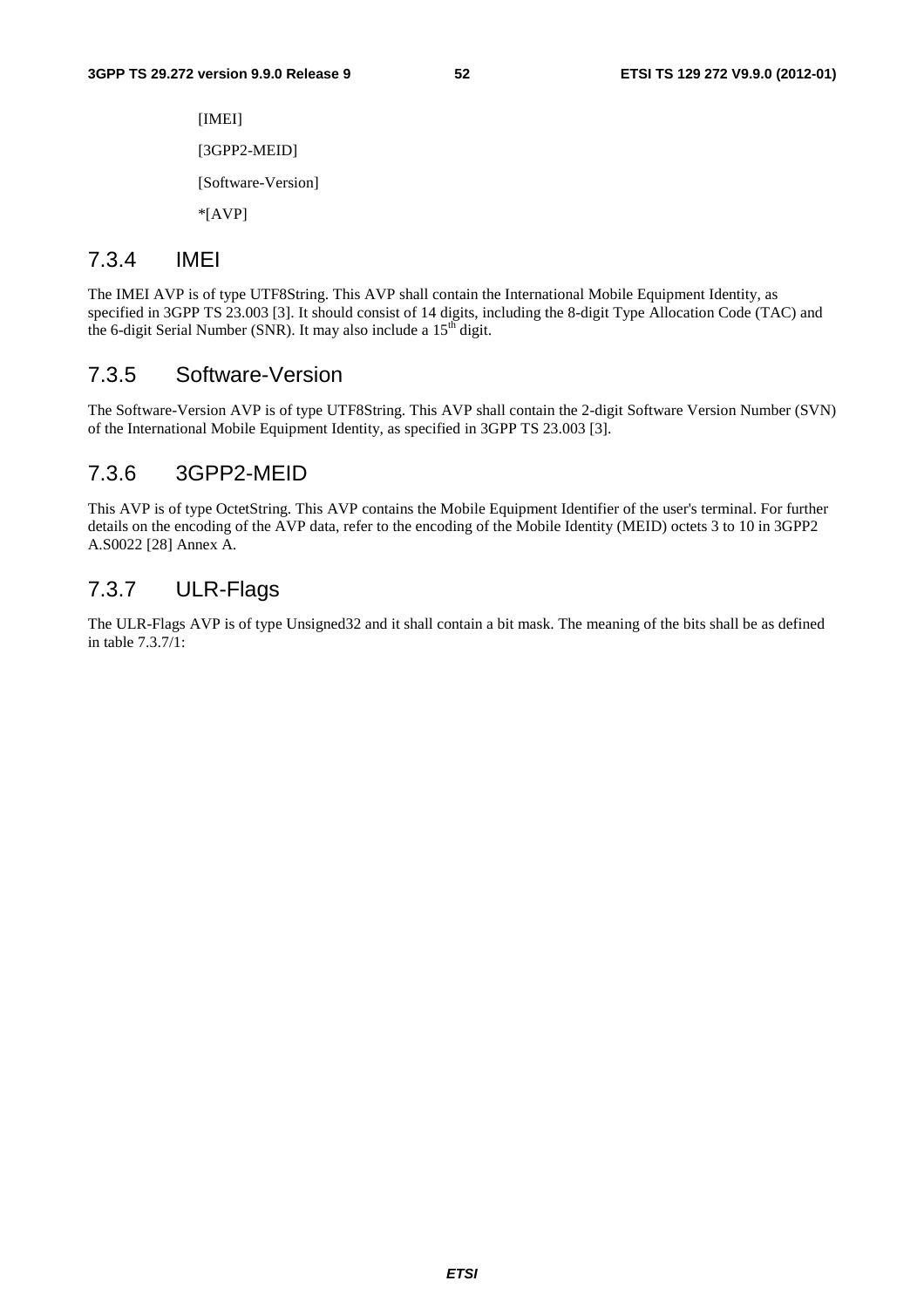[IMEI]

[3GPP2-MEID]

[Software-Version]

*[AVP]

### 7.3.4 IMEI

The IMEI AVP is of type UTF8String. This AVP shall contain the International Mobile Equipment Identity, as specified in 3GPP TS 23.003 [3]. It should consist of 14 digits, including the 8-digit Type Allocation Code (TAC) and the 6-digit Serial Number (SNR). It may also include a 15th digit.

### 7.3.5 Software-Version

The Software-Version AVP is of type UTF8String. This AVP shall contain the 2-digit Software Version Number (SVN) of the International Mobile Equipment Identity, as specified in 3GPP TS 23.003 [3].

### 7.3.6 3GPP2-MEID

This AVP is of type OctetString. This AVP contains the Mobile Equipment Identifier of the user's terminal. For further details on the encoding of the AVP data, refer to the encoding of the Mobile Identity (MEID) octets 3 to 10 in 3GPP2 A.S0022 [28] Annex A.

### 7.3.7 ULR-Flags

The ULR-Flags AVP is of type Unsigned32 and it shall contain a bit mask. The meaning of the bits shall be as defined in table 7.3.7/1: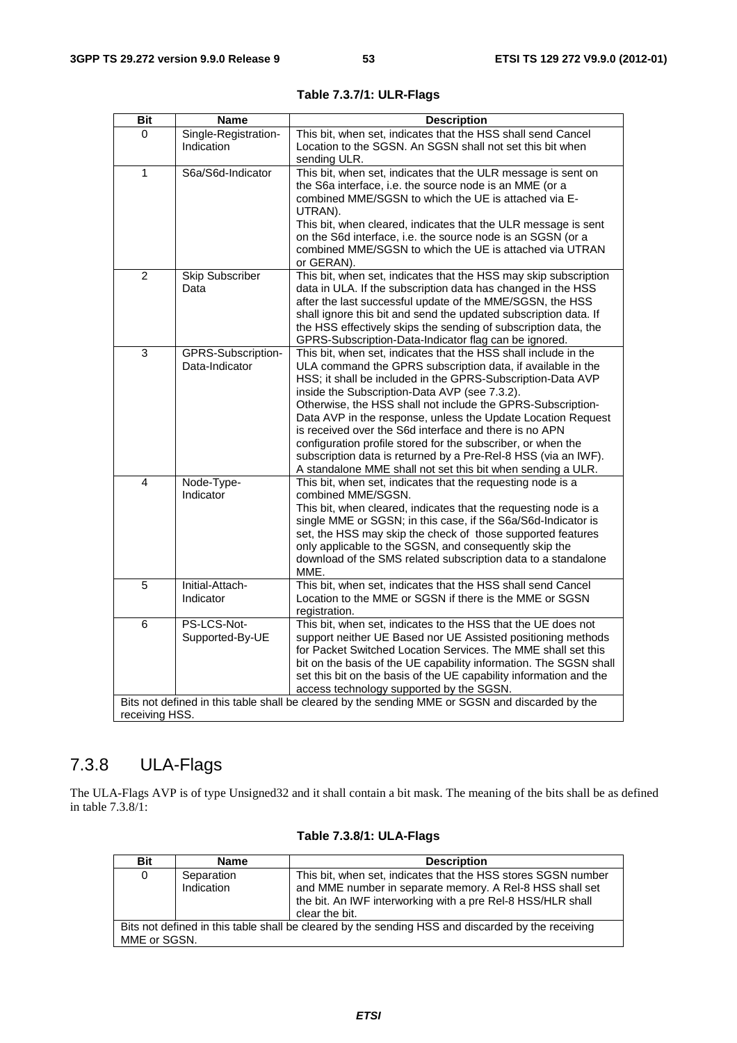**Table 7.3.7/1: ULR-Flags**

| Bit | Name | Description |
|---|---|---|
| 0 | Single-Registration-Indication | This bit, when set, indicates that the HSS shall send Cancel Location to the SGSN. An SGSN shall not set this bit when sending ULR. |
| 1 | S6a/S6d-Indicator | This bit, when set, indicates that the ULR message is sent on the S6a interface, i.e. the source node is an MME (or a combined MME/SGSN to which the UE is attached via E-UTRAN).<br>This bit, when cleared, indicates that the ULR message is sent on the S6d interface, i.e. the source node is an SGSN (or a combined MME/SGSN to which the UE is attached via UTRAN or GERAN). |
| 2 | Skip Subscriber Data | This bit, when set, indicates that the HSS may skip subscription data in ULA. If the subscription data has changed in the HSS after the last successful update of the MME/SGSN, the HSS shall ignore this bit and send the updated subscription data. If the HSS effectively skips the sending of subscription data, the GPRS-Subscription-Data-Indicator flag can be ignored. |
| 3 | GPRS-Subscription-Data-Indicator | This bit, when set, indicates that the HSS shall include in the ULA command the GPRS subscription data, if available in the HSS; it shall be included in the GPRS-Subscription-Data AVP inside the Subscription-Data AVP (see 7.3.2).<br>Otherwise, the HSS shall not include the GPRS-Subscription-Data AVP in the response, unless the Update Location Request is received over the S6d interface and there is no APN configuration profile stored for the subscriber, or when the subscription data is returned by a Pre-Rel-8 HSS (via an IWF).<br>A standalone MME shall not set this bit when sending a ULR. |
| 4 | Node-Type-Indicator | This bit, when set, indicates that the requesting node is a combined MME/SGSN.<br>This bit, when cleared, indicates that the requesting node is a single MME or SGSN; in this case, if the S6a/S6d-Indicator is set, the HSS may skip the check of those supported features only applicable to the SGSN, and consequently skip the download of the SMS related subscription data to a standalone MME. |
| 5 | Initial-Attach-Indicator | This bit, when set, indicates that the HSS shall send Cancel Location to the MME or SGSN if there is the MME or SGSN registration. |
| 6 | PS-LCS-Not-Supported-By-UE | This bit, when set, indicates to the HSS that the UE does not support neither UE Based nor UE Assisted positioning methods for Packet Switched Location Services. The MME shall set this bit on the basis of the UE capability information. The SGSN shall set this bit on the basis of the UE capability information and the access technology supported by the SGSN. |
| Bits not defined in this table shall be cleared by the sending MME or SGSN and discarded by the receiving HSS. | | |

## 7.3.8 ULA-Flags

The ULA-Flags AVP is of type Unsigned32 and it shall contain a bit mask. The meaning of the bits shall be as defined in table 7.3.8/1:

**Table 7.3.8/1: ULA-Flags**

| Bit | Name | Description |
|---|---|---|
| 0 | Separation Indication | This bit, when set, indicates that the HSS stores SGSN number and MME number in separate memory. A Rel-8 HSS shall set the bit. An IWF interworking with a pre Rel-8 HSS/HLR shall clear the bit. |
| Bits not defined in this table shall be cleared by the sending HSS and discarded by the receiving MME or SGSN. | | |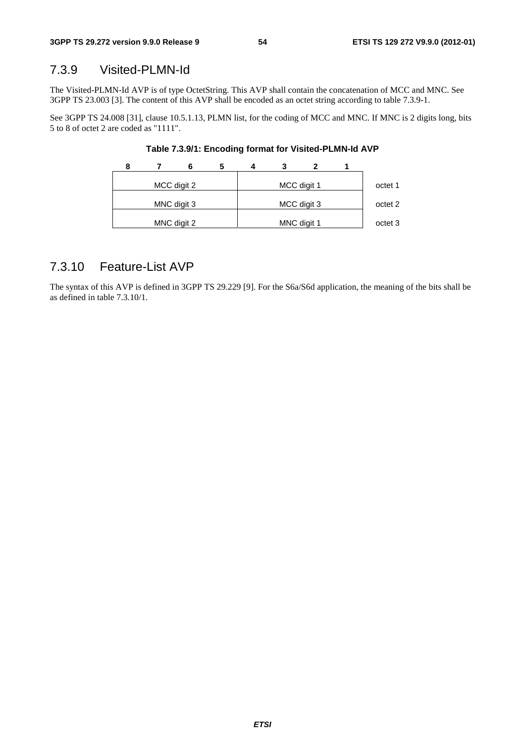### 7.3.9 Visited-PLMN-Id

The Visited-PLMN-Id AVP is of type OctetString. This AVP shall contain the concatenation of MCC and MNC. See 3GPP TS 23.003 [3]. The content of this AVP shall be encoded as an octet string according to table 7.3.9-1.

See 3GPP TS 24.008 [31], clause 10.5.1.13, PLMN list, for the coding of MCC and MNC. If MNC is 2 digits long, bits 5 to 8 of octet 2 are coded as "1111".

**Table 7.3.9/1: Encoding format for Visited-PLMN-Id AVP**

| 8 7 6 5 | 4 3 2 1 | |
|---|---|---|
| MCC digit 2 | MCC digit 1 | octet 1 |
| MNC digit 3 | MCC digit 3 | octet 2 |
| MNC digit 2 | MNC digit 1 | octet 3 |

### 7.3.10 Feature-List AVP

The syntax of this AVP is defined in 3GPP TS 29.229 [9]. For the S6a/S6d application, the meaning of the bits shall be as defined in table 7.3.10/1.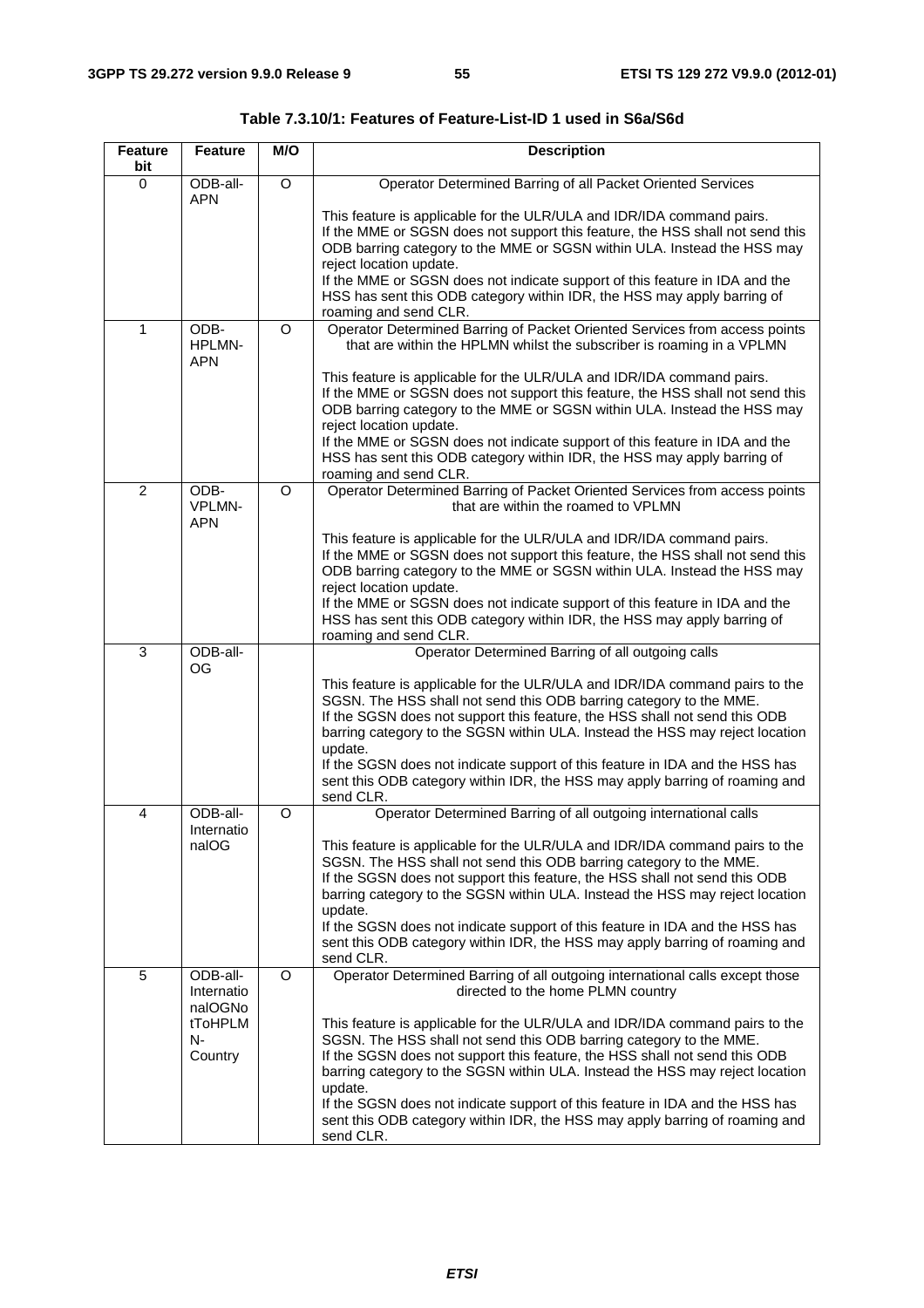**Table 7.3.10/1: Features of Feature-List-ID 1 used in S6a/S6d**

| Feature bit | Feature | M/O | Description |
|---|---|---|---|
| 0 | ODB-all-APN | O | Operator Determined Barring of all Packet Oriented Services<br><br>This feature is applicable for the ULR/ULA and IDR/IDA command pairs.<br>If the MME or SGSN does not support this feature, the HSS shall not send this ODB barring category to the MME or SGSN within ULA. Instead the HSS may reject location update.<br>If the MME or SGSN does not indicate support of this feature in IDA and the HSS has sent this ODB category within IDR, the HSS may apply barring of roaming and send CLR. |
| 1 | ODB-HPLMN-APN | O | Operator Determined Barring of Packet Oriented Services from access points that are within the HPLMN whilst the subscriber is roaming in a VPLMN<br><br>This feature is applicable for the ULR/ULA and IDR/IDA command pairs.<br>If the MME or SGSN does not support this feature, the HSS shall not send this ODB barring category to the MME or SGSN within ULA. Instead the HSS may reject location update.<br>If the MME or SGSN does not indicate support of this feature in IDA and the HSS has sent this ODB category within IDR, the HSS may apply barring of roaming and send CLR. |
| 2 | ODB-VPLMN-APN | O | Operator Determined Barring of Packet Oriented Services from access points that are within the roamed to VPLMN<br><br>This feature is applicable for the ULR/ULA and IDR/IDA command pairs.<br>If the MME or SGSN does not support this feature, the HSS shall not send this ODB barring category to the MME or SGSN within ULA. Instead the HSS may reject location update.<br>If the MME or SGSN does not indicate support of this feature in IDA and the HSS has sent this ODB category within IDR, the HSS may apply barring of roaming and send CLR. |
| 3 | ODB-all-OG | | Operator Determined Barring of all outgoing calls<br><br>This feature is applicable for the ULR/ULA and IDR/IDA command pairs to the SGSN. The HSS shall not send this ODB barring category to the MME.<br>If the SGSN does not support this feature, the HSS shall not send this ODB barring category to the SGSN within ULA. Instead the HSS may reject location update.<br>If the SGSN does not indicate support of this feature in IDA and the HSS has sent this ODB category within IDR, the HSS may apply barring of roaming and send CLR. |
| 4 | ODB-all-InternationalOG | O | Operator Determined Barring of all outgoing international calls<br><br>This feature is applicable for the ULR/ULA and IDR/IDA command pairs to the SGSN. The HSS shall not send this ODB barring category to the MME.<br>If the SGSN does not support this feature, the HSS shall not send this ODB barring category to the SGSN within ULA. Instead the HSS may reject location update.<br>If the SGSN does not indicate support of this feature in IDA and the HSS has sent this ODB category within IDR, the HSS may apply barring of roaming and send CLR. |
| 5 | ODB-all-InternationalOGNotToHPLMN-Country | O | Operator Determined Barring of all outgoing international calls except those directed to the home PLMN country<br><br>This feature is applicable for the ULR/ULA and IDR/IDA command pairs to the SGSN. The HSS shall not send this ODB barring category to the MME.<br>If the SGSN does not support this feature, the HSS shall not send this ODB barring category to the SGSN within ULA. Instead the HSS may reject location update.<br>If the SGSN does not indicate support of this feature in IDA and the HSS has sent this ODB category within IDR, the HSS may apply barring of roaming and send CLR. |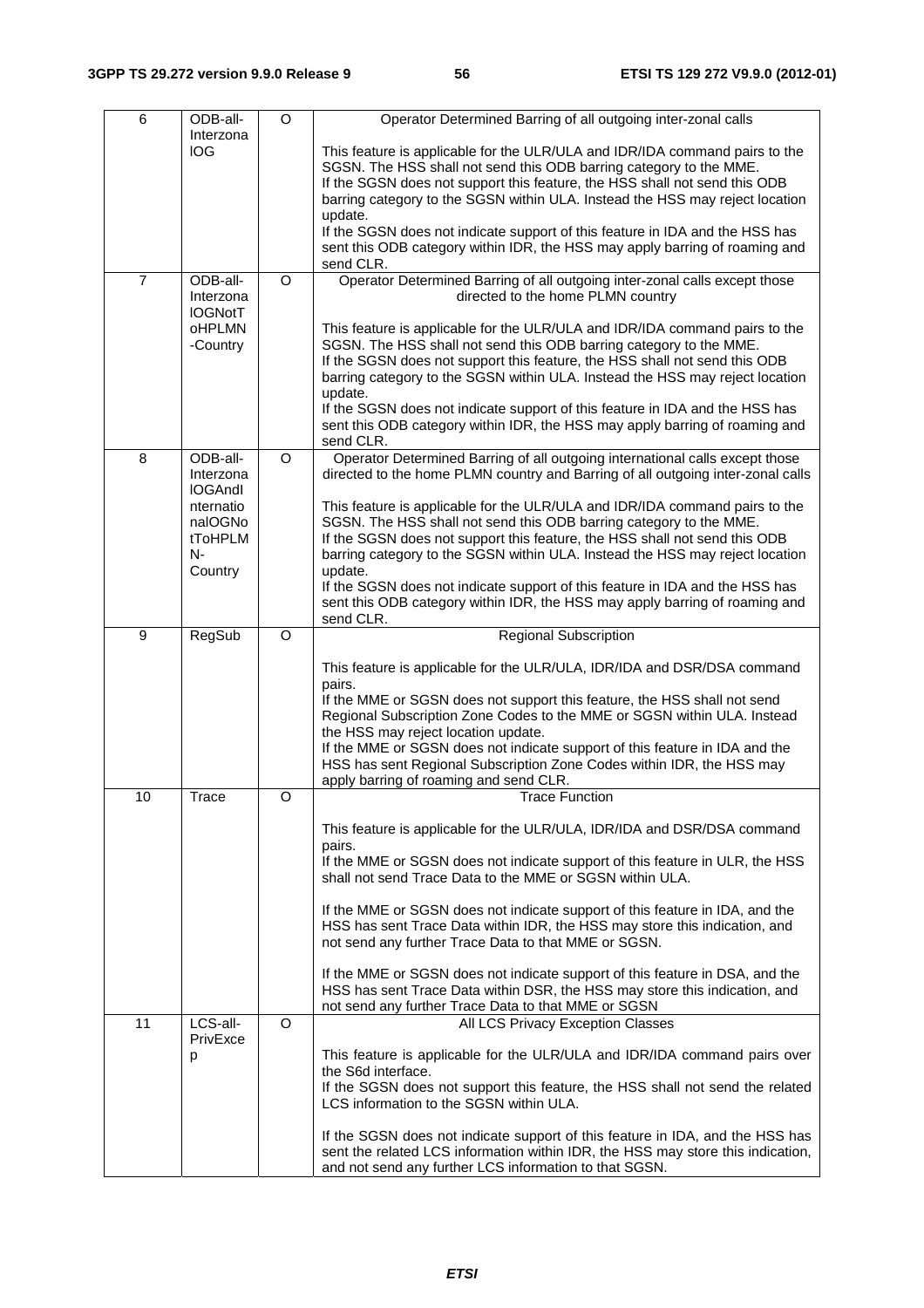| 6 | ODB-all-InterzonalOG | O | Operator Determined Barring of all outgoing inter-zonal calls<br><br>This feature is applicable for the ULR/ULA and IDR/IDA command pairs to the SGSN. The HSS shall not send this ODB barring category to the MME.<br>If the SGSN does not support this feature, the HSS shall not send this ODB barring category to the SGSN within ULA. Instead the HSS may reject location update.<br>If the SGSN does not indicate support of this feature in IDA and the HSS has sent this ODB category within IDR, the HSS may apply barring of roaming and send CLR. |
|---|---|---|---|
| 7 | ODB-all-InterzonalOGNotToHPLMN-Country | O | Operator Determined Barring of all outgoing inter-zonal calls except those directed to the home PLMN country<br><br>This feature is applicable for the ULR/ULA and IDR/IDA command pairs to the SGSN. The HSS shall not send this ODB barring category to the MME.<br>If the SGSN does not support this feature, the HSS shall not send this ODB barring category to the SGSN within ULA. Instead the HSS may reject location update.<br>If the SGSN does not indicate support of this feature in IDA and the HSS has sent this ODB category within IDR, the HSS may apply barring of roaming and send CLR. |
| 8 | ODB-all-InterzonalOGAndInternationalOGNotToHPLMN-Country | O | Operator Determined Barring of all outgoing international calls except those directed to the home PLMN country and Barring of all outgoing inter-zonal calls<br><br>This feature is applicable for the ULR/ULA and IDR/IDA command pairs to the SGSN. The HSS shall not send this ODB barring category to the MME.<br>If the SGSN does not support this feature, the HSS shall not send this ODB barring category to the SGSN within ULA. Instead the HSS may reject location update.<br>If the SGSN does not indicate support of this feature in IDA and the HSS has sent this ODB category within IDR, the HSS may apply barring of roaming and send CLR. |
| 9 | RegSub | O | Regional Subscription<br><br>This feature is applicable for the ULR/ULA, IDR/IDA and DSR/DSA command pairs.<br>If the MME or SGSN does not support this feature, the HSS shall not send Regional Subscription Zone Codes to the MME or SGSN within ULA. Instead the HSS may reject location update.<br>If the MME or SGSN does not indicate support of this feature in IDA and the HSS has sent Regional Subscription Zone Codes within IDR, the HSS may apply barring of roaming and send CLR. |
| 10 | Trace | O | Trace Function<br><br>This feature is applicable for the ULR/ULA, IDR/IDA and DSR/DSA command pairs.<br>If the MME or SGSN does not indicate support of this feature in ULR, the HSS shall not send Trace Data to the MME or SGSN within ULA.<br><br>If the MME or SGSN does not indicate support of this feature in IDA, and the HSS has sent Trace Data within IDR, the HSS may store this indication, and not send any further Trace Data to that MME or SGSN.<br><br>If the MME or SGSN does not indicate support of this feature in DSA, and the HSS has sent Trace Data within DSR, the HSS may store this indication, and not send any further Trace Data to that MME or SGSN |
| 11 | LCS-all-PrivExcep | O | All LCS Privacy Exception Classes<br><br>This feature is applicable for the ULR/ULA and IDR/IDA command pairs over the S6d interface.<br>If the SGSN does not support this feature, the HSS shall not send the related LCS information to the SGSN within ULA.<br><br>If the SGSN does not indicate support of this feature in IDA, and the HSS has sent the related LCS information within IDR, the HSS may store this indication, and not send any further LCS information to that SGSN. |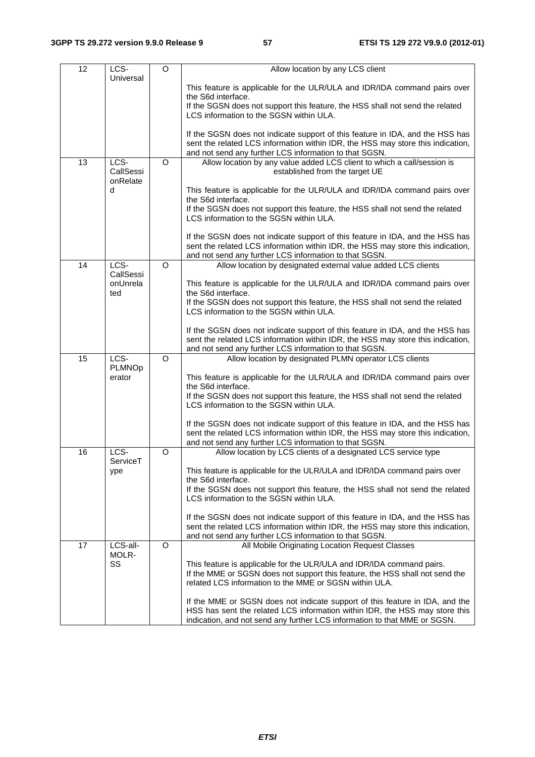| 12 | LCS-Universal | O | Allow location by any LCS client<br><br>This feature is applicable for the ULR/ULA and IDR/IDA command pairs over the S6d interface.<br>If the SGSN does not support this feature, the HSS shall not send the related LCS information to the SGSN within ULA.<br><br>If the SGSN does not indicate support of this feature in IDA, and the HSS has sent the related LCS information within IDR, the HSS may store this indication, and not send any further LCS information to that SGSN. |
|---|---|---|---|
| 13 | LCS-CallSessionRelated | O | Allow location by any value added LCS client to which a call/session is established from the target UE<br><br>This feature is applicable for the ULR/ULA and IDR/IDA command pairs over the S6d interface.<br>If the SGSN does not support this feature, the HSS shall not send the related LCS information to the SGSN within ULA.<br><br>If the SGSN does not indicate support of this feature in IDA, and the HSS has sent the related LCS information within IDR, the HSS may store this indication, and not send any further LCS information to that SGSN. |
| 14 | LCS-CallSessionUnrelated | O | Allow location by designated external value added LCS clients<br><br>This feature is applicable for the ULR/ULA and IDR/IDA command pairs over the S6d interface.<br>If the SGSN does not support this feature, the HSS shall not send the related LCS information to the SGSN within ULA.<br><br>If the SGSN does not indicate support of this feature in IDA, and the HSS has sent the related LCS information within IDR, the HSS may store this indication, and not send any further LCS information to that SGSN. |
| 15 | LCS-PLMNOperator | O | Allow location by designated PLMN operator LCS clients<br><br>This feature is applicable for the ULR/ULA and IDR/IDA command pairs over the S6d interface.<br>If the SGSN does not support this feature, the HSS shall not send the related LCS information to the SGSN within ULA.<br><br>If the SGSN does not indicate support of this feature in IDA, and the HSS has sent the related LCS information within IDR, the HSS may store this indication, and not send any further LCS information to that SGSN. |
| 16 | LCS-ServiceType | O | Allow location by LCS clients of a designated LCS service type<br><br>This feature is applicable for the ULR/ULA and IDR/IDA command pairs over the S6d interface.<br>If the SGSN does not support this feature, the HSS shall not send the related LCS information to the SGSN within ULA.<br><br>If the SGSN does not indicate support of this feature in IDA, and the HSS has sent the related LCS information within IDR, the HSS may store this indication, and not send any further LCS information to that SGSN. |
| 17 | LCS-all-MOLR-SS | O | All Mobile Originating Location Request Classes<br><br>This feature is applicable for the ULR/ULA and IDR/IDA command pairs.<br>If the MME or SGSN does not support this feature, the HSS shall not send the related LCS information to the MME or SGSN within ULA.<br><br>If the MME or SGSN does not indicate support of this feature in IDA, and the HSS has sent the related LCS information within IDR, the HSS may store this indication, and not send any further LCS information to that MME or SGSN. |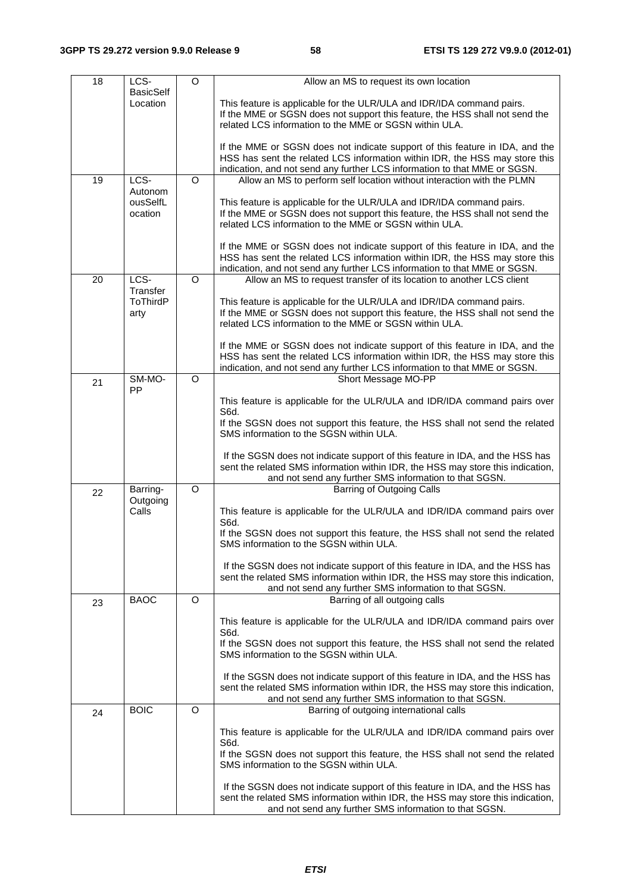| 18 | LCS-BasicSelfLocation | O | Allow an MS to request its own location<br><br>This feature is applicable for the ULR/ULA and IDR/IDA command pairs.<br>If the MME or SGSN does not support this feature, the HSS shall not send the related LCS information to the MME or SGSN within ULA.<br><br>If the MME or SGSN does not indicate support of this feature in IDA, and the HSS has sent the related LCS information within IDR, the HSS may store this indication, and not send any further LCS information to that MME or SGSN. |
|---|---|---|---|
| 19 | LCS-AutonomousSelfLocation | O | Allow an MS to perform self location without interaction with the PLMN<br><br>This feature is applicable for the ULR/ULA and IDR/IDA command pairs.<br>If the MME or SGSN does not support this feature, the HSS shall not send the related LCS information to the MME or SGSN within ULA.<br><br>If the MME or SGSN does not indicate support of this feature in IDA, and the HSS has sent the related LCS information within IDR, the HSS may store this indication, and not send any further LCS information to that MME or SGSN. |
| 20 | LCS-TransferToThirdParty | O | Allow an MS to request transfer of its location to another LCS client<br><br>This feature is applicable for the ULR/ULA and IDR/IDA command pairs.<br>If the MME or SGSN does not support this feature, the HSS shall not send the related LCS information to the MME or SGSN within ULA.<br><br>If the MME or SGSN does not indicate support of this feature in IDA, and the HSS has sent the related LCS information within IDR, the HSS may store this indication, and not send any further LCS information to that MME or SGSN. |
| 21 | SM-MO-PP | O | Short Message MO-PP<br><br>This feature is applicable for the ULR/ULA and IDR/IDA command pairs over S6d.<br>If the SGSN does not support this feature, the HSS shall not send the related SMS information to the SGSN within ULA.<br><br>If the SGSN does not indicate support of this feature in IDA, and the HSS has sent the related SMS information within IDR, the HSS may store this indication, and not send any further SMS information to that SGSN. |
| 22 | Barring-OutgoingCalls | O | Barring of Outgoing Calls<br><br>This feature is applicable for the ULR/ULA and IDR/IDA command pairs over S6d.<br>If the SGSN does not support this feature, the HSS shall not send the related SMS information to the SGSN within ULA.<br><br>If the SGSN does not indicate support of this feature in IDA, and the HSS has sent the related SMS information within IDR, the HSS may store this indication, and not send any further SMS information to that SGSN. |
| 23 | BAOC | O | Barring of all outgoing calls<br><br>This feature is applicable for the ULR/ULA and IDR/IDA command pairs over S6d.<br>If the SGSN does not support this feature, the HSS shall not send the related SMS information to the SGSN within ULA.<br><br>If the SGSN does not indicate support of this feature in IDA, and the HSS has sent the related SMS information within IDR, the HSS may store this indication, and not send any further SMS information to that SGSN. |
| 24 | BOIC | O | Barring of outgoing international calls<br><br>This feature is applicable for the ULR/ULA and IDR/IDA command pairs over S6d.<br>If the SGSN does not support this feature, the HSS shall not send the related SMS information to the SGSN within ULA.<br><br>If the SGSN does not indicate support of this feature in IDA, and the HSS has sent the related SMS information within IDR, the HSS may store this indication, and not send any further SMS information to that SGSN. |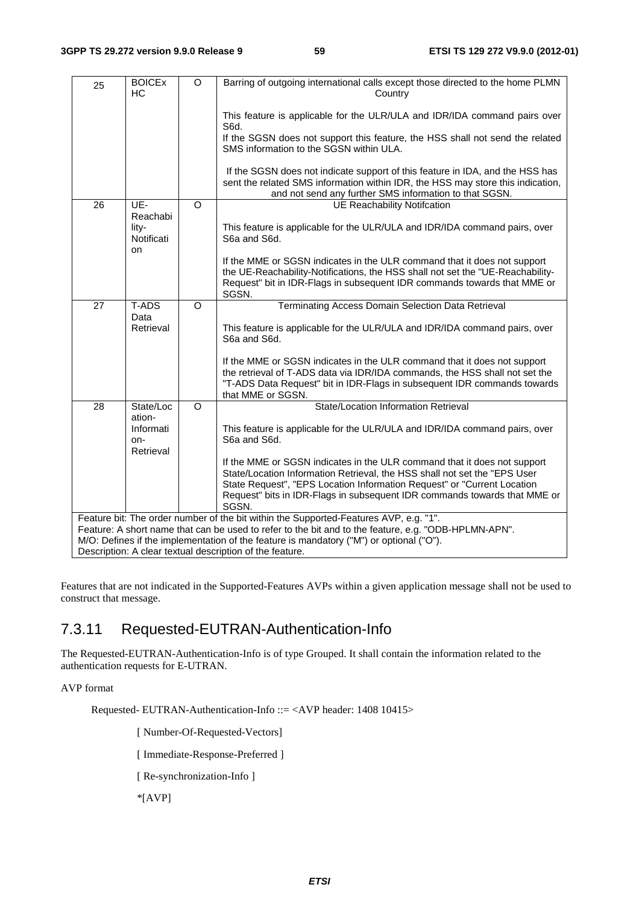| Feature bit | Feature | M/O | Description |
|---|---|---|---|
| 25 | BOICExHC | O | Barring of outgoing international calls except those directed to the home PLMN Country<br><br>This feature is applicable for the ULR/ULA and IDR/IDA command pairs over S6d.<br>If the SGSN does not support this feature, the HSS shall not send the related SMS information to the SGSN within ULA.<br><br>If the SGSN does not indicate support of this feature in IDA, and the HSS has sent the related SMS information within IDR, the HSS may store this indication, and not send any further SMS information to that SGSN. |
| 26 | UE-Reachability-Notification | O | UE Reachability Notifcation<br><br>This feature is applicable for the ULR/ULA and IDR/IDA command pairs, over S6a and S6d.<br><br>If the MME or SGSN indicates in the ULR command that it does not support the UE-Reachability-Notifications, the HSS shall not set the "UE-Reachability-Request" bit in IDR-Flags in subsequent IDR commands towards that MME or SGSN. |
| 27 | T-ADS Data Retrieval | O | Terminating Access Domain Selection Data Retrieval<br><br>This feature is applicable for the ULR/ULA and IDR/IDA command pairs, over S6a and S6d.<br><br>If the MME or SGSN indicates in the ULR command that it does not support the retrieval of T-ADS data via IDR/IDA commands, the HSS shall not set the "T-ADS Data Request" bit in IDR-Flags in subsequent IDR commands towards that MME or SGSN. |
| 28 | State/Location-Information-Retrieval | O | State/Location Information Retrieval<br><br>This feature is applicable for the ULR/ULA and IDR/IDA command pairs, over S6a and S6d.<br><br>If the MME or SGSN indicates in the ULR command that it does not support State/Location Information Retrieval, the HSS shall not set the "EPS User State Request", "EPS Location Information Request" or "Current Location Request" bits in IDR-Flags in subsequent IDR commands towards that MME or SGSN. |

Feature bit: The order number of the bit within the Supported-Features AVP, e.g. "1".
Feature: A short name that can be used to refer to the bit and to the feature, e.g. "ODB-HPLMN-APN".
M/O: Defines if the implementation of the feature is mandatory ("M") or optional ("O").
Description: A clear textual description of the feature.

Features that are not indicated in the Supported-Features AVPs within a given application message shall not be used to construct that message.

## 7.3.11 Requested-EUTRAN-Authentication-Info

The Requested-EUTRAN-Authentication-Info is of type Grouped. It shall contain the information related to the authentication requests for E-UTRAN.

AVP format

```
Requested- EUTRAN-Authentication-Info ::= <AVP header: 1408 10415>
            [ Number-Of-Requested-Vectors]
            [ Immediate-Response-Preferred ]
            [ Re-synchronization-Info ]
            *[AVP]
```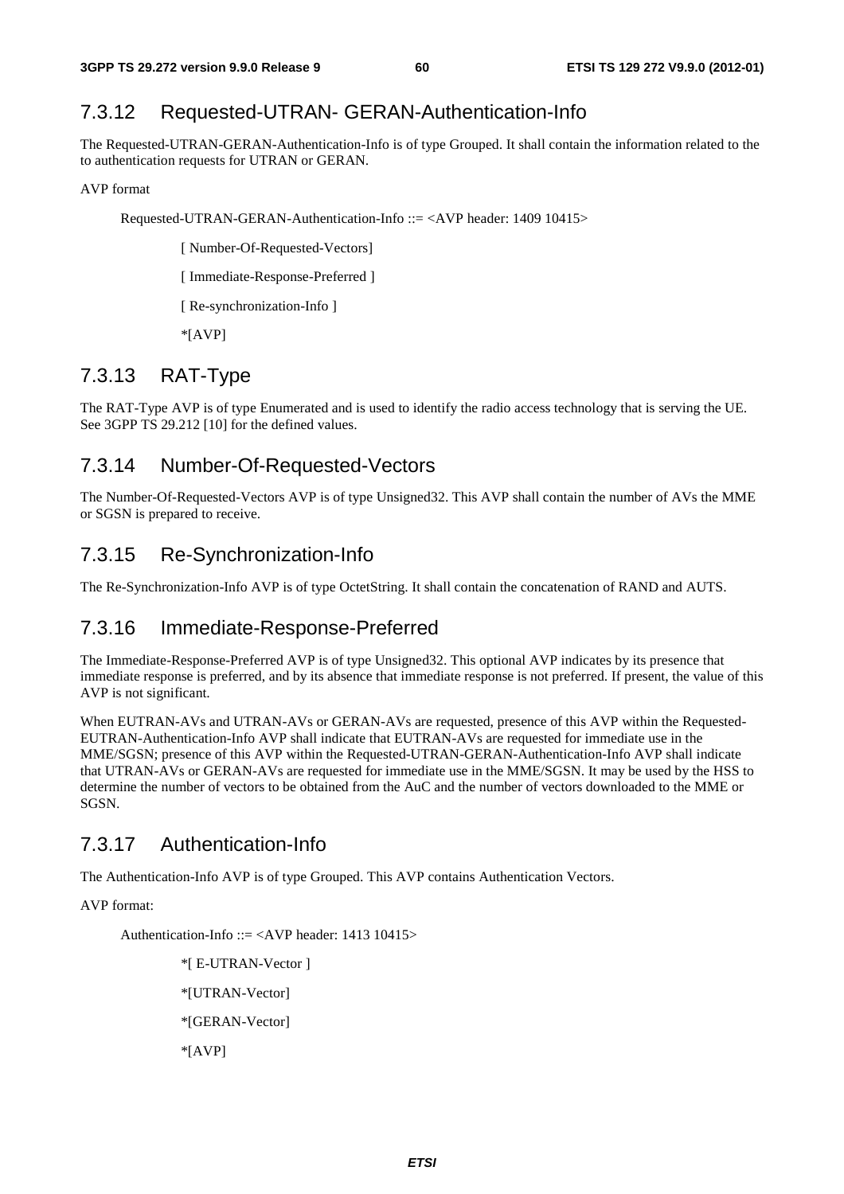### 7.3.12 Requested-UTRAN- GERAN-Authentication-Info

The Requested-UTRAN-GERAN-Authentication-Info is of type Grouped. It shall contain the information related to the to authentication requests for UTRAN or GERAN.

AVP format

```
Requested-UTRAN-GERAN-Authentication-Info ::= <AVP header: 1409 10415>

        [ Number-Of-Requested-Vectors]

        [ Immediate-Response-Preferred ]

        [ Re-synchronization-Info ]

        *[AVP]
```

### 7.3.13 RAT-Type

The RAT-Type AVP is of type Enumerated and is used to identify the radio access technology that is serving the UE. See 3GPP TS 29.212 [10] for the defined values.

### 7.3.14 Number-Of-Requested-Vectors

The Number-Of-Requested-Vectors AVP is of type Unsigned32. This AVP shall contain the number of AVs the MME or SGSN is prepared to receive.

### 7.3.15 Re-Synchronization-Info

The Re-Synchronization-Info AVP is of type OctetString. It shall contain the concatenation of RAND and AUTS.

### 7.3.16 Immediate-Response-Preferred

The Immediate-Response-Preferred AVP is of type Unsigned32. This optional AVP indicates by its presence that immediate response is preferred, and by its absence that immediate response is not preferred. If present, the value of this AVP is not significant.

When EUTRAN-AVs and UTRAN-AVs or GERAN-AVs are requested, presence of this AVP within the Requested-EUTRAN-Authentication-Info AVP shall indicate that EUTRAN-AVs are requested for immediate use in the MME/SGSN; presence of this AVP within the Requested-UTRAN-GERAN-Authentication-Info AVP shall indicate that UTRAN-AVs or GERAN-AVs are requested for immediate use in the MME/SGSN. It may be used by the HSS to determine the number of vectors to be obtained from the AuC and the number of vectors downloaded to the MME or SGSN.

### 7.3.17 Authentication-Info

The Authentication-Info AVP is of type Grouped. This AVP contains Authentication Vectors.

AVP format:

```
Authentication-Info ::= <AVP header: 1413 10415>

        *[ E-UTRAN-Vector ]

        *[UTRAN-Vector]

        *[GERAN-Vector]

        *[AVP]
```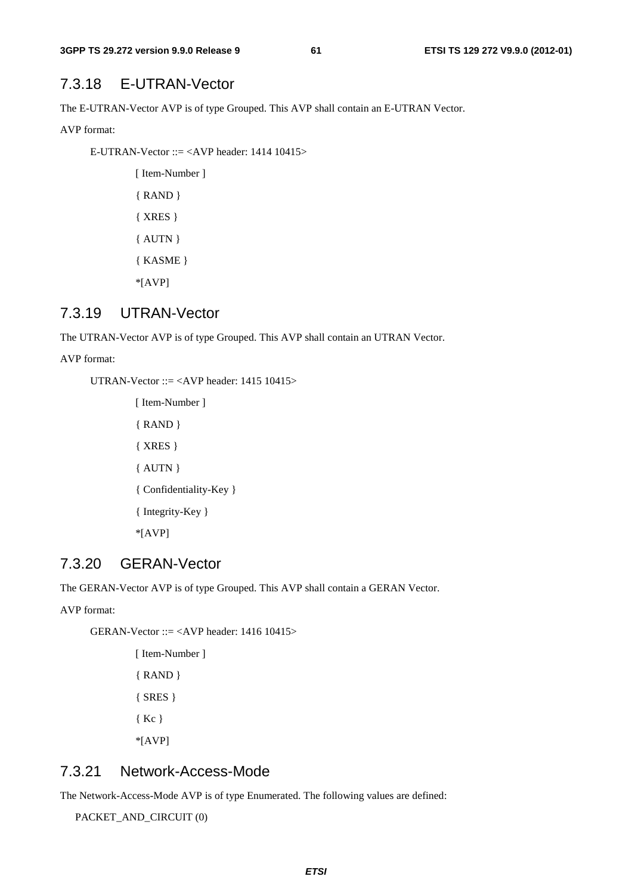### 7.3.18 E-UTRAN-Vector

The E-UTRAN-Vector AVP is of type Grouped. This AVP shall contain an E-UTRAN Vector.

AVP format:

```
E-UTRAN-Vector ::= <AVP header: 1414 10415>
        [ Item-Number ]
        { RAND }
        { XRES }
        { AUTN }
        { KASME }
        *[AVP]
```

### 7.3.19 UTRAN-Vector

The UTRAN-Vector AVP is of type Grouped. This AVP shall contain an UTRAN Vector.

AVP format:

```
UTRAN-Vector ::= <AVP header: 1415 10415>
        [ Item-Number ]
        { RAND }
        { XRES }
        { AUTN }
        { Confidentiality-Key }
        { Integrity-Key }
        *[AVP]
```

### 7.3.20 GERAN-Vector

The GERAN-Vector AVP is of type Grouped. This AVP shall contain a GERAN Vector.

AVP format:

```
GERAN-Vector ::= <AVP header: 1416 10415>
        [ Item-Number ]
        { RAND }
        { SRES }
        { Kc }
        *[AVP]
```

### 7.3.21 Network-Access-Mode

The Network-Access-Mode AVP is of type Enumerated. The following values are defined:

PACKET_AND_CIRCUIT (0)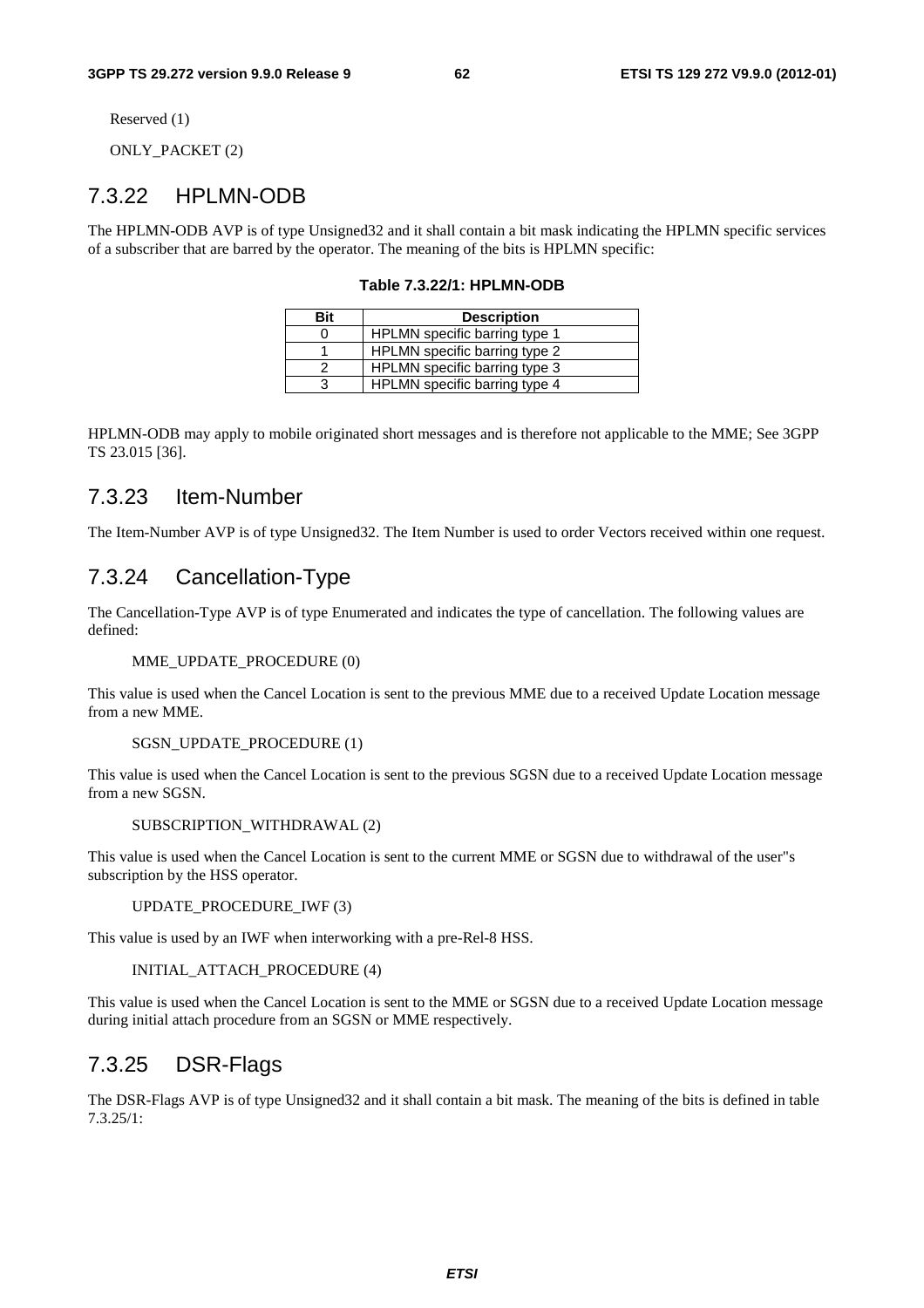Reserved (1)

ONLY_PACKET (2)

### 7.3.22 HPLMN-ODB

The HPLMN-ODB AVP is of type Unsigned32 and it shall contain a bit mask indicating the HPLMN specific services of a subscriber that are barred by the operator. The meaning of the bits is HPLMN specific:

**Table 7.3.22/1: HPLMN-ODB**

| Bit | Description |
|---|---|
| 0 | HPLMN specific barring type 1 |
| 1 | HPLMN specific barring type 2 |
| 2 | HPLMN specific barring type 3 |
| 3 | HPLMN specific barring type 4 |

HPLMN-ODB may apply to mobile originated short messages and is therefore not applicable to the MME; See 3GPP TS 23.015 [36].

### 7.3.23 Item-Number

The Item-Number AVP is of type Unsigned32. The Item Number is used to order Vectors received within one request.

### 7.3.24 Cancellation-Type

The Cancellation-Type AVP is of type Enumerated and indicates the type of cancellation. The following values are defined:

MME_UPDATE_PROCEDURE (0)

This value is used when the Cancel Location is sent to the previous MME due to a received Update Location message from a new MME.

SGSN_UPDATE_PROCEDURE (1)

This value is used when the Cancel Location is sent to the previous SGSN due to a received Update Location message from a new SGSN.

SUBSCRIPTION_WITHDRAWAL (2)

This value is used when the Cancel Location is sent to the current MME or SGSN due to withdrawal of the user"s subscription by the HSS operator.

UPDATE_PROCEDURE_IWF (3)

This value is used by an IWF when interworking with a pre-Rel-8 HSS.

INITIAL_ATTACH_PROCEDURE (4)

This value is used when the Cancel Location is sent to the MME or SGSN due to a received Update Location message during initial attach procedure from an SGSN or MME respectively.

### 7.3.25 DSR-Flags

The DSR-Flags AVP is of type Unsigned32 and it shall contain a bit mask. The meaning of the bits is defined in table 7.3.25/1: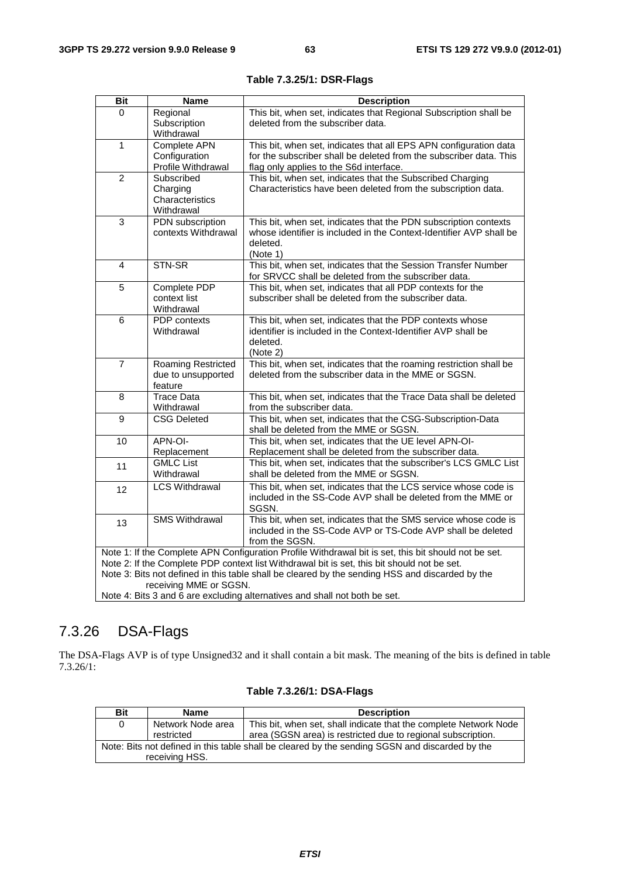**Table 7.3.25/1: DSR-Flags**

| Bit | Name | Description |
|---|---|---|
| 0 | Regional Subscription Withdrawal | This bit, when set, indicates that Regional Subscription shall be deleted from the subscriber data. |
| 1 | Complete APN Configuration Profile Withdrawal | This bit, when set, indicates that all EPS APN configuration data for the subscriber shall be deleted from the subscriber data. This flag only applies to the S6d interface. |
| 2 | Subscribed Charging Characteristics Withdrawal | This bit, when set, indicates that the Subscribed Charging Characteristics have been deleted from the subscription data. |
| 3 | PDN subscription contexts Withdrawal | This bit, when set, indicates that the PDN subscription contexts whose identifier is included in the Context-Identifier AVP shall be deleted. (Note 1) |
| 4 | STN-SR | This bit, when set, indicates that the Session Transfer Number for SRVCC shall be deleted from the subscriber data. |
| 5 | Complete PDP context list Withdrawal | This bit, when set, indicates that all PDP contexts for the subscriber shall be deleted from the subscriber data. |
| 6 | PDP contexts Withdrawal | This bit, when set, indicates that the PDP contexts whose identifier is included in the Context-Identifier AVP shall be deleted. (Note 2) |
| 7 | Roaming Restricted due to unsupported feature | This bit, when set, indicates that the roaming restriction shall be deleted from the subscriber data in the MME or SGSN. |
| 8 | Trace Data Withdrawal | This bit, when set, indicates that the Trace Data shall be deleted from the subscriber data. |
| 9 | CSG Deleted | This bit, when set, indicates that the CSG-Subscription-Data shall be deleted from the MME or SGSN. |
| 10 | APN-OI-Replacement | This bit, when set, indicates that the UE level APN-OI-Replacement shall be deleted from the subscriber data. |
| 11 | GMLC List Withdrawal | This bit, when set, indicates that the subscriber's LCS GMLC List shall be deleted from the MME or SGSN. |
| 12 | LCS Withdrawal | This bit, when set, indicates that the LCS service whose code is included in the SS-Code AVP shall be deleted from the MME or SGSN. |
| 13 | SMS Withdrawal | This bit, when set, indicates that the SMS service whose code is included in the SS-Code AVP or TS-Code AVP shall be deleted from the SGSN. |

Note 1: If the Complete APN Configuration Profile Withdrawal bit is set, this bit should not be set.
Note 2: If the Complete PDP context list Withdrawal bit is set, this bit should not be set.
Note 3: Bits not defined in this table shall be cleared by the sending HSS and discarded by the receiving MME or SGSN.
Note 4: Bits 3 and 6 are excluding alternatives and shall not both be set.

## 7.3.26 DSA-Flags

The DSA-Flags AVP is of type Unsigned32 and it shall contain a bit mask. The meaning of the bits is defined in table 7.3.26/1:

**Table 7.3.26/1: DSA-Flags**

| Bit | Name | Description |
|---|---|---|
| 0 | Network Node area restricted | This bit, when set, shall indicate that the complete Network Node area (SGSN area) is restricted due to regional subscription. |

Note: Bits not defined in this table shall be cleared by the sending SGSN and discarded by the receiving HSS.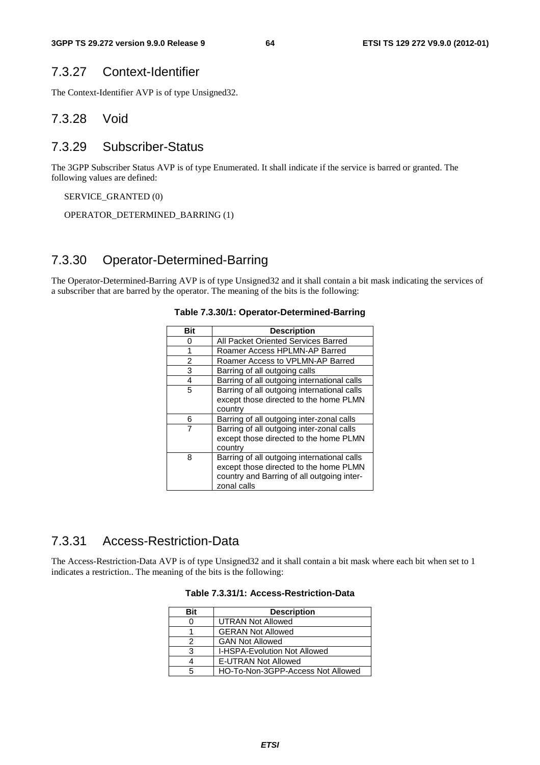### 7.3.27 Context-Identifier

The Context-Identifier AVP is of type Unsigned32.

### 7.3.28 Void

### 7.3.29 Subscriber-Status

The 3GPP Subscriber Status AVP is of type Enumerated. It shall indicate if the service is barred or granted. The following values are defined:

SERVICE_GRANTED (0)

OPERATOR_DETERMINED_BARRING (1)

### 7.3.30 Operator-Determined-Barring

The Operator-Determined-Barring AVP is of type Unsigned32 and it shall contain a bit mask indicating the services of a subscriber that are barred by the operator. The meaning of the bits is the following:

**Table 7.3.30/1: Operator-Determined-Barring**

| Bit | Description |
|---|---|
| 0 | All Packet Oriented Services Barred |
| 1 | Roamer Access HPLMN-AP Barred |
| 2 | Roamer Access to VPLMN-AP Barred |
| 3 | Barring of all outgoing calls |
| 4 | Barring of all outgoing international calls |
| 5 | Barring of all outgoing international calls except those directed to the home PLMN country |
| 6 | Barring of all outgoing inter-zonal calls |
| 7 | Barring of all outgoing inter-zonal calls except those directed to the home PLMN country |
| 8 | Barring of all outgoing international calls except those directed to the home PLMN country and Barring of all outgoing inter-zonal calls |

### 7.3.31 Access-Restriction-Data

The Access-Restriction-Data AVP is of type Unsigned32 and it shall contain a bit mask where each bit when set to 1 indicates a restriction.. The meaning of the bits is the following:

**Table 7.3.31/1: Access-Restriction-Data**

| Bit | Description |
|---|---|
| 0 | UTRAN Not Allowed |
| 1 | GERAN Not Allowed |
| 2 | GAN Not Allowed |
| 3 | I-HSPA-Evolution Not Allowed |
| 4 | E-UTRAN Not Allowed |
| 5 | HO-To-Non-3GPP-Access Not Allowed |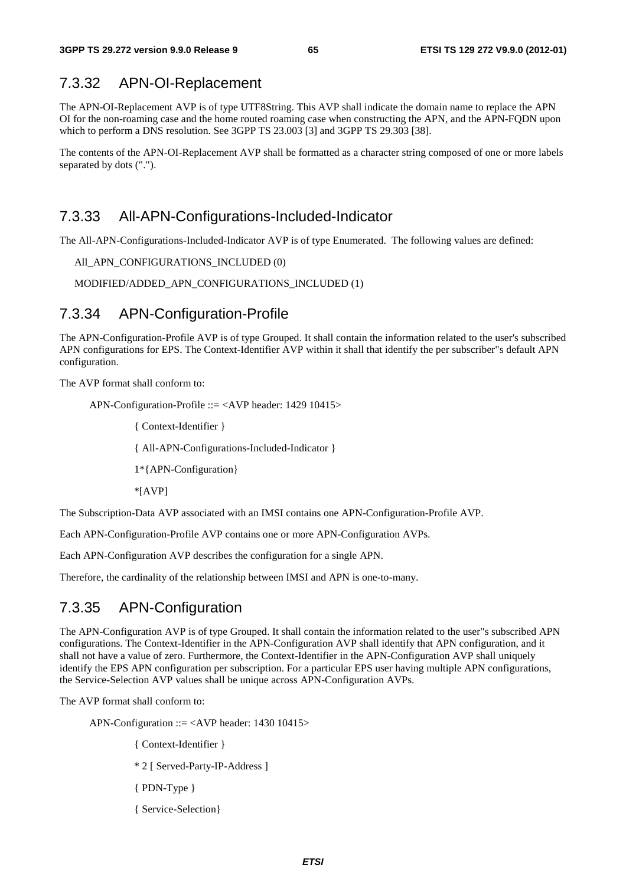### 7.3.32 APN-OI-Replacement

The APN-OI-Replacement AVP is of type UTF8String. This AVP shall indicate the domain name to replace the APN OI for the non-roaming case and the home routed roaming case when constructing the APN, and the APN-FQDN upon which to perform a DNS resolution. See 3GPP TS 23.003 [3] and 3GPP TS 29.303 [38].

The contents of the APN-OI-Replacement AVP shall be formatted as a character string composed of one or more labels separated by dots (".").

### 7.3.33 All-APN-Configurations-Included-Indicator

The All-APN-Configurations-Included-Indicator AVP is of type Enumerated. The following values are defined:

All_APN_CONFIGURATIONS_INCLUDED (0)

MODIFIED/ADDED_APN_CONFIGURATIONS_INCLUDED (1)

### 7.3.34 APN-Configuration-Profile

The APN-Configuration-Profile AVP is of type Grouped. It shall contain the information related to the user's subscribed APN configurations for EPS. The Context-Identifier AVP within it shall that identify the per subscriber"s default APN configuration.

The AVP format shall conform to:

```
APN-Configuration-Profile ::= <AVP header: 1429 10415>
        { Context-Identifier }
        { All-APN-Configurations-Included-Indicator }
        1*{APN-Configuration}
        *[AVP]
```

The Subscription-Data AVP associated with an IMSI contains one APN-Configuration-Profile AVP.

Each APN-Configuration-Profile AVP contains one or more APN-Configuration AVPs.

Each APN-Configuration AVP describes the configuration for a single APN.

Therefore, the cardinality of the relationship between IMSI and APN is one-to-many.

### 7.3.35 APN-Configuration

The APN-Configuration AVP is of type Grouped. It shall contain the information related to the user"s subscribed APN configurations. The Context-Identifier in the APN-Configuration AVP shall identify that APN configuration, and it shall not have a value of zero. Furthermore, the Context-Identifier in the APN-Configuration AVP shall uniquely identify the EPS APN configuration per subscription. For a particular EPS user having multiple APN configurations, the Service-Selection AVP values shall be unique across APN-Configuration AVPs.

The AVP format shall conform to:

```
APN-Configuration ::= <AVP header: 1430 10415>
        { Context-Identifier }
        * 2 [ Served-Party-IP-Address ]
        { PDN-Type }
        { Service-Selection}
```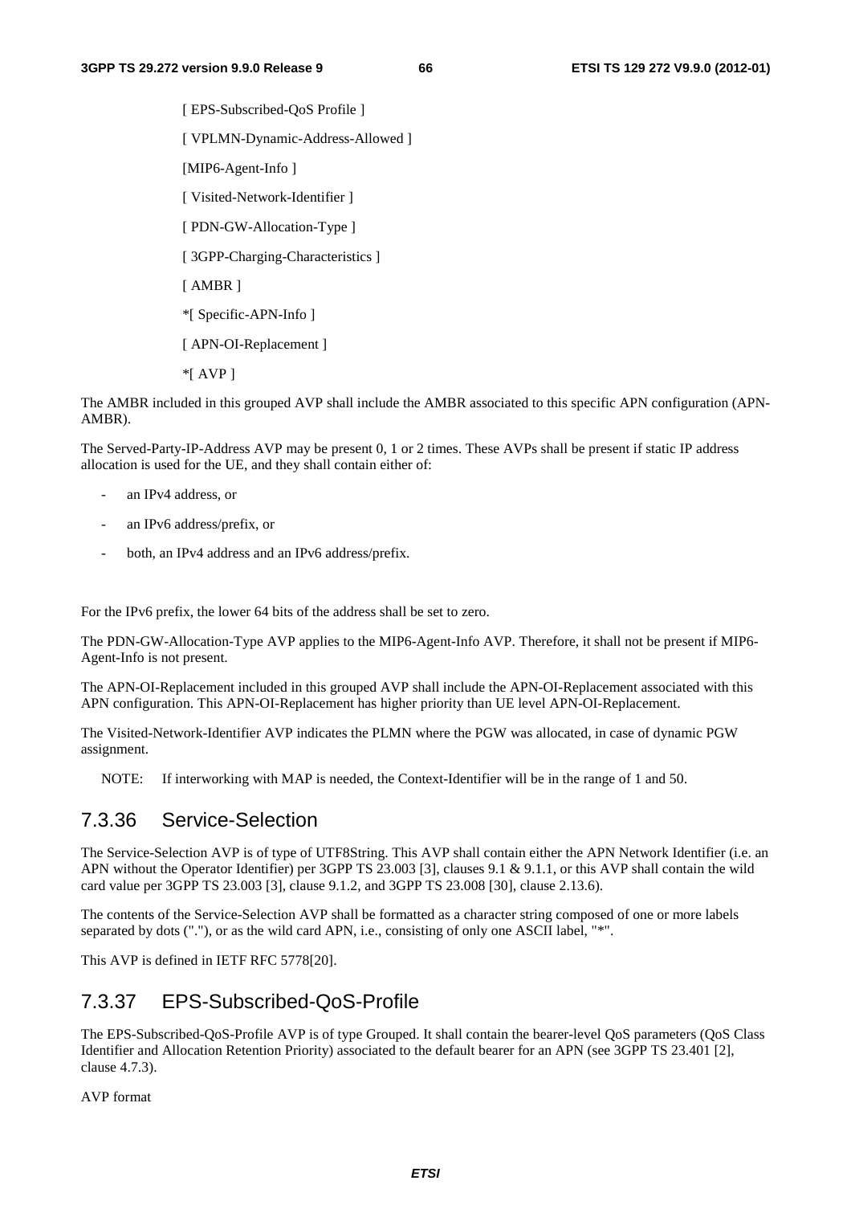[ EPS-Subscribed-QoS Profile ]

[ VPLMN-Dynamic-Address-Allowed ]

[MIP6-Agent-Info ]

[ Visited-Network-Identifier ]

[ PDN-GW-Allocation-Type ]

[ 3GPP-Charging-Characteristics ]

[ AMBR ]

*[ Specific-APN-Info ]

[ APN-OI-Replacement ]

*[ AVP ]

The AMBR included in this grouped AVP shall include the AMBR associated to this specific APN configuration (APN-AMBR).

The Served-Party-IP-Address AVP may be present 0, 1 or 2 times. These AVPs shall be present if static IP address allocation is used for the UE, and they shall contain either of:

- an IPv4 address, or
- an IPv6 address/prefix, or
- both, an IPv4 address and an IPv6 address/prefix.

For the IPv6 prefix, the lower 64 bits of the address shall be set to zero.

The PDN-GW-Allocation-Type AVP applies to the MIP6-Agent-Info AVP. Therefore, it shall not be present if MIP6-Agent-Info is not present.

The APN-OI-Replacement included in this grouped AVP shall include the APN-OI-Replacement associated with this APN configuration. This APN-OI-Replacement has higher priority than UE level APN-OI-Replacement.

The Visited-Network-Identifier AVP indicates the PLMN where the PGW was allocated, in case of dynamic PGW assignment.

NOTE: If interworking with MAP is needed, the Context-Identifier will be in the range of 1 and 50.

## 7.3.36 Service-Selection

The Service-Selection AVP is of type of UTF8String. This AVP shall contain either the APN Network Identifier (i.e. an APN without the Operator Identifier) per 3GPP TS 23.003 [3], clauses 9.1 & 9.1.1, or this AVP shall contain the wild card value per 3GPP TS 23.003 [3], clause 9.1.2, and 3GPP TS 23.008 [30], clause 2.13.6).

The contents of the Service-Selection AVP shall be formatted as a character string composed of one or more labels separated by dots ("."), or as the wild card APN, i.e., consisting of only one ASCII label, "*".

This AVP is defined in IETF RFC 5778[20].

## 7.3.37 EPS-Subscribed-QoS-Profile

The EPS-Subscribed-QoS-Profile AVP is of type Grouped. It shall contain the bearer-level QoS parameters (QoS Class Identifier and Allocation Retention Priority) associated to the default bearer for an APN (see 3GPP TS 23.401 [2], clause 4.7.3).

AVP format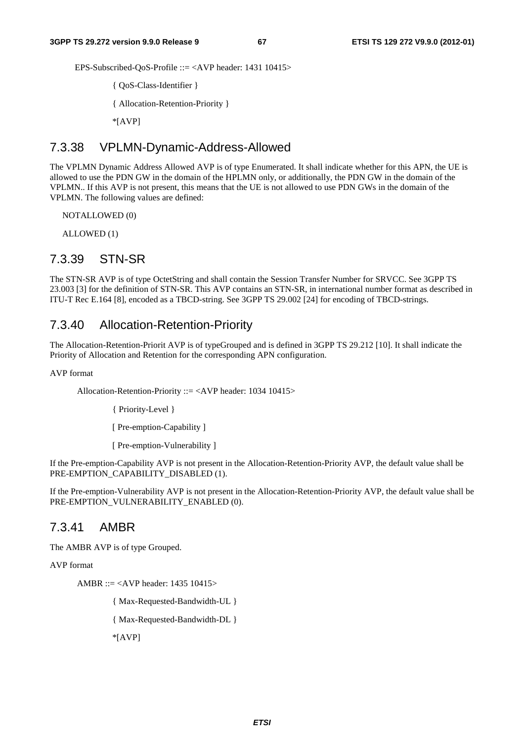EPS-Subscribed-QoS-Profile ::= <AVP header: 1431 10415>

{ QoS-Class-Identifier }

{ Allocation-Retention-Priority }

*[AVP]

## 7.3.38 VPLMN-Dynamic-Address-Allowed

The VPLMN Dynamic Address Allowed AVP is of type Enumerated. It shall indicate whether for this APN, the UE is allowed to use the PDN GW in the domain of the HPLMN only, or additionally, the PDN GW in the domain of the VPLMN.. If this AVP is not present, this means that the UE is not allowed to use PDN GWs in the domain of the VPLMN. The following values are defined:

NOTALLOWED (0)

ALLOWED (1)

## 7.3.39 STN-SR

The STN-SR AVP is of type OctetString and shall contain the Session Transfer Number for SRVCC. See 3GPP TS 23.003 [3] for the definition of STN-SR. This AVP contains an STN-SR, in international number format as described in ITU-T Rec E.164 [8], encoded as a TBCD-string. See 3GPP TS 29.002 [24] for encoding of TBCD-strings.

## 7.3.40 Allocation-Retention-Priority

The Allocation-Retention-Priorit AVP is of typeGrouped and is defined in 3GPP TS 29.212 [10]. It shall indicate the Priority of Allocation and Retention for the corresponding APN configuration.

AVP format

Allocation-Retention-Priority ::= <AVP header: 1034 10415>

{ Priority-Level }

[ Pre-emption-Capability ]

[ Pre-emption-Vulnerability ]

If the Pre-emption-Capability AVP is not present in the Allocation-Retention-Priority AVP, the default value shall be PRE-EMPTION_CAPABILITY_DISABLED (1).

If the Pre-emption-Vulnerability AVP is not present in the Allocation-Retention-Priority AVP, the default value shall be PRE-EMPTION_VULNERABILITY_ENABLED (0).

## 7.3.41 AMBR

The AMBR AVP is of type Grouped.

AVP format

AMBR ::= <AVP header: 1435 10415>

{ Max-Requested-Bandwidth-UL }

{ Max-Requested-Bandwidth-DL }

*[AVP]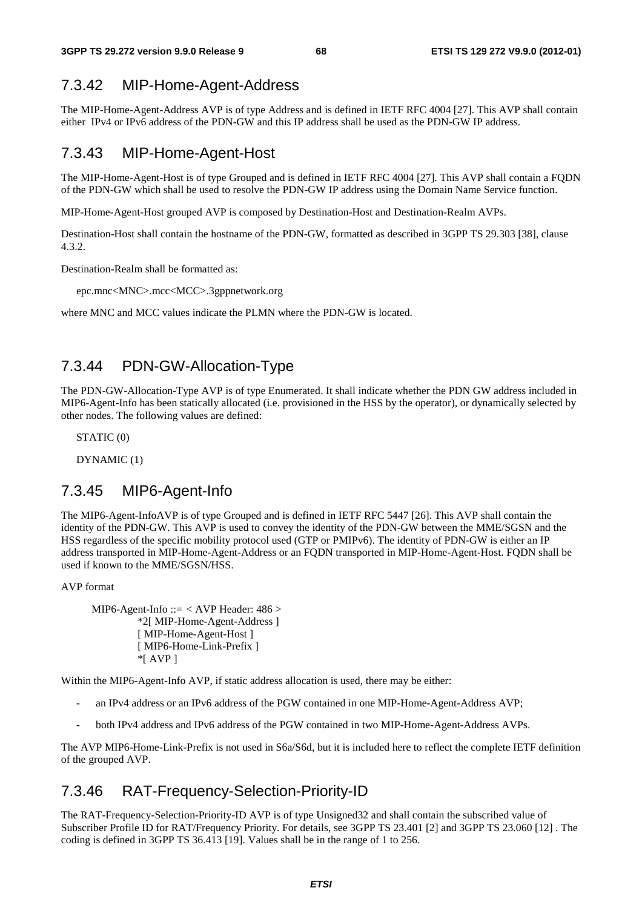### 7.3.42 MIP-Home-Agent-Address

The MIP-Home-Agent-Address AVP is of type Address and is defined in IETF RFC 4004 [27]. This AVP shall contain either IPv4 or IPv6 address of the PDN-GW and this IP address shall be used as the PDN-GW IP address.

### 7.3.43 MIP-Home-Agent-Host

The MIP-Home-Agent-Host is of type Grouped and is defined in IETF RFC 4004 [27]. This AVP shall contain a FQDN of the PDN-GW which shall be used to resolve the PDN-GW IP address using the Domain Name Service function.

MIP-Home-Agent-Host grouped AVP is composed by Destination-Host and Destination-Realm AVPs.

Destination-Host shall contain the hostname of the PDN-GW, formatted as described in 3GPP TS 29.303 [38], clause 4.3.2.

Destination-Realm shall be formatted as:

epc.mnc<MNC>.mcc<MCC>.3gppnetwork.org

where MNC and MCC values indicate the PLMN where the PDN-GW is located.

### 7.3.44 PDN-GW-Allocation-Type

The PDN-GW-Allocation-Type AVP is of type Enumerated. It shall indicate whether the PDN GW address included in MIP6-Agent-Info has been statically allocated (i.e. provisioned in the HSS by the operator), or dynamically selected by other nodes. The following values are defined:

STATIC (0)

DYNAMIC (1)

### 7.3.45 MIP6-Agent-Info

The MIP6-Agent-InfoAVP is of type Grouped and is defined in IETF RFC 5447 [26]. This AVP shall contain the identity of the PDN-GW. This AVP is used to convey the identity of the PDN-GW between the MME/SGSN and the HSS regardless of the specific mobility protocol used (GTP or PMIPv6). The identity of PDN-GW is either an IP address transported in MIP-Home-Agent-Address or an FQDN transported in MIP-Home-Agent-Host. FQDN shall be used if known to the MME/SGSN/HSS.

AVP format

```
MIP6-Agent-Info ::= < AVP Header: 486 >
        *2[ MIP-Home-Agent-Address ]
        [ MIP-Home-Agent-Host ]
        [ MIP6-Home-Link-Prefix ]
        *[ AVP ]
```

Within the MIP6-Agent-Info AVP, if static address allocation is used, there may be either:

- an IPv4 address or an IPv6 address of the PGW contained in one MIP-Home-Agent-Address AVP;
- both IPv4 address and IPv6 address of the PGW contained in two MIP-Home-Agent-Address AVPs.

The AVP MIP6-Home-Link-Prefix is not used in S6a/S6d, but it is included here to reflect the complete IETF definition of the grouped AVP.

### 7.3.46 RAT-Frequency-Selection-Priority-ID

The RAT-Frequency-Selection-Priority-ID AVP is of type Unsigned32 and shall contain the subscribed value of Subscriber Profile ID for RAT/Frequency Priority. For details, see 3GPP TS 23.401 [2] and 3GPP TS 23.060 [12] . The coding is defined in 3GPP TS 36.413 [19]. Values shall be in the range of 1 to 256.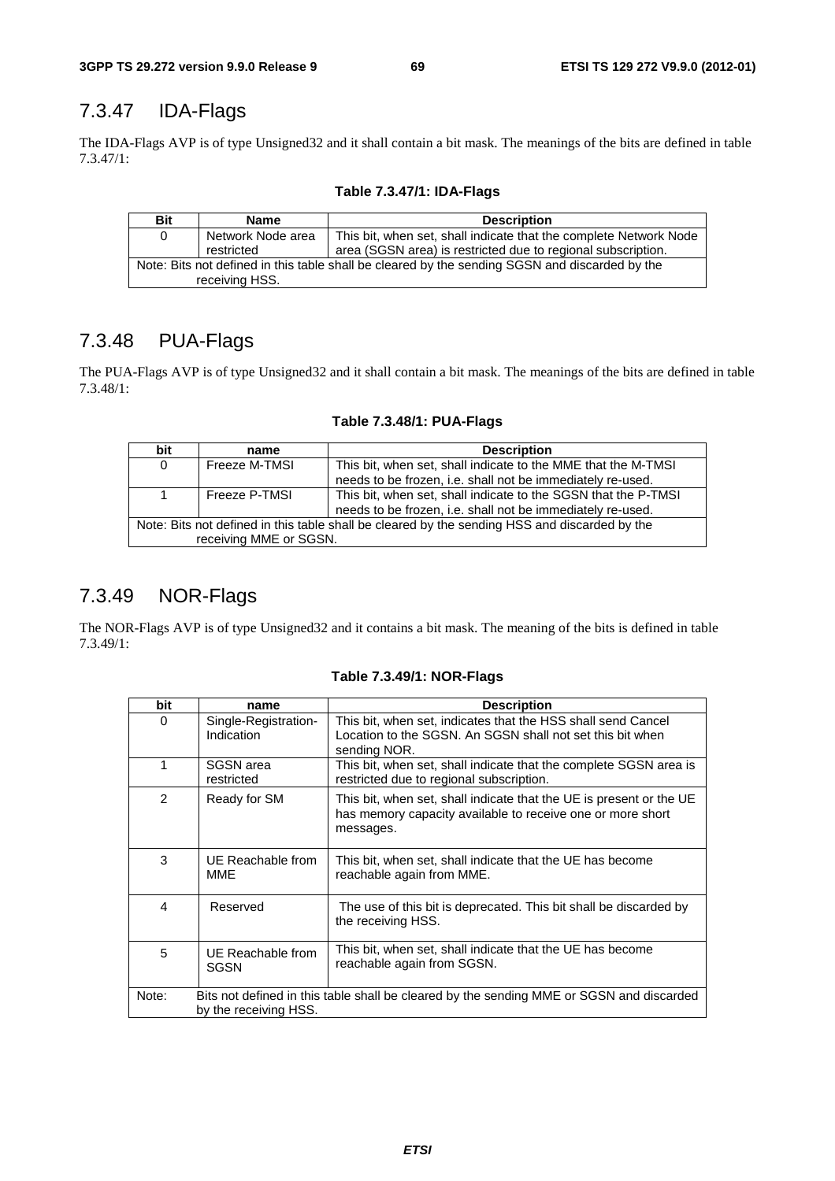## 7.3.47 IDA-Flags

The IDA-Flags AVP is of type Unsigned32 and it shall contain a bit mask. The meanings of the bits are defined in table 7.3.47/1:

**Table 7.3.47/1: IDA-Flags**

| Bit | Name | Description |
|---|---|---|
| 0 | Network Node area restricted | This bit, when set, shall indicate that the complete Network Node area (SGSN area) is restricted due to regional subscription. |
| Note: Bits not defined in this table shall be cleared by the sending SGSN and discarded by the receiving HSS. | | |

## 7.3.48 PUA-Flags

The PUA-Flags AVP is of type Unsigned32 and it shall contain a bit mask. The meanings of the bits are defined in table 7.3.48/1:

**Table 7.3.48/1: PUA-Flags**

| bit | name | Description |
|---|---|---|
| 0 | Freeze M-TMSI | This bit, when set, shall indicate to the MME that the M-TMSI needs to be frozen, i.e. shall not be immediately re-used. |
| 1 | Freeze P-TMSI | This bit, when set, shall indicate to the SGSN that the P-TMSI needs to be frozen, i.e. shall not be immediately re-used. |
| Note: Bits not defined in this table shall be cleared by the sending HSS and discarded by the receiving MME or SGSN. | | |

## 7.3.49 NOR-Flags

The NOR-Flags AVP is of type Unsigned32 and it contains a bit mask. The meaning of the bits is defined in table 7.3.49/1:

**Table 7.3.49/1: NOR-Flags**

| bit | name | Description |
|---|---|---|
| 0 | Single-Registration-Indication | This bit, when set, indicates that the HSS shall send Cancel Location to the SGSN. An SGSN shall not set this bit when sending NOR. |
| 1 | SGSN area restricted | This bit, when set, shall indicate that the complete SGSN area is restricted due to regional subscription. |
| 2 | Ready for SM | This bit, when set, shall indicate that the UE is present or the UE has memory capacity available to receive one or more short messages. |
| 3 | UE Reachable from MME | This bit, when set, shall indicate that the UE has become reachable again from MME. |
| 4 | Reserved | The use of this bit is deprecated. This bit shall be discarded by the receiving HSS. |
| 5 | UE Reachable from SGSN | This bit, when set, shall indicate that the UE has become reachable again from SGSN. |
| Note: Bits not defined in this table shall be cleared by the sending MME or SGSN and discarded by the receiving HSS. | | |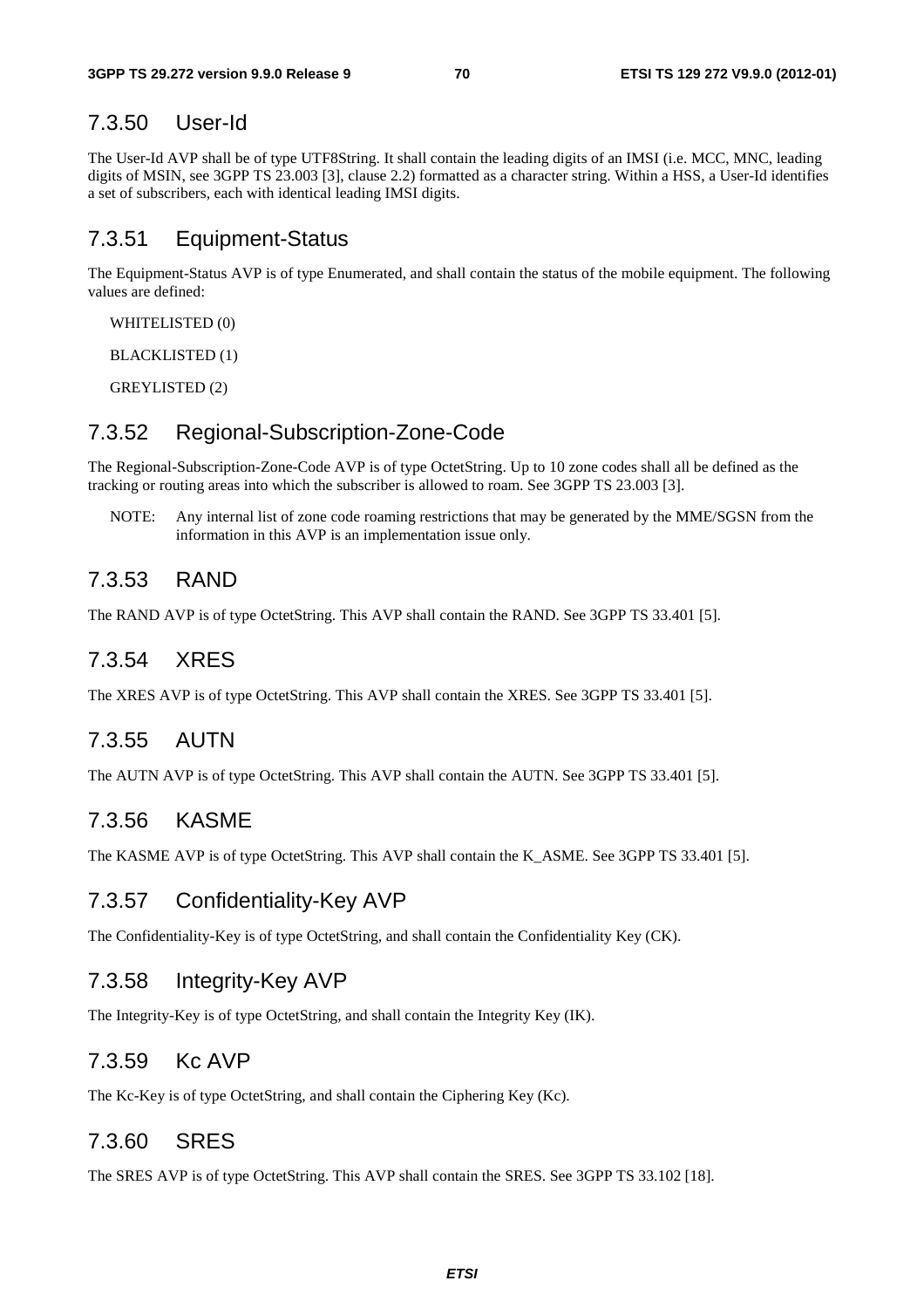### 7.3.50 User-Id

The User-Id AVP shall be of type UTF8String. It shall contain the leading digits of an IMSI (i.e. MCC, MNC, leading digits of MSIN, see 3GPP TS 23.003 [3], clause 2.2) formatted as a character string. Within a HSS, a User-Id identifies a set of subscribers, each with identical leading IMSI digits.

### 7.3.51 Equipment-Status

The Equipment-Status AVP is of type Enumerated, and shall contain the status of the mobile equipment. The following values are defined:

WHITELISTED (0)

BLACKLISTED (1)

GREYLISTED (2)

### 7.3.52 Regional-Subscription-Zone-Code

The Regional-Subscription-Zone-Code AVP is of type OctetString. Up to 10 zone codes shall all be defined as the tracking or routing areas into which the subscriber is allowed to roam. See 3GPP TS 23.003 [3].

NOTE: Any internal list of zone code roaming restrictions that may be generated by the MME/SGSN from the information in this AVP is an implementation issue only.

### 7.3.53 RAND

The RAND AVP is of type OctetString. This AVP shall contain the RAND. See 3GPP TS 33.401 [5].

### 7.3.54 XRES

The XRES AVP is of type OctetString. This AVP shall contain the XRES. See 3GPP TS 33.401 [5].

### 7.3.55 AUTN

The AUTN AVP is of type OctetString. This AVP shall contain the AUTN. See 3GPP TS 33.401 [5].

### 7.3.56 KASME

The KASME AVP is of type OctetString. This AVP shall contain the K_ASME. See 3GPP TS 33.401 [5].

### 7.3.57 Confidentiality-Key AVP

The Confidentiality-Key is of type OctetString, and shall contain the Confidentiality Key (CK).

### 7.3.58 Integrity-Key AVP

The Integrity-Key is of type OctetString, and shall contain the Integrity Key (IK).

### 7.3.59 Kc AVP

The Kc-Key is of type OctetString, and shall contain the Ciphering Key (Kc).

### 7.3.60 SRES

The SRES AVP is of type OctetString. This AVP shall contain the SRES. See 3GPP TS 33.102 [18].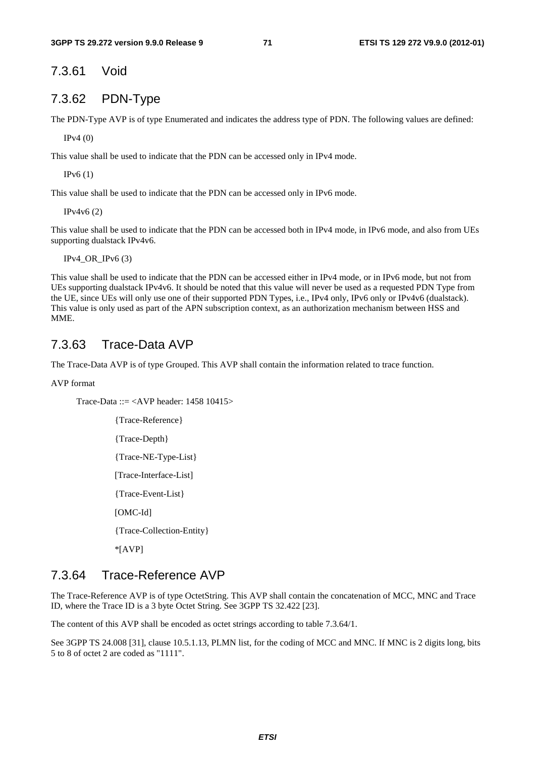### 7.3.61 Void

### 7.3.62 PDN-Type

The PDN-Type AVP is of type Enumerated and indicates the address type of PDN. The following values are defined:

IPv4 (0)

This value shall be used to indicate that the PDN can be accessed only in IPv4 mode.

IPv6 (1)

This value shall be used to indicate that the PDN can be accessed only in IPv6 mode.

IPv4v6 (2)

This value shall be used to indicate that the PDN can be accessed both in IPv4 mode, in IPv6 mode, and also from UEs supporting dualstack IPv4v6.

IPv4_OR_IPv6 (3)

This value shall be used to indicate that the PDN can be accessed either in IPv4 mode, or in IPv6 mode, but not from UEs supporting dualstack IPv4v6. It should be noted that this value will never be used as a requested PDN Type from the UE, since UEs will only use one of their supported PDN Types, i.e., IPv4 only, IPv6 only or IPv4v6 (dualstack). This value is only used as part of the APN subscription context, as an authorization mechanism between HSS and MME.

### 7.3.63 Trace-Data AVP

The Trace-Data AVP is of type Grouped. This AVP shall contain the information related to trace function.

AVP format

```
Trace-Data ::= <AVP header: 1458 10415>
        {Trace-Reference}
        {Trace-Depth}
        {Trace-NE-Type-List}
        [Trace-Interface-List]
        {Trace-Event-List}
        [OMC-Id]
        {Trace-Collection-Entity}
        *[AVP]
```

### 7.3.64 Trace-Reference AVP

The Trace-Reference AVP is of type OctetString. This AVP shall contain the concatenation of MCC, MNC and Trace ID, where the Trace ID is a 3 byte Octet String. See 3GPP TS 32.422 [23].

The content of this AVP shall be encoded as octet strings according to table 7.3.64/1.

See 3GPP TS 24.008 [31], clause 10.5.1.13, PLMN list, for the coding of MCC and MNC. If MNC is 2 digits long, bits 5 to 8 of octet 2 are coded as "1111".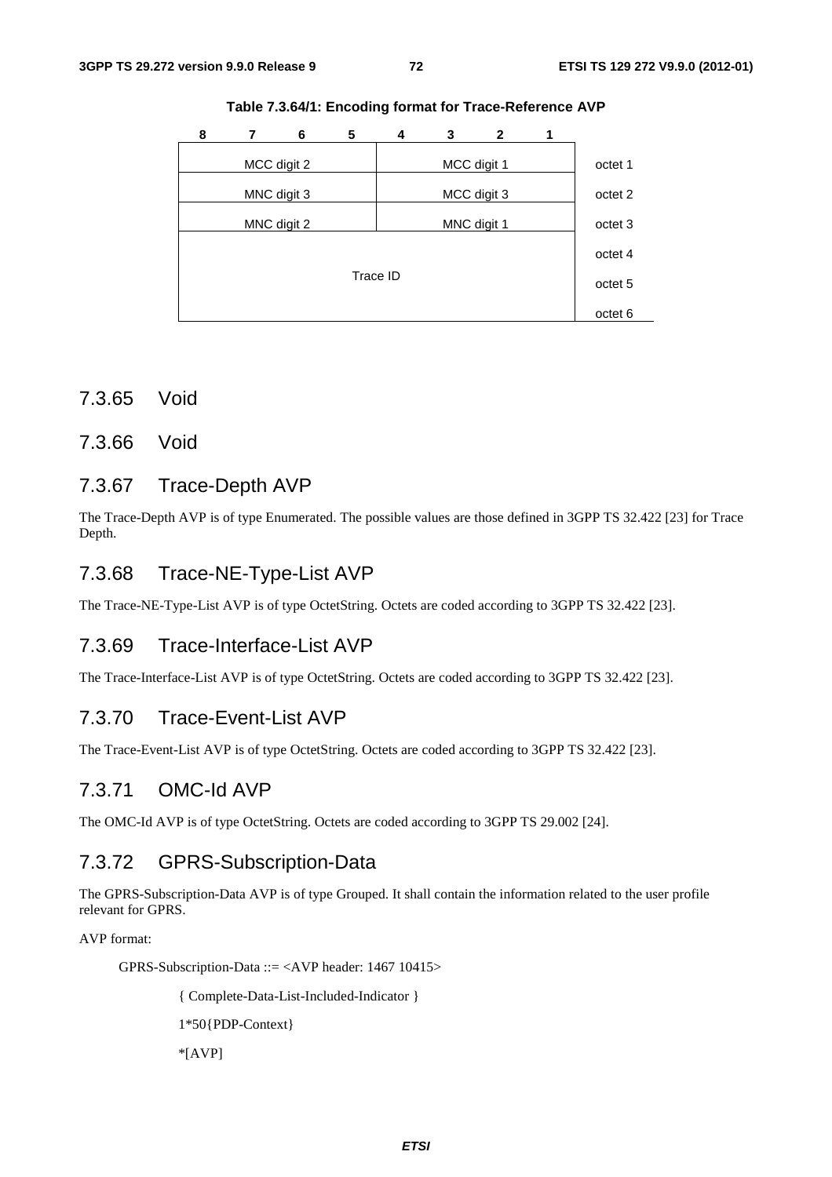**Table 7.3.64/1: Encoding format for Trace-Reference AVP**

| 8 | 7 | 6 | 5 | 4 | 3 | 2 | 1 | |
|---|---|---|---|---|---|---|---|---|
| MCC digit 2 | | | | MCC digit 1 | | | | octet 1 |
| MNC digit 3 | | | | MCC digit 3 | | | | octet 2 |
| MNC digit 2 | | | | MNC digit 1 | | | | octet 3 |
| Trace ID | | | | | | | | octet 4 |
| | | | | | | | | octet 5 |
| | | | | | | | | octet 6 |

## 7.3.65 Void

## 7.3.66 Void

## 7.3.67 Trace-Depth AVP

The Trace-Depth AVP is of type Enumerated. The possible values are those defined in 3GPP TS 32.422 [23] for Trace Depth.

## 7.3.68 Trace-NE-Type-List AVP

The Trace-NE-Type-List AVP is of type OctetString. Octets are coded according to 3GPP TS 32.422 [23].

## 7.3.69 Trace-Interface-List AVP

The Trace-Interface-List AVP is of type OctetString. Octets are coded according to 3GPP TS 32.422 [23].

## 7.3.70 Trace-Event-List AVP

The Trace-Event-List AVP is of type OctetString. Octets are coded according to 3GPP TS 32.422 [23].

## 7.3.71 OMC-Id AVP

The OMC-Id AVP is of type OctetString. Octets are coded according to 3GPP TS 29.002 [24].

## 7.3.72 GPRS-Subscription-Data

The GPRS-Subscription-Data AVP is of type Grouped. It shall contain the information related to the user profile relevant for GPRS.

AVP format:

```
GPRS-Subscription-Data ::= <AVP header: 1467 10415>
        { Complete-Data-List-Included-Indicator }
        1*50{PDP-Context}
        *[AVP]
```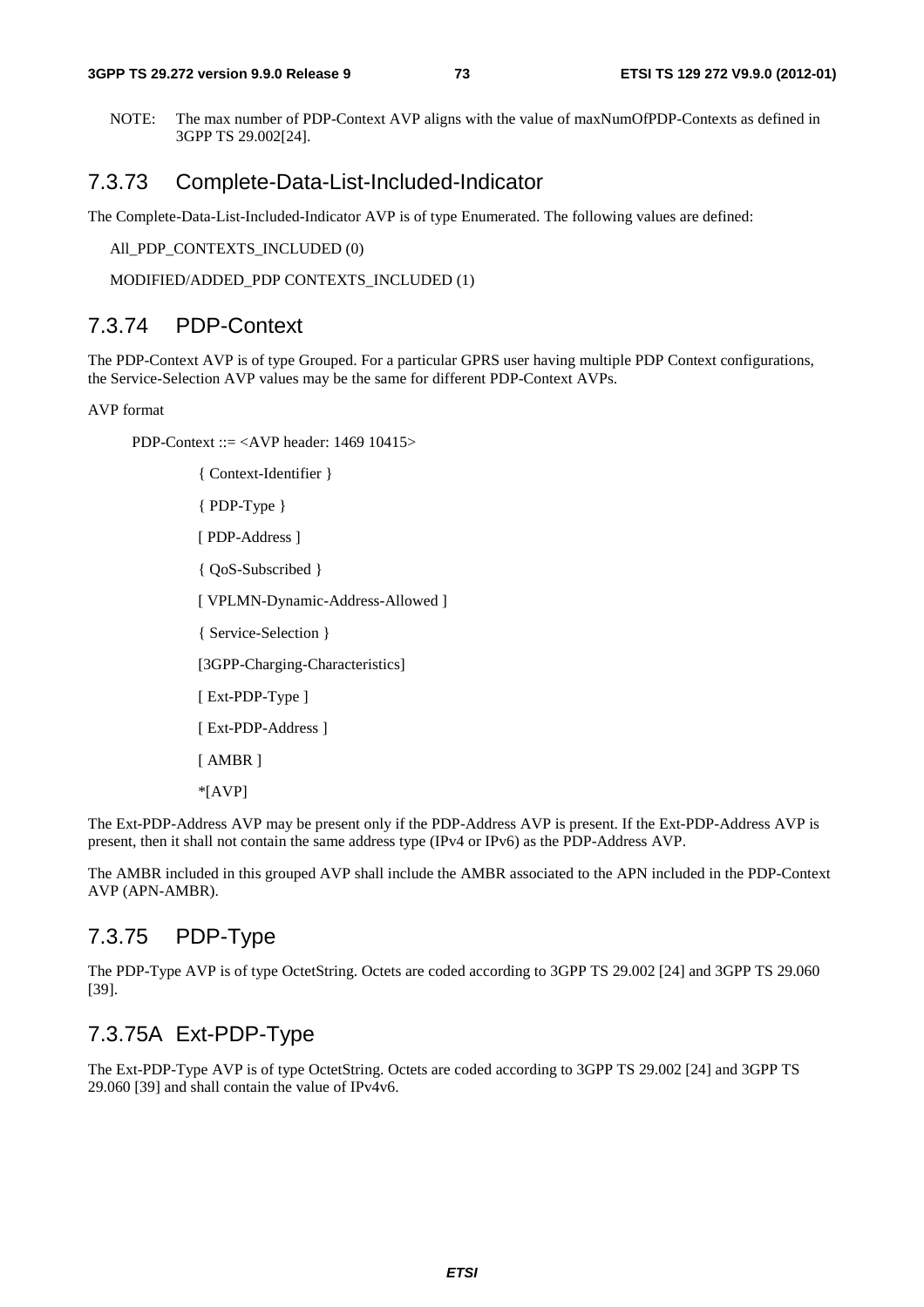NOTE: The max number of PDP-Context AVP aligns with the value of maxNumOfPDP-Contexts as defined in 3GPP TS 29.002[24].

### 7.3.73 Complete-Data-List-Included-Indicator

The Complete-Data-List-Included-Indicator AVP is of type Enumerated. The following values are defined:

All_PDP_CONTEXTS_INCLUDED (0)

MODIFIED/ADDED_PDP CONTEXTS_INCLUDED (1)

### 7.3.74 PDP-Context

The PDP-Context AVP is of type Grouped. For a particular GPRS user having multiple PDP Context configurations, the Service-Selection AVP values may be the same for different PDP-Context AVPs.

AVP format

```
PDP-Context ::= <AVP header: 1469 10415>
        { Context-Identifier }
        { PDP-Type }
        [ PDP-Address ]
        { QoS-Subscribed }
        [ VPLMN-Dynamic-Address-Allowed ]
        { Service-Selection }
        [3GPP-Charging-Characteristics]
        [ Ext-PDP-Type ]
        [ Ext-PDP-Address ]
        [ AMBR ]
        *[AVP]
```

The Ext-PDP-Address AVP may be present only if the PDP-Address AVP is present. If the Ext-PDP-Address AVP is present, then it shall not contain the same address type (IPv4 or IPv6) as the PDP-Address AVP.

The AMBR included in this grouped AVP shall include the AMBR associated to the APN included in the PDP-Context AVP (APN-AMBR).

### 7.3.75 PDP-Type

The PDP-Type AVP is of type OctetString. Octets are coded according to 3GPP TS 29.002 [24] and 3GPP TS 29.060 [39].

### 7.3.75A Ext-PDP-Type

The Ext-PDP-Type AVP is of type OctetString. Octets are coded according to 3GPP TS 29.002 [24] and 3GPP TS 29.060 [39] and shall contain the value of IPv4v6.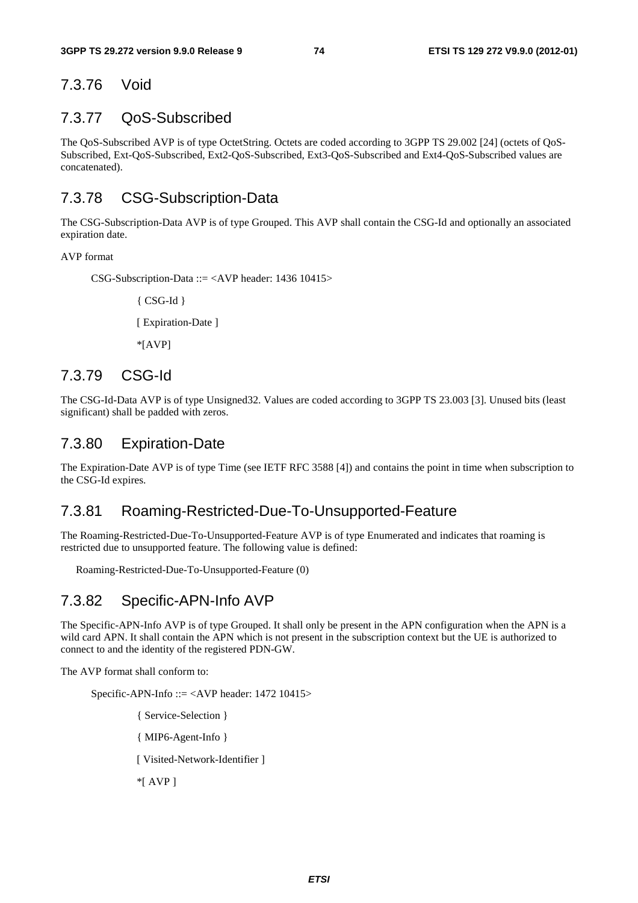### 7.3.76 Void

### 7.3.77 QoS-Subscribed

The QoS-Subscribed AVP is of type OctetString. Octets are coded according to 3GPP TS 29.002 [24] (octets of QoS-Subscribed, Ext-QoS-Subscribed, Ext2-QoS-Subscribed, Ext3-QoS-Subscribed and Ext4-QoS-Subscribed values are concatenated).

### 7.3.78 CSG-Subscription-Data

The CSG-Subscription-Data AVP is of type Grouped. This AVP shall contain the CSG-Id and optionally an associated expiration date.

AVP format

```
CSG-Subscription-Data ::= <AVP header: 1436 10415>
        { CSG-Id }
        [ Expiration-Date ]
        *[AVP]
```

### 7.3.79 CSG-Id

The CSG-Id-Data AVP is of type Unsigned32. Values are coded according to 3GPP TS 23.003 [3]. Unused bits (least significant) shall be padded with zeros.

### 7.3.80 Expiration-Date

The Expiration-Date AVP is of type Time (see IETF RFC 3588 [4]) and contains the point in time when subscription to the CSG-Id expires.

### 7.3.81 Roaming-Restricted-Due-To-Unsupported-Feature

The Roaming-Restricted-Due-To-Unsupported-Feature AVP is of type Enumerated and indicates that roaming is restricted due to unsupported feature. The following value is defined:

Roaming-Restricted-Due-To-Unsupported-Feature (0)

### 7.3.82 Specific-APN-Info AVP

The Specific-APN-Info AVP is of type Grouped. It shall only be present in the APN configuration when the APN is a wild card APN. It shall contain the APN which is not present in the subscription context but the UE is authorized to connect to and the identity of the registered PDN-GW.

The AVP format shall conform to:

```
Specific-APN-Info ::= <AVP header: 1472 10415>
        { Service-Selection }
        { MIP6-Agent-Info }
        [ Visited-Network-Identifier ]
        *[ AVP ]
```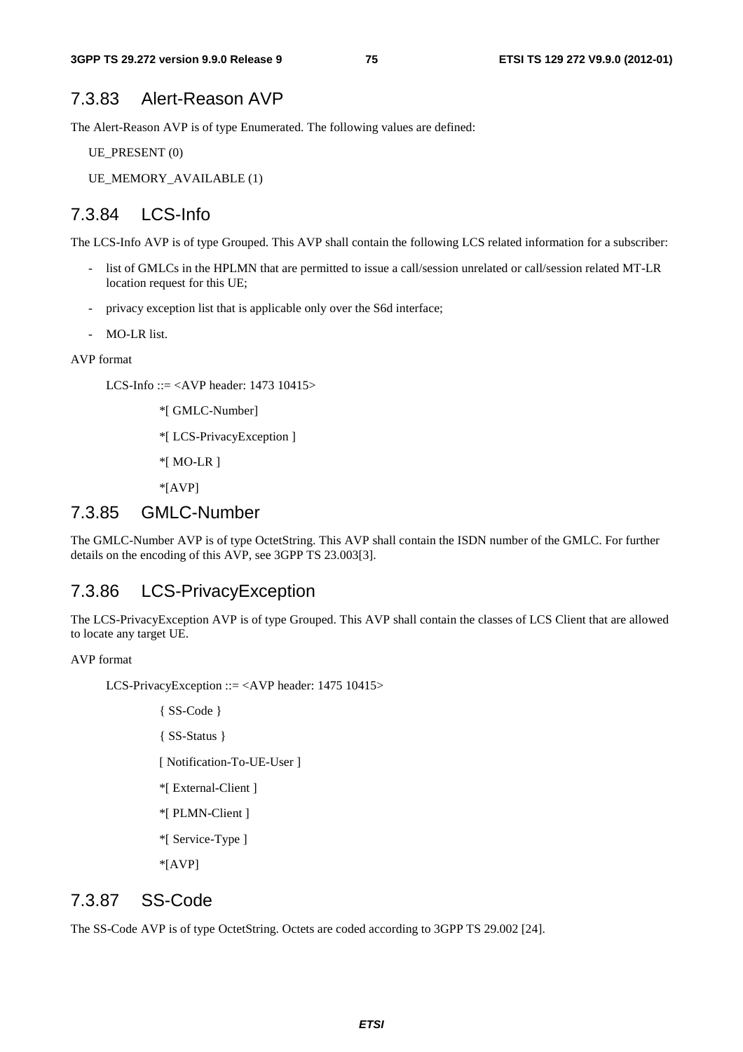### 7.3.83 Alert-Reason AVP

The Alert-Reason AVP is of type Enumerated. The following values are defined:

UE_PRESENT (0)

UE_MEMORY_AVAILABLE (1)

### 7.3.84 LCS-Info

The LCS-Info AVP is of type Grouped. This AVP shall contain the following LCS related information for a subscriber:

- list of GMLCs in the HPLMN that are permitted to issue a call/session unrelated or call/session related MT-LR location request for this UE;
- privacy exception list that is applicable only over the S6d interface;
- MO-LR list.

AVP format

```
LCS-Info ::= <AVP header: 1473 10415>
        *[ GMLC-Number]
        *[ LCS-PrivacyException ]
        *[ MO-LR ]
        *[AVP]
```

### 7.3.85 GMLC-Number

The GMLC-Number AVP is of type OctetString. This AVP shall contain the ISDN number of the GMLC. For further details on the encoding of this AVP, see 3GPP TS 23.003[3].

### 7.3.86 LCS-PrivacyException

The LCS-PrivacyException AVP is of type Grouped. This AVP shall contain the classes of LCS Client that are allowed to locate any target UE.

AVP format

```
LCS-PrivacyException ::= <AVP header: 1475 10415>
        { SS-Code }
        { SS-Status }
        [ Notification-To-UE-User ]
        *[ External-Client ]
        *[ PLMN-Client ]
        *[ Service-Type ]
        *[AVP]
```

### 7.3.87 SS-Code

The SS-Code AVP is of type OctetString. Octets are coded according to 3GPP TS 29.002 [24].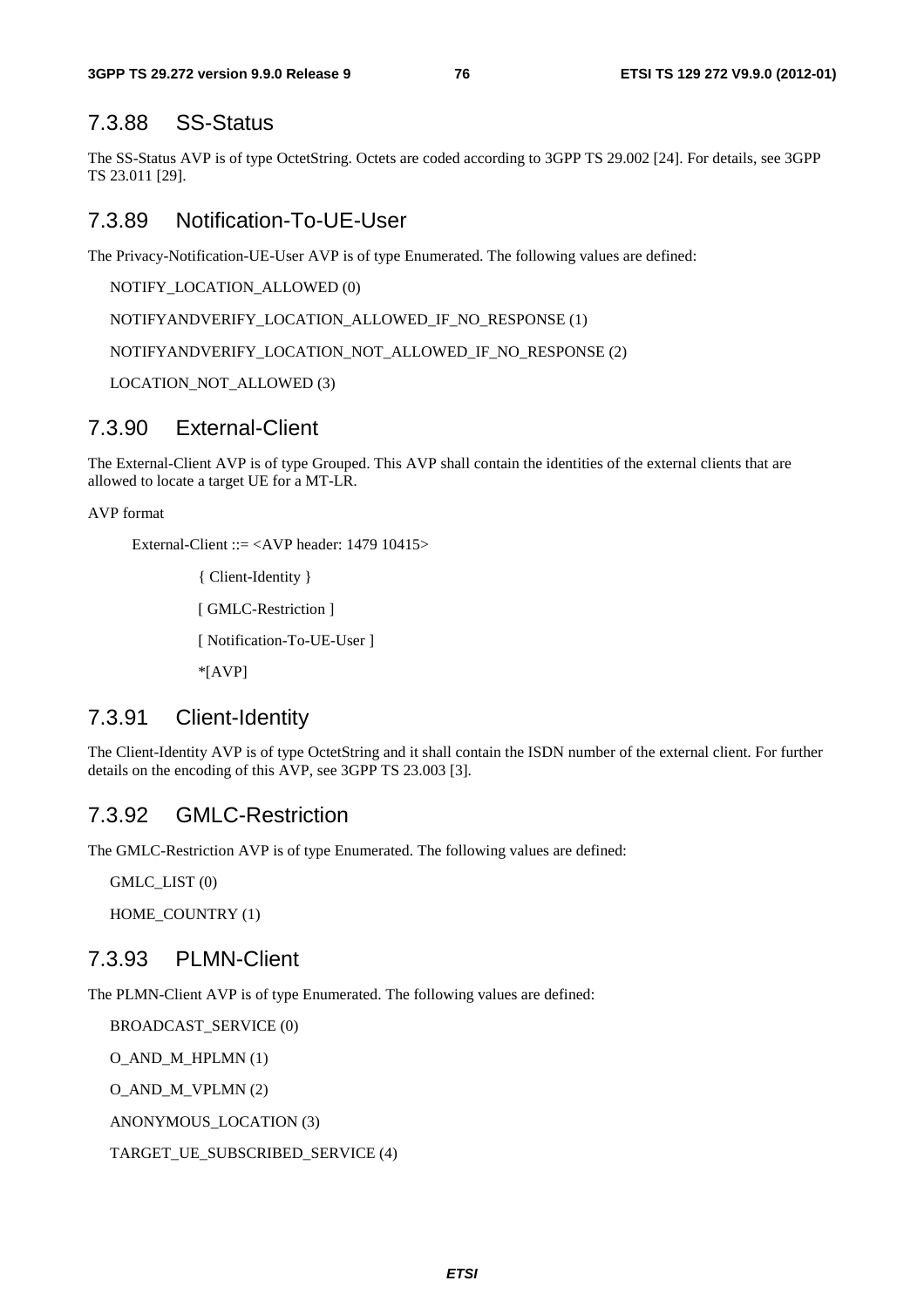## 7.3.88 SS-Status

The SS-Status AVP is of type OctetString. Octets are coded according to 3GPP TS 29.002 [24]. For details, see 3GPP TS 23.011 [29].

## 7.3.89 Notification-To-UE-User

The Privacy-Notification-UE-User AVP is of type Enumerated. The following values are defined:

NOTIFY_LOCATION_ALLOWED (0)

NOTIFYANDVERIFY_LOCATION_ALLOWED_IF_NO_RESPONSE (1)

NOTIFYANDVERIFY_LOCATION_NOT_ALLOWED_IF_NO_RESPONSE (2)

LOCATION_NOT_ALLOWED (3)

## 7.3.90 External-Client

The External-Client AVP is of type Grouped. This AVP shall contain the identities of the external clients that are allowed to locate a target UE for a MT-LR.

AVP format

```
External-Client ::= <AVP header: 1479 10415>
        { Client-Identity }
        [ GMLC-Restriction ]
        [ Notification-To-UE-User ]
        *[AVP]
```

## 7.3.91 Client-Identity

The Client-Identity AVP is of type OctetString and it shall contain the ISDN number of the external client. For further details on the encoding of this AVP, see 3GPP TS 23.003 [3].

## 7.3.92 GMLC-Restriction

The GMLC-Restriction AVP is of type Enumerated. The following values are defined:

GMLC_LIST (0)

HOME_COUNTRY (1)

## 7.3.93 PLMN-Client

The PLMN-Client AVP is of type Enumerated. The following values are defined:

BROADCAST_SERVICE (0)

O_AND_M_HPLMN (1)

O_AND_M_VPLMN (2)

ANONYMOUS_LOCATION (3)

TARGET_UE_SUBSCRIBED_SERVICE (4)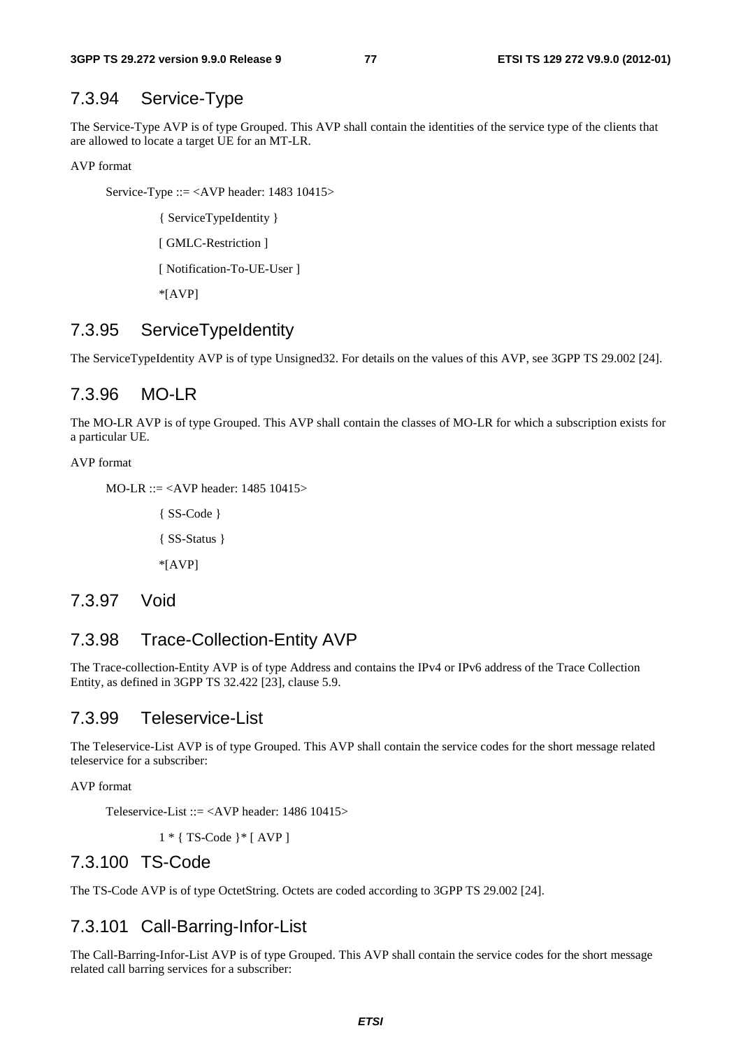### 7.3.94 Service-Type

The Service-Type AVP is of type Grouped. This AVP shall contain the identities of the service type of the clients that are allowed to locate a target UE for an MT-LR.

AVP format

```
Service-Type ::= <AVP header: 1483 10415>
        { ServiceTypeIdentity }
        [ GMLC-Restriction ]
        [ Notification-To-UE-User ]
        *[AVP]
```

### 7.3.95 ServiceTypeIdentity

The ServiceTypeIdentity AVP is of type Unsigned32. For details on the values of this AVP, see 3GPP TS 29.002 [24].

### 7.3.96 MO-LR

The MO-LR AVP is of type Grouped. This AVP shall contain the classes of MO-LR for which a subscription exists for a particular UE.

AVP format

```
MO-LR ::= <AVP header: 1485 10415>
        { SS-Code }
        { SS-Status }
        *[AVP]
```

### 7.3.97 Void

### 7.3.98 Trace-Collection-Entity AVP

The Trace-collection-Entity AVP is of type Address and contains the IPv4 or IPv6 address of the Trace Collection Entity, as defined in 3GPP TS 32.422 [23], clause 5.9.

### 7.3.99 Teleservice-List

The Teleservice-List AVP is of type Grouped. This AVP shall contain the service codes for the short message related teleservice for a subscriber:

AVP format

```
Teleservice-List ::= <AVP header: 1486 10415>
        1 * { TS-Code }* [ AVP ]
```

### 7.3.100 TS-Code

The TS-Code AVP is of type OctetString. Octets are coded according to 3GPP TS 29.002 [24].

### 7.3.101 Call-Barring-Infor-List

The Call-Barring-Infor-List AVP is of type Grouped. This AVP shall contain the service codes for the short message related call barring services for a subscriber: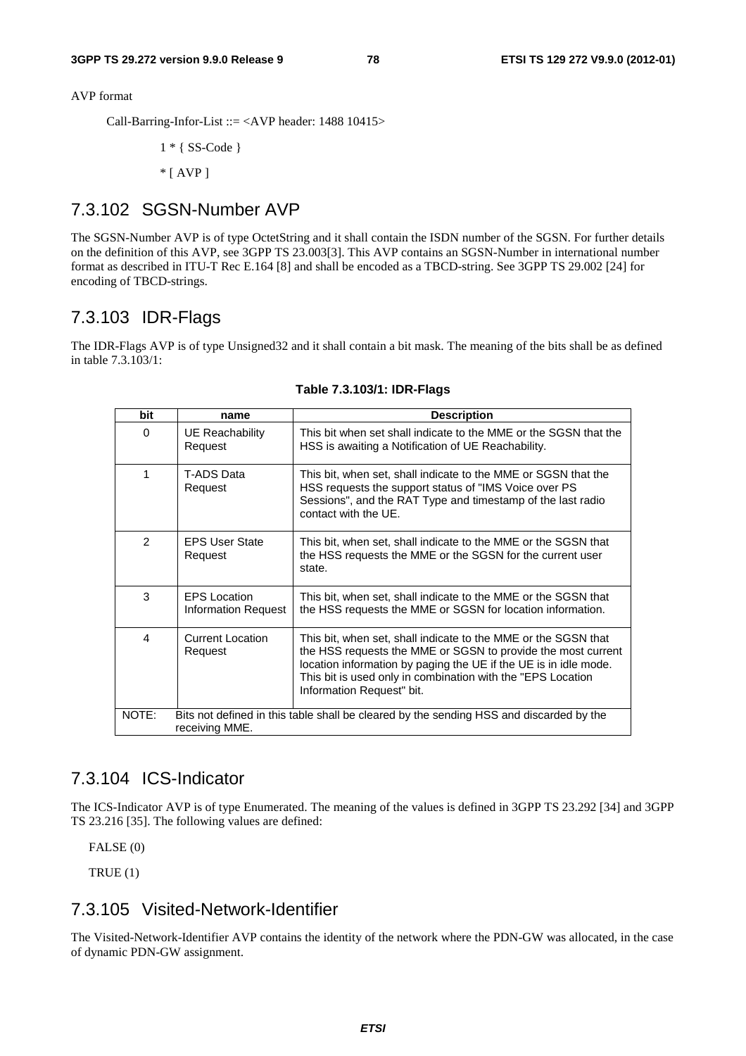AVP format

```
Call-Barring-Infor-List ::= <AVP header: 1488 10415>
        1 * { SS-Code }
        * [ AVP ]
```

## 7.3.102 SGSN-Number AVP

The SGSN-Number AVP is of type OctetString and it shall contain the ISDN number of the SGSN. For further details on the definition of this AVP, see 3GPP TS 23.003[3]. This AVP contains an SGSN-Number in international number format as described in ITU-T Rec E.164 [8] and shall be encoded as a TBCD-string. See 3GPP TS 29.002 [24] for encoding of TBCD-strings.

## 7.3.103 IDR-Flags

The IDR-Flags AVP is of type Unsigned32 and it shall contain a bit mask. The meaning of the bits shall be as defined in table 7.3.103/1:

**Table 7.3.103/1: IDR-Flags**

| bit | name | Description |
|---|---|---|
| 0 | UE Reachability Request | This bit when set shall indicate to the MME or the SGSN that the HSS is awaiting a Notification of UE Reachability. |
| 1 | T-ADS Data Request | This bit, when set, shall indicate to the MME or SGSN that the HSS requests the support status of "IMS Voice over PS Sessions", and the RAT Type and timestamp of the last radio contact with the UE. |
| 2 | EPS User State Request | This bit, when set, shall indicate to the MME or the SGSN that the HSS requests the MME or the SGSN for the current user state. |
| 3 | EPS Location Information Request | This bit, when set, shall indicate to the MME or the SGSN that the HSS requests the MME or SGSN for location information. |
| 4 | Current Location Request | This bit, when set, shall indicate to the MME or the SGSN that the HSS requests the MME or SGSN to provide the most current location information by paging the UE if the UE is in idle mode. This bit is used only in combination with the "EPS Location Information Request" bit. |
| NOTE: | Bits not defined in this table shall be cleared by the sending HSS and discarded by the receiving MME. | |

## 7.3.104 ICS-Indicator

The ICS-Indicator AVP is of type Enumerated. The meaning of the values is defined in 3GPP TS 23.292 [34] and 3GPP TS 23.216 [35]. The following values are defined:

FALSE (0)

TRUE (1)

## 7.3.105 Visited-Network-Identifier

The Visited-Network-Identifier AVP contains the identity of the network where the PDN-GW was allocated, in the case of dynamic PDN-GW assignment.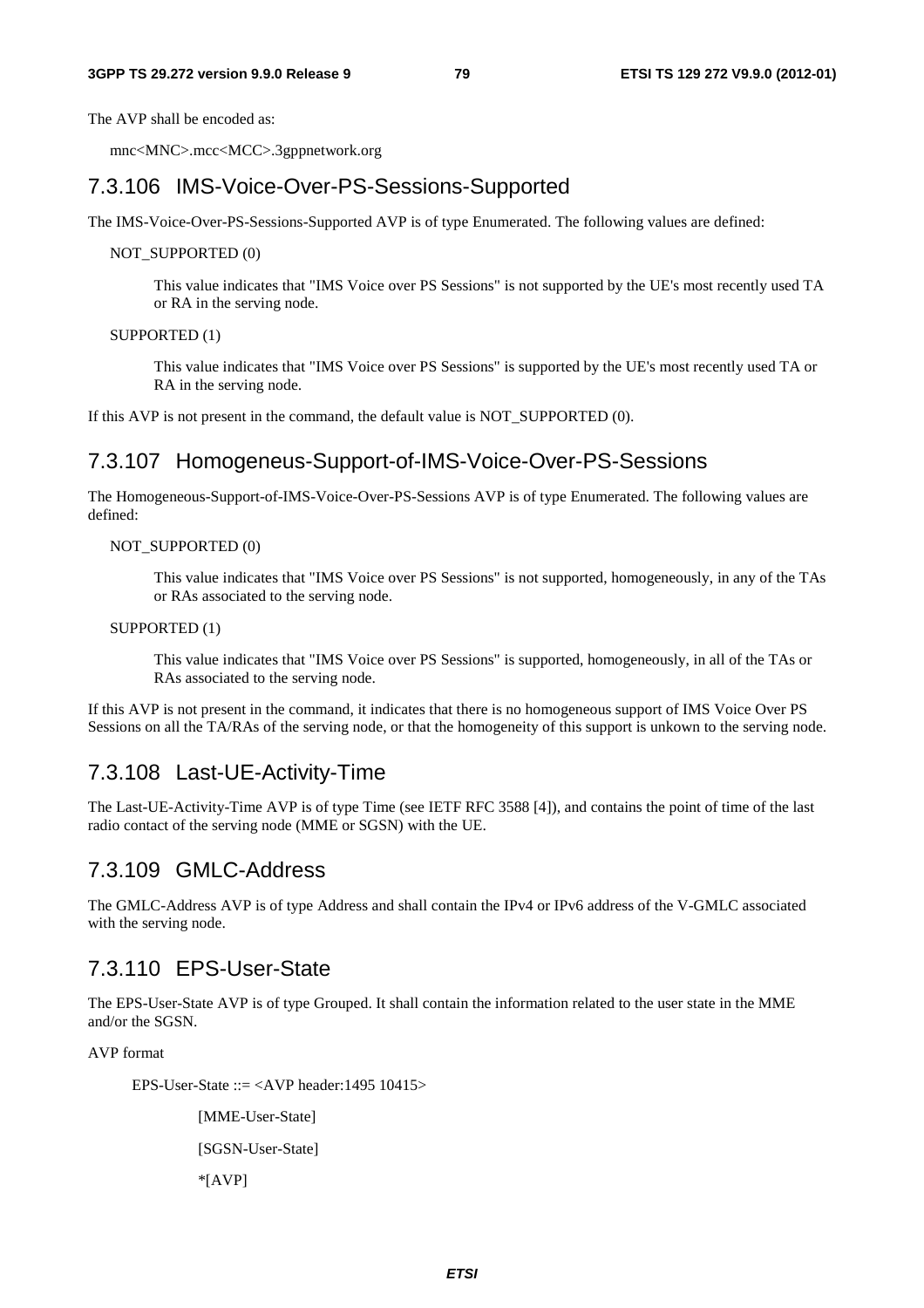The AVP shall be encoded as:

mnc<MNC>.mcc<MCC>.3gppnetwork.org

### 7.3.106 IMS-Voice-Over-PS-Sessions-Supported

The IMS-Voice-Over-PS-Sessions-Supported AVP is of type Enumerated. The following values are defined:

NOT_SUPPORTED (0)

This value indicates that "IMS Voice over PS Sessions" is not supported by the UE's most recently used TA or RA in the serving node.

SUPPORTED (1)

This value indicates that "IMS Voice over PS Sessions" is supported by the UE's most recently used TA or RA in the serving node.

If this AVP is not present in the command, the default value is NOT_SUPPORTED (0).

### 7.3.107 Homogeneus-Support-of-IMS-Voice-Over-PS-Sessions

The Homogeneous-Support-of-IMS-Voice-Over-PS-Sessions AVP is of type Enumerated. The following values are defined:

NOT_SUPPORTED (0)

This value indicates that "IMS Voice over PS Sessions" is not supported, homogeneously, in any of the TAs or RAs associated to the serving node.

SUPPORTED (1)

This value indicates that "IMS Voice over PS Sessions" is supported, homogeneously, in all of the TAs or RAs associated to the serving node.

If this AVP is not present in the command, it indicates that there is no homogeneous support of IMS Voice Over PS Sessions on all the TA/RAs of the serving node, or that the homogeneity of this support is unkown to the serving node.

### 7.3.108 Last-UE-Activity-Time

The Last-UE-Activity-Time AVP is of type Time (see IETF RFC 3588 [4]), and contains the point of time of the last radio contact of the serving node (MME or SGSN) with the UE.

### 7.3.109 GMLC-Address

The GMLC-Address AVP is of type Address and shall contain the IPv4 or IPv6 address of the V-GMLC associated with the serving node.

### 7.3.110 EPS-User-State

The EPS-User-State AVP is of type Grouped. It shall contain the information related to the user state in the MME and/or the SGSN.

AVP format

```
EPS-User-State ::= <AVP header:1495 10415>
        [MME-User-State]
        [SGSN-User-State]
        *[AVP]
```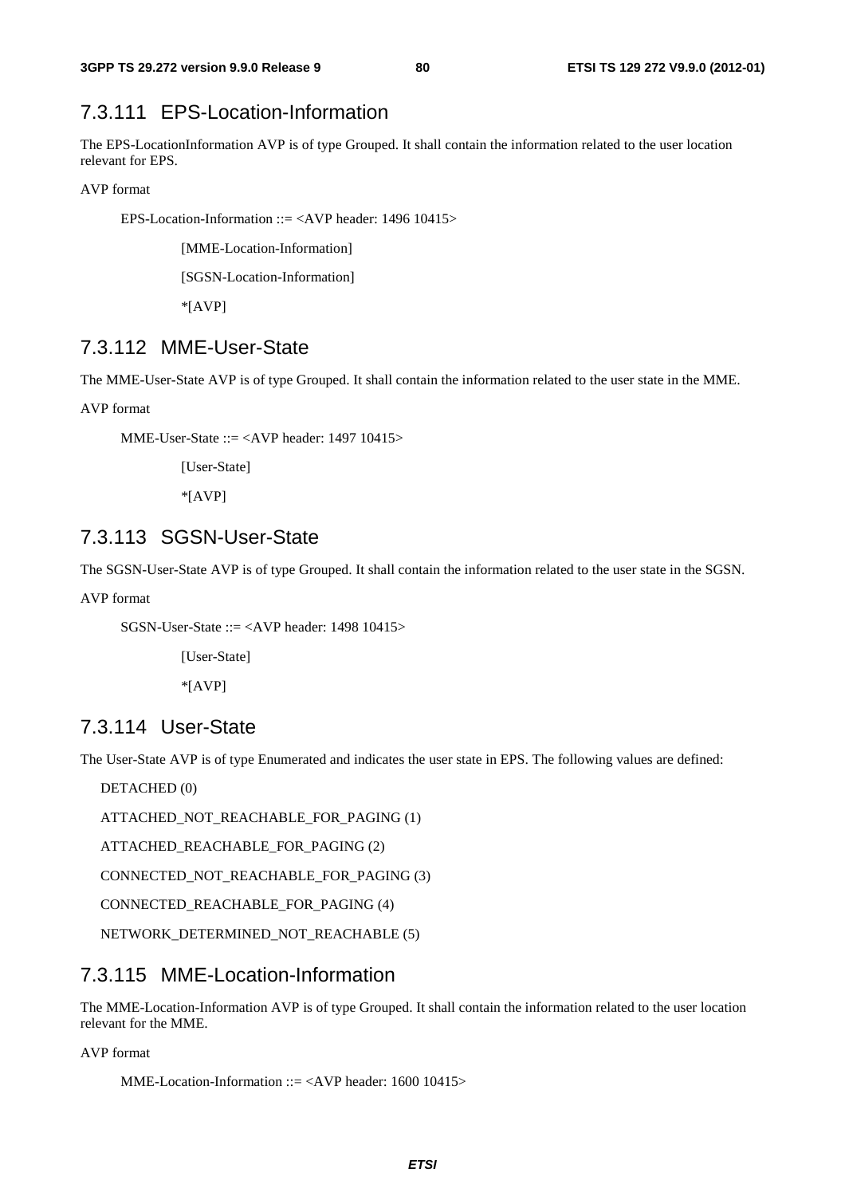### 7.3.111 EPS-Location-Information

The EPS-LocationInformation AVP is of type Grouped. It shall contain the information related to the user location relevant for EPS.

AVP format

```
EPS-Location-Information ::= <AVP header: 1496 10415>
        [MME-Location-Information]
        [SGSN-Location-Information]
        *[AVP]
```

### 7.3.112 MME-User-State

The MME-User-State AVP is of type Grouped. It shall contain the information related to the user state in the MME.

AVP format

```
MME-User-State ::= <AVP header: 1497 10415>
        [User-State]
        *[AVP]
```

### 7.3.113 SGSN-User-State

The SGSN-User-State AVP is of type Grouped. It shall contain the information related to the user state in the SGSN.

AVP format

```
SGSN-User-State ::= <AVP header: 1498 10415>
        [User-State]
        *[AVP]
```

### 7.3.114 User-State

The User-State AVP is of type Enumerated and indicates the user state in EPS. The following values are defined:

DETACHED (0)

ATTACHED_NOT_REACHABLE_FOR_PAGING (1)

ATTACHED_REACHABLE_FOR_PAGING (2)

CONNECTED_NOT_REACHABLE_FOR_PAGING (3)

CONNECTED_REACHABLE_FOR_PAGING (4)

NETWORK_DETERMINED_NOT_REACHABLE (5)

### 7.3.115 MME-Location-Information

The MME-Location-Information AVP is of type Grouped. It shall contain the information related to the user location relevant for the MME.

AVP format

```
MME-Location-Information ::= <AVP header: 1600 10415>
```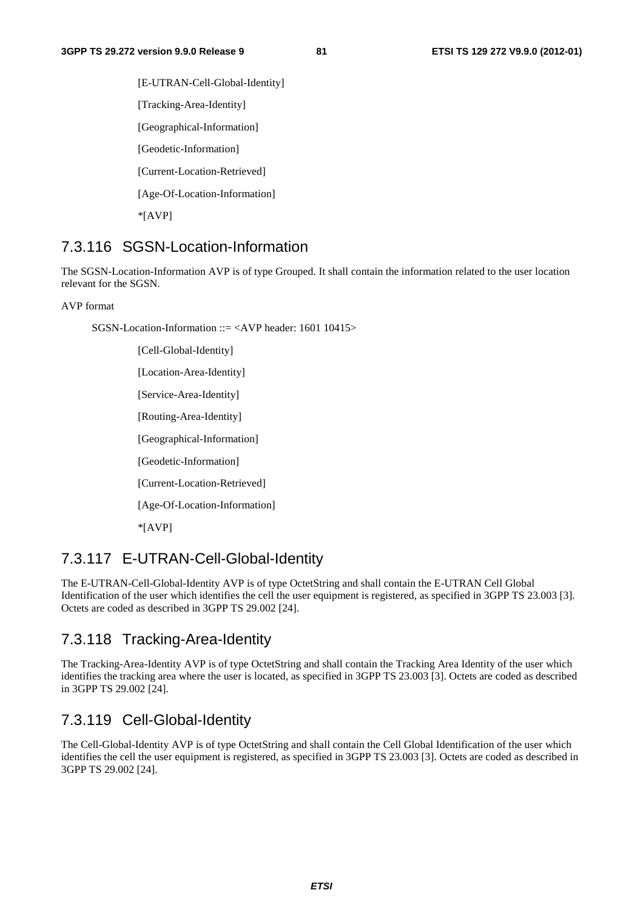[E-UTRAN-Cell-Global-Identity]

[Tracking-Area-Identity]

[Geographical-Information]

[Geodetic-Information]

[Current-Location-Retrieved]

[Age-Of-Location-Information]

*[AVP]

### 7.3.116 SGSN-Location-Information

The SGSN-Location-Information AVP is of type Grouped. It shall contain the information related to the user location relevant for the SGSN.

AVP format

SGSN-Location-Information ::= <AVP header: 1601 10415>

[Cell-Global-Identity]

[Location-Area-Identity]

[Service-Area-Identity]

[Routing-Area-Identity]

[Geographical-Information]

[Geodetic-Information]

[Current-Location-Retrieved]

[Age-Of-Location-Information]

*[AVP]

### 7.3.117 E-UTRAN-Cell-Global-Identity

The E-UTRAN-Cell-Global-Identity AVP is of type OctetString and shall contain the E-UTRAN Cell Global Identification of the user which identifies the cell the user equipment is registered, as specified in 3GPP TS 23.003 [3]. Octets are coded as described in 3GPP TS 29.002 [24].

### 7.3.118 Tracking-Area-Identity

The Tracking-Area-Identity AVP is of type OctetString and shall contain the Tracking Area Identity of the user which identifies the tracking area where the user is located, as specified in 3GPP TS 23.003 [3]. Octets are coded as described in 3GPP TS 29.002 [24].

### 7.3.119 Cell-Global-Identity

The Cell-Global-Identity AVP is of type OctetString and shall contain the Cell Global Identification of the user which identifies the cell the user equipment is registered, as specified in 3GPP TS 23.003 [3]. Octets are coded as described in 3GPP TS 29.002 [24].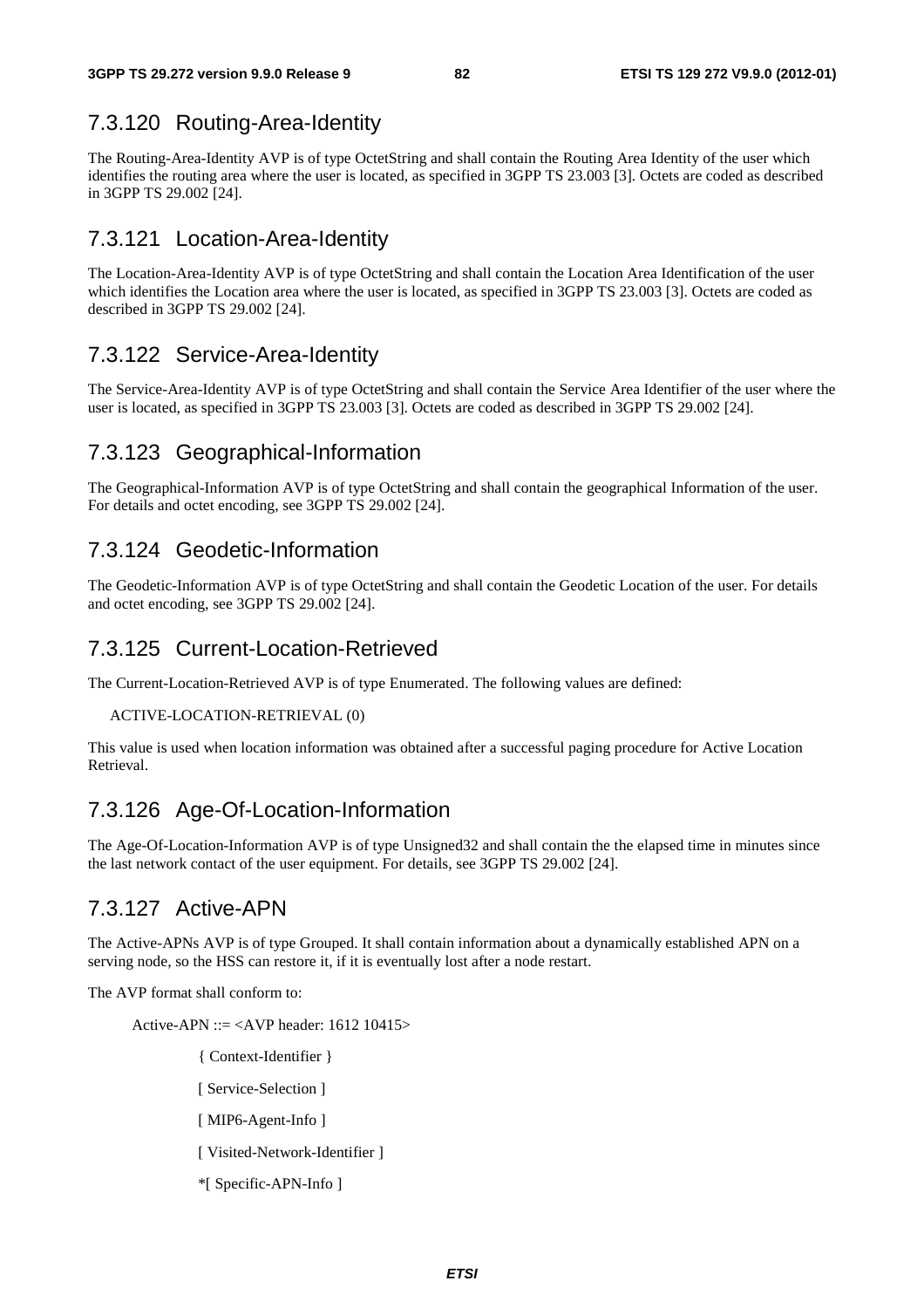## 7.3.120 Routing-Area-Identity

The Routing-Area-Identity AVP is of type OctetString and shall contain the Routing Area Identity of the user which identifies the routing area where the user is located, as specified in 3GPP TS 23.003 [3]. Octets are coded as described in 3GPP TS 29.002 [24].

## 7.3.121 Location-Area-Identity

The Location-Area-Identity AVP is of type OctetString and shall contain the Location Area Identification of the user which identifies the Location area where the user is located, as specified in 3GPP TS 23.003 [3]. Octets are coded as described in 3GPP TS 29.002 [24].

## 7.3.122 Service-Area-Identity

The Service-Area-Identity AVP is of type OctetString and shall contain the Service Area Identifier of the user where the user is located, as specified in 3GPP TS 23.003 [3]. Octets are coded as described in 3GPP TS 29.002 [24].

## 7.3.123 Geographical-Information

The Geographical-Information AVP is of type OctetString and shall contain the geographical Information of the user. For details and octet encoding, see 3GPP TS 29.002 [24].

## 7.3.124 Geodetic-Information

The Geodetic-Information AVP is of type OctetString and shall contain the Geodetic Location of the user. For details and octet encoding, see 3GPP TS 29.002 [24].

## 7.3.125 Current-Location-Retrieved

The Current-Location-Retrieved AVP is of type Enumerated. The following values are defined:

ACTIVE-LOCATION-RETRIEVAL (0)

This value is used when location information was obtained after a successful paging procedure for Active Location Retrieval.

## 7.3.126 Age-Of-Location-Information

The Age-Of-Location-Information AVP is of type Unsigned32 and shall contain the the elapsed time in minutes since the last network contact of the user equipment. For details, see 3GPP TS 29.002 [24].

## 7.3.127 Active-APN

The Active-APNs AVP is of type Grouped. It shall contain information about a dynamically established APN on a serving node, so the HSS can restore it, if it is eventually lost after a node restart.

The AVP format shall conform to:

```
Active-APN ::= <AVP header: 1612 10415>
        { Context-Identifier }
        [ Service-Selection ]
        [ MIP6-Agent-Info ]
        [ Visited-Network-Identifier ]
        *[ Specific-APN-Info ]
```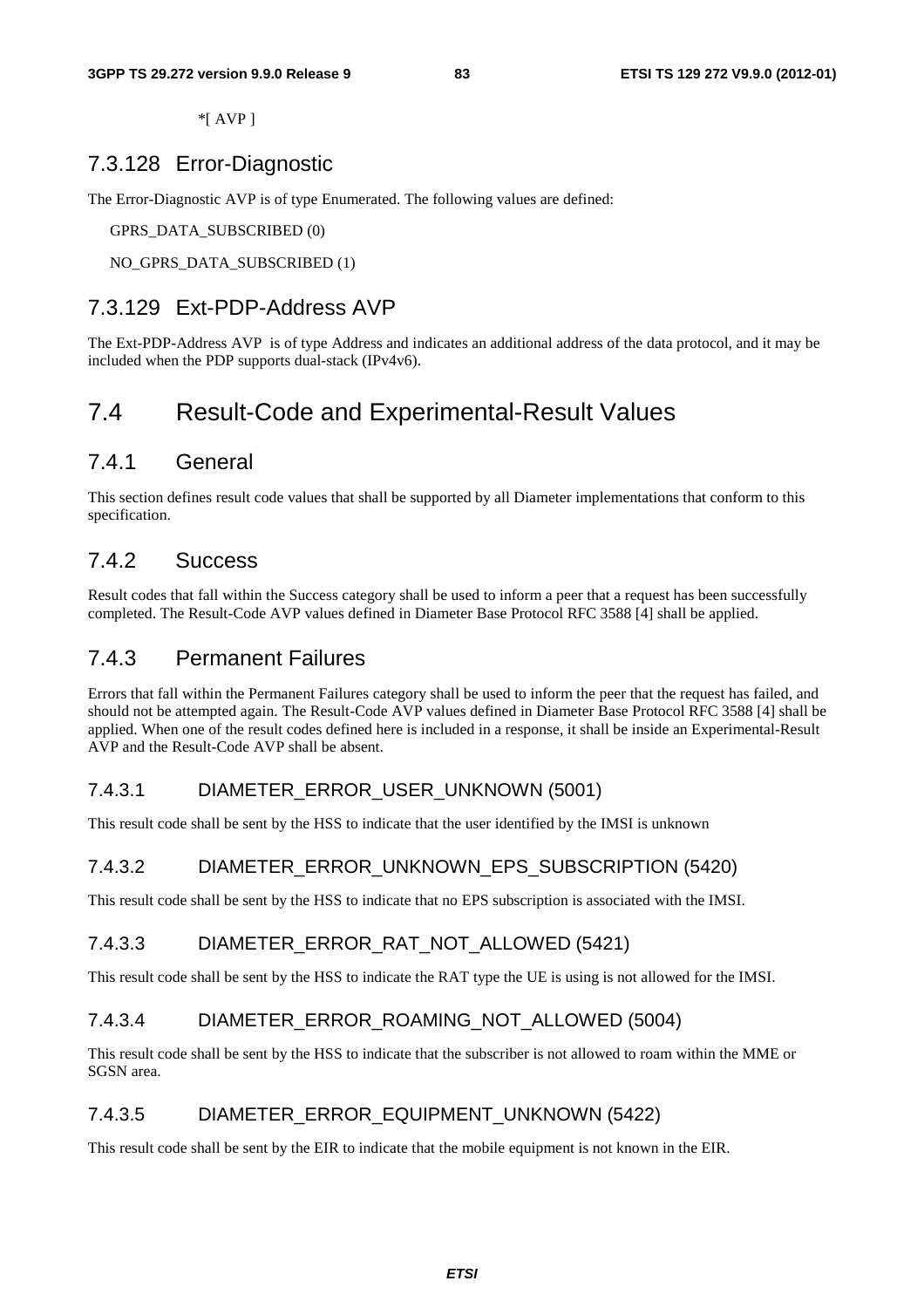*[ AVP ]

### 7.3.128 Error-Diagnostic

The Error-Diagnostic AVP is of type Enumerated. The following values are defined:

GPRS_DATA_SUBSCRIBED (0)

NO_GPRS_DATA_SUBSCRIBED (1)

### 7.3.129 Ext-PDP-Address AVP

The Ext-PDP-Address AVP is of type Address and indicates an additional address of the data protocol, and it may be included when the PDP supports dual-stack (IPv4v6).

## 7.4 Result-Code and Experimental-Result Values

### 7.4.1 General

This section defines result code values that shall be supported by all Diameter implementations that conform to this specification.

### 7.4.2 Success

Result codes that fall within the Success category shall be used to inform a peer that a request has been successfully completed. The Result-Code AVP values defined in Diameter Base Protocol RFC 3588 [4] shall be applied.

### 7.4.3 Permanent Failures

Errors that fall within the Permanent Failures category shall be used to inform the peer that the request has failed, and should not be attempted again. The Result-Code AVP values defined in Diameter Base Protocol RFC 3588 [4] shall be applied. When one of the result codes defined here is included in a response, it shall be inside an Experimental-Result AVP and the Result-Code AVP shall be absent.

#### 7.4.3.1 DIAMETER_ERROR_USER_UNKNOWN (5001)

This result code shall be sent by the HSS to indicate that the user identified by the IMSI is unknown

#### 7.4.3.2 DIAMETER_ERROR_UNKNOWN_EPS_SUBSCRIPTION (5420)

This result code shall be sent by the HSS to indicate that no EPS subscription is associated with the IMSI.

#### 7.4.3.3 DIAMETER_ERROR_RAT_NOT_ALLOWED (5421)

This result code shall be sent by the HSS to indicate the RAT type the UE is using is not allowed for the IMSI.

#### 7.4.3.4 DIAMETER_ERROR_ROAMING_NOT_ALLOWED (5004)

This result code shall be sent by the HSS to indicate that the subscriber is not allowed to roam within the MME or SGSN area.

#### 7.4.3.5 DIAMETER_ERROR_EQUIPMENT_UNKNOWN (5422)

This result code shall be sent by the EIR to indicate that the mobile equipment is not known in the EIR.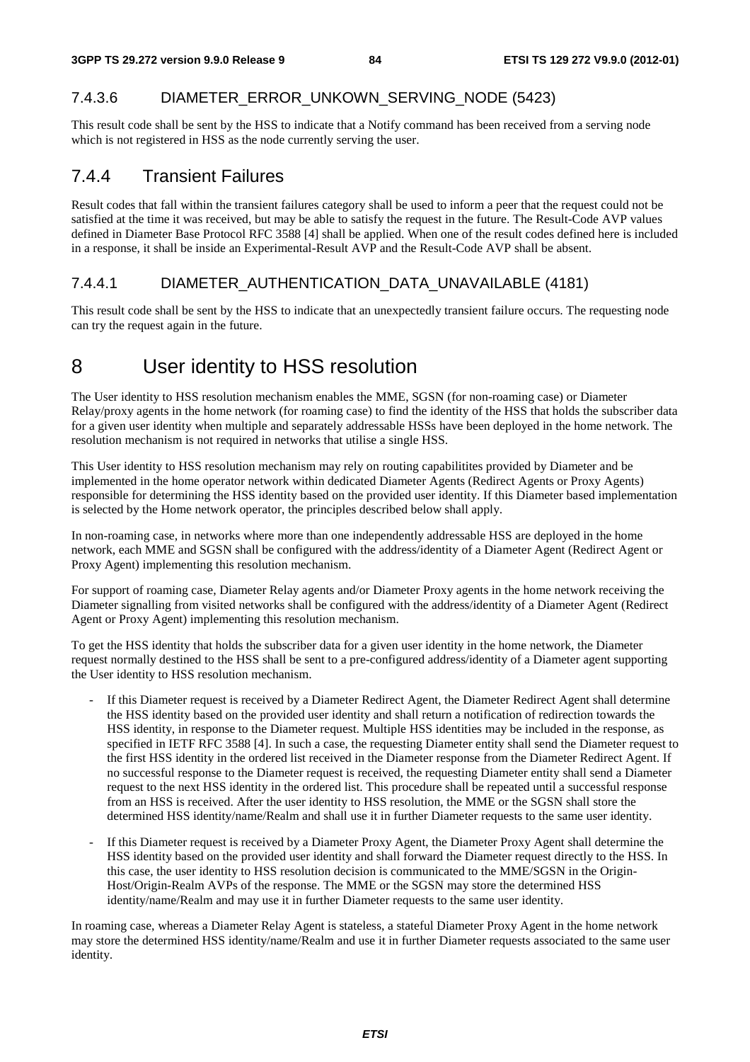### 7.4.3.6 DIAMETER_ERROR_UNKOWN_SERVING_NODE (5423)

This result code shall be sent by the HSS to indicate that a Notify command has been received from a serving node which is not registered in HSS as the node currently serving the user.

## 7.4.4 Transient Failures

Result codes that fall within the transient failures category shall be used to inform a peer that the request could not be satisfied at the time it was received, but may be able to satisfy the request in the future. The Result-Code AVP values defined in Diameter Base Protocol RFC 3588 [4] shall be applied. When one of the result codes defined here is included in a response, it shall be inside an Experimental-Result AVP and the Result-Code AVP shall be absent.

### 7.4.4.1 DIAMETER_AUTHENTICATION_DATA_UNAVAILABLE (4181)

This result code shall be sent by the HSS to indicate that an unexpectedly transient failure occurs. The requesting node can try the request again in the future.

# 8 User identity to HSS resolution

The User identity to HSS resolution mechanism enables the MME, SGSN (for non-roaming case) or Diameter Relay/proxy agents in the home network (for roaming case) to find the identity of the HSS that holds the subscriber data for a given user identity when multiple and separately addressable HSSs have been deployed in the home network. The resolution mechanism is not required in networks that utilise a single HSS.

This User identity to HSS resolution mechanism may rely on routing capabilitites provided by Diameter and be implemented in the home operator network within dedicated Diameter Agents (Redirect Agents or Proxy Agents) responsible for determining the HSS identity based on the provided user identity. If this Diameter based implementation is selected by the Home network operator, the principles described below shall apply.

In non-roaming case, in networks where more than one independently addressable HSS are deployed in the home network, each MME and SGSN shall be configured with the address/identity of a Diameter Agent (Redirect Agent or Proxy Agent) implementing this resolution mechanism.

For support of roaming case, Diameter Relay agents and/or Diameter Proxy agents in the home network receiving the Diameter signalling from visited networks shall be configured with the address/identity of a Diameter Agent (Redirect Agent or Proxy Agent) implementing this resolution mechanism.

To get the HSS identity that holds the subscriber data for a given user identity in the home network, the Diameter request normally destined to the HSS shall be sent to a pre-configured address/identity of a Diameter agent supporting the User identity to HSS resolution mechanism.

- If this Diameter request is received by a Diameter Redirect Agent, the Diameter Redirect Agent shall determine the HSS identity based on the provided user identity and shall return a notification of redirection towards the HSS identity, in response to the Diameter request. Multiple HSS identities may be included in the response, as specified in IETF RFC 3588 [4]. In such a case, the requesting Diameter entity shall send the Diameter request to the first HSS identity in the ordered list received in the Diameter response from the Diameter Redirect Agent. If no successful response to the Diameter request is received, the requesting Diameter entity shall send a Diameter request to the next HSS identity in the ordered list. This procedure shall be repeated until a successful response from an HSS is received. After the user identity to HSS resolution, the MME or the SGSN shall store the determined HSS identity/name/Realm and shall use it in further Diameter requests to the same user identity.
- If this Diameter request is received by a Diameter Proxy Agent, the Diameter Proxy Agent shall determine the HSS identity based on the provided user identity and shall forward the Diameter request directly to the HSS. In this case, the user identity to HSS resolution decision is communicated to the MME/SGSN in the Origin-Host/Origin-Realm AVPs of the response. The MME or the SGSN may store the determined HSS identity/name/Realm and may use it in further Diameter requests to the same user identity.

In roaming case, whereas a Diameter Relay Agent is stateless, a stateful Diameter Proxy Agent in the home network may store the determined HSS identity/name/Realm and use it in further Diameter requests associated to the same user identity.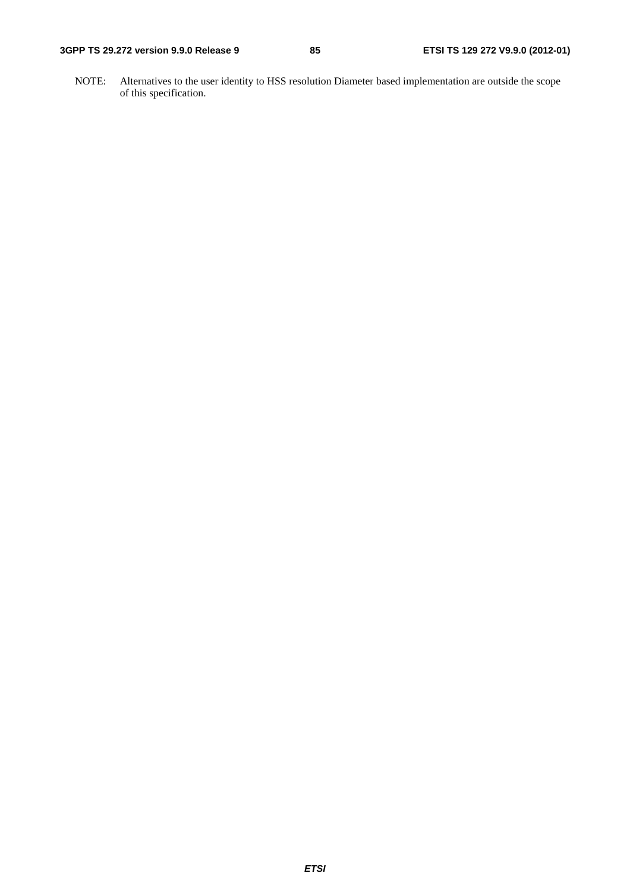NOTE: Alternatives to the user identity to HSS resolution Diameter based implementation are outside the scope of this specification.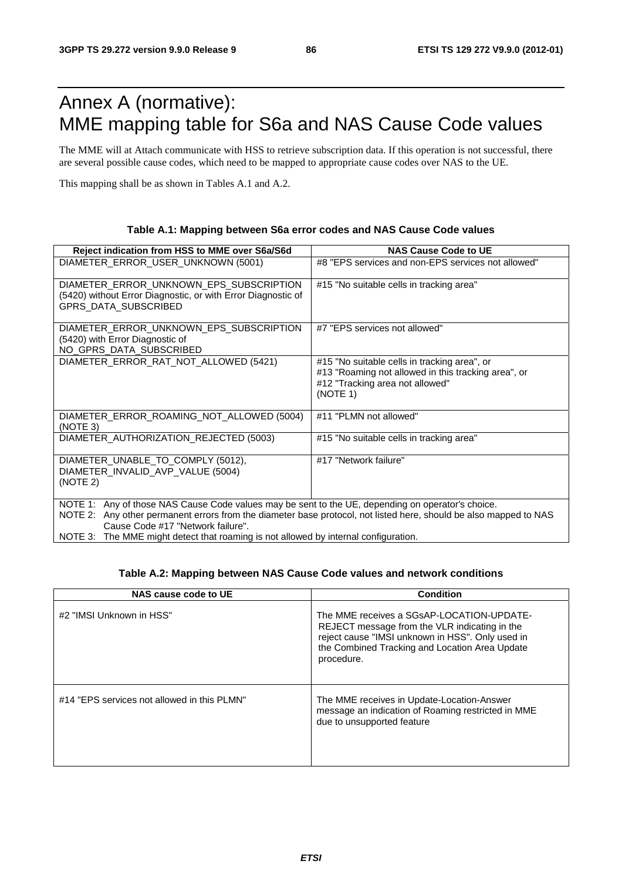# Annex A (normative): MME mapping table for S6a and NAS Cause Code values

The MME will at Attach communicate with HSS to retrieve subscription data. If this operation is not successful, there are several possible cause codes, which need to be mapped to appropriate cause codes over NAS to the UE.

This mapping shall be as shown in Tables A.1 and A.2.

**Table A.1: Mapping between S6a error codes and NAS Cause Code values**

| Reject indication from HSS to MME over S6a/S6d | NAS Cause Code to UE |
|---|---|
| DIAMETER_ERROR_USER_UNKNOWN (5001) | #8 "EPS services and non-EPS services not allowed" |
| DIAMETER_ERROR_UNKNOWN_EPS_SUBSCRIPTION (5420) without Error Diagnostic, or with Error Diagnostic of GPRS_DATA_SUBSCRIBED | #15 "No suitable cells in tracking area" |
| DIAMETER_ERROR_UNKNOWN_EPS_SUBSCRIPTION (5420) with Error Diagnostic of NO_GPRS_DATA_SUBSCRIBED | #7 "EPS services not allowed" |
| DIAMETER_ERROR_RAT_NOT_ALLOWED (5421) | #15 "No suitable cells in tracking area", or<br>#13 "Roaming not allowed in this tracking area", or<br>#12 "Tracking area not allowed"<br>(NOTE 1) |
| DIAMETER_ERROR_ROAMING_NOT_ALLOWED (5004) (NOTE 3) | #11 "PLMN not allowed" |
| DIAMETER_AUTHORIZATION_REJECTED (5003) | #15 "No suitable cells in tracking area" |
| DIAMETER_UNABLE_TO_COMPLY (5012),<br>DIAMETER_INVALID_AVP_VALUE (5004)<br>(NOTE 2) | #17 "Network failure" |
| NOTE 1: Any of those NAS Cause Code values may be sent to the UE, depending on operator's choice.<br>NOTE 2: Any other permanent errors from the diameter base protocol, not listed here, should be also mapped to NAS Cause Code #17 "Network failure".<br>NOTE 3: The MME might detect that roaming is not allowed by internal configuration. | |

**Table A.2: Mapping between NAS Cause Code values and network conditions**

| NAS cause code to UE | Condition |
|---|---|
| #2 "IMSI Unknown in HSS" | The MME receives a SGsAP-LOCATION-UPDATE-REJECT message from the VLR indicating in the reject cause "IMSI unknown in HSS". Only used in the Combined Tracking and Location Area Update procedure. |
| #14 "EPS services not allowed in this PLMN" | The MME receives in Update-Location-Answer message an indication of Roaming restricted in MME due to unsupported feature |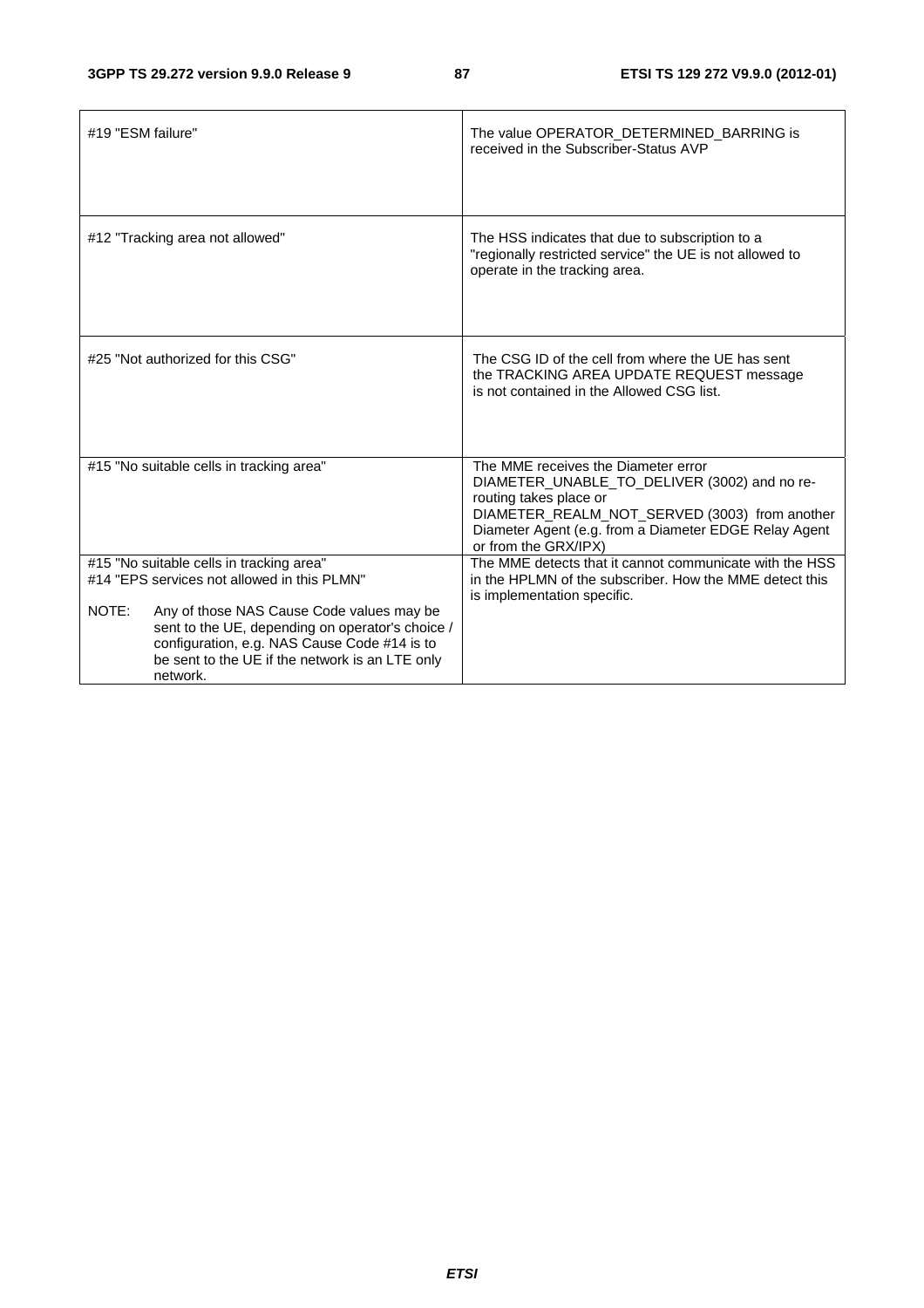| | |
|---|---|
| #19 "ESM failure" | The value OPERATOR_DETERMINED_BARRING is received in the Subscriber-Status AVP |
| #12 "Tracking area not allowed" | The HSS indicates that due to subscription to a "regionally restricted service" the UE is not allowed to operate in the tracking area. |
| #25 "Not authorized for this CSG" | The CSG ID of the cell from where the UE has sent the TRACKING AREA UPDATE REQUEST message is not contained in the Allowed CSG list. |
| #15 "No suitable cells in tracking area" | The MME receives the Diameter error DIAMETER_UNABLE_TO_DELIVER (3002) and no re-routing takes place or DIAMETER_REALM_NOT_SERVED (3003) from another Diameter Agent (e.g. from a Diameter EDGE Relay Agent or from the GRX/IPX) |
| #15 "No suitable cells in tracking area"<br>#14 "EPS services not allowed in this PLMN"<br><br>NOTE: Any of those NAS Cause Code values may be sent to the UE, depending on operator's choice / configuration, e.g. NAS Cause Code #14 is to be sent to the UE if the network is an LTE only network. | The MME detects that it cannot communicate with the HSS in the HPLMN of the subscriber. How the MME detect this is implementation specific. |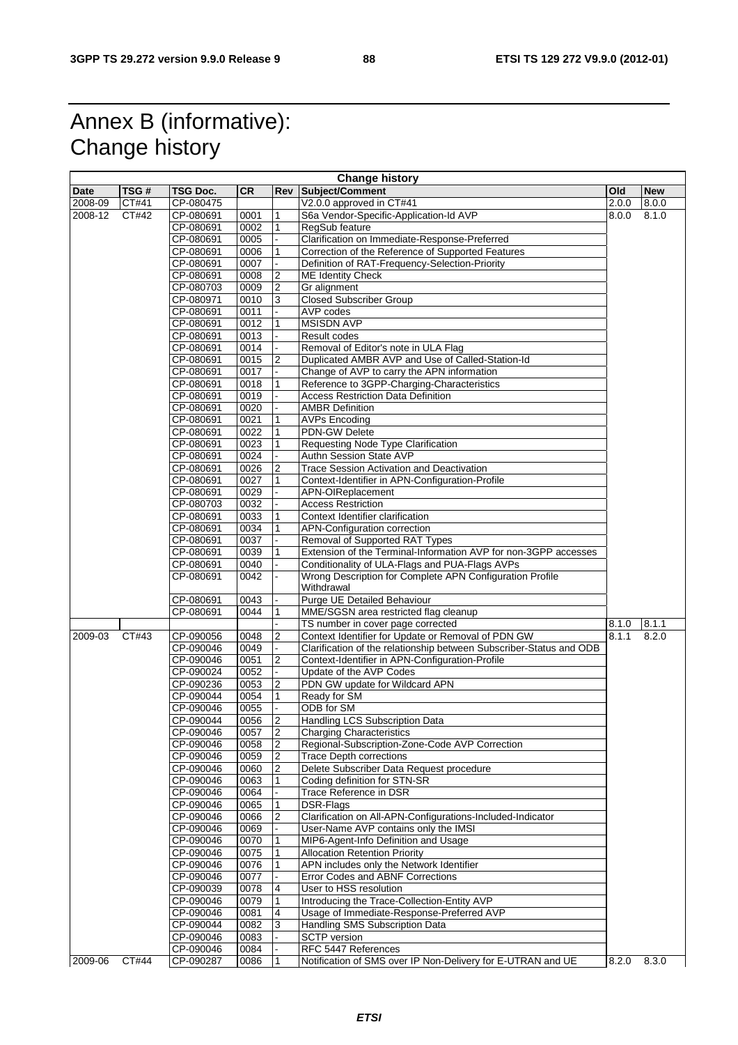# Annex B (informative): Change history

| Change history | | | | | | | |
|---|---|---|---|---|---|---|---|
| **Date** | **TSG #** | **TSG Doc.** | **CR** | **Rev** | **Subject/Comment** | **Old** | **New** |
| 2008-09 | CT#41 | CP-080475 | | | V2.0.0 approved in CT#41 | 2.0.0 | 8.0.0 |
| 2008-12 | CT#42 | CP-080691 | 0001 | 1 | S6a Vendor-Specific-Application-Id AVP | 8.0.0 | 8.1.0 |
| | | CP-080691 | 0002 | 1 | RegSub feature | | |
| | | CP-080691 | 0005 | - | Clarification on Immediate-Response-Preferred | | |
| | | CP-080691 | 0006 | 1 | Correction of the Reference of Supported Features | | |
| | | CP-080691 | 0007 | - | Definition of RAT-Frequency-Selection-Priority | | |
| | | CP-080691 | 0008 | 2 | ME Identity Check | | |
| | | CP-080703 | 0009 | 2 | Gr alignment | | |
| | | CP-080971 | 0010 | 3 | Closed Subscriber Group | | |
| | | CP-080691 | 0011 | - | AVP codes | | |
| | | CP-080691 | 0012 | 1 | MSISDN AVP | | |
| | | CP-080691 | 0013 | - | Result codes | | |
| | | CP-080691 | 0014 | - | Removal of Editor's note in ULA Flag | | |
| | | CP-080691 | 0015 | 2 | Duplicated AMBR AVP and Use of Called-Station-Id | | |
| | | CP-080691 | 0017 | - | Change of AVP to carry the APN information | | |
| | | CP-080691 | 0018 | 1 | Reference to 3GPP-Charging-Characteristics | | |
| | | CP-080691 | 0019 | - | Access Restriction Data Definition | | |
| | | CP-080691 | 0020 | - | AMBR Definition | | |
| | | CP-080691 | 0021 | 1 | AVPs Encoding | | |
| | | CP-080691 | 0022 | 1 | PDN-GW Delete | | |
| | | CP-080691 | 0023 | 1 | Requesting Node Type Clarification | | |
| | | CP-080691 | 0024 | - | Authn Session State AVP | | |
| | | CP-080691 | 0026 | 2 | Trace Session Activation and Deactivation | | |
| | | CP-080691 | 0027 | 1 | Context-Identifier in APN-Configuration-Profile | | |
| | | CP-080691 | 0029 | - | APN-OIReplacement | | |
| | | CP-080703 | 0032 | - | Access Restriction | | |
| | | CP-080691 | 0033 | 1 | Context Identifier clarification | | |
| | | CP-080691 | 0034 | 1 | APN-Configuration correction | | |
| | | CP-080691 | 0037 | - | Removal of Supported RAT Types | | |
| | | CP-080691 | 0039 | 1 | Extension of the Terminal-Information AVP for non-3GPP accesses | | |
| | | CP-080691 | 0040 | - | Conditionality of ULA-Flags and PUA-Flags AVPs | | |
| | | CP-080691 | 0042 | - | Wrong Description for Complete APN Configuration Profile Withdrawal | | |
| | | CP-080691 | 0043 | - | Purge UE Detailed Behaviour | | |
| | | CP-080691 | 0044 | 1 | MME/SGSN area restricted flag cleanup | | |
| | | | | - | TS number in cover page corrected | 8.1.0 | 8.1.1 |
| 2009-03 | CT#43 | CP-090056 | 0048 | 2 | Context Identifier for Update or Removal of PDN GW | 8.1.1 | 8.2.0 |
| | | CP-090046 | 0049 | - | Clarification of the relationship between Subscriber-Status and ODB | | |
| | | CP-090046 | 0051 | 2 | Context-Identifier in APN-Configuration-Profile | | |
| | | CP-090024 | 0052 | - | Update of the AVP Codes | | |
| | | CP-090236 | 0053 | 2 | PDN GW update for Wildcard APN | | |
| | | CP-090044 | 0054 | 1 | Ready for SM | | |
| | | CP-090046 | 0055 | - | ODB for SM | | |
| | | CP-090044 | 0056 | 2 | Handling LCS Subscription Data | | |
| | | CP-090046 | 0057 | 2 | Charging Characteristics | | |
| | | CP-090046 | 0058 | 2 | Regional-Subscription-Zone-Code AVP Correction | | |
| | | CP-090046 | 0059 | 2 | Trace Depth corrections | | |
| | | CP-090046 | 0060 | 2 | Delete Subscriber Data Request procedure | | |
| | | CP-090046 | 0063 | 1 | Coding definition for STN-SR | | |
| | | CP-090046 | 0064 | - | Trace Reference in DSR | | |
| | | CP-090046 | 0065 | 1 | DSR-Flags | | |
| | | CP-090046 | 0066 | 2 | Clarification on All-APN-Configurations-Included-Indicator | | |
| | | CP-090046 | 0069 | - | User-Name AVP contains only the IMSI | | |
| | | CP-090046 | 0070 | 1 | MIP6-Agent-Info Definition and Usage | | |
| | | CP-090046 | 0075 | 1 | Allocation Retention Priority | | |
| | | CP-090046 | 0076 | 1 | APN includes only the Network Identifier | | |
| | | CP-090046 | 0077 | - | Error Codes and ABNF Corrections | | |
| | | CP-090039 | 0078 | 4 | User to HSS resolution | | |
| | | CP-090046 | 0079 | 1 | Introducing the Trace-Collection-Entity AVP | | |
| | | CP-090046 | 0081 | 4 | Usage of Immediate-Response-Preferred AVP | | |
| | | CP-090044 | 0082 | 3 | Handling SMS Subscription Data | | |
| | | CP-090046 | 0083 | - | SCTP version | | |
| | | CP-090046 | 0084 | - | RFC 5447 References | | |
| 2009-06 | CT#44 | CP-090287 | 0086 | 1 | Notification of SMS over IP Non-Delivery for E-UTRAN and UE | 8.2.0 | 8.3.0 |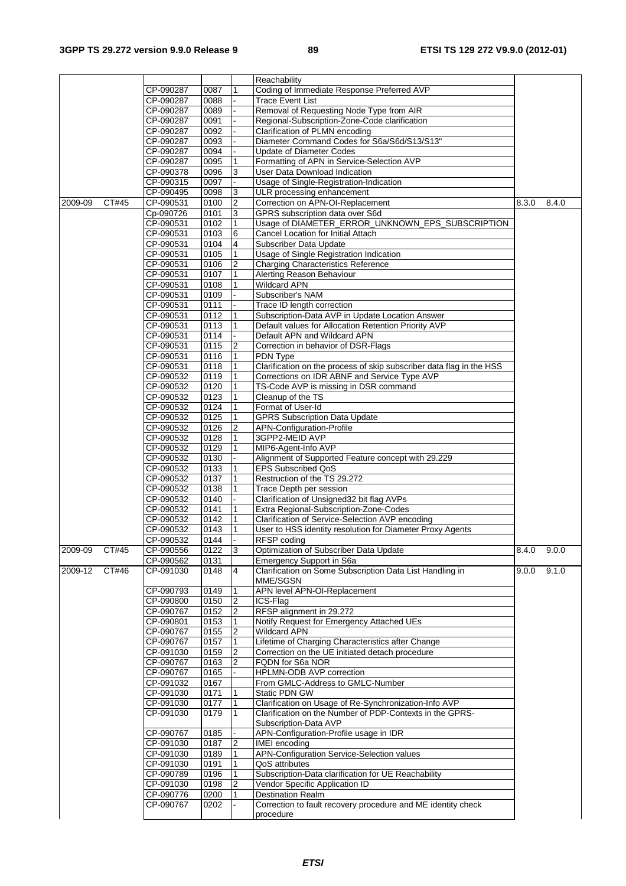| | | | | | Reachability | | |
|---|---|---|---|---|---|---|---|
| | | CP-090287 | 0087 | 1 | Coding of Immediate Response Preferred AVP | | |
| | | CP-090287 | 0088 | - | Trace Event List | | |
| | | CP-090287 | 0089 | - | Removal of Requesting Node Type from AIR | | |
| | | CP-090287 | 0091 | - | Regional-Subscription-Zone-Code clarification | | |
| | | CP-090287 | 0092 | - | Clarification of PLMN encoding | | |
| | | CP-090287 | 0093 | - | Diameter Command Codes for S6a/S6d/S13/S13" | | |
| | | CP-090287 | 0094 | - | Update of Diameter Codes | | |
| | | CP-090287 | 0095 | 1 | Formatting of APN in Service-Selection AVP | | |
| | | CP-090378 | 0096 | 3 | User Data Download Indication | | |
| | | CP-090315 | 0097 | - | Usage of Single-Registration-Indication | | |
| | | CP-090495 | 0098 | 3 | ULR processing enhancement | | |
| 2009-09 | CT#45 | CP-090531 | 0100 | 2 | Correction on APN-OI-Replacement | 8.3.0 | 8.4.0 |
| | | Cp-090726 | 0101 | 3 | GPRS subscription data over S6d | | |
| | | CP-090531 | 0102 | 1 | Usage of DIAMETER_ERROR_UNKNOWN_EPS_SUBSCRIPTION | | |
| | | CP-090531 | 0103 | 6 | Cancel Location for Initial Attach | | |
| | | CP-090531 | 0104 | 4 | Subscriber Data Update | | |
| | | CP-090531 | 0105 | 1 | Usage of Single Registration Indication | | |
| | | CP-090531 | 0106 | 2 | Charging Characteristics Reference | | |
| | | CP-090531 | 0107 | 1 | Alerting Reason Behaviour | | |
| | | CP-090531 | 0108 | 1 | Wildcard APN | | |
| | | CP-090531 | 0109 | - | Subscriber's NAM | | |
| | | CP-090531 | 0111 | - | Trace ID length correction | | |
| | | CP-090531 | 0112 | 1 | Subscription-Data AVP in Update Location Answer | | |
| | | CP-090531 | 0113 | 1 | Default values for Allocation Retention Priority AVP | | |
| | | CP-090531 | 0114 | - | Default APN and Wildcard APN | | |
| | | CP-090531 | 0115 | 2 | Correction in behavior of DSR-Flags | | |
| | | CP-090531 | 0116 | 1 | PDN Type | | |
| | | CP-090531 | 0118 | 1 | Clarification on the process of skip subscriber data flag in the HSS | | |
| | | CP-090532 | 0119 | 1 | Corrections on IDR ABNF and Service Type AVP | | |
| | | CP-090532 | 0120 | 1 | TS-Code AVP is missing in DSR command | | |
| | | CP-090532 | 0123 | 1 | Cleanup of the TS | | |
| | | CP-090532 | 0124 | 1 | Format of User-Id | | |
| | | CP-090532 | 0125 | 1 | GPRS Subscription Data Update | | |
| | | CP-090532 | 0126 | 2 | APN-Configuration-Profile | | |
| | | CP-090532 | 0128 | 1 | 3GPP2-MEID AVP | | |
| | | CP-090532 | 0129 | 1 | MIP6-Agent-Info AVP | | |
| | | CP-090532 | 0130 | - | Alignment of Supported Feature concept with 29.229 | | |
| | | CP-090532 | 0133 | 1 | EPS Subscribed QoS | | |
| | | CP-090532 | 0137 | 1 | Restruction of the TS 29.272 | | |
| | | CP-090532 | 0138 | 1 | Trace Depth per session | | |
| | | CP-090532 | 0140 | - | Clarification of Unsigned32 bit flag AVPs | | |
| | | CP-090532 | 0141 | 1 | Extra Regional-Subscription-Zone-Codes | | |
| | | CP-090532 | 0142 | 1 | Clarification of Service-Selection AVP encoding | | |
| | | CP-090532 | 0143 | 1 | User to HSS identity resolution for Diameter Proxy Agents | | |
| | | CP-090532 | 0144 | - | RFSP coding | | |
| 2009-09 | CT#45 | CP-090556 | 0122 | 3 | Optimization of Subscriber Data Update | 8.4.0 | 9.0.0 |
| | | CP-090562 | 0131 | | Emergency Support in S6a | | |
| 2009-12 | CT#46 | CP-091030 | 0148 | 4 | Clarification on Some Subscription Data List Handling in MME/SGSN | 9.0.0 | 9.1.0 |
| | | CP-090793 | 0149 | 1 | APN level APN-OI-Replacement | | |
| | | CP-090800 | 0150 | 2 | ICS-Flag | | |
| | | CP-090767 | 0152 | 2 | RFSP alignment in 29.272 | | |
| | | CP-090801 | 0153 | 1 | Notify Request for Emergency Attached UEs | | |
| | | CP-090767 | 0155 | 2 | Wildcard APN | | |
| | | CP-090767 | 0157 | 1 | Lifetime of Charging Characteristics after Change | | |
| | | CP-091030 | 0159 | 2 | Correction on the UE initiated detach procedure | | |
| | | CP-090767 | 0163 | 2 | FQDN for S6a NOR | | |
| | | CP-090767 | 0165 | - | HPLMN-ODB AVP correction | | |
| | | CP-091032 | 0167 | | From GMLC-Address to GMLC-Number | | |
| | | CP-091030 | 0171 | 1 | Static PDN GW | | |
| | | CP-091030 | 0177 | 1 | Clarification on Usage of Re-Synchronization-Info AVP | | |
| | | CP-091030 | 0179 | 1 | Clarification on the Number of PDP-Contexts in the GPRS-Subscription-Data AVP | | |
| | | CP-090767 | 0185 | - | APN-Configuration-Profile usage in IDR | | |
| | | CP-091030 | 0187 | 2 | IMEI encoding | | |
| | | CP-091030 | 0189 | 1 | APN-Configuration Service-Selection values | | |
| | | CP-091030 | 0191 | 1 | QoS attributes | | |
| | | CP-090789 | 0196 | 1 | Subscription-Data clarification for UE Reachability | | |
| | | CP-091030 | 0198 | 2 | Vendor Specific Application ID | | |
| | | CP-090776 | 0200 | 1 | Destination Realm | | |
| | | CP-090767 | 0202 | - | Correction to fault recovery procedure and ME identity check procedure | | |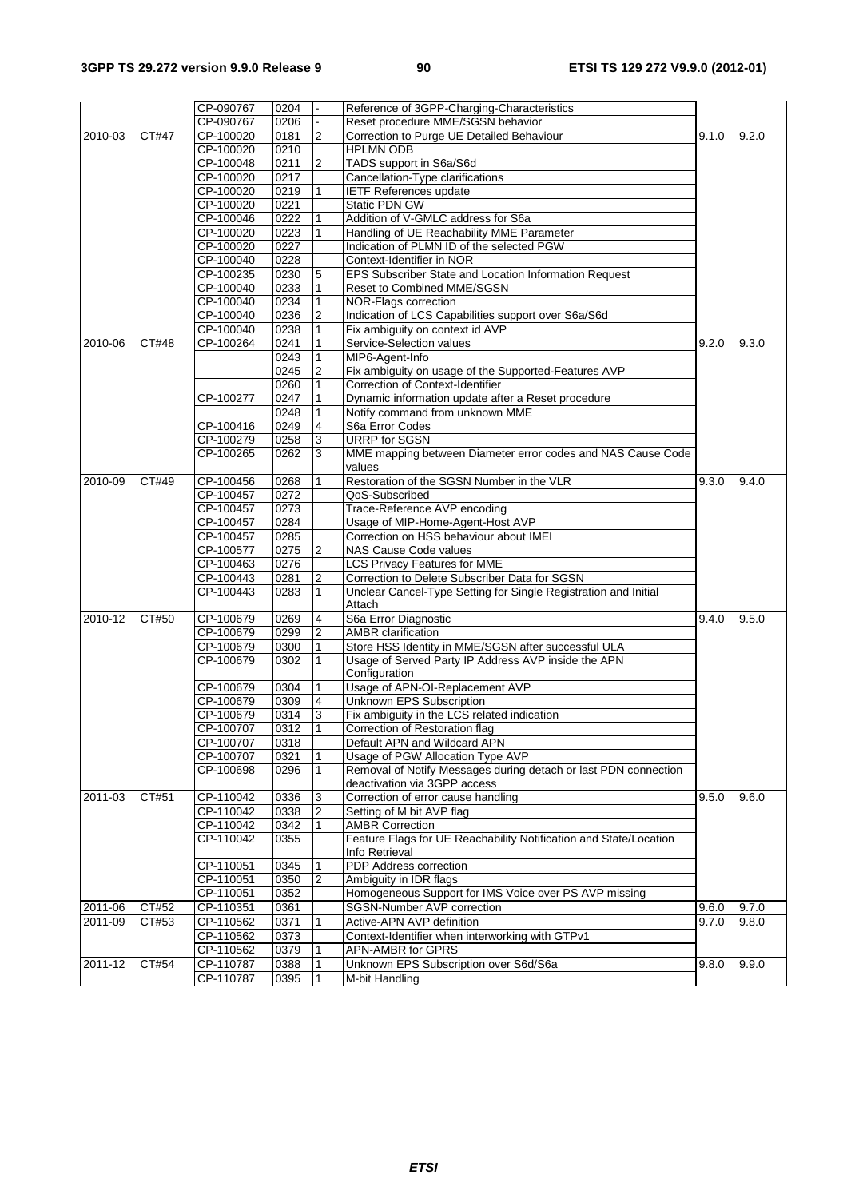| | | CP-090767 | 0204 | - | Reference of 3GPP-Charging-Characteristics | | |
|---|---|---|---|---|---|---|---|
| | | CP-090767 | 0206 | - | Reset procedure MME/SGSN behavior | | |
| 2010-03 | CT#47 | CP-100020 | 0181 | 2 | Correction to Purge UE Detailed Behaviour | 9.1.0 | 9.2.0 |
| | | CP-100020 | 0210 | | HPLMN ODB | | |
| | | CP-100048 | 0211 | 2 | TADS support in S6a/S6d | | |
| | | CP-100020 | 0217 | | Cancellation-Type clarifications | | |
| | | CP-100020 | 0219 | 1 | IETF References update | | |
| | | CP-100020 | 0221 | | Static PDN GW | | |
| | | CP-100046 | 0222 | 1 | Addition of V-GMLC address for S6a | | |
| | | CP-100020 | 0223 | 1 | Handling of UE Reachability MME Parameter | | |
| | | CP-100020 | 0227 | | Indication of PLMN ID of the selected PGW | | |
| | | CP-100040 | 0228 | | Context-Identifier in NOR | | |
| | | CP-100235 | 0230 | 5 | EPS Subscriber State and Location Information Request | | |
| | | CP-100040 | 0233 | 1 | Reset to Combined MME/SGSN | | |
| | | CP-100040 | 0234 | 1 | NOR-Flags correction | | |
| | | CP-100040 | 0236 | 2 | Indication of LCS Capabilities support over S6a/S6d | | |
| | | CP-100040 | 0238 | 1 | Fix ambiguity on context id AVP | | |
| 2010-06 | CT#48 | CP-100264 | 0241 | 1 | Service-Selection values | 9.2.0 | 9.3.0 |
| | | | 0243 | 1 | MIP6-Agent-Info | | |
| | | | 0245 | 2 | Fix ambiguity on usage of the Supported-Features AVP | | |
| | | | 0260 | 1 | Correction of Context-Identifier | | |
| | | CP-100277 | 0247 | 1 | Dynamic information update after a Reset procedure | | |
| | | | 0248 | 1 | Notify command from unknown MME | | |
| | | CP-100416 | 0249 | 4 | S6a Error Codes | | |
| | | CP-100279 | 0258 | 3 | URRP for SGSN | | |
| | | CP-100265 | 0262 | 3 | MME mapping between Diameter error codes and NAS Cause Code values | | |
| 2010-09 | CT#49 | CP-100456 | 0268 | 1 | Restoration of the SGSN Number in the VLR | 9.3.0 | 9.4.0 |
| | | CP-100457 | 0272 | | QoS-Subscribed | | |
| | | CP-100457 | 0273 | | Trace-Reference AVP encoding | | |
| | | CP-100457 | 0284 | | Usage of MIP-Home-Agent-Host AVP | | |
| | | CP-100457 | 0285 | | Correction on HSS behaviour about IMEI | | |
| | | CP-100577 | 0275 | 2 | NAS Cause Code values | | |
| | | CP-100463 | 0276 | | LCS Privacy Features for MME | | |
| | | CP-100443 | 0281 | 2 | Correction to Delete Subscriber Data for SGSN | | |
| | | CP-100443 | 0283 | 1 | Unclear Cancel-Type Setting for Single Registration and Initial Attach | | |
| 2010-12 | CT#50 | CP-100679 | 0269 | 4 | S6a Error Diagnostic | 9.4.0 | 9.5.0 |
| | | CP-100679 | 0299 | 2 | AMBR clarification | | |
| | | CP-100679 | 0300 | 1 | Store HSS Identity in MME/SGSN after successful ULA | | |
| | | CP-100679 | 0302 | 1 | Usage of Served Party IP Address AVP inside the APN Configuration | | |
| | | CP-100679 | 0304 | 1 | Usage of APN-OI-Replacement AVP | | |
| | | CP-100679 | 0309 | 4 | Unknown EPS Subscription | | |
| | | CP-100679 | 0314 | 3 | Fix ambiguity in the LCS related indication | | |
| | | CP-100707 | 0312 | 1 | Correction of Restoration flag | | |
| | | CP-100707 | 0318 | | Default APN and Wildcard APN | | |
| | | CP-100707 | 0321 | 1 | Usage of PGW Allocation Type AVP | | |
| | | CP-100698 | 0296 | 1 | Removal of Notify Messages during detach or last PDN connection deactivation via 3GPP access | | |
| 2011-03 | CT#51 | CP-110042 | 0336 | 3 | Correction of error cause handling | 9.5.0 | 9.6.0 |
| | | CP-110042 | 0338 | 2 | Setting of M bit AVP flag | | |
| | | CP-110042 | 0342 | 1 | AMBR Correction | | |
| | | CP-110042 | 0355 | | Feature Flags for UE Reachability Notification and State/Location Info Retrieval | | |
| | | CP-110051 | 0345 | 1 | PDP Address correction | | |
| | | CP-110051 | 0350 | 2 | Ambiguity in IDR flags | | |
| | | CP-110051 | 0352 | | Homogeneous Support for IMS Voice over PS AVP missing | | |
| 2011-06 | CT#52 | CP-110351 | 0361 | | SGSN-Number AVP correction | 9.6.0 | 9.7.0 |
| 2011-09 | CT#53 | CP-110562 | 0371 | 1 | Active-APN AVP definition | 9.7.0 | 9.8.0 |
| | | CP-110562 | 0373 | | Context-Identifier when interworking with GTPv1 | | |
| | | CP-110562 | 0379 | 1 | APN-AMBR for GPRS | | |
| 2011-12 | CT#54 | CP-110787 | 0388 | 1 | Unknown EPS Subscription over S6d/S6a | 9.8.0 | 9.9.0 |
| | | CP-110787 | 0395 | 1 | M-bit Handling | | |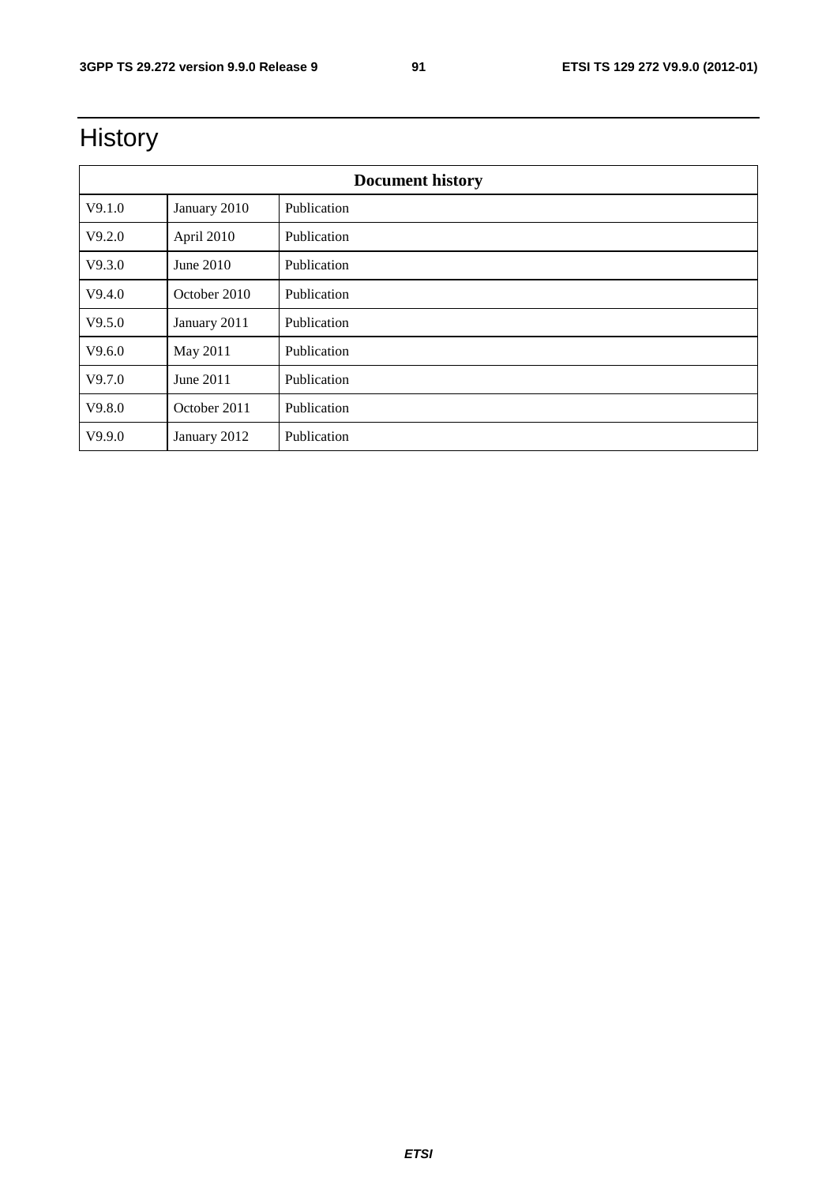# History

| Document history | | |
|---|---|---|
| V9.1.0 | January 2010 | Publication |
| V9.2.0 | April 2010 | Publication |
| V9.3.0 | June 2010 | Publication |
| V9.4.0 | October 2010 | Publication |
| V9.5.0 | January 2011 | Publication |
| V9.6.0 | May 2011 | Publication |
| V9.7.0 | June 2011 | Publication |
| V9.8.0 | October 2011 | Publication |
| V9.9.0 | January 2012 | Publication |